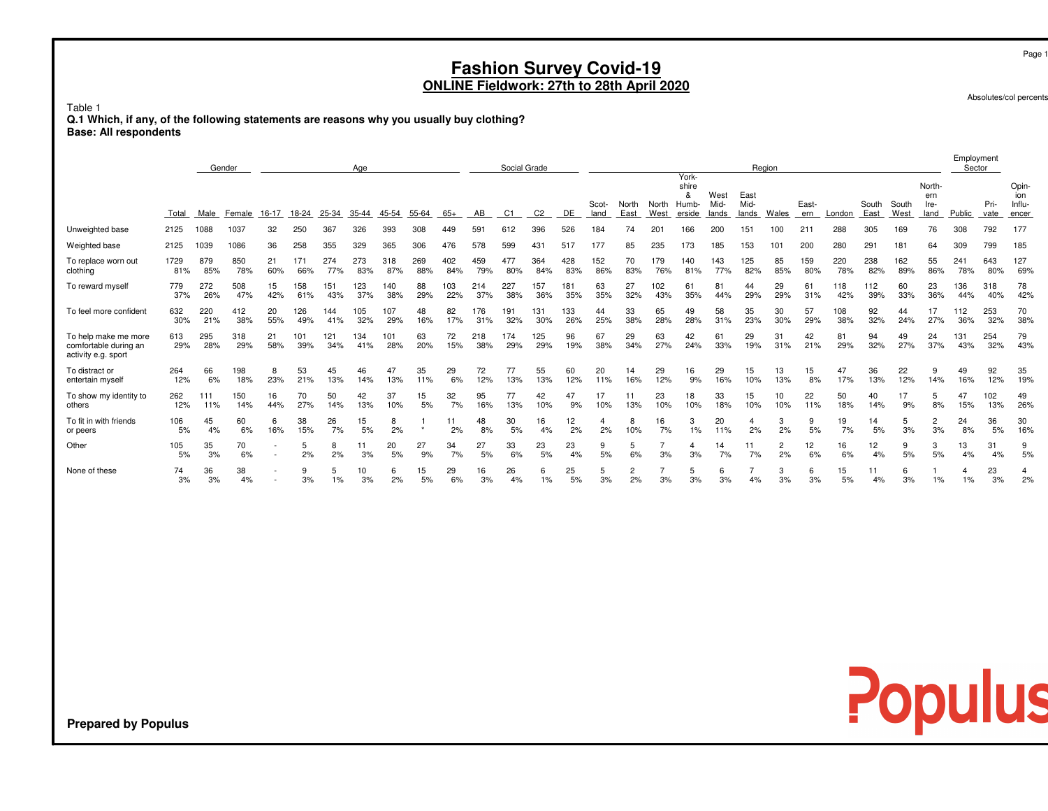# Fashion Survey Covid-19

**ONLINE Fieldwork: 27th to 28th April 2020**

Absolutes/col percents

Table 1

**Q.1 Which, if any, of the following statements are reasons why you usually buy clothing?**

**Base: All respondents**

| | | Gender | | Age | | | | | | | Social Grade | | | | Region | | | | | | | | | | | | Employment Sector | | |
|---|---|---|---|---|---|---|---|---|---|---|---|---|---|---|---|---|---|---|---|---|---|---|---|---|---|---|---|---|---|
| | Total | Male | Female | 16-17 | 18-24 | 25-34 | 35-44 | 45-54 | 55-64 | 65+ | AB | C1 | C2 | DE | Scotland | North East | North West | Yorkshire & Humberside | West Midlands | East Midlands | Wales | Eastern | London | South East | South West | Northern Ireland | Public | Private | Opinion Influencer |
| Unweighted base | 2125 | 1088 | 1037 | 32 | 250 | 367 | 326 | 393 | 308 | 449 | 591 | 612 | 396 | 526 | 184 | 74 | 201 | 166 | 200 | 151 | 100 | 211 | 288 | 305 | 169 | 76 | 308 | 792 | 177 |
| Weighted base | 2125 | 1039 | 1086 | 36 | 258 | 355 | 329 | 365 | 306 | 476 | 578 | 599 | 431 | 517 | 177 | 85 | 235 | 173 | 185 | 153 | 101 | 200 | 280 | 291 | 181 | 64 | 309 | 799 | 185 |
| To replace worn out clothing | 1729 | 879 | 850 | 21 | 171 | 274 | 273 | 318 | 269 | 402 | 459 | 477 | 364 | 428 | 152 | 70 | 179 | 140 | 143 | 125 | 85 | 159 | 220 | 238 | 162 | 55 | 241 | 643 | 127 |
| | 81% | 85% | 78% | 60% | 66% | 77% | 83% | 87% | 88% | 84% | 79% | 80% | 84% | 83% | 86% | 83% | 76% | 81% | 77% | 82% | 85% | 80% | 78% | 82% | 89% | 86% | 78% | 80% | 69% |
| To reward myself | 779 | 272 | 508 | 15 | 158 | 151 | 123 | 140 | 88 | 103 | 214 | 227 | 157 | 181 | 63 | 27 | 102 | 61 | 81 | 44 | 29 | 61 | 118 | 112 | 60 | 23 | 136 | 318 | 78 |
| | 37% | 26% | 47% | 42% | 61% | 43% | 37% | 38% | 29% | 22% | 37% | 38% | 36% | 35% | 35% | 32% | 43% | 35% | 44% | 29% | 29% | 31% | 42% | 39% | 33% | 36% | 44% | 40% | 42% |
| To feel more confident | 632 | 220 | 412 | 20 | 126 | 144 | 105 | 107 | 48 | 82 | 176 | 191 | 131 | 133 | 44 | 33 | 65 | 49 | 58 | 35 | 30 | 57 | 108 | 92 | 44 | 17 | 112 | 253 | 70 |
| | 30% | 21% | 38% | 55% | 49% | 41% | 32% | 29% | 16% | 17% | 31% | 32% | 30% | 26% | 25% | 38% | 28% | 28% | 31% | 23% | 30% | 29% | 38% | 32% | 24% | 27% | 36% | 32% | 38% |
| To help make me more comfortable during an activity e.g. sport | 613 | 295 | 318 | 21 | 101 | 121 | 134 | 101 | 63 | 72 | 218 | 174 | 125 | 96 | 67 | 29 | 63 | 42 | 61 | 29 | 31 | 42 | 81 | 94 | 49 | 24 | 131 | 254 | 79 |
| | 29% | 28% | 29% | 58% | 39% | 34% | 41% | 28% | 20% | 15% | 38% | 29% | 29% | 19% | 38% | 34% | 27% | 24% | 33% | 19% | 31% | 21% | 29% | 32% | 27% | 37% | 43% | 32% | 43% |
| To distract or entertain myself | 264 | 66 | 198 | 8 | 53 | 45 | 46 | 47 | 35 | 29 | 72 | 77 | 55 | 60 | 20 | 14 | 29 | 16 | 29 | 15 | 13 | 15 | 47 | 36 | 22 | 9 | 49 | 92 | 35 |
| | 12% | 6% | 18% | 23% | 21% | 13% | 14% | 13% | 11% | 6% | 12% | 13% | 13% | 12% | 11% | 16% | 12% | 9% | 16% | 10% | 13% | 8% | 17% | 13% | 12% | 14% | 16% | 12% | 19% |
| To show my identity to others | 262 | 111 | 150 | 16 | 70 | 50 | 42 | 37 | 15 | 32 | 95 | 77 | 42 | 47 | 17 | 11 | 23 | 18 | 33 | 15 | 10 | 22 | 50 | 40 | 17 | 5 | 47 | 102 | 49 |
| | 12% | 11% | 14% | 44% | 27% | 14% | 13% | 10% | 5% | 7% | 16% | 13% | 10% | 9% | 10% | 13% | 10% | 10% | 18% | 10% | 10% | 11% | 18% | 14% | 9% | 8% | 15% | 13% | 26% |
| To fit in with friends or peers | 106 | 45 | 60 | 6 | 38 | 26 | 15 | 8 | 1 | 11 | 48 | 30 | 16 | 12 | 4 | 8 | 16 | 3 | 20 | 4 | 3 | 9 | 19 | 14 | 5 | 2 | 24 | 36 | 30 |
| | 5% | 4% | 6% | 16% | 15% | 7% | 5% | 2% | * | 2% | 8% | 5% | 4% | 2% | 2% | 10% | 7% | 1% | 11% | 2% | 2% | 5% | 7% | 5% | 3% | 3% | 8% | 5% | 16% |
| Other | 105 | 35 | 70 | - | 5 | 8 | 11 | 20 | 27 | 34 | 27 | 33 | 23 | 23 | 9 | 5 | 7 | 4 | 14 | 11 | 2 | 12 | 16 | 12 | 9 | 3 | 13 | 31 | 9 |
| | 5% | 3% | 6% | - | 2% | 2% | 3% | 5% | 9% | 7% | 5% | 6% | 5% | 4% | 5% | 6% | 3% | 3% | 7% | 7% | 2% | 6% | 6% | 4% | 5% | 5% | 4% | 4% | 5% |
| None of these | 74 | 36 | 38 | - | 9 | 5 | 10 | 6 | 15 | 29 | 16 | 26 | 6 | 25 | 5 | 2 | 7 | 5 | 6 | 7 | 3 | 6 | 15 | 11 | 6 | 1 | 4 | 23 | 4 |
| | 3% | 3% | 4% | - | 3% | 1% | 3% | 2% | 5% | 6% | 3% | 4% | 1% | 5% | 3% | 2% | 3% | 3% | 3% | 4% | 3% | 3% | 5% | 4% | 3% | 1% | 1% | 3% | 2% |

**Prepared by Populus**

Populus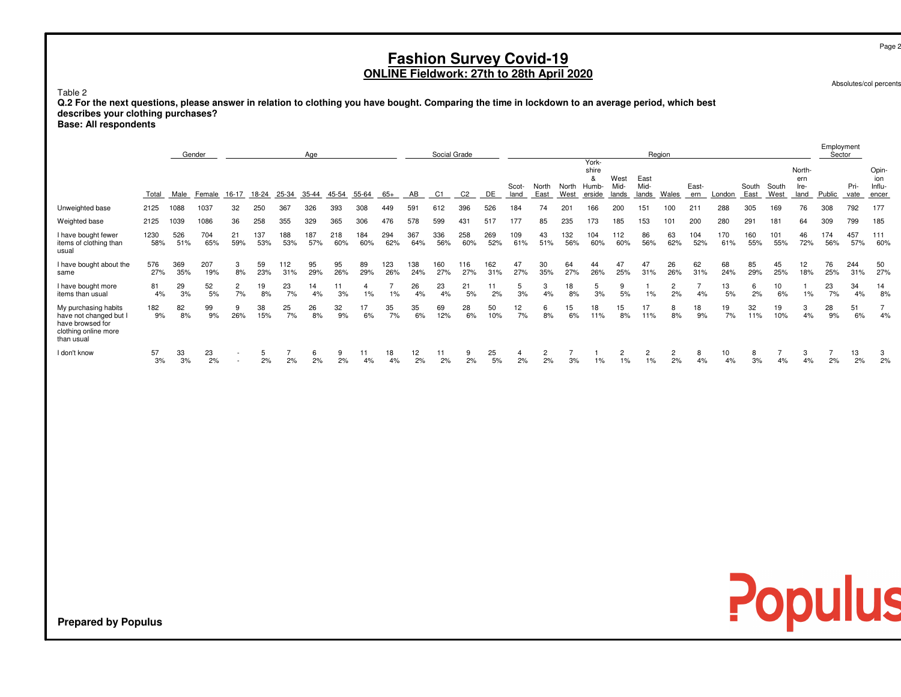# Fashion Survey Covid-19

## ONLINE Fieldwork: 27th to 28th April 2020

Absolutes/col percents

Table 2
**Q.2 For the next questions, please answer in relation to clothing you have bought. Comparing the time in lockdown to an average period, which best describes your clothing purchases?**
**Base: All respondents**

| | | Gender | | Age | | | | | | | Social Grade | | | | Region | | | | | | | | | | | | Employment Sector | | |
|---|---|---|---|---|---|---|---|---|---|---|---|---|---|---|---|---|---|---|---|---|---|---|---|---|---|---|---|---|---|
| | Total | Male | Female | 16-17 | 18-24 | 25-34 | 35-44 | 45-54 | 55-64 | 65+ | AB | C1 | C2 | DE | Scotland | North East | North West | Yorkshire & Humberside | West Midlands | East Midlands | Wales | Eastern | London | South East | South West | Northern Ireland | Public | Private | Opinion Influencer |
| Unweighted base | 2125 | 1088 | 1037 | 32 | 250 | 367 | 326 | 393 | 308 | 449 | 591 | 612 | 396 | 526 | 184 | 74 | 201 | 166 | 200 | 151 | 100 | 211 | 288 | 305 | 169 | 76 | 308 | 792 | 177 |
| Weighted base | 2125 | 1039 | 1086 | 36 | 258 | 355 | 329 | 365 | 306 | 476 | 578 | 599 | 431 | 517 | 177 | 85 | 235 | 173 | 185 | 153 | 101 | 200 | 280 | 291 | 181 | 64 | 309 | 799 | 185 |
| I have bought fewer items of clothing than usual | 1230 | 526 | 704 | 21 | 137 | 188 | 187 | 218 | 184 | 294 | 367 | 336 | 258 | 269 | 109 | 43 | 132 | 104 | 112 | 86 | 63 | 104 | 170 | 160 | 101 | 46 | 174 | 457 | 111 |
| | 58% | 51% | 65% | 59% | 53% | 53% | 57% | 60% | 60% | 62% | 64% | 56% | 60% | 52% | 61% | 51% | 56% | 60% | 60% | 56% | 62% | 52% | 61% | 55% | 55% | 72% | 56% | 57% | 60% |
| I have bought about the same | 576 | 369 | 207 | 3 | 59 | 112 | 95 | 95 | 89 | 123 | 138 | 160 | 116 | 162 | 47 | 30 | 64 | 44 | 47 | 47 | 26 | 62 | 68 | 85 | 45 | 12 | 76 | 244 | 50 |
| | 27% | 35% | 19% | 8% | 23% | 31% | 29% | 26% | 29% | 26% | 24% | 27% | 27% | 31% | 27% | 35% | 27% | 26% | 25% | 31% | 26% | 31% | 24% | 29% | 25% | 18% | 25% | 31% | 27% |
| I have bought more items than usual | 81 | 29 | 52 | 2 | 19 | 23 | 14 | 11 | 4 | 7 | 26 | 23 | 21 | 11 | 5 | 3 | 18 | 5 | 9 | 1 | 2 | 7 | 13 | 6 | 10 | 1 | 23 | 34 | 14 |
| | 4% | 3% | 5% | 7% | 8% | 7% | 4% | 3% | 1% | 1% | 4% | 4% | 5% | 2% | 3% | 4% | 8% | 3% | 5% | 1% | 2% | 4% | 5% | 2% | 6% | 1% | 7% | 4% | 8% |
| My purchasing habits have not changed but I have browsed for clothing online more than usual | 182 | 82 | 99 | 9 | 38 | 25 | 26 | 32 | 17 | 35 | 35 | 69 | 28 | 50 | 12 | 6 | 15 | 18 | 15 | 17 | 8 | 18 | 19 | 32 | 19 | 3 | 28 | 51 | 7 |
| | 9% | 8% | 9% | 26% | 15% | 7% | 8% | 9% | 6% | 7% | 6% | 12% | 6% | 10% | 7% | 8% | 6% | 11% | 8% | 11% | 8% | 9% | 7% | 11% | 10% | 4% | 9% | 6% | 4% |
| I don't know | 57 | 33 | 23 | - | 5 | 7 | 6 | 9 | 11 | 18 | 12 | 11 | 9 | 25 | 4 | 2 | 7 | 1 | 2 | 2 | 2 | 8 | 10 | 8 | 7 | 3 | 7 | 13 | 3 |
| | 3% | 3% | 2% | - | 2% | 2% | 2% | 2% | 4% | 4% | 2% | 2% | 2% | 5% | 2% | 2% | 3% | 1% | 1% | 1% | 2% | 4% | 4% | 3% | 4% | 4% | 2% | 2% | 2% |

**Prepared by Populus**

Populus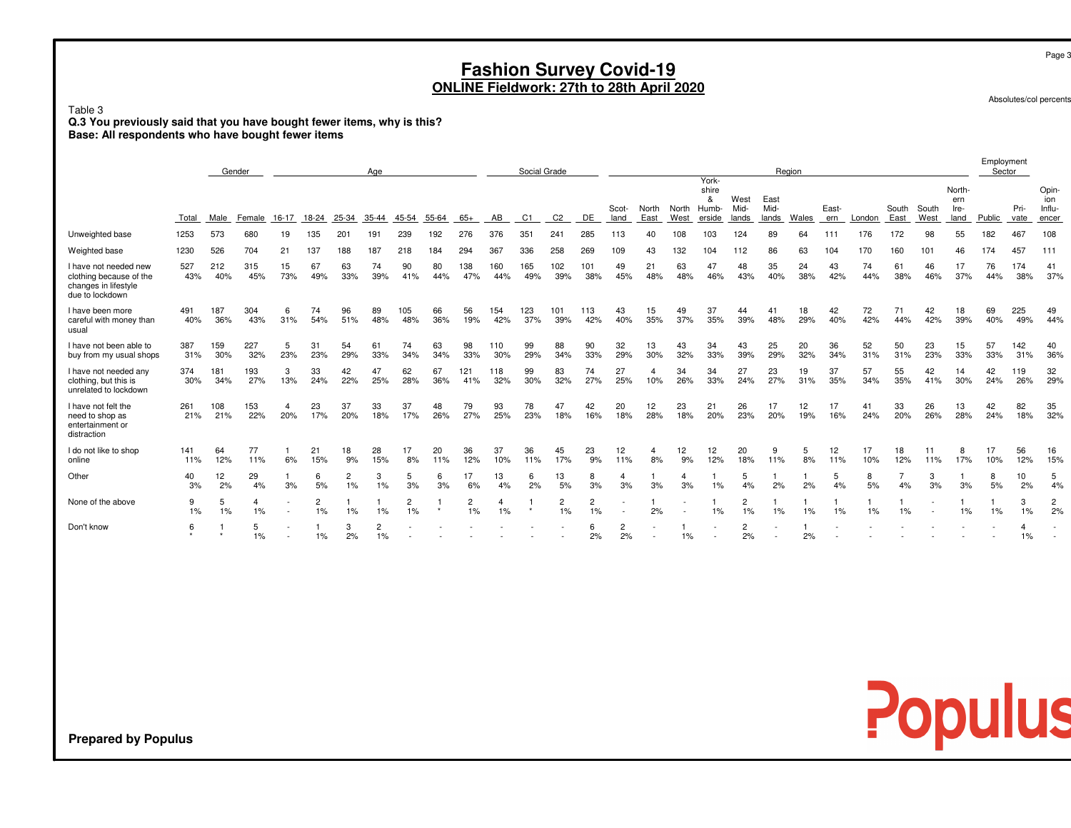# Fashion Survey Covid-19

**ONLINE Fieldwork: 27th to 28th April 2020**

Absolutes/col percents

Table 3

**Q.3 You previously said that you have bought fewer items, why is this?**

**Base: All respondents who have bought fewer items**

| | | Gender | | Age | | | | | | | Social Grade | | | | Region | | | | | | | | | | | | Employment Sector | | |
|---|---|---|---|---|---|---|---|---|---|---|---|---|---|---|---|---|---|---|---|---|---|---|---|---|---|---|---|---|---|
| | Total | Male | Female | 16-17 | 18-24 | 25-34 | 35-44 | 45-54 | 55-64 | 65+ | AB | C1 | C2 | DE | Scotland | North East | North West | Yorkshire & Humberside | West Midlands | East Midlands | Wales | Eastern | London | South East | South West | Northern Ireland | Public | Private | Opinion Influencer |
| Unweighted base | 1253 | 573 | 680 | 19 | 135 | 201 | 191 | 239 | 192 | 276 | 376 | 351 | 241 | 285 | 113 | 40 | 108 | 103 | 124 | 89 | 64 | 111 | 176 | 172 | 98 | 55 | 182 | 467 | 108 |
| Weighted base | 1230 | 526 | 704 | 21 | 137 | 188 | 187 | 218 | 184 | 294 | 367 | 336 | 258 | 269 | 109 | 43 | 132 | 104 | 112 | 86 | 63 | 104 | 170 | 160 | 101 | 46 | 174 | 457 | 111 |
| I have not needed new clothing because of the changes in lifestyle due to lockdown | 527 | 212 | 315 | 15 | 67 | 63 | 74 | 90 | 80 | 138 | 160 | 165 | 102 | 101 | 49 | 21 | 63 | 47 | 48 | 35 | 24 | 43 | 74 | 61 | 46 | 17 | 76 | 174 | 41 |
| | 43% | 40% | 45% | 73% | 49% | 33% | 39% | 41% | 44% | 47% | 44% | 49% | 39% | 38% | 45% | 48% | 48% | 46% | 43% | 40% | 38% | 42% | 44% | 38% | 46% | 37% | 44% | 38% | 37% |
| I have been more careful with money than usual | 491 | 187 | 304 | 6 | 74 | 96 | 89 | 105 | 66 | 56 | 154 | 123 | 101 | 113 | 43 | 15 | 49 | 37 | 44 | 41 | 18 | 42 | 72 | 71 | 42 | 18 | 69 | 225 | 49 |
| | 40% | 36% | 43% | 31% | 54% | 51% | 48% | 48% | 36% | 19% | 42% | 37% | 39% | 42% | 40% | 35% | 37% | 35% | 39% | 48% | 29% | 40% | 42% | 44% | 42% | 39% | 40% | 49% | 44% |
| I have not been able to buy from my usual shops | 387 | 159 | 227 | 5 | 31 | 54 | 61 | 74 | 63 | 98 | 110 | 99 | 88 | 90 | 32 | 13 | 43 | 34 | 43 | 25 | 20 | 36 | 52 | 50 | 23 | 15 | 57 | 142 | 40 |
| | 31% | 30% | 32% | 23% | 23% | 29% | 33% | 34% | 34% | 33% | 30% | 29% | 34% | 33% | 29% | 30% | 32% | 33% | 39% | 29% | 32% | 34% | 31% | 31% | 23% | 33% | 33% | 31% | 36% |
| I have not needed any clothing, but this is unrelated to lockdown | 374 | 181 | 193 | 3 | 33 | 42 | 47 | 62 | 67 | 121 | 118 | 99 | 83 | 74 | 27 | 4 | 34 | 34 | 27 | 23 | 19 | 37 | 57 | 55 | 42 | 14 | 42 | 119 | 32 |
| | 30% | 34% | 27% | 13% | 24% | 22% | 25% | 28% | 36% | 41% | 32% | 30% | 32% | 27% | 25% | 10% | 26% | 33% | 24% | 27% | 31% | 35% | 34% | 35% | 41% | 30% | 24% | 26% | 29% |
| I have not felt the need to shop as entertainment or distraction | 261 | 108 | 153 | 4 | 23 | 37 | 33 | 37 | 48 | 79 | 93 | 78 | 47 | 42 | 20 | 12 | 23 | 21 | 26 | 17 | 12 | 17 | 41 | 33 | 26 | 13 | 42 | 82 | 35 |
| | 21% | 21% | 22% | 20% | 17% | 20% | 18% | 17% | 26% | 27% | 25% | 23% | 18% | 16% | 18% | 28% | 18% | 20% | 23% | 20% | 19% | 16% | 24% | 20% | 26% | 28% | 24% | 18% | 32% |
| I do not like to shop online | 141 | 64 | 77 | 1 | 21 | 18 | 28 | 17 | 20 | 36 | 37 | 36 | 45 | 23 | 12 | 4 | 12 | 12 | 20 | 9 | 5 | 12 | 17 | 18 | 11 | 8 | 17 | 56 | 16 |
| | 11% | 12% | 11% | 6% | 15% | 9% | 15% | 8% | 11% | 12% | 10% | 11% | 17% | 9% | 11% | 8% | 9% | 12% | 18% | 11% | 8% | 11% | 10% | 12% | 11% | 17% | 10% | 12% | 15% |
| Other | 40 | 12 | 29 | 1 | 6 | 2 | 3 | 5 | 6 | 17 | 13 | 6 | 13 | 8 | 4 | 1 | 4 | 1 | 5 | 1 | 1 | 5 | 8 | 7 | 3 | 1 | 8 | 10 | 5 |
| | 3% | 2% | 4% | 3% | 5% | 1% | 1% | 3% | 3% | 6% | 4% | 2% | 5% | 3% | 3% | 3% | 3% | 1% | 4% | 2% | 2% | 4% | 5% | 4% | 3% | 3% | 5% | 2% | 4% |
| None of the above | 9 | 5 | 4 | - | 2 | 1 | 1 | 2 | 1 | 2 | 4 | 1 | 2 | 2 | - | 1 | - | 1 | 2 | 1 | 1 | 1 | 1 | 1 | - | 1 | 1 | 3 | 2 |
| | 1% | 1% | 1% | - | 1% | 1% | 1% | 1% | * | 1% | 1% | * | 1% | 1% | - | 2% | - | 1% | 1% | 1% | 1% | 1% | 1% | 1% | - | 1% | 1% | 1% | 2% |
| Don't know | 6 | 1 | 5 | - | 1 | 3 | 2 | - | - | - | - | - | - | 6 | 2 | - | 1 | - | 2 | - | 1 | - | - | - | - | - | - | 4 | - |
| | * | * | 1% | - | 1% | 2% | 1% | - | - | - | - | - | - | 2% | 2% | - | 1% | - | 2% | - | 2% | - | - | - | - | - | - | 1% | - |

**Prepared by Populus**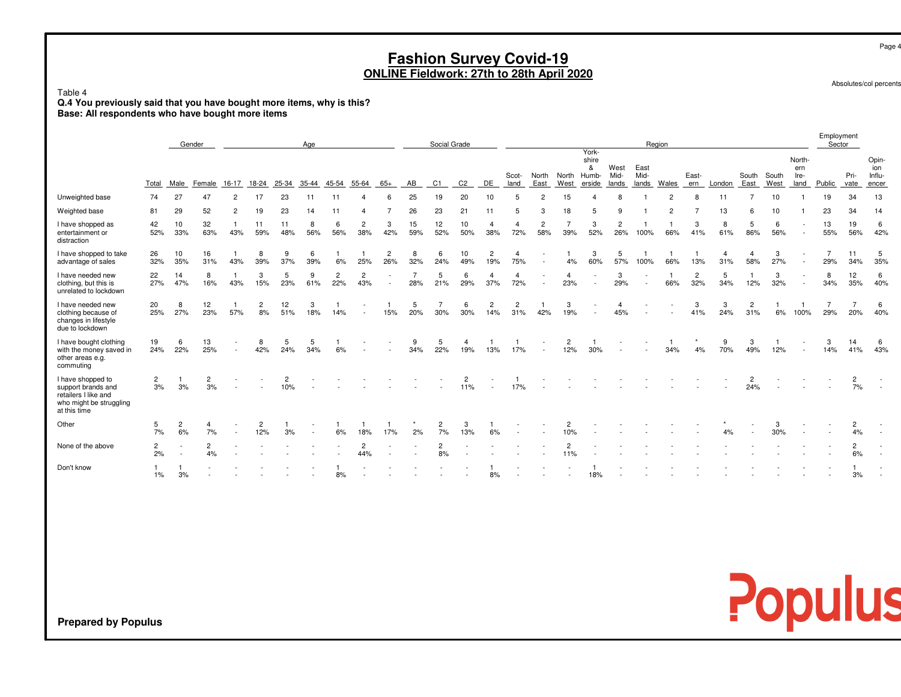# Fashion Survey Covid-19

**ONLINE Fieldwork: 27th to 28th April 2020**

Absolutes/col percents

Table 4

**Q.4 You previously said that you have bought more items, why is this?**
**Base: All respondents who have bought more items**

| | | Gender | | Age | | | | | | | Social Grade | | | | Region | | | | | | | | | | | | Employment Sector | | |
|---|---|---|---|---|---|---|---|---|---|---|---|---|---|---|---|---|---|---|---|---|---|---|---|---|---|---|---|---|---|
| | Total | Male | Female | 16-17 | 18-24 | 25-34 | 35-44 | 45-54 | 55-64 | 65+ | AB | C1 | C2 | DE | Scotland | North East | North West | Yorkshire & Humberside | West Midlands | East Midlands | Wales | Eastern | London | South East | South West | Northern Ireland | Public | Private | Opinion Influencer |
| Unweighted base | 74 | 27 | 47 | 2 | 17 | 23 | 11 | 11 | 4 | 6 | 25 | 19 | 20 | 10 | 5 | 2 | 15 | 4 | 8 | 1 | 2 | 8 | 11 | 7 | 10 | 1 | 19 | 34 | 13 |
| Weighted base | 81 | 29 | 52 | 2 | 19 | 23 | 14 | 11 | 4 | 7 | 26 | 23 | 21 | 11 | 5 | 3 | 18 | 5 | 9 | 1 | 2 | 7 | 13 | 6 | 10 | 1 | 23 | 34 | 14 |
| I have shopped as entertainment or distraction | 42 | 10 | 32 | 1 | 11 | 11 | 8 | 6 | 2 | 3 | 15 | 12 | 10 | 4 | 4 | 2 | 7 | 3 | 2 | 1 | 1 | 3 | 8 | 5 | 6 | - | 13 | 19 | 6 |
| | 52% | 33% | 63% | 43% | 59% | 48% | 56% | 56% | 38% | 42% | 59% | 52% | 50% | 38% | 72% | 58% | 39% | 52% | 26% | 100% | 66% | 41% | 61% | 86% | 56% | - | 55% | 56% | 42% |
| I have shopped to take advantage of sales | 26 | 10 | 16 | 1 | 8 | 9 | 6 | 1 | 1 | 2 | 8 | 6 | 10 | 2 | 4 | - | 1 | 3 | 5 | 1 | 1 | 1 | 4 | 4 | 3 | - | 7 | 11 | 5 |
| | 32% | 35% | 31% | 43% | 39% | 37% | 39% | 6% | 25% | 26% | 32% | 24% | 49% | 19% | 75% | - | 4% | 60% | 57% | 100% | 66% | 13% | 31% | 58% | 27% | - | 29% | 34% | 35% |
| I have needed new clothing, but this is unrelated to lockdown | 22 | 14 | 8 | 1 | 3 | 5 | 9 | 2 | 2 | - | 7 | 5 | 6 | 4 | 4 | - | 4 | - | 3 | - | 1 | 2 | 5 | 1 | 3 | - | 8 | 12 | 6 |
| | 27% | 47% | 16% | 43% | 15% | 23% | 61% | 22% | 43% | - | 28% | 21% | 29% | 37% | 72% | - | 23% | - | 29% | - | 66% | 32% | 34% | 12% | 32% | - | 34% | 35% | 40% |
| I have needed new clothing because of changes in lifestyle due to lockdown | 20 | 8 | 12 | 1 | 2 | 12 | 3 | 1 | - | 1 | 5 | 7 | 6 | 2 | 2 | 1 | 3 | - | 4 | - | - | 3 | 3 | 2 | 1 | 1 | 7 | 7 | 6 |
| | 25% | 27% | 23% | 57% | 8% | 51% | 18% | 14% | - | 15% | 20% | 30% | 30% | 14% | 31% | 42% | 19% | - | 45% | - | - | 41% | 24% | 31% | 6% | 100% | 29% | 20% | 40% |
| I have bought clothing with the money saved in other areas e.g. commuting | 19 | 6 | 13 | - | 8 | 5 | 5 | 1 | - | - | 9 | 5 | 4 | 1 | 1 | - | 2 | 1 | - | - | 1 | * | 9 | 3 | 1 | - | 3 | 14 | 6 |
| | 24% | 22% | 25% | - | 42% | 24% | 34% | 6% | - | - | 34% | 22% | 19% | 13% | 17% | - | 12% | 30% | - | - | 34% | 4% | 70% | 49% | 12% | - | 14% | 41% | 43% |
| I have shopped to support brands and retailers I like and who might be struggling at this time | 2 | 1 | 2 | - | - | 2 | - | - | - | - | - | - | 2 | - | 1 | - | - | - | - | - | - | - | - | 2 | - | - | - | 2 | - |
| | 3% | 3% | 3% | - | - | 10% | - | - | - | - | - | - | 11% | - | 17% | - | - | - | - | - | - | - | - | 24% | - | - | - | 7% | - |
| Other | 5 | 2 | 4 | - | 2 | 1 | - | 1 | 1 | 1 | * | 2 | 3 | 1 | - | - | 2 | - | - | - | - | - | * | - | 3 | - | - | 2 | - |
| | 7% | 6% | 7% | - | 12% | 3% | - | 6% | 18% | 17% | 2% | 7% | 13% | 6% | - | - | 10% | - | - | - | - | - | 4% | - | 30% | - | - | 4% | - |
| None of the above | 2 | - | 2 | - | - | - | - | - | 2 | - | - | 2 | - | - | - | - | 2 | - | - | - | - | - | - | - | - | - | - | 2 | - |
| | 2% | - | 4% | - | - | - | - | - | 44% | - | - | 8% | - | - | - | - | 11% | - | - | - | - | - | - | - | - | - | - | 6% | - |
| Don't know | 1 | 1 | - | - | - | - | - | 1 | - | - | - | - | - | 1 | - | - | - | 1 | - | - | - | - | - | - | - | - | - | 1 | - |
| | 1% | 3% | - | - | - | - | - | 8% | - | - | - | - | - | 8% | - | - | - | 18% | - | - | - | - | - | - | - | - | - | 3% | - |

**Prepared by Populus**

Populus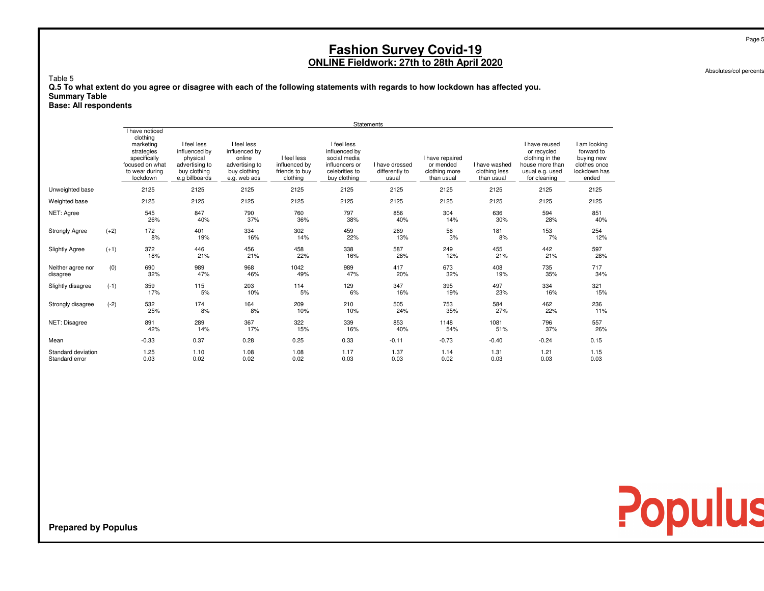# Fashion Survey Covid-19

## ONLINE Fieldwork: 27th to 28th April 2020

Absolutes/col percents

Table 5

**Q.5 To what extent do you agree or disagree with each of the following statements with regards to how lockdown has affected you.**

**Summary Table**

**Base: All respondents**

| | | Statements | | | | | | | | | |
|---|---|---|---|---|---|---|---|---|---|---|---|
| | | I have noticed clothing marketing strategies specifically focused on what to wear during lockdown | I feel less influenced by physical advertising to buy clothing e.g billboards | I feel less influenced by online advertising to buy clothing e.g. web ads | I feel less influenced by friends to buy clothing | I feel less influenced by social media influencers or celebrities to buy clothing | I have dressed differently to usual | I have repaired or mended clothing more than usual | I have washed clothing less than usual | I have reused or recycled clothing in the house more than usual e.g. used for cleaning | I am looking forward to buying new clothes once lockdown has ended |
| Unweighted base | | 2125 | 2125 | 2125 | 2125 | 2125 | 2125 | 2125 | 2125 | 2125 | 2125 |
| Weighted base | | 2125 | 2125 | 2125 | 2125 | 2125 | 2125 | 2125 | 2125 | 2125 | 2125 |
| NET: Agree | | 545 | 847 | 790 | 760 | 797 | 856 | 304 | 636 | 594 | 851 |
| | | 26% | 40% | 37% | 36% | 38% | 40% | 14% | 30% | 28% | 40% |
| Strongly Agree | (+2) | 172 | 401 | 334 | 302 | 459 | 269 | 56 | 181 | 153 | 254 |
| | | 8% | 19% | 16% | 14% | 22% | 13% | 3% | 8% | 7% | 12% |
| Slightly Agree | (+1) | 372 | 446 | 456 | 458 | 338 | 587 | 249 | 455 | 442 | 597 |
| | | 18% | 21% | 21% | 22% | 16% | 28% | 12% | 21% | 21% | 28% |
| Neither agree nor disagree | (0) | 690 | 989 | 968 | 1042 | 989 | 417 | 673 | 408 | 735 | 717 |
| | | 32% | 47% | 46% | 49% | 47% | 20% | 32% | 19% | 35% | 34% |
| Slightly disagree | (-1) | 359 | 115 | 203 | 114 | 129 | 347 | 395 | 497 | 334 | 321 |
| | | 17% | 5% | 10% | 5% | 6% | 16% | 19% | 23% | 16% | 15% |
| Strongly disagree | (-2) | 532 | 174 | 164 | 209 | 210 | 505 | 753 | 584 | 462 | 236 |
| | | 25% | 8% | 8% | 10% | 10% | 24% | 35% | 27% | 22% | 11% |
| NET: Disagree | | 891 | 289 | 367 | 322 | 339 | 853 | 1148 | 1081 | 796 | 557 |
| | | 42% | 14% | 17% | 15% | 16% | 40% | 54% | 51% | 37% | 26% |
| Mean | | -0.33 | 0.37 | 0.28 | 0.25 | 0.33 | -0.11 | -0.73 | -0.40 | -0.24 | 0.15 |
| Standard deviation | | 1.25 | 1.10 | 1.08 | 1.08 | 1.17 | 1.37 | 1.14 | 1.31 | 1.21 | 1.15 |
| Standard error | | 0.03 | 0.02 | 0.02 | 0.02 | 0.03 | 0.03 | 0.02 | 0.03 | 0.03 | 0.03 |

**Prepared by Populus**

Populus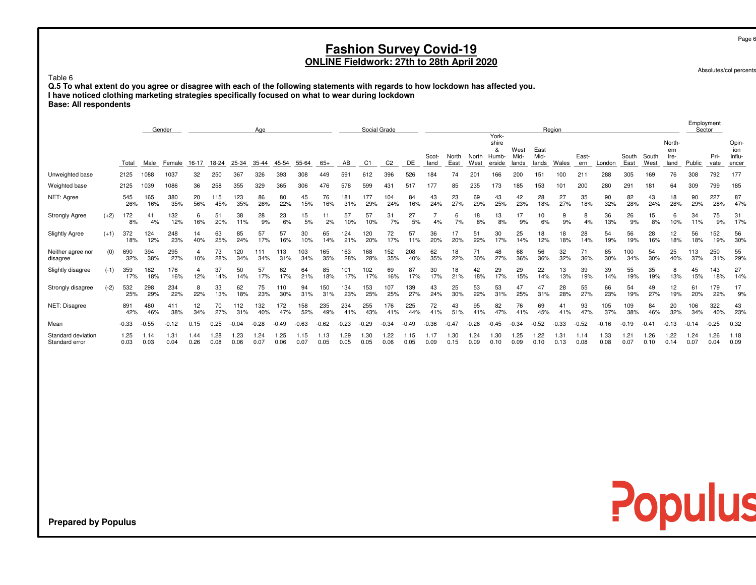# Fashion Survey Covid-19

## ONLINE Fieldwork: 27th to 28th April 2020

Absolutes/col percents

Table 6

**Q.5 To what extent do you agree or disagree with each of the following statements with regards to how lockdown has affected you.**
**I have noticed clothing marketing strategies specifically focused on what to wear during lockdown**
**Base: All respondents**

| | | | Gender | | Age | | | | | | | Social Grade | | | | Region | | | | | | | | | | | | Employment Sector | | |
|---|---|---|---|---|---|---|---|---|---|---|---|---|---|---|---|---|---|---|---|---|---|---|---|---|---|---|---|---|---|---|
| | | Total | Male | Female | 16-17 | 18-24 | 25-34 | 35-44 | 45-54 | 55-64 | 65+ | AB | C1 | C2 | DE | Scotland | North East | North West | Yorkshire & Humberside | West Midlands | East Midlands | Wales | Eastern | London | South East | South West | Northern Ireland | Public | Private | Opinion Influencer |
| Unweighted base | | 2125 | 1088 | 1037 | 32 | 250 | 367 | 326 | 393 | 308 | 449 | 591 | 612 | 396 | 526 | 184 | 74 | 201 | 166 | 200 | 151 | 100 | 211 | 288 | 305 | 169 | 76 | 308 | 792 | 177 |
| Weighted base | | 2125 | 1039 | 1086 | 36 | 258 | 355 | 329 | 365 | 306 | 476 | 578 | 599 | 431 | 517 | 177 | 85 | 235 | 173 | 185 | 153 | 101 | 200 | 280 | 291 | 181 | 64 | 309 | 799 | 185 |
| NET: Agree | | 545 | 165 | 380 | 20 | 115 | 123 | 86 | 80 | 45 | 76 | 181 | 177 | 104 | 84 | 43 | 23 | 69 | 43 | 42 | 28 | 27 | 35 | 90 | 82 | 43 | 18 | 90 | 227 | 87 |
| | | 26% | 16% | 35% | 56% | 45% | 35% | 26% | 22% | 15% | 16% | 31% | 29% | 24% | 16% | 24% | 27% | 29% | 25% | 23% | 18% | 27% | 18% | 32% | 28% | 24% | 28% | 29% | 28% | 47% |
| Strongly Agree | (+2) | 172 | 41 | 132 | 6 | 51 | 38 | 28 | 23 | 15 | 11 | 57 | 57 | 31 | 27 | 7 | 6 | 18 | 13 | 17 | 10 | 9 | 8 | 36 | 26 | 15 | 6 | 34 | 75 | 31 |
| | | 8% | 4% | 12% | 16% | 20% | 11% | 9% | 6% | 5% | 2% | 10% | 10% | 7% | 5% | 4% | 7% | 8% | 8% | 9% | 6% | 9% | 4% | 13% | 9% | 8% | 10% | 11% | 9% | 17% |
| Slightly Agree | (+1) | 372 | 124 | 248 | 14 | 63 | 85 | 57 | 57 | 30 | 65 | 124 | 120 | 72 | 57 | 36 | 17 | 51 | 30 | 25 | 18 | 18 | 28 | 54 | 56 | 28 | 12 | 56 | 152 | 56 |
| | | 18% | 12% | 23% | 40% | 25% | 24% | 17% | 16% | 10% | 14% | 21% | 20% | 17% | 11% | 20% | 20% | 22% | 17% | 14% | 12% | 18% | 14% | 19% | 19% | 16% | 18% | 18% | 19% | 30% |
| Neither agree nor disagree | (0) | 690 | 394 | 295 | 4 | 73 | 120 | 111 | 113 | 103 | 165 | 163 | 168 | 152 | 208 | 62 | 18 | 71 | 48 | 68 | 56 | 32 | 71 | 85 | 100 | 54 | 25 | 113 | 250 | 55 |
| | | 32% | 38% | 27% | 10% | 28% | 34% | 34% | 31% | 34% | 35% | 28% | 28% | 35% | 40% | 35% | 22% | 30% | 27% | 36% | 36% | 32% | 36% | 30% | 34% | 30% | 40% | 37% | 31% | 29% |
| Slightly disagree | (-1) | 359 | 182 | 176 | 4 | 37 | 50 | 57 | 62 | 64 | 85 | 101 | 102 | 69 | 87 | 30 | 18 | 42 | 29 | 29 | 22 | 13 | 39 | 39 | 55 | 35 | 8 | 45 | 143 | 27 |
| | | 17% | 18% | 16% | 12% | 14% | 14% | 17% | 17% | 21% | 18% | 17% | 17% | 16% | 17% | 17% | 21% | 18% | 17% | 15% | 14% | 13% | 19% | 14% | 19% | 19% | 13% | 15% | 18% | 14% |
| Strongly disagree | (-2) | 532 | 298 | 234 | 8 | 33 | 62 | 75 | 110 | 94 | 150 | 134 | 153 | 107 | 139 | 43 | 25 | 53 | 53 | 47 | 47 | 28 | 55 | 66 | 54 | 49 | 12 | 61 | 179 | 17 |
| | | 25% | 29% | 22% | 22% | 13% | 18% | 23% | 30% | 31% | 31% | 23% | 25% | 25% | 27% | 24% | 30% | 22% | 31% | 25% | 31% | 28% | 27% | 23% | 19% | 27% | 19% | 20% | 22% | 9% |
| NET: Disagree | | 891 | 480 | 411 | 12 | 70 | 112 | 132 | 172 | 158 | 235 | 234 | 255 | 176 | 225 | 72 | 43 | 95 | 82 | 76 | 69 | 41 | 93 | 105 | 109 | 84 | 20 | 106 | 322 | 43 |
| | | 42% | 46% | 38% | 34% | 27% | 31% | 40% | 47% | 52% | 49% | 41% | 43% | 41% | 44% | 41% | 51% | 41% | 47% | 41% | 45% | 41% | 47% | 37% | 38% | 46% | 32% | 34% | 40% | 23% |
| Mean | | -0.33 | -0.55 | -0.12 | 0.15 | 0.25 | -0.04 | -0.28 | -0.49 | -0.63 | -0.62 | -0.23 | -0.29 | -0.34 | -0.49 | -0.36 | -0.47 | -0.26 | -0.45 | -0.34 | -0.52 | -0.33 | -0.52 | -0.16 | -0.19 | -0.41 | -0.13 | -0.14 | -0.25 | 0.32 |
| Standard deviation | | 1.25 | 1.14 | 1.31 | 1.44 | 1.28 | 1.23 | 1.24 | 1.25 | 1.15 | 1.13 | 1.29 | 1.30 | 1.22 | 1.15 | 1.17 | 1.30 | 1.24 | 1.30 | 1.25 | 1.22 | 1.31 | 1.14 | 1.33 | 1.21 | 1.26 | 1.22 | 1.24 | 1.26 | 1.18 |
| Standard error | | 0.03 | 0.03 | 0.04 | 0.26 | 0.08 | 0.06 | 0.07 | 0.06 | 0.07 | 0.05 | 0.05 | 0.05 | 0.06 | 0.05 | 0.09 | 0.15 | 0.09 | 0.10 | 0.09 | 0.10 | 0.13 | 0.08 | 0.08 | 0.07 | 0.10 | 0.14 | 0.07 | 0.04 | 0.09 |

**Prepared by Populus**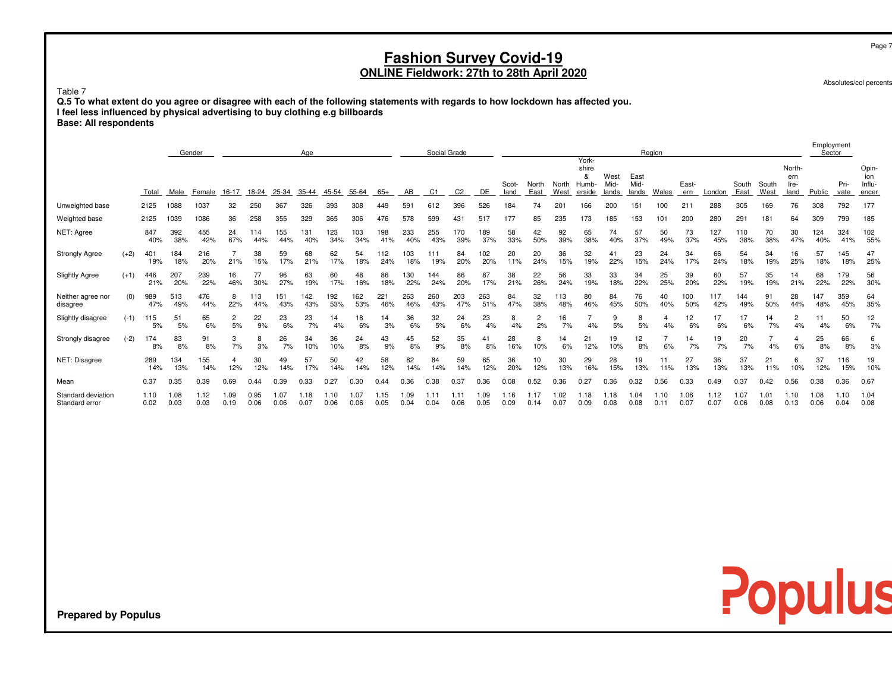# Fashion Survey Covid-19

## ONLINE Fieldwork: 27th to 28th April 2020

Absolutes/col percents

Table 7

**Q.5 To what extent do you agree or disagree with each of the following statements with regards to how lockdown has affected you.**
**I feel less influenced by physical advertising to buy clothing e.g billboards**
**Base: All respondents**

| | | | Gender | | Age | | | | | | Social Grade | | | | Region | | | | | | | | | | | | Employment Sector | | |
|---|---|---|---|---|---|---|---|---|---|---|---|---|---|---|---|---|---|---|---|---|---|---|---|---|---|---|---|---|---|
| | | Total | Male | Female | 16-17 | 18-24 | 25-34 | 35-44 | 45-54 | 55-64 | 65+ | AB | C1 | C2 | DE | Scotland | North East | North West | Yorkshire & Humberside | West Midlands | East Midlands | Wales | Eastern | London | South East | South West | Northern Ireland | Public | Private | Opinion Influencer |
| Unweighted base | | 2125 | 1088 | 1037 | 32 | 250 | 367 | 326 | 393 | 308 | 449 | 591 | 612 | 396 | 526 | 184 | 74 | 201 | 166 | 200 | 151 | 100 | 211 | 288 | 305 | 169 | 76 | 308 | 792 | 177 |
| Weighted base | | 2125 | 1039 | 1086 | 36 | 258 | 355 | 329 | 365 | 306 | 476 | 578 | 599 | 431 | 517 | 177 | 85 | 235 | 173 | 185 | 153 | 101 | 200 | 280 | 291 | 181 | 64 | 309 | 799 | 185 |
| NET: Agree | | 847 | 392 | 455 | 24 | 114 | 155 | 131 | 123 | 103 | 198 | 233 | 255 | 170 | 189 | 58 | 42 | 92 | 65 | 74 | 57 | 50 | 73 | 127 | 110 | 70 | 30 | 124 | 324 | 102 |
| | | 40% | 38% | 42% | 67% | 44% | 44% | 40% | 34% | 34% | 41% | 40% | 43% | 39% | 37% | 33% | 50% | 39% | 38% | 40% | 37% | 49% | 37% | 45% | 38% | 38% | 47% | 40% | 41% | 55% |
| Strongly Agree | (+2) | 401 | 184 | 216 | 7 | 38 | 59 | 68 | 62 | 54 | 112 | 103 | 111 | 84 | 102 | 20 | 20 | 36 | 32 | 41 | 23 | 24 | 34 | 66 | 54 | 34 | 16 | 57 | 145 | 47 |
| | | 19% | 18% | 20% | 21% | 15% | 17% | 21% | 17% | 18% | 24% | 18% | 19% | 20% | 20% | 11% | 24% | 15% | 19% | 22% | 15% | 24% | 17% | 24% | 18% | 19% | 25% | 18% | 18% | 25% |
| Slightly Agree | (+1) | 446 | 207 | 239 | 16 | 77 | 96 | 63 | 60 | 48 | 86 | 130 | 144 | 86 | 87 | 38 | 22 | 56 | 33 | 33 | 34 | 25 | 39 | 60 | 57 | 35 | 14 | 68 | 179 | 56 |
| | | 21% | 20% | 22% | 46% | 30% | 27% | 19% | 17% | 16% | 18% | 22% | 24% | 20% | 17% | 21% | 26% | 24% | 19% | 18% | 22% | 25% | 20% | 22% | 19% | 19% | 21% | 22% | 22% | 30% |
| Neither agree nor disagree | (0) | 989 | 513 | 476 | 8 | 113 | 151 | 142 | 192 | 162 | 221 | 263 | 260 | 203 | 263 | 84 | 32 | 113 | 80 | 84 | 76 | 40 | 100 | 117 | 144 | 91 | 28 | 147 | 359 | 64 |
| | | 47% | 49% | 44% | 22% | 44% | 43% | 43% | 53% | 53% | 46% | 46% | 43% | 47% | 51% | 47% | 38% | 48% | 46% | 45% | 50% | 40% | 50% | 42% | 49% | 50% | 44% | 48% | 45% | 35% |
| Slightly disagree | (-1) | 115 | 51 | 65 | 2 | 22 | 23 | 23 | 14 | 18 | 14 | 36 | 32 | 24 | 23 | 8 | 2 | 16 | 7 | 9 | 8 | 4 | 12 | 17 | 17 | 14 | 2 | 11 | 50 | 12 |
| | | 5% | 5% | 6% | 5% | 9% | 6% | 7% | 4% | 6% | 3% | 6% | 5% | 6% | 4% | 4% | 2% | 7% | 4% | 5% | 5% | 4% | 6% | 6% | 6% | 7% | 4% | 4% | 6% | 7% |
| Strongly disagree | (-2) | 174 | 83 | 91 | 3 | 8 | 26 | 34 | 36 | 24 | 43 | 45 | 52 | 35 | 41 | 28 | 8 | 14 | 21 | 19 | 12 | 7 | 14 | 19 | 20 | 7 | 4 | 25 | 66 | 6 |
| | | 8% | 8% | 8% | 7% | 3% | 7% | 10% | 10% | 8% | 9% | 8% | 9% | 8% | 8% | 16% | 10% | 6% | 12% | 10% | 8% | 6% | 7% | 7% | 7% | 4% | 6% | 8% | 8% | 3% |
| NET: Disagree | | 289 | 134 | 155 | 4 | 30 | 49 | 57 | 50 | 42 | 58 | 82 | 84 | 59 | 65 | 36 | 10 | 30 | 29 | 28 | 19 | 11 | 27 | 36 | 37 | 21 | 6 | 37 | 116 | 19 |
| | | 14% | 13% | 14% | 12% | 12% | 14% | 17% | 14% | 14% | 12% | 14% | 14% | 14% | 12% | 20% | 12% | 13% | 16% | 15% | 13% | 11% | 13% | 13% | 13% | 11% | 10% | 12% | 15% | 10% |
| Mean | | 0.37 | 0.35 | 0.39 | 0.69 | 0.44 | 0.39 | 0.33 | 0.27 | 0.30 | 0.44 | 0.36 | 0.38 | 0.37 | 0.36 | 0.08 | 0.52 | 0.36 | 0.27 | 0.36 | 0.32 | 0.56 | 0.33 | 0.49 | 0.37 | 0.42 | 0.56 | 0.38 | 0.36 | 0.67 |
| Standard deviation | | 1.10 | 1.08 | 1.12 | 1.09 | 0.95 | 1.07 | 1.18 | 1.10 | 1.07 | 1.15 | 1.09 | 1.11 | 1.11 | 1.09 | 1.16 | 1.17 | 1.02 | 1.18 | 1.18 | 1.04 | 1.10 | 1.06 | 1.12 | 1.07 | 1.01 | 1.10 | 1.08 | 1.10 | 1.04 |
| Standard error | | 0.02 | 0.03 | 0.03 | 0.19 | 0.06 | 0.06 | 0.07 | 0.06 | 0.06 | 0.05 | 0.04 | 0.04 | 0.06 | 0.05 | 0.09 | 0.14 | 0.07 | 0.09 | 0.08 | 0.08 | 0.11 | 0.07 | 0.07 | 0.06 | 0.08 | 0.13 | 0.06 | 0.04 | 0.08 |

**Prepared by Populus**

Populus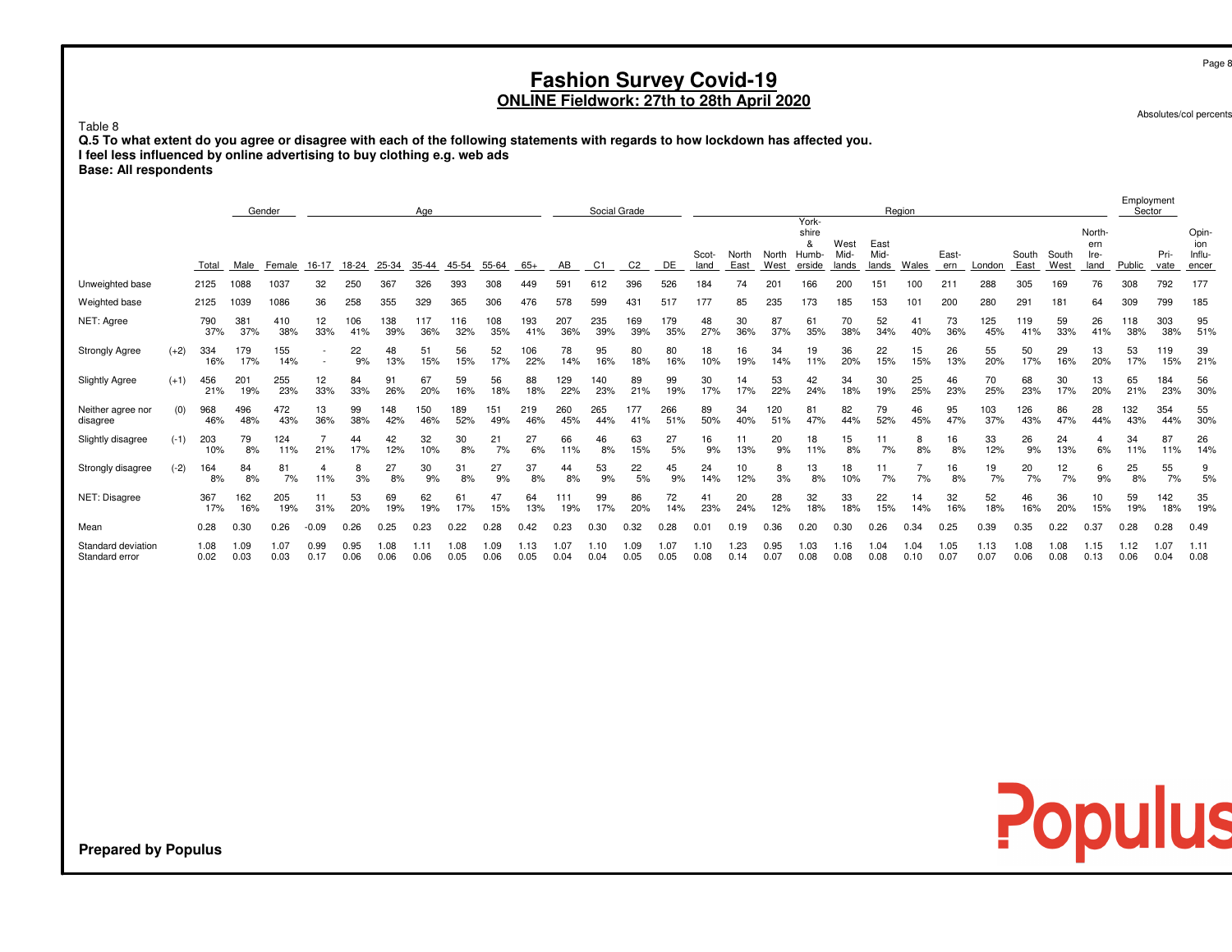# Fashion Survey Covid-19

## ONLINE Fieldwork: 27th to 28th April 2020

Absolutes/col percents

Table 8

**Q.5 To what extent do you agree or disagree with each of the following statements with regards to how lockdown has affected you.**
**I feel less influenced by online advertising to buy clothing e.g. web ads**
**Base: All respondents**

| | | | Gender | | Age | | | | | | | Social Grade | | | | Region | | | | | | | | | | | | Employment Sector | | |
|---|---|---|---|---|---|---|---|---|---|---|---|---|---|---|---|---|---|---|---|---|---|---|---|---|---|---|---|---|---|---|
| | | Total | Male | Female | 16-17 | 18-24 | 25-34 | 35-44 | 45-54 | 55-64 | 65+ | AB | C1 | C2 | DE | Scotland | North East | North West | Yorkshire & Humberside | West Midlands | East Midlands | Wales | Eastern | London | South East | South West | Northern Ireland | Public | Private | Opinion Influencer |
| Unweighted base | | 2125 | 1088 | 1037 | 32 | 250 | 367 | 326 | 393 | 308 | 449 | 591 | 612 | 396 | 526 | 184 | 74 | 201 | 166 | 200 | 151 | 100 | 211 | 288 | 305 | 169 | 76 | 308 | 792 | 177 |
| Weighted base | | 2125 | 1039 | 1086 | 36 | 258 | 355 | 329 | 365 | 306 | 476 | 578 | 599 | 431 | 517 | 177 | 85 | 235 | 173 | 185 | 153 | 101 | 200 | 280 | 291 | 181 | 64 | 309 | 799 | 185 |
| NET: Agree | | 790 | 381 | 410 | 12 | 106 | 138 | 117 | 116 | 108 | 193 | 207 | 235 | 169 | 179 | 48 | 30 | 87 | 61 | 70 | 52 | 41 | 73 | 125 | 119 | 59 | 26 | 118 | 303 | 95 |
| | | 37% | 37% | 38% | 33% | 41% | 39% | 36% | 32% | 35% | 41% | 36% | 39% | 39% | 35% | 27% | 36% | 37% | 35% | 38% | 34% | 40% | 36% | 45% | 41% | 33% | 41% | 38% | 38% | 51% |
| Strongly Agree | (+2) | 334 | 179 | 155 | - | 22 | 48 | 51 | 56 | 52 | 106 | 78 | 95 | 80 | 80 | 18 | 16 | 34 | 19 | 36 | 22 | 15 | 26 | 55 | 50 | 29 | 13 | 53 | 119 | 39 |
| | | 16% | 17% | 14% | - | 9% | 13% | 15% | 15% | 17% | 22% | 14% | 16% | 18% | 16% | 10% | 19% | 14% | 11% | 20% | 15% | 15% | 13% | 20% | 17% | 16% | 20% | 17% | 15% | 21% |
| Slightly Agree | (+1) | 456 | 201 | 255 | 12 | 84 | 91 | 67 | 59 | 56 | 88 | 129 | 140 | 89 | 99 | 30 | 14 | 53 | 42 | 34 | 30 | 25 | 46 | 70 | 68 | 30 | 13 | 65 | 184 | 56 |
| | | 21% | 19% | 23% | 33% | 33% | 26% | 20% | 16% | 18% | 18% | 22% | 23% | 21% | 19% | 17% | 17% | 22% | 24% | 18% | 19% | 25% | 23% | 25% | 23% | 17% | 20% | 21% | 23% | 30% |
| Neither agree nor disagree | (0) | 968 | 496 | 472 | 13 | 99 | 148 | 150 | 189 | 151 | 219 | 260 | 265 | 177 | 266 | 89 | 34 | 120 | 81 | 82 | 79 | 46 | 95 | 103 | 126 | 86 | 28 | 132 | 354 | 55 |
| | | 46% | 48% | 43% | 36% | 38% | 42% | 46% | 52% | 49% | 46% | 45% | 44% | 41% | 51% | 50% | 40% | 51% | 47% | 44% | 52% | 45% | 47% | 37% | 43% | 47% | 44% | 43% | 44% | 30% |
| Slightly disagree | (-1) | 203 | 79 | 124 | 7 | 44 | 42 | 32 | 30 | 21 | 27 | 66 | 46 | 63 | 27 | 16 | 11 | 20 | 18 | 15 | 11 | 8 | 16 | 33 | 26 | 24 | 4 | 34 | 87 | 26 |
| | | 10% | 8% | 11% | 21% | 17% | 12% | 10% | 8% | 7% | 6% | 11% | 8% | 15% | 5% | 9% | 13% | 9% | 11% | 8% | 7% | 8% | 8% | 12% | 9% | 13% | 6% | 11% | 11% | 14% |
| Strongly disagree | (-2) | 164 | 84 | 81 | 4 | 8 | 27 | 30 | 31 | 27 | 37 | 44 | 53 | 22 | 45 | 24 | 10 | 8 | 13 | 18 | 11 | 7 | 16 | 19 | 20 | 12 | 6 | 25 | 55 | 9 |
| | | 8% | 8% | 7% | 11% | 3% | 8% | 9% | 8% | 9% | 8% | 8% | 9% | 5% | 9% | 14% | 12% | 3% | 8% | 10% | 7% | 7% | 8% | 7% | 7% | 7% | 9% | 8% | 7% | 5% |
| NET: Disagree | | 367 | 162 | 205 | 11 | 53 | 69 | 62 | 61 | 47 | 64 | 111 | 99 | 86 | 72 | 41 | 20 | 28 | 32 | 33 | 22 | 14 | 32 | 52 | 46 | 36 | 10 | 59 | 142 | 35 |
| | | 17% | 16% | 19% | 31% | 20% | 19% | 19% | 17% | 15% | 13% | 19% | 17% | 20% | 14% | 23% | 24% | 12% | 18% | 18% | 15% | 14% | 16% | 18% | 16% | 20% | 15% | 19% | 18% | 19% |
| Mean | | 0.28 | 0.30 | 0.26 | -0.09 | 0.26 | 0.25 | 0.23 | 0.22 | 0.28 | 0.42 | 0.23 | 0.30 | 0.32 | 0.28 | 0.01 | 0.19 | 0.36 | 0.20 | 0.30 | 0.26 | 0.34 | 0.25 | 0.39 | 0.35 | 0.22 | 0.37 | 0.28 | 0.28 | 0.49 |
| Standard deviation | | 1.08 | 1.09 | 1.07 | 0.99 | 0.95 | 1.08 | 1.11 | 1.08 | 1.09 | 1.13 | 1.07 | 1.10 | 1.09 | 1.07 | 1.10 | 1.23 | 0.95 | 1.03 | 1.16 | 1.04 | 1.04 | 1.05 | 1.13 | 1.08 | 1.08 | 1.15 | 1.12 | 1.07 | 1.11 |
| Standard error | | 0.02 | 0.03 | 0.03 | 0.17 | 0.06 | 0.06 | 0.06 | 0.05 | 0.06 | 0.05 | 0.04 | 0.04 | 0.05 | 0.05 | 0.08 | 0.14 | 0.07 | 0.08 | 0.08 | 0.08 | 0.10 | 0.07 | 0.07 | 0.06 | 0.08 | 0.13 | 0.06 | 0.04 | 0.08 |

**Prepared by Populus**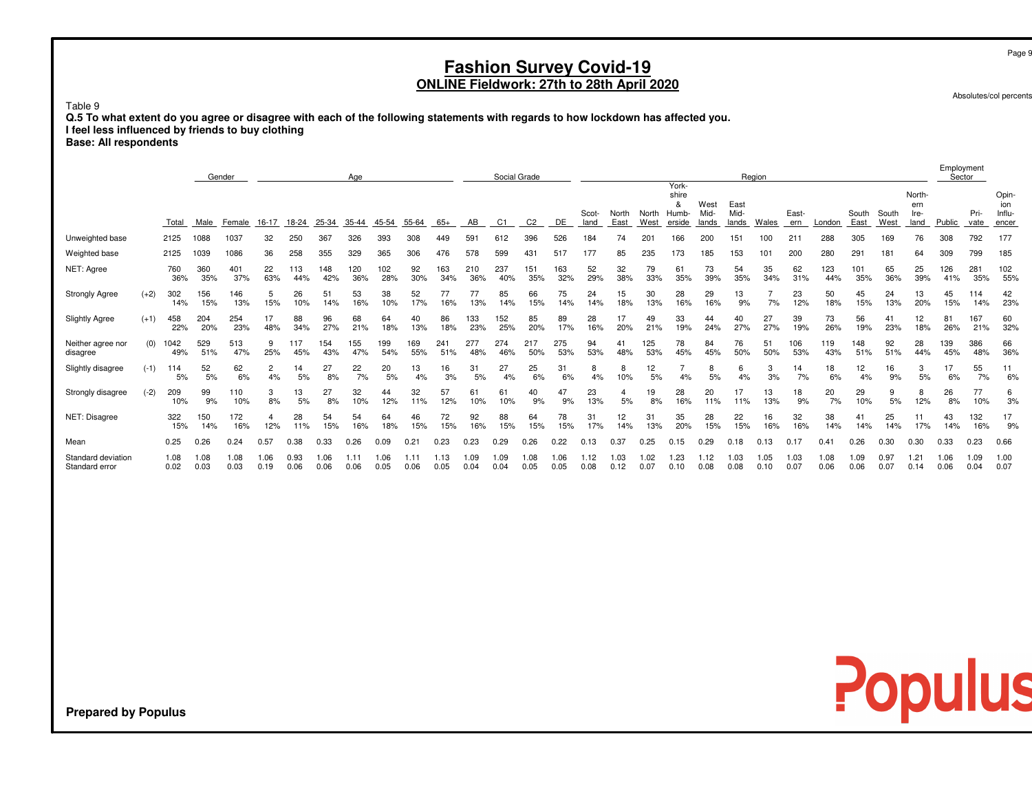# Fashion Survey Covid-19

## ONLINE Fieldwork: 27th to 28th April 2020

Absolutes/col percents

Table 9

**Q.5 To what extent do you agree or disagree with each of the following statements with regards to how lockdown has affected you.**
**I feel less influenced by friends to buy clothing**
**Base: All respondents**

| | | | Gender | | Age | | | | | | | Social Grade | | | | Region | | | | | | | | | | | | Employment Sector | | |
|---|---|---|---|---|---|---|---|---|---|---|---|---|---|---|---|---|---|---|---|---|---|---|---|---|---|---|---|---|---|---|
| | | Total | Male | Female | 16-17 | 18-24 | 25-34 | 35-44 | 45-54 | 55-64 | 65+ | AB | C1 | C2 | DE | Scotland | North East | North West | Yorkshire & Humberside | West Midlands | East Midlands | Wales | Eastern | London | South East | South West | Northern Ireland | Public | Private | Opinion Influencer |
| Unweighted base | | 2125 | 1088 | 1037 | 32 | 250 | 367 | 326 | 393 | 308 | 449 | 591 | 612 | 396 | 526 | 184 | 74 | 201 | 166 | 200 | 151 | 100 | 211 | 288 | 305 | 169 | 76 | 308 | 792 | 177 |
| Weighted base | | 2125 | 1039 | 1086 | 36 | 258 | 355 | 329 | 365 | 306 | 476 | 578 | 599 | 431 | 517 | 177 | 85 | 235 | 173 | 185 | 153 | 101 | 200 | 280 | 291 | 181 | 64 | 309 | 799 | 185 |
| NET: Agree | | 760 | 360 | 401 | 22 | 113 | 148 | 120 | 102 | 92 | 163 | 210 | 237 | 151 | 163 | 52 | 32 | 79 | 61 | 73 | 54 | 35 | 62 | 123 | 101 | 65 | 25 | 126 | 281 | 102 |
| | | 36% | 35% | 37% | 63% | 44% | 42% | 36% | 28% | 30% | 34% | 36% | 40% | 35% | 32% | 29% | 38% | 33% | 35% | 39% | 35% | 34% | 31% | 44% | 35% | 36% | 39% | 41% | 35% | 55% |
| Strongly Agree | (+2) | 302 | 156 | 146 | 5 | 26 | 51 | 53 | 38 | 52 | 77 | 77 | 85 | 66 | 75 | 24 | 15 | 30 | 28 | 29 | 13 | 7 | 23 | 50 | 45 | 24 | 13 | 45 | 114 | 42 |
| | | 14% | 15% | 13% | 15% | 10% | 14% | 16% | 10% | 17% | 16% | 13% | 14% | 15% | 14% | 14% | 18% | 13% | 16% | 16% | 9% | 7% | 12% | 18% | 15% | 13% | 20% | 15% | 14% | 23% |
| Slightly Agree | (+1) | 458 | 204 | 254 | 17 | 88 | 96 | 68 | 64 | 40 | 86 | 133 | 152 | 85 | 89 | 28 | 17 | 49 | 33 | 44 | 40 | 27 | 39 | 73 | 56 | 41 | 12 | 81 | 167 | 60 |
| | | 22% | 20% | 23% | 48% | 34% | 27% | 21% | 18% | 13% | 18% | 23% | 25% | 20% | 17% | 16% | 20% | 21% | 19% | 24% | 27% | 27% | 19% | 26% | 19% | 23% | 18% | 26% | 21% | 32% |
| Neither agree nor disagree | (0) | 1042 | 529 | 513 | 9 | 117 | 154 | 155 | 199 | 169 | 241 | 277 | 274 | 217 | 275 | 94 | 41 | 125 | 78 | 84 | 76 | 51 | 106 | 119 | 148 | 92 | 28 | 139 | 386 | 66 |
| | | 49% | 51% | 47% | 25% | 45% | 43% | 47% | 54% | 55% | 51% | 48% | 46% | 50% | 53% | 53% | 48% | 53% | 45% | 45% | 50% | 50% | 53% | 43% | 51% | 51% | 44% | 45% | 48% | 36% |
| Slightly disagree | (-1) | 114 | 52 | 62 | 2 | 14 | 27 | 22 | 20 | 13 | 16 | 31 | 27 | 25 | 31 | 8 | 8 | 12 | 7 | 8 | 6 | 3 | 14 | 18 | 12 | 16 | 3 | 17 | 55 | 11 |
| | | 5% | 5% | 6% | 4% | 5% | 8% | 7% | 5% | 4% | 3% | 5% | 4% | 6% | 6% | 4% | 10% | 5% | 4% | 5% | 4% | 3% | 7% | 6% | 4% | 9% | 5% | 6% | 7% | 6% |
| Strongly disagree | (-2) | 209 | 99 | 110 | 3 | 13 | 27 | 32 | 44 | 32 | 57 | 61 | 61 | 40 | 47 | 23 | 4 | 19 | 28 | 20 | 17 | 13 | 18 | 20 | 29 | 9 | 8 | 26 | 77 | 6 |
| | | 10% | 9% | 10% | 8% | 5% | 8% | 10% | 12% | 11% | 12% | 10% | 10% | 9% | 9% | 13% | 5% | 8% | 16% | 11% | 11% | 13% | 9% | 7% | 10% | 5% | 12% | 8% | 10% | 3% |
| NET: Disagree | | 322 | 150 | 172 | 4 | 28 | 54 | 54 | 64 | 46 | 72 | 92 | 88 | 64 | 78 | 31 | 12 | 31 | 35 | 28 | 22 | 16 | 32 | 38 | 41 | 25 | 11 | 43 | 132 | 17 |
| | | 15% | 14% | 16% | 12% | 11% | 15% | 16% | 18% | 15% | 15% | 16% | 15% | 15% | 15% | 17% | 14% | 13% | 20% | 15% | 15% | 16% | 16% | 14% | 14% | 14% | 17% | 14% | 16% | 9% |
| Mean | | 0.25 | 0.26 | 0.24 | 0.57 | 0.38 | 0.33 | 0.26 | 0.09 | 0.21 | 0.23 | 0.23 | 0.29 | 0.26 | 0.22 | 0.13 | 0.37 | 0.25 | 0.15 | 0.29 | 0.18 | 0.13 | 0.17 | 0.41 | 0.26 | 0.30 | 0.30 | 0.33 | 0.23 | 0.66 |
| Standard deviation | | 1.08 | 1.08 | 1.08 | 1.06 | 0.93 | 1.06 | 1.11 | 1.06 | 1.11 | 1.13 | 1.09 | 1.09 | 1.08 | 1.06 | 1.12 | 1.03 | 1.02 | 1.23 | 1.12 | 1.03 | 1.05 | 1.03 | 1.08 | 1.09 | 0.97 | 1.21 | 1.06 | 1.09 | 1.00 |
| Standard error | | 0.02 | 0.03 | 0.03 | 0.19 | 0.06 | 0.06 | 0.06 | 0.05 | 0.06 | 0.05 | 0.04 | 0.04 | 0.05 | 0.05 | 0.08 | 0.12 | 0.07 | 0.10 | 0.08 | 0.08 | 0.10 | 0.07 | 0.06 | 0.06 | 0.07 | 0.14 | 0.06 | 0.04 | 0.07 |

**Prepared by Populus**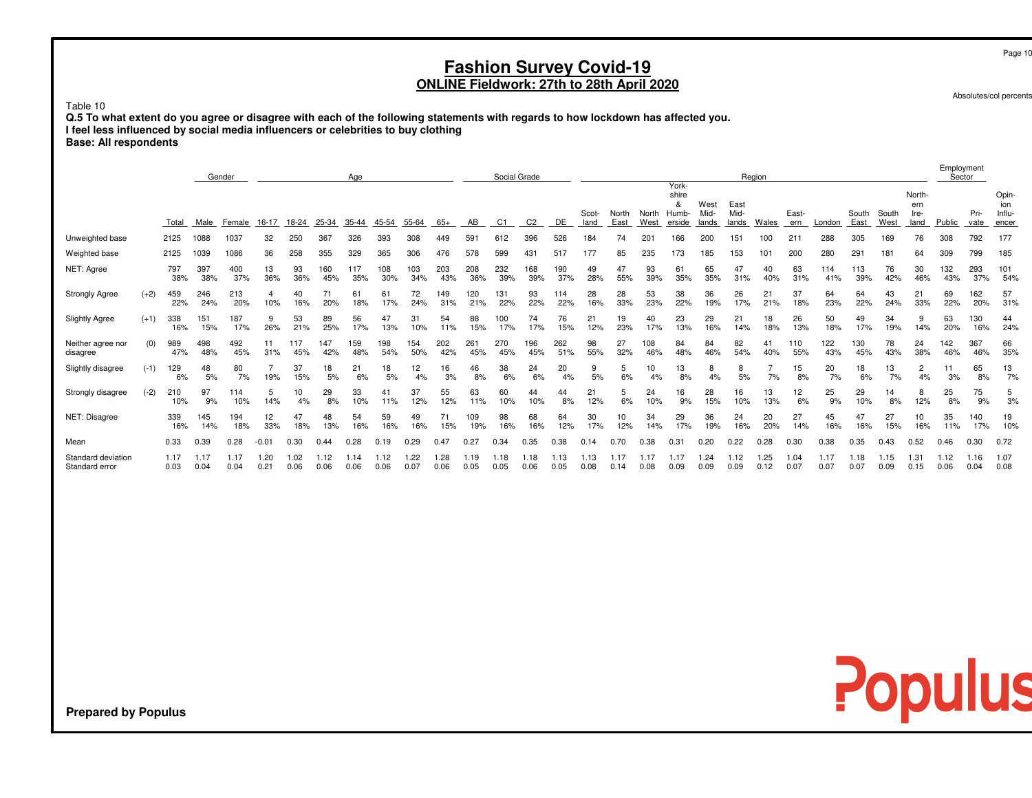# Fashion Survey Covid-19

## ONLINE Fieldwork: 27th to 28th April 2020

Absolutes/col percents

Table 10

**Q.5 To what extent do you agree or disagree with each of the following statements with regards to how lockdown has affected you.**
**I feel less influenced by social media influencers or celebrities to buy clothing**
**Base: All respondents**

| | | | Gender | | Age | | | | | | | Social Grade | | | | Region | | | | | | | | | | | | Employment Sector | | |
|---|---|---|---|---|---|---|---|---|---|---|---|---|---|---|---|---|---|---|---|---|---|---|---|---|---|---|---|---|---|---|
| | | Total | Male | Female | 16-17 | 18-24 | 25-34 | 35-44 | 45-54 | 55-64 | 65+ | AB | C1 | C2 | DE | Scotland | North East | North West | Yorkshire & Humberside | West Midlands | East Midlands | Wales | Eastern | London | South East | South West | Northern Ireland | Public | Private | Opinion Influencer |
| Unweighted base | | 2125 | 1088 | 1037 | 32 | 250 | 367 | 326 | 393 | 308 | 449 | 591 | 612 | 396 | 526 | 184 | 74 | 201 | 166 | 200 | 151 | 100 | 211 | 288 | 305 | 169 | 76 | 308 | 792 | 177 |
| Weighted base | | 2125 | 1039 | 1086 | 36 | 258 | 355 | 329 | 365 | 306 | 476 | 578 | 599 | 431 | 517 | 177 | 85 | 235 | 173 | 185 | 153 | 101 | 200 | 280 | 291 | 181 | 64 | 309 | 799 | 185 |
| NET: Agree | | 797 | 397 | 400 | 13 | 93 | 160 | 117 | 108 | 103 | 203 | 208 | 232 | 168 | 190 | 49 | 47 | 93 | 61 | 65 | 47 | 40 | 63 | 114 | 113 | 76 | 30 | 132 | 293 | 101 |
| | | 38% | 38% | 37% | 36% | 36% | 45% | 35% | 30% | 34% | 43% | 36% | 39% | 39% | 37% | 28% | 55% | 39% | 35% | 35% | 31% | 40% | 31% | 41% | 39% | 42% | 46% | 43% | 37% | 54% |
| Strongly Agree | (+2) | 459 | 246 | 213 | 4 | 40 | 71 | 61 | 61 | 72 | 149 | 120 | 131 | 93 | 114 | 28 | 28 | 53 | 38 | 36 | 26 | 21 | 37 | 64 | 64 | 43 | 21 | 69 | 162 | 57 |
| | | 22% | 24% | 20% | 10% | 16% | 20% | 18% | 17% | 24% | 31% | 21% | 22% | 22% | 22% | 16% | 33% | 23% | 22% | 19% | 17% | 21% | 18% | 23% | 22% | 24% | 33% | 22% | 20% | 31% |
| Slightly Agree | (+1) | 338 | 151 | 187 | 9 | 53 | 89 | 56 | 47 | 31 | 54 | 88 | 100 | 74 | 76 | 21 | 19 | 40 | 23 | 29 | 21 | 18 | 26 | 50 | 49 | 34 | 9 | 63 | 130 | 44 |
| | | 16% | 15% | 17% | 26% | 21% | 25% | 17% | 13% | 10% | 11% | 15% | 17% | 17% | 15% | 12% | 23% | 17% | 13% | 16% | 14% | 18% | 13% | 18% | 17% | 19% | 14% | 20% | 16% | 24% |
| Neither agree nor disagree | (0) | 989 | 498 | 492 | 11 | 117 | 147 | 159 | 198 | 154 | 202 | 261 | 270 | 196 | 262 | 98 | 27 | 108 | 84 | 84 | 82 | 41 | 110 | 122 | 130 | 78 | 24 | 142 | 367 | 66 |
| | | 47% | 48% | 45% | 31% | 45% | 42% | 48% | 54% | 50% | 42% | 45% | 45% | 45% | 51% | 55% | 32% | 46% | 48% | 46% | 54% | 40% | 55% | 43% | 45% | 43% | 38% | 46% | 46% | 35% |
| Slightly disagree | (-1) | 129 | 48 | 80 | 7 | 37 | 18 | 21 | 18 | 12 | 16 | 46 | 38 | 24 | 20 | 9 | 5 | 10 | 13 | 8 | 8 | 7 | 15 | 20 | 18 | 13 | 2 | 11 | 65 | 13 |
| | | 6% | 5% | 7% | 19% | 15% | 5% | 6% | 5% | 4% | 3% | 8% | 6% | 6% | 4% | 5% | 6% | 4% | 8% | 4% | 5% | 7% | 8% | 7% | 6% | 7% | 4% | 3% | 8% | 7% |
| Strongly disagree | (-2) | 210 | 97 | 114 | 5 | 10 | 29 | 33 | 41 | 37 | 55 | 63 | 60 | 44 | 44 | 21 | 5 | 24 | 16 | 28 | 16 | 13 | 12 | 25 | 29 | 14 | 8 | 25 | 75 | 5 |
| | | 10% | 9% | 10% | 14% | 4% | 8% | 10% | 11% | 12% | 12% | 11% | 10% | 10% | 8% | 12% | 6% | 10% | 9% | 15% | 10% | 13% | 6% | 9% | 10% | 8% | 12% | 8% | 9% | 3% |
| NET: Disagree | | 339 | 145 | 194 | 12 | 47 | 48 | 54 | 59 | 49 | 71 | 109 | 98 | 68 | 64 | 30 | 10 | 34 | 29 | 36 | 24 | 20 | 27 | 45 | 47 | 27 | 10 | 35 | 140 | 19 |
| | | 16% | 14% | 18% | 33% | 18% | 13% | 16% | 16% | 16% | 15% | 19% | 16% | 16% | 12% | 17% | 12% | 14% | 17% | 19% | 16% | 20% | 14% | 16% | 16% | 15% | 16% | 11% | 17% | 10% |
| Mean | | 0.33 | 0.39 | 0.28 | -0.01 | 0.30 | 0.44 | 0.28 | 0.19 | 0.29 | 0.47 | 0.27 | 0.34 | 0.35 | 0.38 | 0.14 | 0.70 | 0.38 | 0.31 | 0.20 | 0.22 | 0.28 | 0.30 | 0.38 | 0.35 | 0.43 | 0.52 | 0.46 | 0.30 | 0.72 |
| Standard deviation | | 1.17 | 1.17 | 1.17 | 1.20 | 1.02 | 1.12 | 1.14 | 1.12 | 1.22 | 1.28 | 1.19 | 1.18 | 1.18 | 1.13 | 1.13 | 1.17 | 1.17 | 1.17 | 1.24 | 1.12 | 1.25 | 1.04 | 1.17 | 1.18 | 1.15 | 1.31 | 1.12 | 1.16 | 1.07 |
| Standard error | | 0.03 | 0.04 | 0.04 | 0.21 | 0.06 | 0.06 | 0.06 | 0.06 | 0.07 | 0.06 | 0.05 | 0.05 | 0.06 | 0.05 | 0.08 | 0.14 | 0.08 | 0.09 | 0.09 | 0.09 | 0.12 | 0.07 | 0.07 | 0.07 | 0.09 | 0.15 | 0.06 | 0.04 | 0.08 |

**Prepared by Populus**

Populus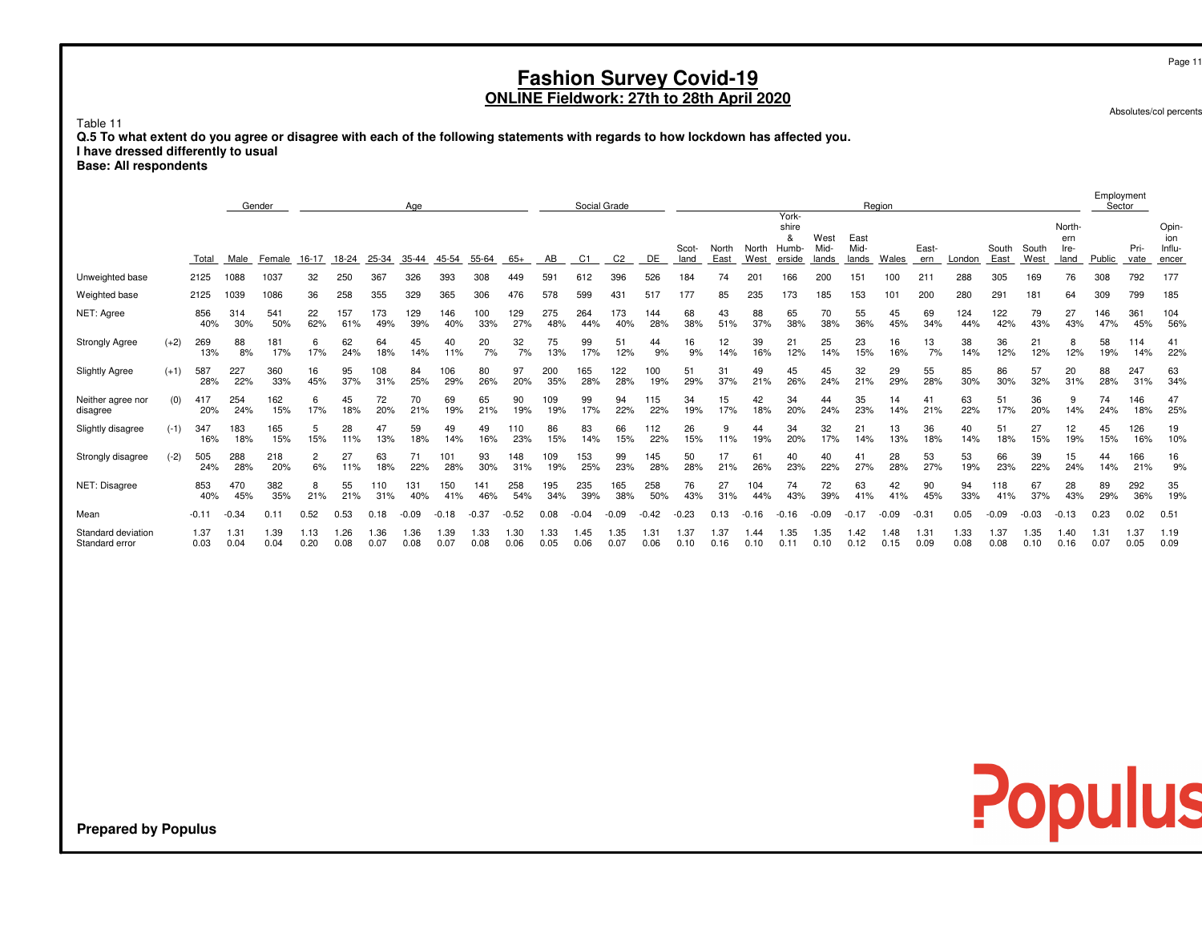# Fashion Survey Covid-19

## ONLINE Fieldwork: 27th to 28th April 2020

Absolutes/col percents

Table 11

**Q.5 To what extent do you agree or disagree with each of the following statements with regards to how lockdown has affected you.**

**I have dressed differently to usual**

**Base: All respondents**

| | | | Gender | | Age | | | | | | | Social Grade | | | | Region | | | | | | | | | | | | Employment Sector | | |
|---|---|---|---|---|---|---|---|---|---|---|---|---|---|---|---|---|---|---|---|---|---|---|---|---|---|---|---|---|---|---|
| | | Total | Male | Female | 16-17 | 18-24 | 25-34 | 35-44 | 45-54 | 55-64 | 65+ | AB | C1 | C2 | DE | Scotland | North East | North West | Yorkshire & Humberside | West Midlands | East Midlands | Wales | Eastern | London | South East | South West | Northern Ireland | Public | Private | Opinion Influencer |
| Unweighted base | | 2125 | 1088 | 1037 | 32 | 250 | 367 | 326 | 393 | 308 | 449 | 591 | 612 | 396 | 526 | 184 | 74 | 201 | 166 | 200 | 151 | 100 | 211 | 288 | 305 | 169 | 76 | 308 | 792 | 177 |
| Weighted base | | 2125 | 1039 | 1086 | 36 | 258 | 355 | 329 | 365 | 306 | 476 | 578 | 599 | 431 | 517 | 177 | 85 | 235 | 173 | 185 | 153 | 101 | 200 | 280 | 291 | 181 | 64 | 309 | 799 | 185 |
| NET: Agree | | 856 | 314 | 541 | 22 | 157 | 173 | 129 | 146 | 100 | 129 | 275 | 264 | 173 | 144 | 68 | 43 | 88 | 65 | 70 | 55 | 45 | 69 | 124 | 122 | 79 | 27 | 146 | 361 | 104 |
| | | 40% | 30% | 50% | 62% | 61% | 49% | 39% | 40% | 33% | 27% | 48% | 44% | 40% | 28% | 38% | 51% | 37% | 38% | 38% | 36% | 45% | 34% | 44% | 42% | 43% | 43% | 47% | 45% | 56% |
| Strongly Agree | (+2) | 269 | 88 | 181 | 6 | 62 | 64 | 45 | 40 | 20 | 32 | 75 | 99 | 51 | 44 | 16 | 12 | 39 | 21 | 25 | 23 | 16 | 13 | 38 | 36 | 21 | 8 | 58 | 114 | 41 |
| | | 13% | 8% | 17% | 17% | 24% | 18% | 14% | 11% | 7% | 7% | 13% | 17% | 12% | 9% | 9% | 14% | 16% | 12% | 14% | 15% | 16% | 7% | 14% | 12% | 12% | 12% | 19% | 14% | 22% |
| Slightly Agree | (+1) | 587 | 227 | 360 | 16 | 95 | 108 | 84 | 106 | 80 | 97 | 200 | 165 | 122 | 100 | 51 | 31 | 49 | 45 | 45 | 32 | 29 | 55 | 85 | 86 | 57 | 20 | 88 | 247 | 63 |
| | | 28% | 22% | 33% | 45% | 37% | 31% | 25% | 29% | 26% | 20% | 35% | 28% | 28% | 19% | 29% | 37% | 21% | 26% | 24% | 21% | 29% | 28% | 30% | 30% | 32% | 31% | 28% | 31% | 34% |
| Neither agree nor disagree | (0) | 417 | 254 | 162 | 6 | 45 | 72 | 70 | 69 | 65 | 90 | 109 | 99 | 94 | 115 | 34 | 15 | 42 | 34 | 44 | 35 | 14 | 41 | 63 | 51 | 36 | 9 | 74 | 146 | 47 |
| | | 20% | 24% | 15% | 17% | 18% | 20% | 21% | 19% | 21% | 19% | 19% | 17% | 22% | 22% | 19% | 17% | 18% | 20% | 24% | 23% | 14% | 21% | 22% | 17% | 20% | 14% | 24% | 18% | 25% |
| Slightly disagree | (-1) | 347 | 183 | 165 | 5 | 28 | 47 | 59 | 49 | 49 | 110 | 86 | 83 | 66 | 112 | 26 | 9 | 44 | 34 | 32 | 21 | 13 | 36 | 40 | 51 | 27 | 12 | 45 | 126 | 19 |
| | | 16% | 18% | 15% | 15% | 11% | 13% | 18% | 14% | 16% | 23% | 15% | 14% | 15% | 22% | 15% | 11% | 19% | 20% | 17% | 14% | 13% | 18% | 14% | 18% | 15% | 19% | 15% | 16% | 10% |
| Strongly disagree | (-2) | 505 | 288 | 218 | 2 | 27 | 63 | 71 | 101 | 93 | 148 | 109 | 153 | 99 | 145 | 50 | 17 | 61 | 40 | 40 | 41 | 28 | 53 | 53 | 66 | 39 | 15 | 44 | 166 | 16 |
| | | 24% | 28% | 20% | 6% | 11% | 18% | 22% | 28% | 30% | 31% | 19% | 25% | 23% | 28% | 28% | 21% | 26% | 23% | 22% | 27% | 28% | 27% | 19% | 23% | 22% | 24% | 14% | 21% | 9% |
| NET: Disagree | | 853 | 470 | 382 | 8 | 55 | 110 | 131 | 150 | 141 | 258 | 195 | 235 | 165 | 258 | 76 | 27 | 104 | 74 | 72 | 63 | 42 | 90 | 94 | 118 | 67 | 28 | 89 | 292 | 35 |
| | | 40% | 45% | 35% | 21% | 21% | 31% | 40% | 41% | 46% | 54% | 34% | 39% | 38% | 50% | 43% | 31% | 44% | 43% | 39% | 41% | 41% | 45% | 33% | 41% | 37% | 43% | 29% | 36% | 19% |
| Mean | | -0.11 | -0.34 | 0.11 | 0.52 | 0.53 | 0.18 | -0.09 | -0.18 | -0.37 | -0.52 | 0.08 | -0.04 | -0.09 | -0.42 | -0.23 | 0.13 | -0.16 | -0.16 | -0.09 | -0.17 | -0.09 | -0.31 | 0.05 | -0.09 | -0.03 | -0.13 | 0.23 | 0.02 | 0.51 |
| Standard deviation | | 1.37 | 1.31 | 1.39 | 1.13 | 1.26 | 1.36 | 1.36 | 1.39 | 1.33 | 1.30 | 1.33 | 1.45 | 1.35 | 1.31 | 1.37 | 1.37 | 1.44 | 1.35 | 1.35 | 1.42 | 1.48 | 1.31 | 1.33 | 1.37 | 1.35 | 1.40 | 1.31 | 1.37 | 1.19 |
| Standard error | | 0.03 | 0.04 | 0.04 | 0.20 | 0.08 | 0.07 | 0.08 | 0.07 | 0.08 | 0.06 | 0.05 | 0.06 | 0.07 | 0.06 | 0.10 | 0.16 | 0.10 | 0.11 | 0.10 | 0.12 | 0.15 | 0.09 | 0.08 | 0.08 | 0.10 | 0.16 | 0.07 | 0.05 | 0.09 |

**Prepared by Populus**

Populus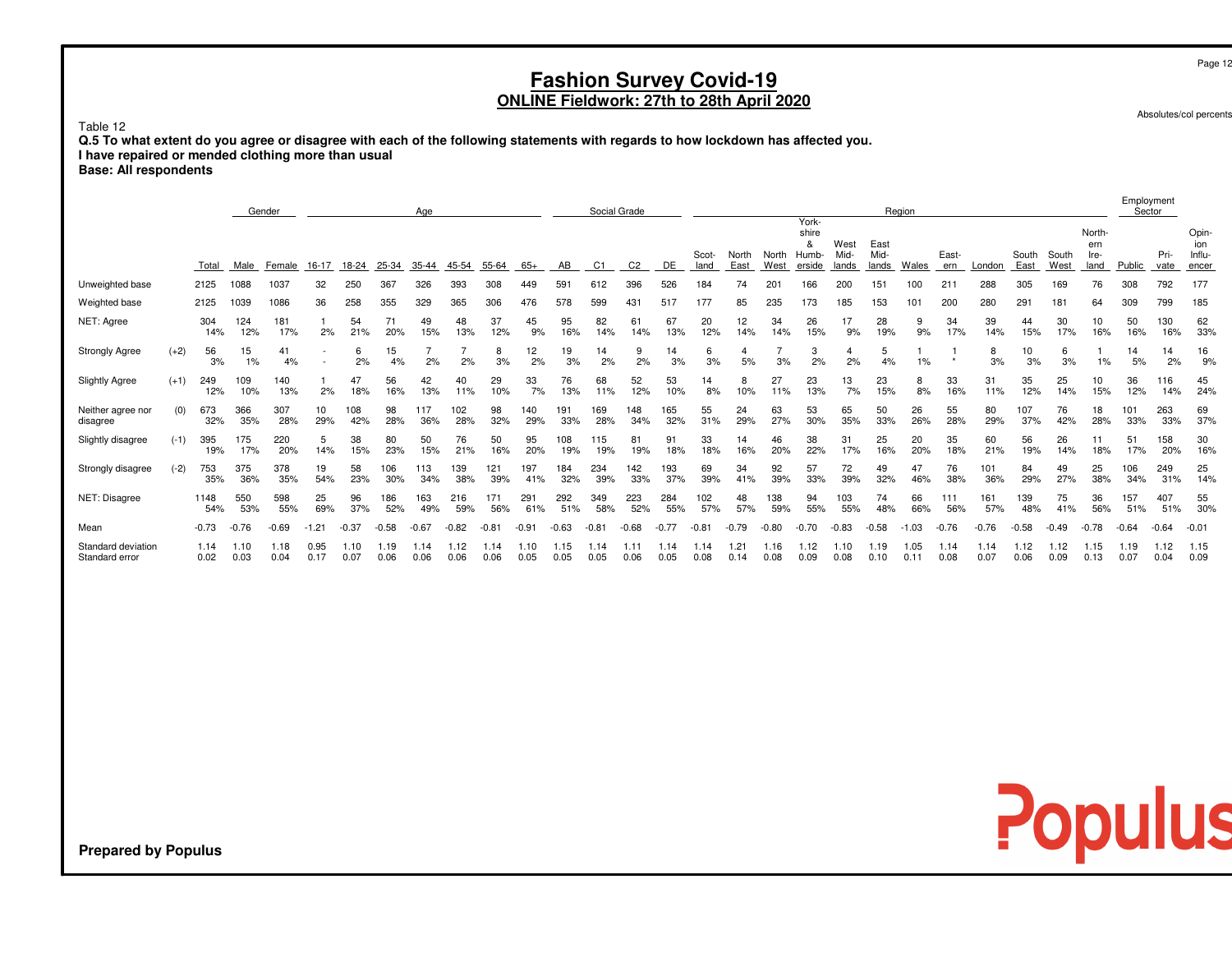# Fashion Survey Covid-19

## ONLINE Fieldwork: 27th to 28th April 2020

Absolutes/col percents

Table 12

**Q.5 To what extent do you agree or disagree with each of the following statements with regards to how lockdown has affected you.**
**I have repaired or mended clothing more than usual**
**Base: All respondents**

| | | | Gender | | Age | | | | | | | Social Grade | | | | Region | | | | | | | | | | | | Employment Sector | | |
|---|---|---|---|---|---|---|---|---|---|---|---|---|---|---|---|---|---|---|---|---|---|---|---|---|---|---|---|---|---|---|
| | | Total | Male | Female | 16-17 | 18-24 | 25-34 | 35-44 | 45-54 | 55-64 | 65+ | AB | C1 | C2 | DE | Scotland | North East | North West | Yorkshire & Humberside | West Midlands | East Midlands | Wales | Eastern | London | South East | South West | Northern Ireland | Public | Private | Opinion Influencer |
| Unweighted base | | 2125 | 1088 | 1037 | 32 | 250 | 367 | 326 | 393 | 308 | 449 | 591 | 612 | 396 | 526 | 184 | 74 | 201 | 166 | 200 | 151 | 100 | 211 | 288 | 305 | 169 | 76 | 308 | 792 | 177 |
| Weighted base | | 2125 | 1039 | 1086 | 36 | 258 | 355 | 329 | 365 | 306 | 476 | 578 | 599 | 431 | 517 | 177 | 85 | 235 | 173 | 185 | 153 | 101 | 200 | 280 | 291 | 181 | 64 | 309 | 799 | 185 |
| NET: Agree | | 304 | 124 | 181 | 1 | 54 | 71 | 49 | 48 | 37 | 45 | 95 | 82 | 61 | 67 | 20 | 12 | 34 | 26 | 17 | 28 | 9 | 34 | 39 | 44 | 30 | 10 | 50 | 130 | 62 |
| | | 14% | 12% | 17% | 2% | 21% | 20% | 15% | 13% | 12% | 9% | 16% | 14% | 14% | 13% | 12% | 14% | 14% | 15% | 9% | 19% | 9% | 17% | 14% | 15% | 17% | 16% | 16% | 16% | 33% |
| Strongly Agree | (+2) | 56 | 15 | 41 | - | 6 | 15 | 7 | 7 | 8 | 12 | 19 | 14 | 9 | 14 | 6 | 4 | 7 | 3 | 4 | 5 | 1 | 1 | 8 | 10 | 6 | 1 | 14 | 14 | 16 |
| | | 3% | 1% | 4% | - | 2% | 4% | 2% | 2% | 3% | 2% | 3% | 2% | 2% | 3% | 3% | 5% | 3% | 2% | 2% | 4% | 1% | * | 3% | 3% | 3% | 1% | 5% | 2% | 9% |
| Slightly Agree | (+1) | 249 | 109 | 140 | 1 | 47 | 56 | 42 | 40 | 29 | 33 | 76 | 68 | 52 | 53 | 14 | 8 | 27 | 23 | 13 | 23 | 8 | 33 | 31 | 35 | 25 | 10 | 36 | 116 | 45 |
| | | 12% | 10% | 13% | 2% | 18% | 16% | 13% | 11% | 10% | 7% | 13% | 11% | 12% | 10% | 8% | 10% | 11% | 13% | 7% | 15% | 8% | 16% | 11% | 12% | 14% | 15% | 12% | 14% | 24% |
| Neither agree nor disagree | (0) | 673 | 366 | 307 | 10 | 108 | 98 | 117 | 102 | 98 | 140 | 191 | 169 | 148 | 165 | 55 | 24 | 63 | 53 | 65 | 50 | 26 | 55 | 80 | 107 | 76 | 18 | 101 | 263 | 69 |
| | | 32% | 35% | 28% | 29% | 42% | 28% | 36% | 28% | 32% | 29% | 33% | 28% | 34% | 32% | 31% | 29% | 27% | 30% | 35% | 33% | 26% | 28% | 29% | 37% | 42% | 28% | 33% | 33% | 37% |
| Slightly disagree | (-1) | 395 | 175 | 220 | 5 | 38 | 80 | 50 | 76 | 50 | 95 | 108 | 115 | 81 | 91 | 33 | 14 | 46 | 38 | 31 | 25 | 20 | 35 | 60 | 56 | 26 | 11 | 51 | 158 | 30 |
| | | 19% | 17% | 20% | 14% | 15% | 23% | 15% | 21% | 16% | 20% | 19% | 19% | 19% | 18% | 18% | 16% | 20% | 22% | 17% | 16% | 20% | 18% | 21% | 19% | 14% | 18% | 17% | 20% | 16% |
| Strongly disagree | (-2) | 753 | 375 | 378 | 19 | 58 | 106 | 113 | 139 | 121 | 197 | 184 | 234 | 142 | 193 | 69 | 34 | 92 | 57 | 72 | 49 | 47 | 76 | 101 | 84 | 49 | 25 | 106 | 249 | 25 |
| | | 35% | 36% | 35% | 54% | 23% | 30% | 34% | 38% | 39% | 41% | 32% | 39% | 33% | 37% | 39% | 41% | 39% | 33% | 39% | 32% | 46% | 38% | 36% | 29% | 27% | 38% | 34% | 31% | 14% |
| NET: Disagree | | 1148 | 550 | 598 | 25 | 96 | 186 | 163 | 216 | 171 | 291 | 292 | 349 | 223 | 284 | 102 | 48 | 138 | 94 | 103 | 74 | 66 | 111 | 161 | 139 | 75 | 36 | 157 | 407 | 55 |
| | | 54% | 53% | 55% | 69% | 37% | 52% | 49% | 59% | 56% | 61% | 51% | 58% | 52% | 55% | 57% | 57% | 59% | 55% | 55% | 48% | 66% | 56% | 57% | 48% | 41% | 56% | 51% | 51% | 30% |
| Mean | | -0.73 | -0.76 | -0.69 | -1.21 | -0.37 | -0.58 | -0.67 | -0.82 | -0.81 | -0.91 | -0.63 | -0.81 | -0.68 | -0.77 | -0.81 | -0.79 | -0.80 | -0.70 | -0.83 | -0.58 | -1.03 | -0.76 | -0.76 | -0.58 | -0.49 | -0.78 | -0.64 | -0.64 | -0.01 |
| Standard deviation | | 1.14 | 1.10 | 1.18 | 0.95 | 1.10 | 1.19 | 1.14 | 1.12 | 1.14 | 1.10 | 1.15 | 1.14 | 1.11 | 1.14 | 1.14 | 1.21 | 1.16 | 1.12 | 1.10 | 1.19 | 1.05 | 1.14 | 1.14 | 1.12 | 1.12 | 1.15 | 1.19 | 1.12 | 1.15 |
| Standard error | | 0.02 | 0.03 | 0.04 | 0.17 | 0.07 | 0.06 | 0.06 | 0.06 | 0.06 | 0.05 | 0.05 | 0.05 | 0.06 | 0.05 | 0.08 | 0.14 | 0.08 | 0.09 | 0.08 | 0.10 | 0.11 | 0.08 | 0.07 | 0.06 | 0.09 | 0.13 | 0.07 | 0.04 | 0.09 |

**Prepared by Populus**

Populus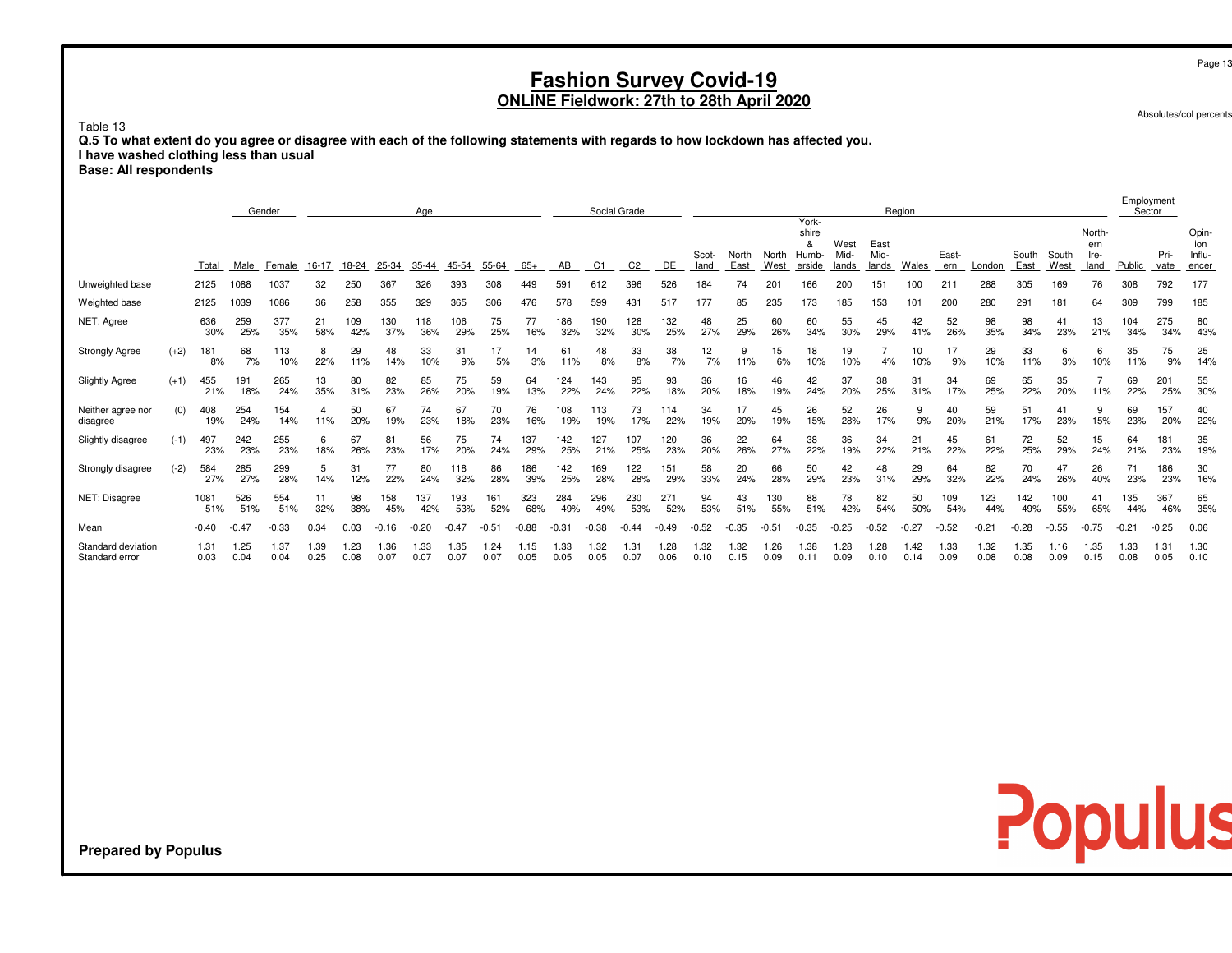# Fashion Survey Covid-19

## ONLINE Fieldwork: 27th to 28th April 2020

Absolutes/col percents

Table 13

**Q.5 To what extent do you agree or disagree with each of the following statements with regards to how lockdown has affected you.**
**I have washed clothing less than usual**
**Base: All respondents**

| | | | Gender | | Age | | | | | | | Social Grade | | | | Region | | | | | | | | | | | | Employment Sector | | |
|---|---|---|---|---|---|---|---|---|---|---|---|---|---|---|---|---|---|---|---|---|---|---|---|---|---|---|---|---|---|---|
| | | Total | Male | Female | 16-17 | 18-24 | 25-34 | 35-44 | 45-54 | 55-64 | 65+ | AB | C1 | C2 | DE | Scotland | North East | North West | Yorkshire & Humberside | West Midlands | East Midlands | Wales | Eastern | London | South East | South West | Northern Ireland | Public | Private | Opinion Influencer |
| Unweighted base | | 2125 | 1088 | 1037 | 32 | 250 | 367 | 326 | 393 | 308 | 449 | 591 | 612 | 396 | 526 | 184 | 74 | 201 | 166 | 200 | 151 | 100 | 211 | 288 | 305 | 169 | 76 | 308 | 792 | 177 |
| Weighted base | | 2125 | 1039 | 1086 | 36 | 258 | 355 | 329 | 365 | 306 | 476 | 578 | 599 | 431 | 517 | 177 | 85 | 235 | 173 | 185 | 153 | 101 | 200 | 280 | 291 | 181 | 64 | 309 | 799 | 185 |
| NET: Agree | | 636 | 259 | 377 | 21 | 109 | 130 | 118 | 106 | 75 | 77 | 186 | 190 | 128 | 132 | 48 | 25 | 60 | 60 | 55 | 45 | 42 | 52 | 98 | 98 | 41 | 13 | 104 | 275 | 80 |
| | | 30% | 25% | 35% | 58% | 42% | 37% | 36% | 29% | 25% | 16% | 32% | 32% | 30% | 25% | 27% | 29% | 26% | 34% | 30% | 29% | 41% | 26% | 35% | 34% | 23% | 21% | 34% | 34% | 43% |
| Strongly Agree | (+2) | 181 | 68 | 113 | 8 | 29 | 48 | 33 | 31 | 17 | 14 | 61 | 48 | 33 | 38 | 12 | 9 | 15 | 18 | 19 | 7 | 10 | 17 | 29 | 33 | 6 | 6 | 35 | 75 | 25 |
| | | 8% | 7% | 10% | 22% | 11% | 14% | 10% | 9% | 5% | 3% | 11% | 8% | 8% | 7% | 7% | 11% | 6% | 10% | 10% | 4% | 10% | 9% | 10% | 11% | 3% | 10% | 11% | 9% | 14% |
| Slightly Agree | (+1) | 455 | 191 | 265 | 13 | 80 | 82 | 85 | 75 | 59 | 64 | 124 | 143 | 95 | 93 | 36 | 16 | 46 | 42 | 37 | 38 | 31 | 34 | 69 | 65 | 35 | 7 | 69 | 201 | 55 |
| | | 21% | 18% | 24% | 35% | 31% | 23% | 26% | 20% | 19% | 13% | 22% | 24% | 22% | 18% | 20% | 18% | 19% | 24% | 20% | 25% | 31% | 17% | 25% | 22% | 20% | 11% | 22% | 25% | 30% |
| Neither agree nor disagree | (0) | 408 | 254 | 154 | 4 | 50 | 67 | 74 | 67 | 70 | 76 | 108 | 113 | 73 | 114 | 34 | 17 | 45 | 26 | 52 | 26 | 9 | 40 | 59 | 51 | 41 | 9 | 69 | 157 | 40 |
| | | 19% | 24% | 14% | 11% | 20% | 19% | 23% | 18% | 23% | 16% | 19% | 19% | 17% | 22% | 19% | 20% | 19% | 15% | 28% | 17% | 9% | 20% | 21% | 17% | 23% | 15% | 23% | 20% | 22% |
| Slightly disagree | (-1) | 497 | 242 | 255 | 6 | 67 | 81 | 56 | 75 | 74 | 137 | 142 | 127 | 107 | 120 | 36 | 22 | 64 | 38 | 36 | 34 | 21 | 45 | 61 | 72 | 52 | 15 | 64 | 181 | 35 |
| | | 23% | 23% | 23% | 18% | 26% | 23% | 17% | 20% | 24% | 29% | 25% | 21% | 25% | 23% | 20% | 26% | 27% | 22% | 19% | 22% | 21% | 22% | 22% | 25% | 29% | 24% | 21% | 23% | 19% |
| Strongly disagree | (-2) | 584 | 285 | 299 | 5 | 31 | 77 | 80 | 118 | 86 | 186 | 142 | 169 | 122 | 151 | 58 | 20 | 66 | 50 | 42 | 48 | 29 | 64 | 62 | 70 | 47 | 26 | 71 | 186 | 30 |
| | | 27% | 27% | 28% | 14% | 12% | 22% | 24% | 32% | 28% | 39% | 25% | 28% | 28% | 29% | 33% | 24% | 28% | 29% | 23% | 31% | 29% | 32% | 22% | 24% | 26% | 40% | 23% | 23% | 16% |
| NET: Disagree | | 1081 | 526 | 554 | 11 | 98 | 158 | 137 | 193 | 161 | 323 | 284 | 296 | 230 | 271 | 94 | 43 | 130 | 88 | 78 | 82 | 50 | 109 | 123 | 142 | 100 | 41 | 135 | 367 | 65 |
| | | 51% | 51% | 51% | 32% | 38% | 45% | 42% | 53% | 52% | 68% | 49% | 49% | 53% | 52% | 53% | 51% | 55% | 51% | 42% | 54% | 50% | 54% | 44% | 49% | 55% | 65% | 44% | 46% | 35% |
| Mean | | -0.40 | -0.47 | -0.33 | 0.34 | 0.03 | -0.16 | -0.20 | -0.47 | -0.51 | -0.88 | -0.31 | -0.38 | -0.44 | -0.49 | -0.52 | -0.35 | -0.51 | -0.35 | -0.25 | -0.52 | -0.27 | -0.52 | -0.21 | -0.28 | -0.55 | -0.75 | -0.21 | -0.25 | 0.06 |
| Standard deviation | | 1.31 | 1.25 | 1.37 | 1.39 | 1.23 | 1.36 | 1.33 | 1.35 | 1.24 | 1.15 | 1.33 | 1.32 | 1.31 | 1.28 | 1.32 | 1.32 | 1.26 | 1.38 | 1.28 | 1.28 | 1.42 | 1.33 | 1.32 | 1.35 | 1.16 | 1.35 | 1.33 | 1.31 | 1.30 |
| Standard error | | 0.03 | 0.04 | 0.04 | 0.25 | 0.08 | 0.07 | 0.07 | 0.07 | 0.07 | 0.05 | 0.05 | 0.05 | 0.07 | 0.06 | 0.10 | 0.15 | 0.09 | 0.11 | 0.09 | 0.10 | 0.14 | 0.09 | 0.08 | 0.08 | 0.09 | 0.15 | 0.08 | 0.05 | 0.10 |

**Prepared by Populus**

Populus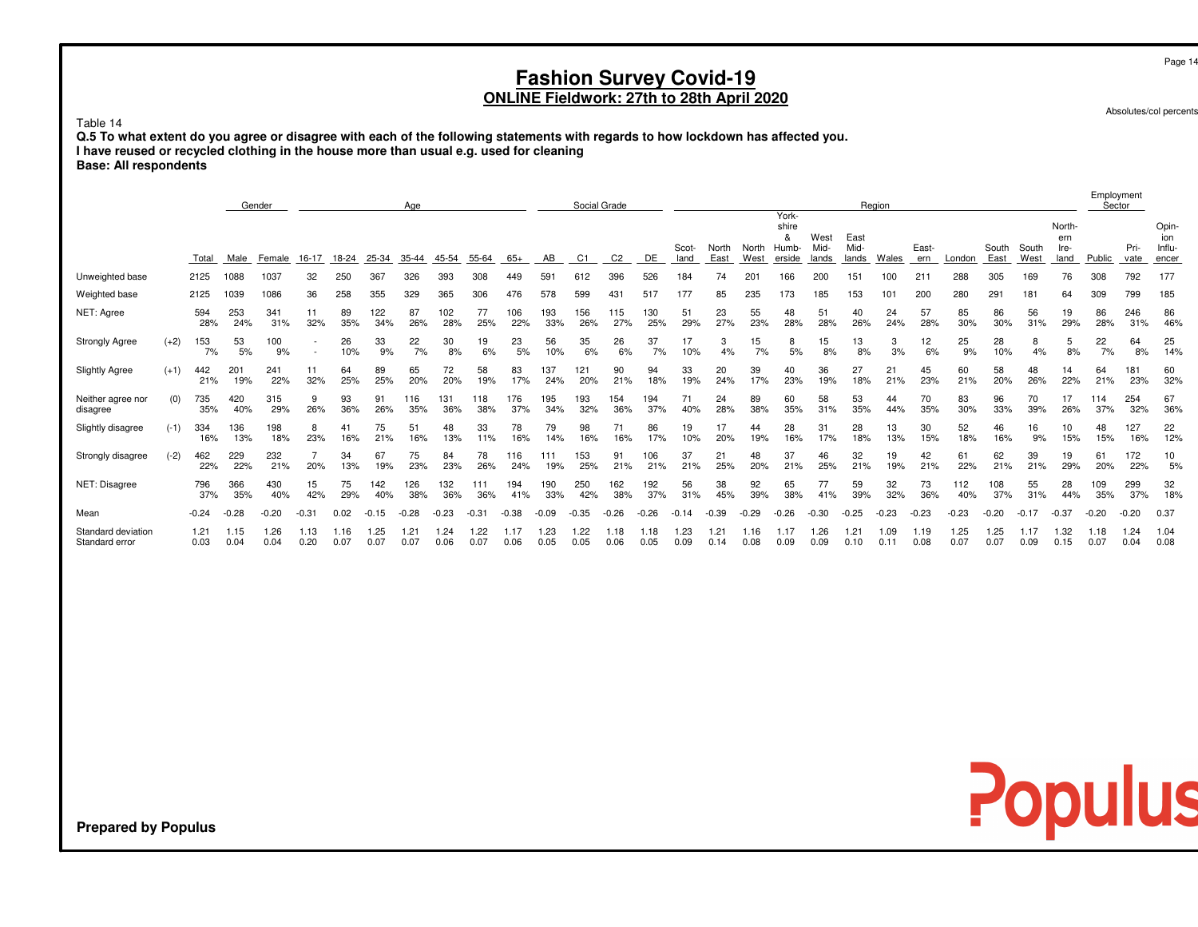# Fashion Survey Covid-19

## ONLINE Fieldwork: 27th to 28th April 2020

Absolutes/col percents

Table 14

**Q.5 To what extent do you agree or disagree with each of the following statements with regards to how lockdown has affected you.**
**I have reused or recycled clothing in the house more than usual e.g. used for cleaning**
**Base: All respondents**

| | | | Gender | | Age | | | | | | | Social Grade | | | | Region | | | | | | | | | | | | | Employment Sector | | |
|---|---|---|---|---|---|---|---|---|---|---|---|---|---|---|---|---|---|---|---|---|---|---|---|---|---|---|---|---|---|---|---|
| | | Total | Male | Female | 16-17 | 18-24 | 25-34 | 35-44 | 45-54 | 55-64 | 65+ | AB | C1 | C2 | DE | Scotland | North East | North West | Yorkshire & Humberside | West Midlands | East Midlands | Wales | Eastern | London | South East | South West | Northern Ireland | Public | Private | Opinion Influencer |
| Unweighted base | | 2125 | 1088 | 1037 | 32 | 250 | 367 | 326 | 393 | 308 | 449 | 591 | 612 | 396 | 526 | 184 | 74 | 201 | 166 | 200 | 151 | 100 | 211 | 288 | 305 | 169 | 76 | 308 | 792 | 177 |
| Weighted base | | 2125 | 1039 | 1086 | 36 | 258 | 355 | 329 | 365 | 306 | 476 | 578 | 599 | 431 | 517 | 177 | 85 | 235 | 173 | 185 | 153 | 101 | 200 | 280 | 291 | 181 | 64 | 309 | 799 | 185 |
| NET: Agree | | 594 | 253 | 341 | 11 | 89 | 122 | 87 | 102 | 77 | 106 | 193 | 156 | 115 | 130 | 51 | 23 | 55 | 48 | 51 | 40 | 24 | 57 | 85 | 86 | 56 | 19 | 86 | 246 | 86 |
| | | 28% | 24% | 31% | 32% | 35% | 34% | 26% | 28% | 25% | 22% | 33% | 26% | 27% | 25% | 29% | 27% | 23% | 28% | 28% | 26% | 24% | 28% | 30% | 30% | 31% | 29% | 28% | 31% | 46% |
| Strongly Agree | (+2) | 153 | 53 | 100 | - | 26 | 33 | 22 | 30 | 19 | 23 | 56 | 35 | 26 | 37 | 17 | 3 | 15 | 8 | 15 | 13 | 3 | 12 | 25 | 28 | 8 | 5 | 22 | 64 | 25 |
| | | 7% | 5% | 9% | - | 10% | 9% | 7% | 8% | 6% | 5% | 10% | 6% | 6% | 7% | 10% | 4% | 7% | 5% | 8% | 8% | 3% | 6% | 9% | 10% | 4% | 8% | 7% | 8% | 14% |
| Slightly Agree | (+1) | 442 | 201 | 241 | 11 | 64 | 89 | 65 | 72 | 58 | 83 | 137 | 121 | 90 | 94 | 33 | 20 | 39 | 40 | 36 | 27 | 21 | 45 | 60 | 58 | 48 | 14 | 64 | 181 | 60 |
| | | 21% | 19% | 22% | 32% | 25% | 25% | 20% | 20% | 19% | 17% | 24% | 20% | 21% | 18% | 19% | 24% | 17% | 23% | 19% | 18% | 21% | 23% | 21% | 20% | 26% | 22% | 21% | 23% | 32% |
| Neither agree nor disagree | (0) | 735 | 420 | 315 | 9 | 93 | 91 | 116 | 131 | 118 | 176 | 195 | 193 | 154 | 194 | 71 | 24 | 89 | 60 | 58 | 53 | 44 | 70 | 83 | 96 | 70 | 17 | 114 | 254 | 67 |
| | | 35% | 40% | 29% | 26% | 36% | 26% | 35% | 36% | 38% | 37% | 34% | 32% | 36% | 37% | 40% | 28% | 38% | 35% | 31% | 35% | 44% | 35% | 30% | 33% | 39% | 26% | 37% | 32% | 36% |
| Slightly disagree | (-1) | 334 | 136 | 198 | 8 | 41 | 75 | 51 | 48 | 33 | 78 | 79 | 98 | 71 | 86 | 19 | 17 | 44 | 28 | 31 | 28 | 13 | 30 | 52 | 46 | 16 | 10 | 48 | 127 | 22 |
| | | 16% | 13% | 18% | 23% | 16% | 21% | 16% | 13% | 11% | 16% | 14% | 16% | 16% | 17% | 10% | 20% | 19% | 16% | 17% | 18% | 13% | 15% | 18% | 16% | 9% | 15% | 15% | 16% | 12% |
| Strongly disagree | (-2) | 462 | 229 | 232 | 7 | 34 | 67 | 75 | 84 | 78 | 116 | 111 | 153 | 91 | 106 | 37 | 21 | 48 | 37 | 46 | 32 | 19 | 42 | 61 | 62 | 39 | 19 | 61 | 172 | 10 |
| | | 22% | 22% | 21% | 20% | 13% | 19% | 23% | 23% | 26% | 24% | 19% | 25% | 21% | 21% | 21% | 25% | 20% | 21% | 25% | 21% | 19% | 21% | 22% | 21% | 21% | 29% | 20% | 22% | 5% |
| NET: Disagree | | 796 | 366 | 430 | 15 | 75 | 142 | 126 | 132 | 111 | 194 | 190 | 250 | 162 | 192 | 56 | 38 | 92 | 65 | 77 | 59 | 32 | 73 | 112 | 108 | 55 | 28 | 109 | 299 | 32 |
| | | 37% | 35% | 40% | 42% | 29% | 40% | 38% | 36% | 36% | 41% | 33% | 42% | 38% | 37% | 31% | 45% | 39% | 38% | 41% | 39% | 32% | 36% | 40% | 37% | 31% | 44% | 35% | 37% | 18% |
| Mean | | -0.24 | -0.28 | -0.20 | -0.31 | 0.02 | -0.15 | -0.28 | -0.23 | -0.31 | -0.38 | -0.09 | -0.35 | -0.26 | -0.26 | -0.14 | -0.39 | -0.29 | -0.26 | -0.30 | -0.25 | -0.23 | -0.23 | -0.23 | -0.20 | -0.17 | -0.37 | -0.20 | -0.20 | 0.37 |
| Standard deviation | | 1.21 | 1.15 | 1.26 | 1.13 | 1.16 | 1.25 | 1.21 | 1.24 | 1.22 | 1.17 | 1.23 | 1.22 | 1.18 | 1.18 | 1.23 | 1.21 | 1.16 | 1.17 | 1.26 | 1.21 | 1.09 | 1.19 | 1.25 | 1.25 | 1.17 | 1.32 | 1.18 | 1.24 | 1.04 |
| Standard error | | 0.03 | 0.04 | 0.04 | 0.20 | 0.07 | 0.07 | 0.07 | 0.06 | 0.07 | 0.06 | 0.05 | 0.05 | 0.06 | 0.05 | 0.09 | 0.14 | 0.08 | 0.09 | 0.09 | 0.10 | 0.11 | 0.08 | 0.07 | 0.07 | 0.09 | 0.15 | 0.07 | 0.04 | 0.08 |

**Prepared by Populus**

Populus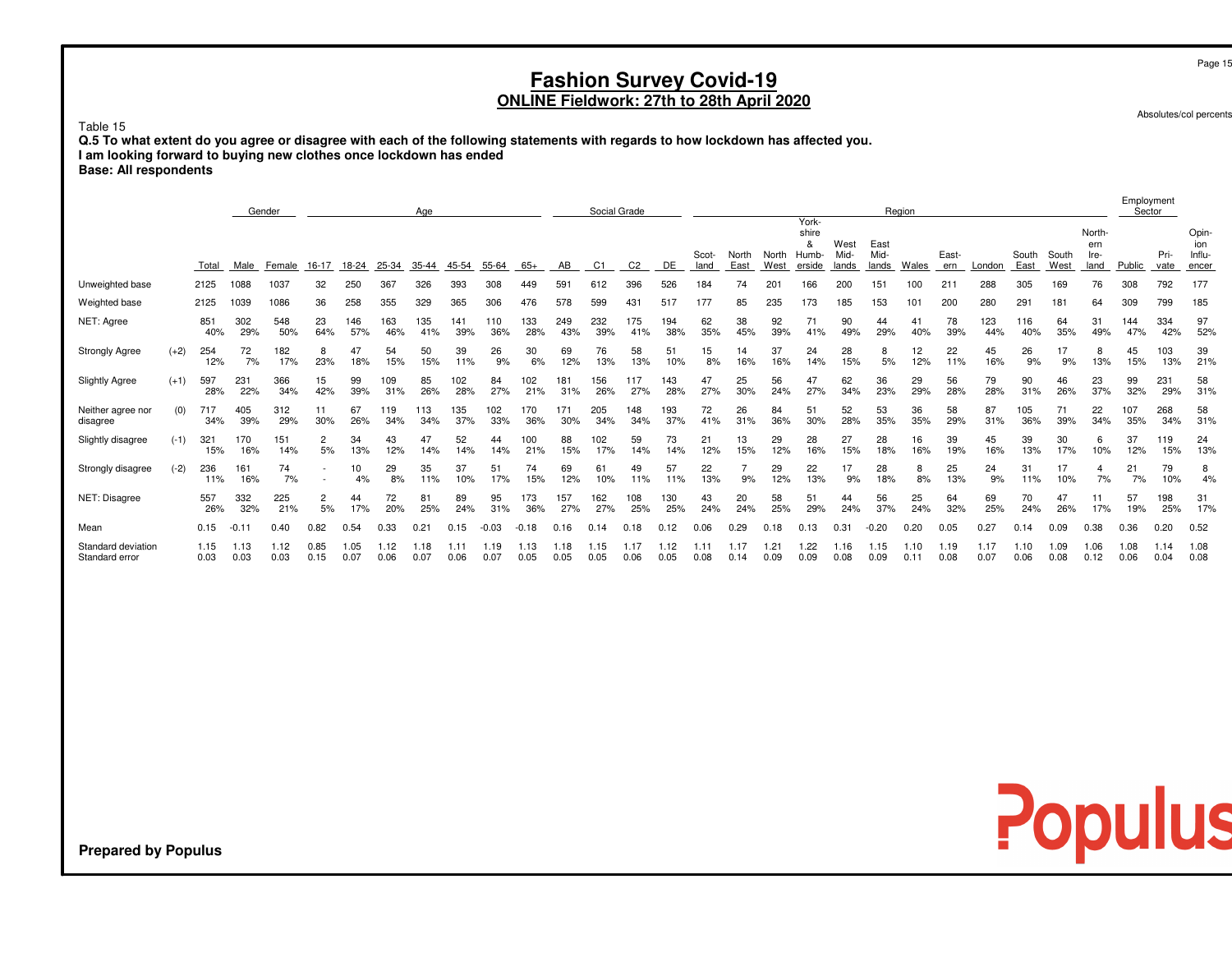# Fashion Survey Covid-19

## ONLINE Fieldwork: 27th to 28th April 2020

Absolutes/col percents

Table 15

**Q.5 To what extent do you agree or disagree with each of the following statements with regards to how lockdown has affected you.**
**I am looking forward to buying new clothes once lockdown has ended**
**Base: All respondents**

| | | | Gender | | Age | | | | | | | Social Grade | | | | Region | | | | | | | | | | | | Employment Sector | | |
|---|---|---|---|---|---|---|---|---|---|---|---|---|---|---|---|---|---|---|---|---|---|---|---|---|---|---|---|---|---|---|
| | | Total | Male | Female | 16-17 | 18-24 | 25-34 | 35-44 | 45-54 | 55-64 | 65+ | AB | C1 | C2 | DE | Scotland | North East | North West | Yorkshire & Humberside | West Midlands | East Midlands | Wales | Eastern | London | South East | South West | Northern Ireland | Public | Private | Opinion Influencer |
| Unweighted base | | 2125 | 1088 | 1037 | 32 | 250 | 367 | 326 | 393 | 308 | 449 | 591 | 612 | 396 | 526 | 184 | 74 | 201 | 166 | 200 | 151 | 100 | 211 | 288 | 305 | 169 | 76 | 308 | 792 | 177 |
| Weighted base | | 2125 | 1039 | 1086 | 36 | 258 | 355 | 329 | 365 | 306 | 476 | 578 | 599 | 431 | 517 | 177 | 85 | 235 | 173 | 185 | 153 | 101 | 200 | 280 | 291 | 181 | 64 | 309 | 799 | 185 |
| NET: Agree | | 851 | 302 | 548 | 23 | 146 | 163 | 135 | 141 | 110 | 133 | 249 | 232 | 175 | 194 | 62 | 38 | 92 | 71 | 90 | 44 | 41 | 78 | 123 | 116 | 64 | 31 | 144 | 334 | 97 |
| | | 40% | 29% | 50% | 64% | 57% | 46% | 41% | 39% | 36% | 28% | 43% | 39% | 41% | 38% | 35% | 45% | 39% | 41% | 49% | 29% | 40% | 39% | 44% | 40% | 35% | 49% | 47% | 42% | 52% |
| Strongly Agree | (+2) | 254 | 72 | 182 | 8 | 47 | 54 | 50 | 39 | 26 | 30 | 69 | 76 | 58 | 51 | 15 | 14 | 37 | 24 | 28 | 8 | 12 | 22 | 45 | 26 | 17 | 8 | 45 | 103 | 39 |
| | | 12% | 7% | 17% | 23% | 18% | 15% | 15% | 11% | 9% | 6% | 12% | 13% | 13% | 10% | 8% | 16% | 16% | 14% | 15% | 5% | 12% | 11% | 16% | 9% | 9% | 13% | 15% | 13% | 21% |
| Slightly Agree | (+1) | 597 | 231 | 366 | 15 | 99 | 109 | 85 | 102 | 84 | 102 | 181 | 156 | 117 | 143 | 47 | 25 | 56 | 47 | 62 | 36 | 29 | 56 | 79 | 90 | 46 | 23 | 99 | 231 | 58 |
| | | 28% | 22% | 34% | 42% | 39% | 31% | 26% | 28% | 27% | 21% | 31% | 26% | 27% | 28% | 27% | 30% | 24% | 27% | 34% | 23% | 29% | 28% | 28% | 31% | 26% | 37% | 32% | 29% | 31% |
| Neither agree nor disagree | (0) | 717 | 405 | 312 | 11 | 67 | 119 | 113 | 135 | 102 | 170 | 171 | 205 | 148 | 193 | 72 | 26 | 84 | 51 | 52 | 53 | 36 | 58 | 87 | 105 | 71 | 22 | 107 | 268 | 58 |
| | | 34% | 39% | 29% | 30% | 26% | 34% | 34% | 37% | 33% | 36% | 30% | 34% | 34% | 37% | 41% | 31% | 36% | 30% | 28% | 35% | 35% | 29% | 31% | 36% | 39% | 34% | 35% | 34% | 31% |
| Slightly disagree | (-1) | 321 | 170 | 151 | 2 | 34 | 43 | 47 | 52 | 44 | 100 | 88 | 102 | 59 | 73 | 21 | 13 | 29 | 28 | 27 | 28 | 16 | 39 | 45 | 39 | 30 | 6 | 37 | 119 | 24 |
| | | 15% | 16% | 14% | 5% | 13% | 12% | 14% | 14% | 14% | 21% | 15% | 17% | 14% | 14% | 12% | 15% | 12% | 16% | 15% | 18% | 16% | 19% | 16% | 13% | 17% | 10% | 12% | 15% | 13% |
| Strongly disagree | (-2) | 236 | 161 | 74 | - | 10 | 29 | 35 | 37 | 51 | 74 | 69 | 61 | 49 | 57 | 22 | 7 | 29 | 22 | 17 | 28 | 8 | 25 | 24 | 31 | 17 | 4 | 21 | 79 | 8 |
| | | 11% | 16% | 7% | - | 4% | 8% | 11% | 10% | 17% | 15% | 12% | 10% | 11% | 11% | 13% | 9% | 12% | 13% | 9% | 18% | 8% | 13% | 9% | 11% | 10% | 7% | 7% | 10% | 4% |
| NET: Disagree | | 557 | 332 | 225 | 2 | 44 | 72 | 81 | 89 | 95 | 173 | 157 | 162 | 108 | 130 | 43 | 20 | 58 | 51 | 44 | 56 | 25 | 64 | 69 | 70 | 47 | 11 | 57 | 198 | 31 |
| | | 26% | 32% | 21% | 5% | 17% | 20% | 25% | 24% | 31% | 36% | 27% | 27% | 25% | 25% | 24% | 24% | 25% | 29% | 24% | 37% | 24% | 32% | 25% | 24% | 26% | 17% | 19% | 25% | 17% |
| Mean | | 0.15 | -0.11 | 0.40 | 0.82 | 0.54 | 0.33 | 0.21 | 0.15 | -0.03 | -0.18 | 0.16 | 0.14 | 0.18 | 0.12 | 0.06 | 0.29 | 0.18 | 0.13 | 0.31 | -0.20 | 0.20 | 0.05 | 0.27 | 0.14 | 0.09 | 0.38 | 0.36 | 0.20 | 0.52 |
| Standard deviation | | 1.15 | 1.13 | 1.12 | 0.85 | 1.05 | 1.12 | 1.18 | 1.11 | 1.19 | 1.13 | 1.18 | 1.15 | 1.17 | 1.12 | 1.11 | 1.17 | 1.21 | 1.22 | 1.16 | 1.15 | 1.10 | 1.19 | 1.17 | 1.10 | 1.09 | 1.06 | 1.08 | 1.14 | 1.08 |
| Standard error | | 0.03 | 0.03 | 0.03 | 0.15 | 0.07 | 0.06 | 0.07 | 0.06 | 0.07 | 0.05 | 0.05 | 0.05 | 0.06 | 0.05 | 0.08 | 0.14 | 0.09 | 0.09 | 0.08 | 0.09 | 0.11 | 0.08 | 0.07 | 0.06 | 0.08 | 0.12 | 0.06 | 0.04 | 0.08 |

**Prepared by Populus**

Populus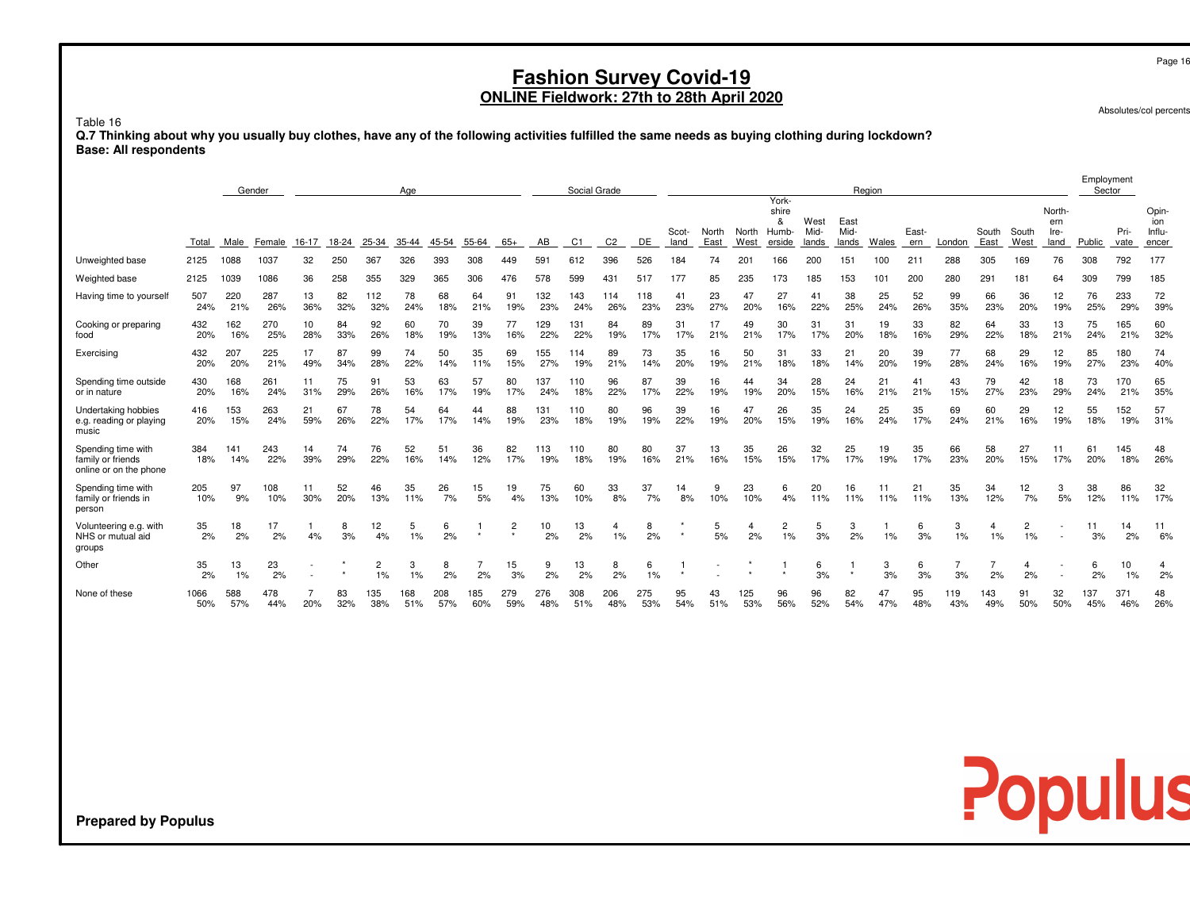# Fashion Survey Covid-19

**ONLINE Fieldwork: 27th to 28th April 2020**

Absolutes/col percents

Table 16

**Q.7 Thinking about why you usually buy clothes, have any of the following activities fulfilled the same needs as buying clothing during lockdown?**
**Base: All respondents**

| | | Gender | | Age | | | | | | | Social Grade | | | | Region | | | | | | | | | | | | Employment Sector | | |
|---|---|---|---|---|---|---|---|---|---|---|---|---|---|---|---|---|---|---|---|---|---|---|---|---|---|---|---|---|---|
| | Total | Male | Female | 16-17 | 18-24 | 25-34 | 35-44 | 45-54 | 55-64 | 65+ | AB | C1 | C2 | DE | Scotland | North East | North West | Yorkshire & Humberside | West Midlands | East Midlands | Wales | Eastern | London | South East | South West | Northern Ireland | Public | Private | Opinion Influencer |
| Unweighted base | 2125 | 1088 | 1037 | 32 | 250 | 367 | 326 | 393 | 308 | 449 | 591 | 612 | 396 | 526 | 184 | 74 | 201 | 166 | 200 | 151 | 100 | 211 | 288 | 305 | 169 | 76 | 308 | 792 | 177 |
| Weighted base | 2125 | 1039 | 1086 | 36 | 258 | 355 | 329 | 365 | 306 | 476 | 578 | 599 | 431 | 517 | 177 | 85 | 235 | 173 | 185 | 153 | 101 | 200 | 280 | 291 | 181 | 64 | 309 | 799 | 185 |
| Having time to yourself | 507 | 220 | 287 | 13 | 82 | 112 | 78 | 68 | 64 | 91 | 132 | 143 | 114 | 118 | 41 | 23 | 47 | 27 | 41 | 38 | 25 | 52 | 99 | 66 | 36 | 12 | 76 | 233 | 72 |
| | 24% | 21% | 26% | 36% | 32% | 32% | 24% | 18% | 21% | 19% | 23% | 24% | 26% | 23% | 23% | 27% | 20% | 16% | 22% | 25% | 24% | 26% | 35% | 23% | 20% | 19% | 25% | 29% | 39% |
| Cooking or preparing food | 432 | 162 | 270 | 10 | 84 | 92 | 60 | 70 | 39 | 77 | 129 | 131 | 84 | 89 | 31 | 17 | 49 | 30 | 31 | 31 | 19 | 33 | 82 | 64 | 33 | 13 | 75 | 165 | 60 |
| | 20% | 16% | 25% | 28% | 33% | 26% | 18% | 19% | 13% | 16% | 22% | 22% | 19% | 17% | 17% | 21% | 21% | 17% | 17% | 20% | 18% | 16% | 29% | 22% | 18% | 21% | 24% | 21% | 32% |
| Exercising | 432 | 207 | 225 | 17 | 87 | 99 | 74 | 50 | 35 | 69 | 155 | 114 | 89 | 73 | 35 | 16 | 50 | 31 | 33 | 21 | 20 | 39 | 77 | 68 | 29 | 12 | 85 | 180 | 74 |
| | 20% | 20% | 21% | 49% | 34% | 28% | 22% | 14% | 11% | 15% | 27% | 19% | 21% | 14% | 20% | 19% | 21% | 18% | 18% | 14% | 20% | 19% | 28% | 24% | 16% | 19% | 27% | 23% | 40% |
| Spending time outside or in nature | 430 | 168 | 261 | 11 | 75 | 91 | 53 | 63 | 57 | 80 | 137 | 110 | 96 | 87 | 39 | 16 | 44 | 34 | 28 | 24 | 21 | 41 | 43 | 79 | 42 | 18 | 73 | 170 | 65 |
| | 20% | 16% | 24% | 31% | 29% | 26% | 16% | 17% | 19% | 17% | 24% | 18% | 22% | 17% | 22% | 19% | 19% | 20% | 15% | 16% | 21% | 21% | 15% | 27% | 23% | 29% | 24% | 21% | 35% |
| Undertaking hobbies e.g. reading or playing music | 416 | 153 | 263 | 21 | 67 | 78 | 54 | 64 | 44 | 88 | 131 | 110 | 80 | 96 | 39 | 16 | 47 | 26 | 35 | 24 | 25 | 35 | 69 | 60 | 29 | 12 | 55 | 152 | 57 |
| | 20% | 15% | 24% | 59% | 26% | 22% | 17% | 17% | 14% | 19% | 23% | 18% | 19% | 19% | 22% | 19% | 20% | 15% | 19% | 16% | 24% | 17% | 24% | 21% | 16% | 19% | 18% | 19% | 31% |
| Spending time with family or friends online or on the phone | 384 | 141 | 243 | 14 | 74 | 76 | 52 | 51 | 36 | 82 | 113 | 110 | 80 | 80 | 37 | 13 | 35 | 26 | 32 | 25 | 19 | 35 | 66 | 58 | 27 | 11 | 61 | 145 | 48 |
| | 18% | 14% | 22% | 39% | 29% | 22% | 16% | 14% | 12% | 17% | 19% | 18% | 19% | 16% | 21% | 16% | 15% | 15% | 17% | 17% | 19% | 17% | 23% | 20% | 15% | 17% | 20% | 18% | 26% |
| Spending time with family or friends in person | 205 | 97 | 108 | 11 | 52 | 46 | 35 | 26 | 15 | 19 | 75 | 60 | 33 | 37 | 14 | 9 | 23 | 6 | 20 | 16 | 11 | 21 | 35 | 34 | 12 | 3 | 38 | 86 | 32 |
| | 10% | 9% | 10% | 30% | 20% | 13% | 11% | 7% | 5% | 4% | 13% | 10% | 8% | 7% | 8% | 10% | 10% | 4% | 11% | 11% | 11% | 11% | 13% | 12% | 7% | 5% | 12% | 11% | 17% |
| Volunteering e.g. with NHS or mutual aid groups | 35 | 18 | 17 | 1 | 8 | 12 | 5 | 6 | 1 | 2 | 10 | 13 | 4 | 8 | * | 5 | 4 | 2 | 5 | 3 | 1 | 6 | 3 | 4 | 2 | - | 11 | 14 | 11 |
| | 2% | 2% | 2% | 4% | 3% | 4% | 1% | 2% | * | * | 2% | 2% | 1% | 2% | * | 5% | 2% | 1% | 3% | 2% | 1% | 3% | 1% | 1% | 1% | - | 3% | 2% | 6% |
| Other | 35 | 13 | 23 | - | * | 2 | 3 | 8 | 7 | 15 | 9 | 13 | 8 | 6 | 1 | - | * | 1 | 6 | 1 | 3 | 6 | 7 | 7 | 4 | - | 6 | 10 | 4 |
| | 2% | 1% | 2% | - | * | 1% | 1% | 2% | 2% | 3% | 2% | 2% | 2% | 1% | * | - | * | * | 3% | * | 3% | 3% | 3% | 2% | 2% | - | 2% | 1% | 2% |
| None of these | 1066 | 588 | 478 | 7 | 83 | 135 | 168 | 208 | 185 | 279 | 276 | 308 | 206 | 275 | 95 | 43 | 125 | 96 | 96 | 82 | 47 | 95 | 119 | 143 | 91 | 32 | 137 | 371 | 48 |
| | 50% | 57% | 44% | 20% | 32% | 38% | 51% | 57% | 60% | 59% | 48% | 51% | 48% | 53% | 54% | 51% | 53% | 56% | 52% | 54% | 47% | 48% | 43% | 49% | 50% | 50% | 45% | 46% | 26% |

**Prepared by Populus**

Populus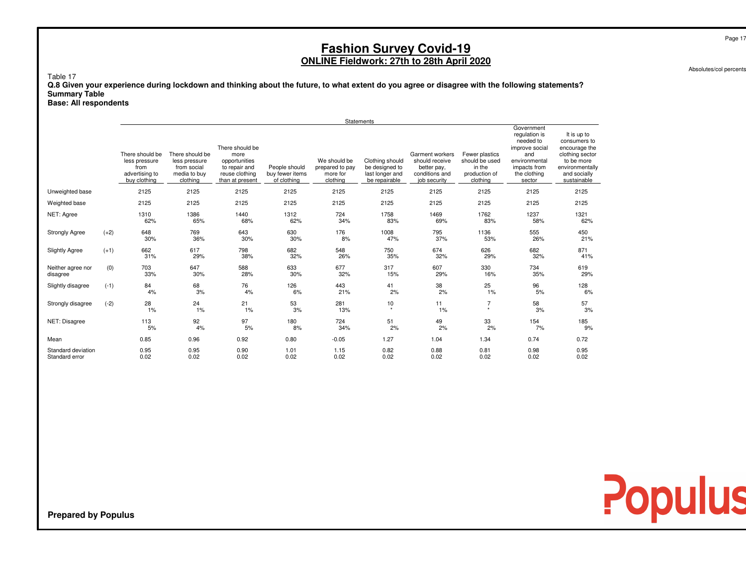# Fashion Survey Covid-19

## ONLINE Fieldwork: 27th to 28th April 2020

Absolutes/col percents

Table 17

**Q.8 Given your experience during lockdown and thinking about the future, to what extent do you agree or disagree with the following statements?**

**Summary Table**

**Base: All respondents**

| | | Statements | | | | | | | | | |
|---|---|---|---|---|---|---|---|---|---|---|---|
| | | There should be less pressure from advertising to buy clothing | There should be less pressure from social media to buy clothing | There should be more opportunities to repair and reuse clothing than at present | People should buy fewer items of clothing | We should be prepared to pay more for clothing | Clothing should be designed to last longer and be repairable | Garment workers should receive better pay, conditions and job security | Fewer plastics should be used in the production of clothing | Government regulation is needed to improve social and environmental impacts from the clothing sector | It is up to consumers to encourage the clothing sector to be more environmentally and socially sustainable |
| Unweighted base | | 2125 | 2125 | 2125 | 2125 | 2125 | 2125 | 2125 | 2125 | 2125 | 2125 |
| Weighted base | | 2125 | 2125 | 2125 | 2125 | 2125 | 2125 | 2125 | 2125 | 2125 | 2125 |
| NET: Agree | | 1310<br>62% | 1386<br>65% | 1440<br>68% | 1312<br>62% | 724<br>34% | 1758<br>83% | 1469<br>69% | 1762<br>83% | 1237<br>58% | 1321<br>62% |
| Strongly Agree | (+2) | 648<br>30% | 769<br>36% | 643<br>30% | 630<br>30% | 176<br>8% | 1008<br>47% | 795<br>37% | 1136<br>53% | 555<br>26% | 450<br>21% |
| Slightly Agree | (+1) | 662<br>31% | 617<br>29% | 798<br>38% | 682<br>32% | 548<br>26% | 750<br>35% | 674<br>32% | 626<br>29% | 682<br>32% | 871<br>41% |
| Neither agree nor disagree | (0) | 703<br>33% | 647<br>30% | 588<br>28% | 633<br>30% | 677<br>32% | 317<br>15% | 607<br>29% | 330<br>16% | 734<br>35% | 619<br>29% |
| Slightly disagree | (-1) | 84<br>4% | 68<br>3% | 76<br>4% | 126<br>6% | 443<br>21% | 41<br>2% | 38<br>2% | 25<br>1% | 96<br>5% | 128<br>6% |
| Strongly disagree | (-2) | 28<br>1% | 24<br>1% | 21<br>1% | 53<br>3% | 281<br>13% | 10<br>* | 11<br>1% | 7<br>* | 58<br>3% | 57<br>3% |
| NET: Disagree | | 113<br>5% | 92<br>4% | 97<br>5% | 180<br>8% | 724<br>34% | 51<br>2% | 49<br>2% | 33<br>2% | 154<br>7% | 185<br>9% |
| Mean | | 0.85 | 0.96 | 0.92 | 0.80 | -0.05 | 1.27 | 1.04 | 1.34 | 0.74 | 0.72 |
| Standard deviation | | 0.95 | 0.95 | 0.90 | 1.01 | 1.15 | 0.82 | 0.88 | 0.81 | 0.98 | 0.95 |
| Standard error | | 0.02 | 0.02 | 0.02 | 0.02 | 0.02 | 0.02 | 0.02 | 0.02 | 0.02 | 0.02 |

**Prepared by Populus**

Populus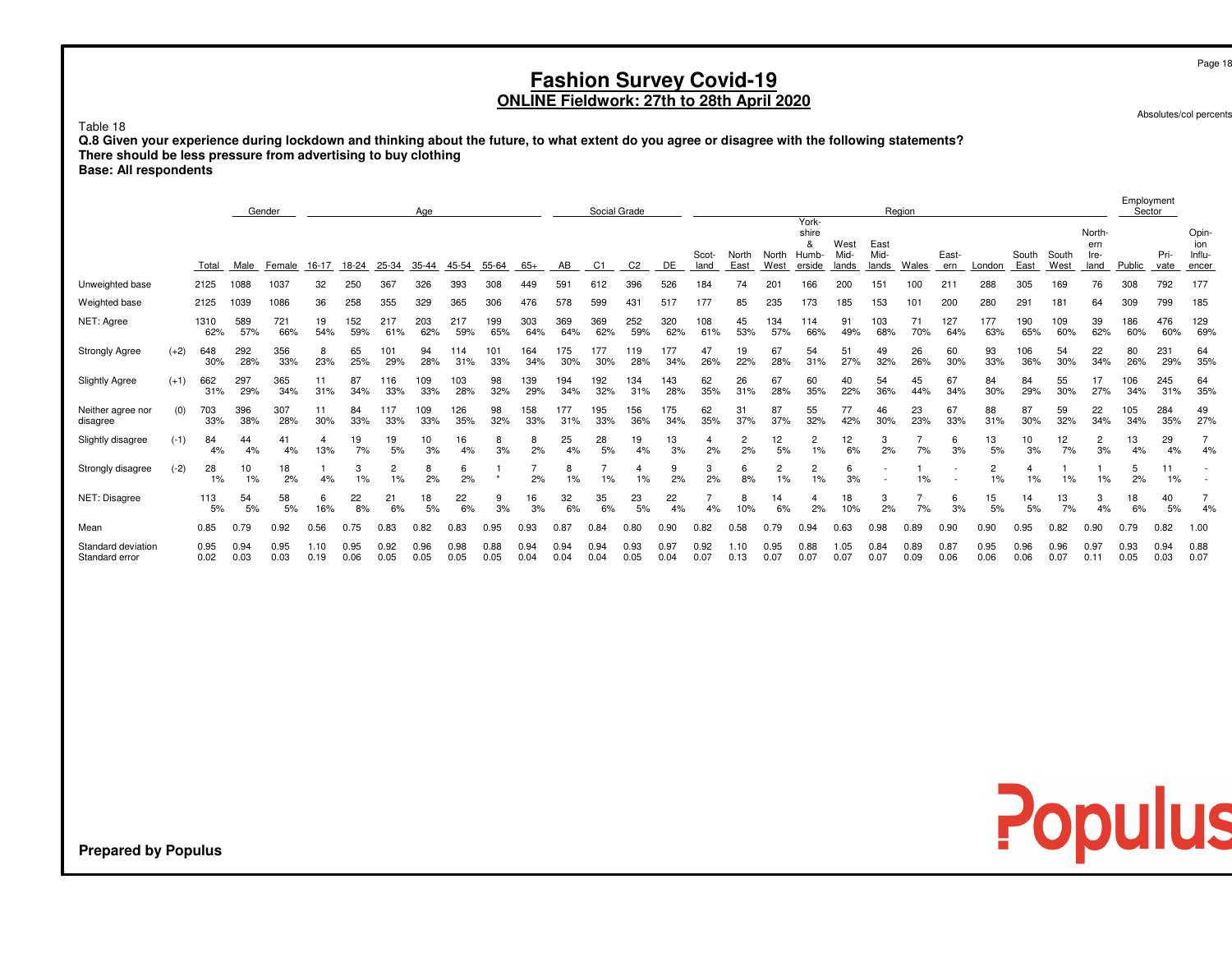# Fashion Survey Covid-19

**ONLINE Fieldwork: 27th to 28th April 2020**

Absolutes/col percents

Table 18

**Q.8 Given your experience during lockdown and thinking about the future, to what extent do you agree or disagree with the following statements?**
**There should be less pressure from advertising to buy clothing**
**Base: All respondents**

| | | | Gender | | Age | | | | | | Social Grade | | | | Region | | | | | | | | | | | | Employment Sector | | |
|---|---|---|---|---|---|---|---|---|---|---|---|---|---|---|---|---|---|---|---|---|---|---|---|---|---|---|---|---|---|
| | | Total | Male | Female | 16-17 | 18-24 | 25-34 | 35-44 | 45-54 | 55-64 | 65+ | AB | C1 | C2 | DE | Scotland | North East | North West | Yorkshire & Humberside | West Midlands | East Midlands | Wales | Eastern | London | South East | South West | Northern Ireland | Public | Private | Opinion Influencer |
| Unweighted base | | 2125 | 1088 | 1037 | 32 | 250 | 367 | 326 | 393 | 308 | 449 | 591 | 612 | 396 | 526 | 184 | 74 | 201 | 166 | 200 | 151 | 100 | 211 | 288 | 305 | 169 | 76 | 308 | 792 | 177 |
| Weighted base | | 2125 | 1039 | 1086 | 36 | 258 | 355 | 329 | 365 | 306 | 476 | 578 | 599 | 431 | 517 | 177 | 85 | 235 | 173 | 185 | 153 | 101 | 200 | 280 | 291 | 181 | 64 | 309 | 799 | 185 |
| NET: Agree | | 1310 | 589 | 721 | 19 | 152 | 217 | 203 | 217 | 199 | 303 | 369 | 369 | 252 | 320 | 108 | 45 | 134 | 114 | 91 | 103 | 71 | 127 | 177 | 190 | 109 | 39 | 186 | 476 | 129 |
| | | 62% | 57% | 66% | 54% | 59% | 61% | 62% | 59% | 65% | 64% | 64% | 62% | 59% | 62% | 61% | 53% | 57% | 66% | 49% | 68% | 70% | 64% | 63% | 65% | 60% | 62% | 60% | 60% | 69% |
| Strongly Agree | (+2) | 648 | 292 | 356 | 8 | 65 | 101 | 94 | 114 | 101 | 164 | 175 | 177 | 119 | 177 | 47 | 19 | 67 | 54 | 51 | 49 | 26 | 60 | 93 | 106 | 54 | 22 | 80 | 231 | 64 |
| | | 30% | 28% | 33% | 23% | 25% | 29% | 28% | 31% | 33% | 34% | 30% | 30% | 28% | 34% | 26% | 22% | 28% | 31% | 27% | 32% | 26% | 30% | 33% | 36% | 30% | 34% | 26% | 29% | 35% |
| Slightly Agree | (+1) | 662 | 297 | 365 | 11 | 87 | 116 | 109 | 103 | 98 | 139 | 194 | 192 | 134 | 143 | 62 | 26 | 67 | 60 | 40 | 54 | 45 | 67 | 84 | 84 | 55 | 17 | 106 | 245 | 64 |
| | | 31% | 29% | 34% | 31% | 34% | 33% | 33% | 28% | 32% | 29% | 34% | 32% | 31% | 28% | 35% | 31% | 28% | 35% | 22% | 36% | 44% | 34% | 30% | 29% | 30% | 27% | 34% | 31% | 35% |
| Neither agree nor disagree | (0) | 703 | 396 | 307 | 11 | 84 | 117 | 109 | 126 | 98 | 158 | 177 | 195 | 156 | 175 | 62 | 31 | 87 | 55 | 77 | 46 | 23 | 67 | 88 | 87 | 59 | 22 | 105 | 284 | 49 |
| | | 33% | 38% | 28% | 30% | 33% | 33% | 33% | 35% | 32% | 33% | 31% | 33% | 36% | 34% | 35% | 37% | 37% | 32% | 42% | 30% | 23% | 33% | 31% | 30% | 32% | 34% | 34% | 35% | 27% |
| Slightly disagree | (-1) | 84 | 44 | 41 | 4 | 19 | 19 | 10 | 16 | 8 | 8 | 25 | 28 | 19 | 13 | 4 | 2 | 12 | 2 | 12 | 3 | 7 | 6 | 13 | 10 | 12 | 2 | 13 | 29 | 7 |
| | | 4% | 4% | 4% | 13% | 7% | 5% | 3% | 4% | 3% | 2% | 4% | 5% | 4% | 3% | 2% | 2% | 5% | 1% | 6% | 2% | 7% | 3% | 5% | 3% | 7% | 3% | 4% | 4% | 4% |
| Strongly disagree | (-2) | 28 | 10 | 18 | 1 | 3 | 2 | 8 | 6 | 1 | 7 | 8 | 7 | 4 | 9 | 3 | 6 | 2 | 2 | 6 | - | 1 | - | 2 | 4 | 1 | 1 | 5 | 11 | - |
| | | 1% | 1% | 2% | 4% | 1% | 1% | 2% | 2% | * | 2% | 1% | 1% | 1% | 2% | 2% | 8% | 1% | 1% | 3% | - | 1% | - | 1% | 1% | 1% | 1% | 2% | 1% | - |
| NET: Disagree | | 113 | 54 | 58 | 6 | 22 | 21 | 18 | 22 | 9 | 16 | 32 | 35 | 23 | 22 | 7 | 8 | 14 | 4 | 18 | 3 | 7 | 6 | 15 | 14 | 13 | 3 | 18 | 40 | 7 |
| | | 5% | 5% | 5% | 16% | 8% | 6% | 5% | 6% | 3% | 3% | 6% | 6% | 5% | 4% | 4% | 10% | 6% | 2% | 10% | 2% | 7% | 3% | 5% | 5% | 7% | 4% | 6% | 5% | 4% |
| Mean | | 0.85 | 0.79 | 0.92 | 0.56 | 0.75 | 0.83 | 0.82 | 0.83 | 0.95 | 0.93 | 0.87 | 0.84 | 0.80 | 0.90 | 0.82 | 0.58 | 0.79 | 0.94 | 0.63 | 0.98 | 0.89 | 0.90 | 0.90 | 0.95 | 0.82 | 0.90 | 0.79 | 0.82 | 1.00 |
| Standard deviation | | 0.95 | 0.94 | 0.95 | 1.10 | 0.95 | 0.92 | 0.96 | 0.98 | 0.88 | 0.94 | 0.94 | 0.94 | 0.93 | 0.97 | 0.92 | 1.10 | 0.95 | 0.88 | 1.05 | 0.84 | 0.89 | 0.87 | 0.95 | 0.96 | 0.96 | 0.97 | 0.93 | 0.94 | 0.88 |
| Standard error | | 0.02 | 0.03 | 0.03 | 0.19 | 0.06 | 0.05 | 0.05 | 0.05 | 0.05 | 0.04 | 0.04 | 0.04 | 0.05 | 0.04 | 0.07 | 0.13 | 0.07 | 0.07 | 0.07 | 0.07 | 0.09 | 0.06 | 0.06 | 0.06 | 0.07 | 0.11 | 0.05 | 0.03 | 0.07 |

**Prepared by Populus**

Populus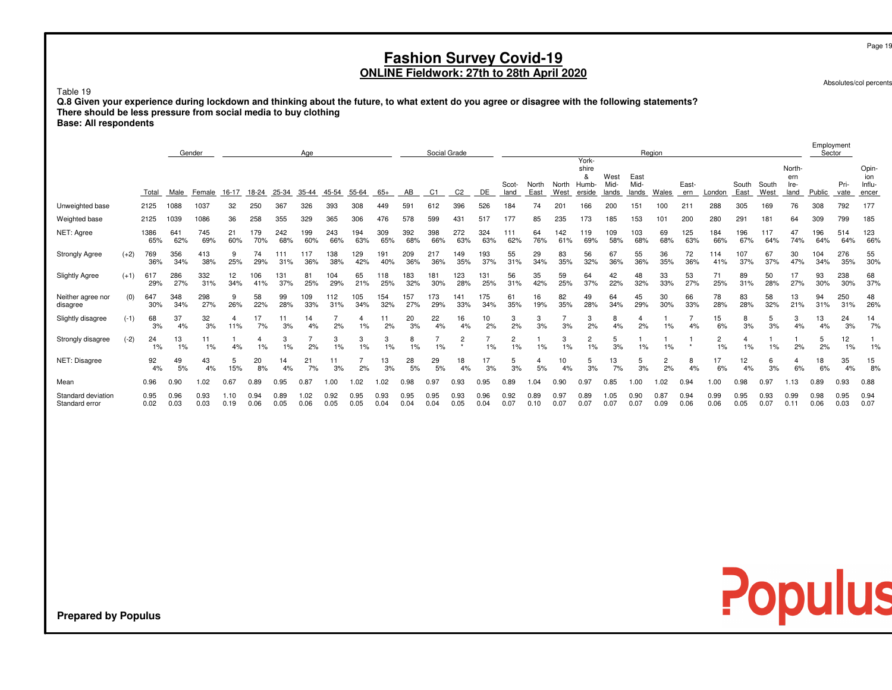# Fashion Survey Covid-19

## ONLINE Fieldwork: 27th to 28th April 2020

Absolutes/col percents

Table 19

**Q.8 Given your experience during lockdown and thinking about the future, to what extent do you agree or disagree with the following statements?**
**There should be less pressure from social media to buy clothing**
**Base: All respondents**

| | | | Gender | | Age | | | | | | | Social Grade | | | | Region | | | | | | | | | | | | Employment Sector | | |
|---|---|---|---|---|---|---|---|---|---|---|---|---|---|---|---|---|---|---|---|---|---|---|---|---|---|---|---|---|---|---|
| | | Total | Male | Female | 16-17 | 18-24 | 25-34 | 35-44 | 45-54 | 55-64 | 65+ | AB | C1 | C2 | DE | Scotland | North East | North West | Yorkshire & Humberside | West Midlands | East Midlands | Wales | Eastern | London | South East | South West | Northern Ireland | Public | Private | Opinion Influencer |
| Unweighted base | | 2125 | 1088 | 1037 | 32 | 250 | 367 | 326 | 393 | 308 | 449 | 591 | 612 | 396 | 526 | 184 | 74 | 201 | 166 | 200 | 151 | 100 | 211 | 288 | 305 | 169 | 76 | 308 | 792 | 177 |
| Weighted base | | 2125 | 1039 | 1086 | 36 | 258 | 355 | 329 | 365 | 306 | 476 | 578 | 599 | 431 | 517 | 177 | 85 | 235 | 173 | 185 | 153 | 101 | 200 | 280 | 291 | 181 | 64 | 309 | 799 | 185 |
| NET: Agree | | 1386 | 641 | 745 | 21 | 179 | 242 | 199 | 243 | 194 | 309 | 392 | 398 | 272 | 324 | 111 | 64 | 142 | 119 | 109 | 103 | 69 | 125 | 184 | 196 | 117 | 47 | 196 | 514 | 123 |
| | | 65% | 62% | 69% | 60% | 70% | 68% | 60% | 66% | 63% | 65% | 68% | 66% | 63% | 63% | 62% | 76% | 61% | 69% | 58% | 68% | 68% | 63% | 66% | 67% | 64% | 74% | 64% | 64% | 66% |
| Strongly Agree | (+2) | 769 | 356 | 413 | 9 | 74 | 111 | 117 | 138 | 129 | 191 | 209 | 217 | 149 | 193 | 55 | 29 | 83 | 56 | 67 | 55 | 36 | 72 | 114 | 107 | 67 | 30 | 104 | 276 | 55 |
| | | 36% | 34% | 38% | 25% | 29% | 31% | 36% | 38% | 42% | 40% | 36% | 36% | 35% | 37% | 31% | 34% | 35% | 32% | 36% | 36% | 35% | 36% | 41% | 37% | 37% | 47% | 34% | 35% | 30% |
| Slightly Agree | (+1) | 617 | 286 | 332 | 12 | 106 | 131 | 81 | 104 | 65 | 118 | 183 | 181 | 123 | 131 | 56 | 35 | 59 | 64 | 42 | 48 | 33 | 53 | 71 | 89 | 50 | 17 | 93 | 238 | 68 |
| | | 29% | 27% | 31% | 34% | 41% | 37% | 25% | 29% | 21% | 25% | 32% | 30% | 28% | 25% | 31% | 42% | 25% | 37% | 22% | 32% | 33% | 27% | 25% | 31% | 28% | 27% | 30% | 30% | 37% |
| Neither agree nor disagree | (0) | 647 | 348 | 298 | 9 | 58 | 99 | 109 | 112 | 105 | 154 | 157 | 173 | 141 | 175 | 61 | 16 | 82 | 49 | 64 | 45 | 30 | 66 | 78 | 83 | 58 | 13 | 94 | 250 | 48 |
| | | 30% | 34% | 27% | 26% | 22% | 28% | 33% | 31% | 34% | 32% | 27% | 29% | 33% | 34% | 35% | 19% | 35% | 28% | 34% | 29% | 30% | 33% | 28% | 28% | 32% | 21% | 31% | 31% | 26% |
| Slightly disagree | (-1) | 68 | 37 | 32 | 4 | 17 | 11 | 14 | 7 | 4 | 11 | 20 | 22 | 16 | 10 | 3 | 3 | 7 | 3 | 8 | 4 | 1 | 7 | 15 | 8 | 5 | 3 | 13 | 24 | 14 |
| | | 3% | 4% | 3% | 11% | 7% | 3% | 4% | 2% | 1% | 2% | 3% | 4% | 4% | 2% | 2% | 3% | 3% | 2% | 4% | 2% | 1% | 4% | 6% | 3% | 3% | 4% | 4% | 3% | 7% |
| Strongly disagree | (-2) | 24 | 13 | 11 | 1 | 4 | 3 | 7 | 3 | 3 | 3 | 8 | 7 | 2 | 7 | 2 | 1 | 3 | 2 | 5 | 1 | 1 | 1 | 2 | 4 | 1 | 1 | 5 | 12 | 1 |
| | | 1% | 1% | 1% | 4% | 1% | 1% | 2% | 1% | 1% | 1% | 1% | 1% | * | 1% | 1% | 1% | 1% | 1% | 3% | 1% | 1% | * | 1% | 1% | 1% | 2% | 2% | 1% | 1% |
| NET: Disagree | | 92 | 49 | 43 | 5 | 20 | 14 | 21 | 11 | 7 | 13 | 28 | 29 | 18 | 17 | 5 | 4 | 10 | 5 | 13 | 5 | 2 | 8 | 17 | 12 | 6 | 4 | 18 | 35 | 15 |
| | | 4% | 5% | 4% | 15% | 8% | 4% | 7% | 3% | 2% | 3% | 5% | 5% | 4% | 3% | 3% | 5% | 4% | 3% | 7% | 3% | 2% | 4% | 6% | 4% | 3% | 6% | 6% | 4% | 8% |
| Mean | | 0.96 | 0.90 | 1.02 | 0.67 | 0.89 | 0.95 | 0.87 | 1.00 | 1.02 | 1.02 | 0.98 | 0.97 | 0.93 | 0.95 | 0.89 | 1.04 | 0.90 | 0.97 | 0.85 | 1.00 | 1.02 | 0.94 | 1.00 | 0.98 | 0.97 | 1.13 | 0.89 | 0.93 | 0.88 |
| Standard deviation | | 0.95 | 0.96 | 0.93 | 1.10 | 0.94 | 0.89 | 1.02 | 0.92 | 0.95 | 0.93 | 0.95 | 0.95 | 0.93 | 0.96 | 0.92 | 0.89 | 0.97 | 0.89 | 1.05 | 0.90 | 0.87 | 0.94 | 0.99 | 0.95 | 0.93 | 0.99 | 0.98 | 0.95 | 0.94 |
| Standard error | | 0.02 | 0.03 | 0.03 | 0.19 | 0.06 | 0.05 | 0.06 | 0.05 | 0.05 | 0.04 | 0.04 | 0.04 | 0.05 | 0.04 | 0.07 | 0.10 | 0.07 | 0.07 | 0.07 | 0.07 | 0.09 | 0.06 | 0.06 | 0.05 | 0.07 | 0.11 | 0.06 | 0.03 | 0.07 |

**Prepared by Populus**

Populus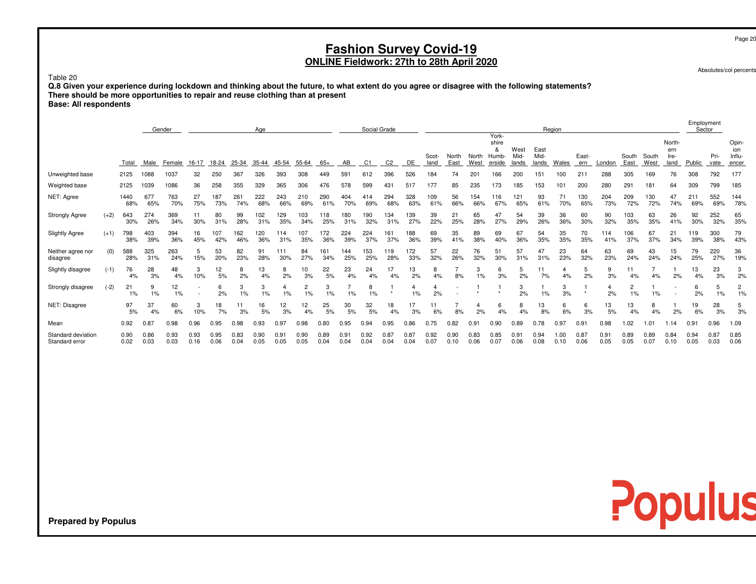# Fashion Survey Covid-19

## ONLINE Fieldwork: 27th to 28th April 2020

Absolutes/col percents

Table 20

**Q.8 Given your experience during lockdown and thinking about the future, to what extent do you agree or disagree with the following statements?**
**There should be more opportunities to repair and reuse clothing than at present**
**Base: All respondents**

| | | | Gender | | Age | | | | | | | Social Grade | | | | Region | | | | | | | | | | | | Employment Sector | | |
|---|---|---|---|---|---|---|---|---|---|---|---|---|---|---|---|---|---|---|---|---|---|---|---|---|---|---|---|---|---|---|
| | | Total | Male | Female | 16-17 | 18-24 | 25-34 | 35-44 | 45-54 | 55-64 | 65+ | AB | C1 | C2 | DE | Scotland | North East | North West | Yorkshire & Humberside | West Midlands | East Midlands | Wales | Eastern | London | South East | South West | Northern Ireland | Public | Private | Opinion Influencer |
| Unweighted base | | 2125 | 1088 | 1037 | 32 | 250 | 367 | 326 | 393 | 308 | 449 | 591 | 612 | 396 | 526 | 184 | 74 | 201 | 166 | 200 | 151 | 100 | 211 | 288 | 305 | 169 | 76 | 308 | 792 | 177 |
| Weighted base | | 2125 | 1039 | 1086 | 36 | 258 | 355 | 329 | 365 | 306 | 476 | 578 | 599 | 431 | 517 | 177 | 85 | 235 | 173 | 185 | 153 | 101 | 200 | 280 | 291 | 181 | 64 | 309 | 799 | 185 |
| NET: Agree | | 1440<br>68% | 677<br>65% | 763<br>70% | 27<br>75% | 187<br>73% | 261<br>74% | 222<br>68% | 243<br>66% | 210<br>69% | 290<br>61% | 404<br>70% | 414<br>69% | 294<br>68% | 328<br>63% | 109<br>61% | 56<br>66% | 154<br>66% | 116<br>67% | 121<br>65% | 93<br>61% | 71<br>70% | 130<br>65% | 204<br>73% | 209<br>72% | 130<br>72% | 47<br>74% | 211<br>69% | 552<br>69% | 144<br>78% |
| Strongly Agree | (+2) | 643<br>30% | 274<br>26% | 369<br>34% | 11<br>30% | 80<br>31% | 99<br>28% | 102<br>31% | 129<br>35% | 103<br>34% | 118<br>25% | 180<br>31% | 190<br>32% | 134<br>31% | 139<br>27% | 39<br>22% | 21<br>25% | 65<br>28% | 47<br>27% | 54<br>29% | 39<br>26% | 36<br>36% | 60<br>30% | 90<br>32% | 103<br>35% | 63<br>35% | 26<br>41% | 92<br>30% | 252<br>32% | 65<br>35% |
| Slightly Agree | (+1) | 798<br>38% | 403<br>39% | 394<br>36% | 16<br>45% | 107<br>42% | 162<br>46% | 120<br>36% | 114<br>31% | 107<br>35% | 172<br>36% | 224<br>39% | 224<br>37% | 161<br>37% | 188<br>36% | 69<br>39% | 35<br>41% | 89<br>38% | 69<br>40% | 67<br>36% | 54<br>35% | 35<br>35% | 70<br>35% | 114<br>41% | 106<br>37% | 67<br>37% | 21<br>34% | 119<br>39% | 300<br>38% | 79<br>43% |
| Neither agree nor disagree | (0) | 588<br>28% | 325<br>31% | 263<br>24% | 5<br>15% | 53<br>20% | 82<br>23% | 91<br>28% | 111<br>30% | 84<br>27% | 161<br>34% | 144<br>25% | 153<br>25% | 119<br>28% | 172<br>33% | 57<br>32% | 22<br>26% | 76<br>32% | 51<br>30% | 57<br>31% | 47<br>31% | 23<br>23% | 64<br>32% | 63<br>23% | 69<br>24% | 43<br>24% | 15<br>24% | 79<br>25% | 220<br>27% | 36<br>19% |
| Slightly disagree | (-1) | 76<br>4% | 28<br>3% | 48<br>4% | 3<br>10% | 12<br>5% | 8<br>2% | 13<br>4% | 8<br>2% | 10<br>3% | 22<br>5% | 23<br>4% | 24<br>4% | 17<br>4% | 13<br>2% | 8<br>4% | 7<br>8% | 3<br>1% | 6<br>3% | 5<br>2% | 11<br>7% | 4<br>4% | 5<br>2% | 9<br>3% | 11<br>4% | 7<br>4% | 1<br>2% | 13<br>4% | 23<br>3% | 3<br>2% |
| Strongly disagree | (-2) | 21<br>1% | 9<br>1% | 12<br>1% | -<br>- | 6<br>2% | 3<br>1% | 3<br>1% | 4<br>1% | 2<br>1% | 3<br>1% | 7<br>1% | 8<br>1% | 1<br>* | 4<br>1% | 4<br>2% | -<br>- | 1<br>* | 1<br>* | 3<br>2% | 1<br>1% | 3<br>3% | 1<br>* | 4<br>2% | 2<br>1% | 1<br>1% | -<br>- | 6<br>2% | 5<br>1% | 2<br>1% |
| NET: Disagree | | 97<br>5% | 37<br>4% | 60<br>6% | 3<br>10% | 18<br>7% | 11<br>3% | 16<br>5% | 12<br>3% | 12<br>4% | 25<br>5% | 30<br>5% | 32<br>5% | 18<br>4% | 17<br>3% | 11<br>6% | 7<br>8% | 4<br>2% | 6<br>4% | 8<br>4% | 13<br>8% | 6<br>6% | 6<br>3% | 13<br>5% | 13<br>4% | 8<br>4% | 1<br>2% | 19<br>6% | 28<br>3% | 5<br>3% |
| Mean | | 0.92 | 0.87 | 0.98 | 0.96 | 0.95 | 0.98 | 0.93 | 0.97 | 0.98 | 0.80 | 0.95 | 0.94 | 0.95 | 0.86 | 0.75 | 0.82 | 0.91 | 0.90 | 0.89 | 0.78 | 0.97 | 0.91 | 0.98 | 1.02 | 1.01 | 1.14 | 0.91 | 0.96 | 1.09 |
| Standard deviation | | 0.90 | 0.86 | 0.93 | 0.93 | 0.95 | 0.83 | 0.90 | 0.91 | 0.90 | 0.89 | 0.91 | 0.92 | 0.87 | 0.87 | 0.92 | 0.90 | 0.83 | 0.85 | 0.91 | 0.94 | 1.00 | 0.87 | 0.91 | 0.89 | 0.89 | 0.84 | 0.94 | 0.87 | 0.85 |
| Standard error | | 0.02 | 0.03 | 0.03 | 0.16 | 0.06 | 0.04 | 0.05 | 0.05 | 0.05 | 0.04 | 0.04 | 0.04 | 0.04 | 0.04 | 0.07 | 0.10 | 0.06 | 0.07 | 0.06 | 0.08 | 0.10 | 0.06 | 0.05 | 0.05 | 0.07 | 0.10 | 0.05 | 0.03 | 0.06 |

**Prepared by Populus**

Populus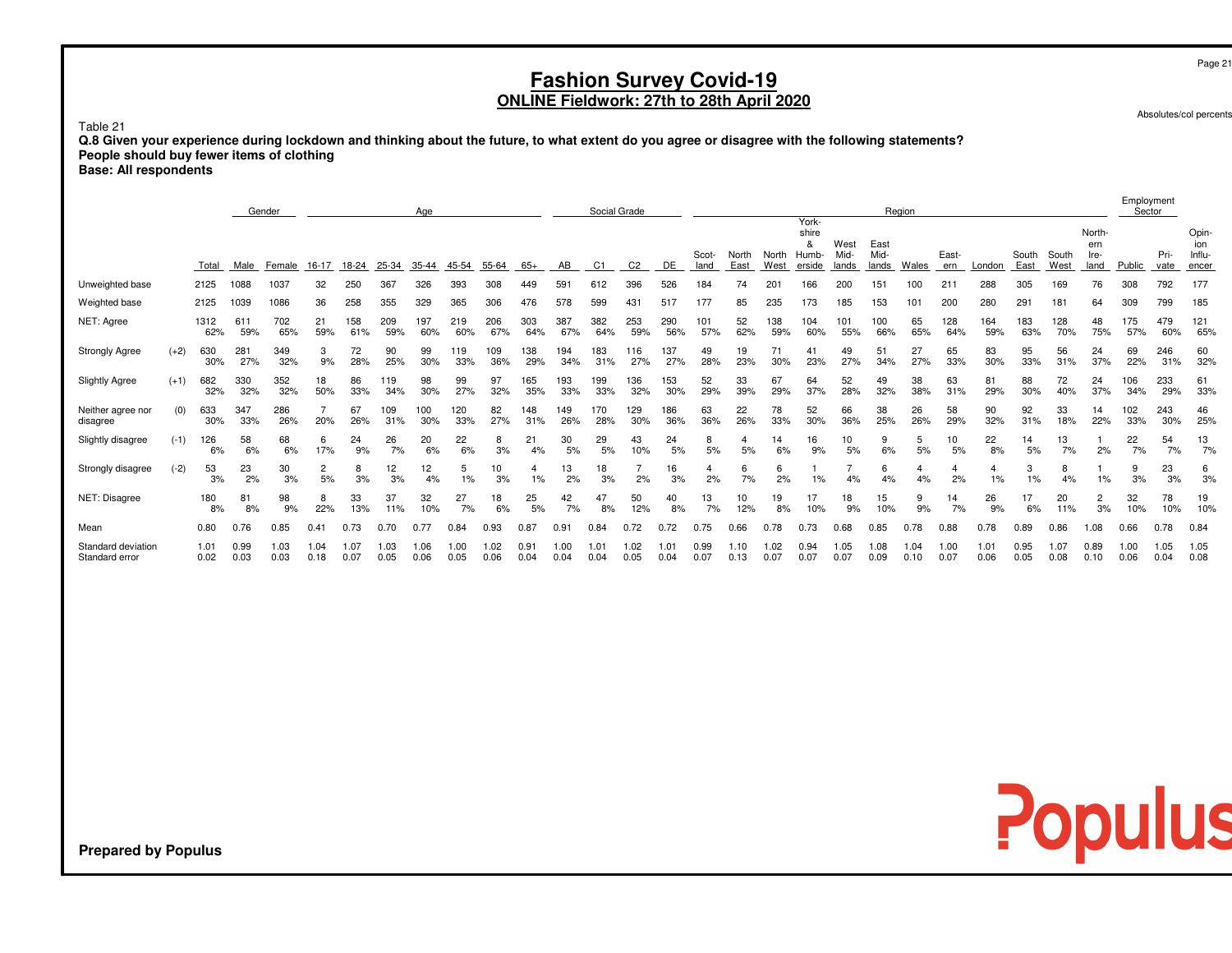# Fashion Survey Covid-19

## ONLINE Fieldwork: 27th to 28th April 2020

Absolutes/col percents

Table 21

**Q.8 Given your experience during lockdown and thinking about the future, to what extent do you agree or disagree with the following statements?**
**People should buy fewer items of clothing**
**Base: All respondents**

| | | | Gender | | Age | | | | | | Social Grade | | | | Region | | | | | | | | | | | | Employment Sector | | |
|---|---|---|---|---|---|---|---|---|---|---|---|---|---|---|---|---|---|---|---|---|---|---|---|---|---|---|---|---|---|
| | | Total | Male | Female | 16-17 | 18-24 | 25-34 | 35-44 | 45-54 | 55-64 | 65+ | AB | C1 | C2 | DE | Scotland | North East | North West | Yorkshire & Humberside | West Midlands | East Midlands | Wales | Eastern | London | South East | South West | Northern Ireland | Public | Private | Opinion Influencer |
| Unweighted base | | 2125 | 1088 | 1037 | 32 | 250 | 367 | 326 | 393 | 308 | 449 | 591 | 612 | 396 | 526 | 184 | 74 | 201 | 166 | 200 | 151 | 100 | 211 | 288 | 305 | 169 | 76 | 308 | 792 | 177 |
| Weighted base | | 2125 | 1039 | 1086 | 36 | 258 | 355 | 329 | 365 | 306 | 476 | 578 | 599 | 431 | 517 | 177 | 85 | 235 | 173 | 185 | 153 | 101 | 200 | 280 | 291 | 181 | 64 | 309 | 799 | 185 |
| NET: Agree | | 1312 62% | 611 59% | 702 65% | 21 59% | 158 61% | 209 59% | 197 60% | 219 60% | 206 67% | 303 64% | 387 67% | 382 64% | 253 59% | 290 56% | 101 57% | 52 62% | 138 59% | 104 60% | 101 55% | 100 66% | 65 65% | 128 64% | 164 59% | 183 63% | 128 70% | 48 75% | 175 57% | 479 60% | 121 65% |
| Strongly Agree | (+2) | 630 30% | 281 27% | 349 32% | 3 9% | 72 28% | 90 25% | 99 30% | 119 33% | 109 36% | 138 29% | 194 34% | 183 31% | 116 27% | 137 27% | 49 28% | 19 23% | 71 30% | 41 23% | 49 27% | 51 34% | 27 27% | 65 33% | 83 30% | 95 33% | 56 31% | 24 37% | 69 22% | 246 31% | 60 32% |
| Slightly Agree | (+1) | 682 32% | 330 32% | 352 32% | 18 50% | 86 33% | 119 34% | 98 30% | 99 27% | 97 32% | 165 35% | 193 33% | 199 33% | 136 32% | 153 30% | 52 29% | 33 39% | 67 29% | 64 37% | 52 28% | 49 32% | 38 38% | 63 31% | 81 29% | 88 30% | 72 40% | 24 37% | 106 34% | 233 29% | 61 33% |
| Neither agree nor disagree | (0) | 633 30% | 347 33% | 286 26% | 7 20% | 67 26% | 109 31% | 100 30% | 120 33% | 82 27% | 148 31% | 149 26% | 170 28% | 129 30% | 186 36% | 63 36% | 22 26% | 78 33% | 52 30% | 66 36% | 38 25% | 26 26% | 58 29% | 90 32% | 92 31% | 33 18% | 14 22% | 102 33% | 243 30% | 46 25% |
| Slightly disagree | (-1) | 126 6% | 58 6% | 68 6% | 6 17% | 24 9% | 26 7% | 20 6% | 22 6% | 8 3% | 21 4% | 30 5% | 29 5% | 43 10% | 24 5% | 8 5% | 4 5% | 14 6% | 16 9% | 10 5% | 9 6% | 5 5% | 10 5% | 22 8% | 14 5% | 13 7% | 1 2% | 22 7% | 54 7% | 13 7% |
| Strongly disagree | (-2) | 53 3% | 23 2% | 30 3% | 2 5% | 8 3% | 12 3% | 12 4% | 5 1% | 10 3% | 4 1% | 13 2% | 18 3% | 7 2% | 16 3% | 4 2% | 6 7% | 6 2% | 1 1% | 7 4% | 6 4% | 4 4% | 4 2% | 4 1% | 3 1% | 8 4% | 1 1% | 9 3% | 23 3% | 6 3% |
| NET: Disagree | | 180 8% | 81 8% | 98 9% | 8 22% | 33 13% | 37 11% | 32 10% | 27 7% | 18 6% | 25 5% | 42 7% | 47 8% | 50 12% | 40 8% | 13 7% | 10 12% | 19 8% | 17 10% | 18 9% | 15 10% | 9 9% | 14 7% | 26 9% | 17 6% | 20 11% | 2 3% | 32 10% | 78 10% | 19 10% |
| Mean | | 0.80 | 0.76 | 0.85 | 0.41 | 0.73 | 0.70 | 0.77 | 0.84 | 0.93 | 0.87 | 0.91 | 0.84 | 0.72 | 0.72 | 0.75 | 0.66 | 0.78 | 0.73 | 0.68 | 0.85 | 0.78 | 0.88 | 0.78 | 0.89 | 0.86 | 1.08 | 0.66 | 0.78 | 0.84 |
| Standard deviation | | 1.01 | 0.99 | 1.03 | 1.04 | 1.07 | 1.03 | 1.06 | 1.00 | 1.02 | 0.91 | 1.00 | 1.01 | 1.02 | 1.01 | 0.99 | 1.10 | 1.02 | 0.94 | 1.05 | 1.08 | 1.04 | 1.00 | 1.01 | 0.95 | 1.07 | 0.89 | 1.00 | 1.05 | 1.05 |
| Standard error | | 0.02 | 0.03 | 0.03 | 0.18 | 0.07 | 0.05 | 0.06 | 0.05 | 0.06 | 0.04 | 0.04 | 0.04 | 0.05 | 0.04 | 0.07 | 0.13 | 0.07 | 0.07 | 0.07 | 0.09 | 0.10 | 0.07 | 0.06 | 0.05 | 0.08 | 0.10 | 0.06 | 0.04 | 0.08 |

**Prepared by Populus**

Populus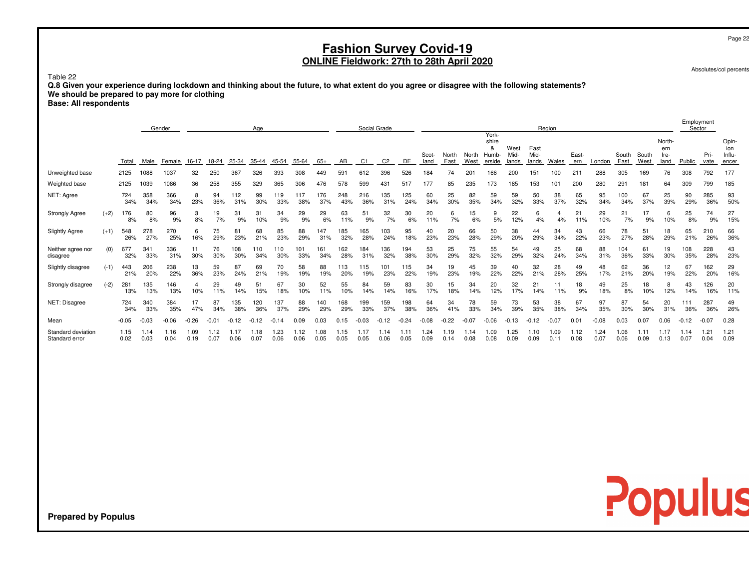# Fashion Survey Covid-19

## ONLINE Fieldwork: 27th to 28th April 2020

Absolutes/col percents

Table 22

**Q.8 Given your experience during lockdown and thinking about the future, to what extent do you agree or disagree with the following statements?**
**We should be prepared to pay more for clothing**
**Base: All respondents**

| | | | Gender | | Age | | | | | | | Social Grade | | | | Region | | | | | | | | | | | | Employment Sector | | |
|---|---|---|---|---|---|---|---|---|---|---|---|---|---|---|---|---|---|---|---|---|---|---|---|---|---|---|---|---|---|---|
| | | Total | Male | Female | 16-17 | 18-24 | 25-34 | 35-44 | 45-54 | 55-64 | 65+ | AB | C1 | C2 | DE | Scotland | North East | North West | Yorkshire & Humberside | West Midlands | East Midlands | Wales | Eastern | London | South East | South West | Northern Ireland | Public | Private | Opinion Influencer |
| Unweighted base | | 2125 | 1088 | 1037 | 32 | 250 | 367 | 326 | 393 | 308 | 449 | 591 | 612 | 396 | 526 | 184 | 74 | 201 | 166 | 200 | 151 | 100 | 211 | 288 | 305 | 169 | 76 | 308 | 792 | 177 |
| Weighted base | | 2125 | 1039 | 1086 | 36 | 258 | 355 | 329 | 365 | 306 | 476 | 578 | 599 | 431 | 517 | 177 | 85 | 235 | 173 | 185 | 153 | 101 | 200 | 280 | 291 | 181 | 64 | 309 | 799 | 185 |
| NET: Agree | | 724 | 358 | 366 | 8 | 94 | 112 | 99 | 119 | 117 | 176 | 248 | 216 | 135 | 125 | 60 | 25 | 82 | 59 | 59 | 50 | 38 | 65 | 95 | 100 | 67 | 25 | 90 | 285 | 93 |
| | | 34% | 34% | 34% | 23% | 36% | 31% | 30% | 33% | 38% | 37% | 43% | 36% | 31% | 24% | 34% | 30% | 35% | 34% | 32% | 33% | 37% | 32% | 34% | 34% | 37% | 39% | 29% | 36% | 50% |
| Strongly Agree | (+2) | 176 | 80 | 96 | 3 | 19 | 31 | 31 | 34 | 29 | 29 | 63 | 51 | 32 | 30 | 20 | 6 | 15 | 9 | 22 | 6 | 4 | 21 | 29 | 21 | 17 | 6 | 25 | 74 | 27 |
| | | 8% | 8% | 9% | 8% | 7% | 9% | 10% | 9% | 9% | 6% | 11% | 9% | 7% | 6% | 11% | 7% | 6% | 5% | 12% | 4% | 4% | 11% | 10% | 7% | 9% | 10% | 8% | 9% | 15% |
| Slightly Agree | (+1) | 548 | 278 | 270 | 6 | 75 | 81 | 68 | 85 | 88 | 147 | 185 | 165 | 103 | 95 | 40 | 20 | 66 | 50 | 38 | 44 | 34 | 43 | 66 | 78 | 51 | 18 | 65 | 210 | 66 |
| | | 26% | 27% | 25% | 16% | 29% | 23% | 21% | 23% | 29% | 31% | 32% | 28% | 24% | 18% | 23% | 23% | 28% | 29% | 20% | 29% | 34% | 22% | 23% | 27% | 28% | 29% | 21% | 26% | 36% |
| Neither agree nor disagree | (0) | 677 | 341 | 336 | 11 | 76 | 108 | 110 | 110 | 101 | 161 | 162 | 184 | 136 | 194 | 53 | 25 | 75 | 55 | 54 | 49 | 25 | 68 | 88 | 104 | 61 | 19 | 108 | 228 | 43 |
| | | 32% | 33% | 31% | 30% | 30% | 30% | 34% | 30% | 33% | 34% | 28% | 31% | 32% | 38% | 30% | 29% | 32% | 32% | 29% | 32% | 24% | 34% | 31% | 36% | 33% | 30% | 35% | 28% | 23% |
| Slightly disagree | (-1) | 443 | 206 | 238 | 13 | 59 | 87 | 69 | 70 | 58 | 88 | 113 | 115 | 101 | 115 | 34 | 19 | 45 | 39 | 40 | 32 | 28 | 49 | 48 | 62 | 36 | 12 | 67 | 162 | 29 |
| | | 21% | 20% | 22% | 36% | 23% | 24% | 21% | 19% | 19% | 19% | 20% | 19% | 23% | 22% | 19% | 23% | 19% | 22% | 22% | 21% | 28% | 25% | 17% | 21% | 20% | 19% | 22% | 20% | 16% |
| Strongly disagree | (-2) | 281 | 135 | 146 | 4 | 29 | 49 | 51 | 67 | 30 | 52 | 55 | 84 | 59 | 83 | 30 | 15 | 34 | 20 | 32 | 21 | 11 | 18 | 49 | 25 | 18 | 8 | 43 | 126 | 20 |
| | | 13% | 13% | 13% | 10% | 11% | 14% | 15% | 18% | 10% | 11% | 10% | 14% | 14% | 16% | 17% | 18% | 14% | 12% | 17% | 14% | 11% | 9% | 18% | 8% | 10% | 12% | 14% | 16% | 11% |
| NET: Disagree | | 724 | 340 | 384 | 17 | 87 | 135 | 120 | 137 | 88 | 140 | 168 | 199 | 159 | 198 | 64 | 34 | 78 | 59 | 73 | 53 | 38 | 67 | 97 | 87 | 54 | 20 | 111 | 287 | 49 |
| | | 34% | 33% | 35% | 47% | 34% | 38% | 36% | 37% | 29% | 29% | 29% | 33% | 37% | 38% | 36% | 41% | 33% | 34% | 39% | 35% | 38% | 34% | 35% | 30% | 30% | 31% | 36% | 36% | 26% |
| Mean | | -0.05 | -0.03 | -0.06 | -0.26 | -0.01 | -0.12 | -0.12 | -0.14 | 0.09 | 0.03 | 0.15 | -0.03 | -0.12 | -0.24 | -0.08 | -0.22 | -0.07 | -0.06 | -0.13 | -0.12 | -0.07 | 0.01 | -0.08 | 0.03 | 0.07 | 0.06 | -0.12 | -0.07 | 0.28 |
| Standard deviation | | 1.15 | 1.14 | 1.16 | 1.09 | 1.12 | 1.17 | 1.18 | 1.23 | 1.12 | 1.08 | 1.15 | 1.17 | 1.14 | 1.11 | 1.24 | 1.19 | 1.14 | 1.09 | 1.25 | 1.10 | 1.09 | 1.12 | 1.24 | 1.06 | 1.11 | 1.17 | 1.14 | 1.21 | 1.21 |
| Standard error | | 0.02 | 0.03 | 0.04 | 0.19 | 0.07 | 0.06 | 0.07 | 0.06 | 0.06 | 0.05 | 0.05 | 0.05 | 0.06 | 0.05 | 0.09 | 0.14 | 0.08 | 0.08 | 0.09 | 0.09 | 0.11 | 0.08 | 0.07 | 0.06 | 0.09 | 0.13 | 0.07 | 0.04 | 0.09 |

**Prepared by Populus**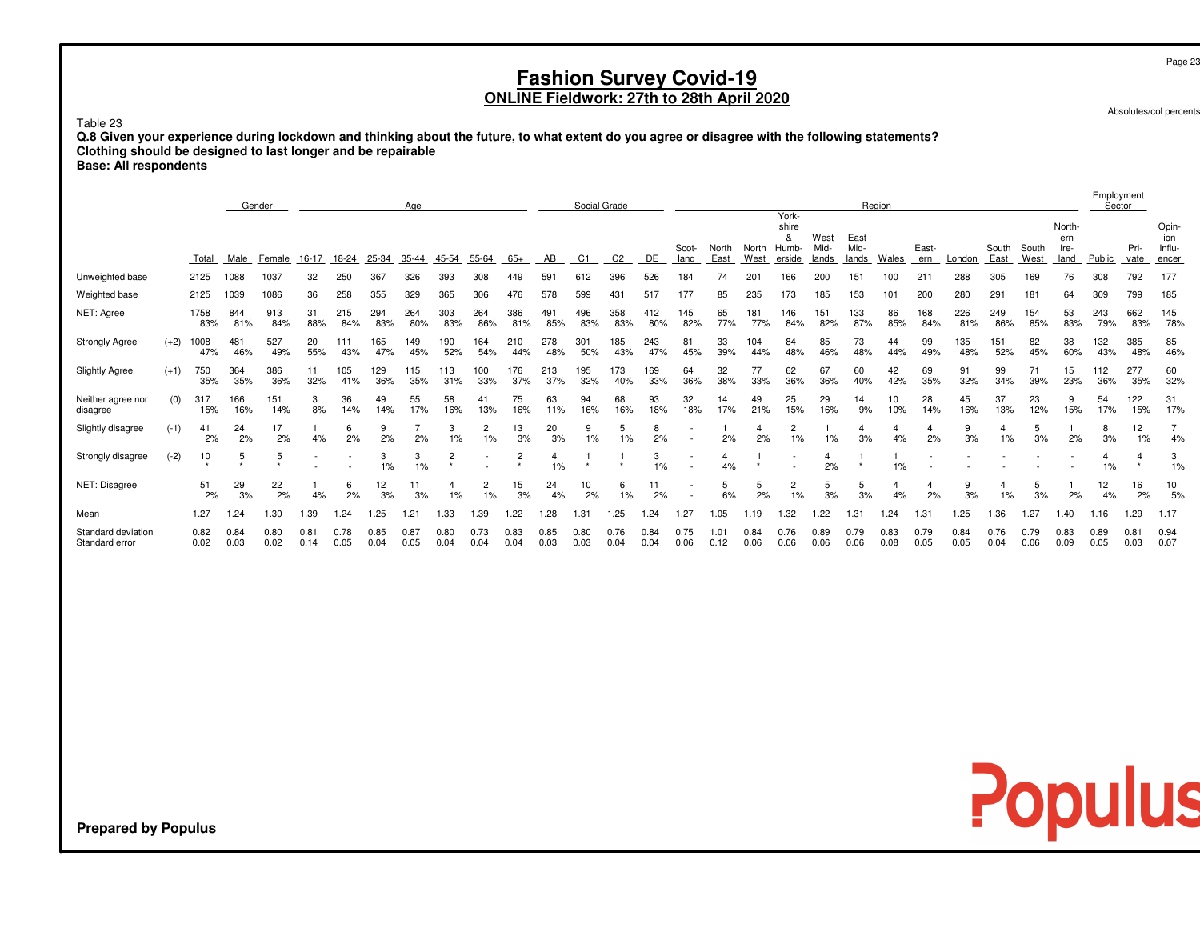# Fashion Survey Covid-19

**ONLINE Fieldwork: 27th to 28th April 2020**

Absolutes/col percents

Table 23

**Q.8 Given your experience during lockdown and thinking about the future, to what extent do you agree or disagree with the following statements?**
**Clothing should be designed to last longer and be repairable**
**Base: All respondents**

| | | | Gender | | Age | | | | | | Social Grade | | | | Region | | | | | | | | | | | | Employment Sector | | |
|---|---|---|---|---|---|---|---|---|---|---|---|---|---|---|---|---|---|---|---|---|---|---|---|---|---|---|---|---|---|
| | | Total | Male | Female | 16-17 | 18-24 | 25-34 | 35-44 | 45-54 | 55-64 | 65+ | AB | C1 | C2 | DE | Scotland | North East | North West | Yorkshire & Humberside | West Midlands | East Midlands | Wales | Eastern | London | South East | South West | Northern Ireland | Public | Private | Opinion Influencer |
| Unweighted base | | 2125 | 1088 | 1037 | 32 | 250 | 367 | 326 | 393 | 308 | 449 | 591 | 612 | 396 | 526 | 184 | 74 | 201 | 166 | 200 | 151 | 100 | 211 | 288 | 305 | 169 | 76 | 308 | 792 | 177 |
| Weighted base | | 2125 | 1039 | 1086 | 36 | 258 | 355 | 329 | 365 | 306 | 476 | 578 | 599 | 431 | 517 | 177 | 85 | 235 | 173 | 185 | 153 | 101 | 200 | 280 | 291 | 181 | 64 | 309 | 799 | 185 |
| NET: Agree | | 1758 | 844 | 913 | 31 | 215 | 294 | 264 | 303 | 264 | 386 | 491 | 496 | 358 | 412 | 145 | 65 | 181 | 146 | 151 | 133 | 86 | 168 | 226 | 249 | 154 | 53 | 243 | 662 | 145 |
| | | 83% | 81% | 84% | 88% | 84% | 83% | 80% | 83% | 86% | 81% | 85% | 83% | 83% | 80% | 82% | 77% | 77% | 84% | 82% | 87% | 85% | 84% | 81% | 86% | 85% | 83% | 79% | 83% | 78% |
| Strongly Agree | (+2) | 1008 | 481 | 527 | 20 | 111 | 165 | 149 | 190 | 164 | 210 | 278 | 301 | 185 | 243 | 81 | 33 | 104 | 84 | 85 | 73 | 44 | 99 | 135 | 151 | 82 | 38 | 132 | 385 | 85 |
| | | 47% | 46% | 49% | 55% | 43% | 47% | 45% | 52% | 54% | 44% | 48% | 50% | 43% | 47% | 45% | 39% | 44% | 48% | 46% | 48% | 44% | 49% | 48% | 52% | 45% | 60% | 43% | 48% | 46% |
| Slightly Agree | (+1) | 750 | 364 | 386 | 11 | 105 | 129 | 115 | 113 | 100 | 176 | 213 | 195 | 173 | 169 | 64 | 32 | 77 | 62 | 67 | 60 | 42 | 69 | 91 | 99 | 71 | 15 | 112 | 277 | 60 |
| | | 35% | 35% | 36% | 32% | 41% | 36% | 35% | 31% | 33% | 37% | 37% | 32% | 40% | 33% | 36% | 38% | 33% | 36% | 36% | 40% | 42% | 35% | 32% | 34% | 39% | 23% | 36% | 35% | 32% |
| Neither agree nor disagree | (0) | 317 | 166 | 151 | 3 | 36 | 49 | 55 | 58 | 41 | 75 | 63 | 94 | 68 | 93 | 32 | 14 | 49 | 25 | 29 | 14 | 10 | 28 | 45 | 37 | 23 | 9 | 54 | 122 | 31 |
| | | 15% | 16% | 14% | 8% | 14% | 14% | 17% | 16% | 13% | 16% | 11% | 16% | 16% | 18% | 18% | 17% | 21% | 15% | 16% | 9% | 10% | 14% | 16% | 13% | 12% | 15% | 17% | 15% | 17% |
| Slightly disagree | (-1) | 41 | 24 | 17 | 1 | 6 | 9 | 7 | 3 | 2 | 13 | 20 | 9 | 5 | 8 | - | 1 | 4 | 2 | 1 | 4 | 4 | 4 | 9 | 4 | 5 | 1 | 8 | 12 | 7 |
| | | 2% | 2% | 2% | 4% | 2% | 2% | 2% | 1% | 1% | 3% | 3% | 1% | 1% | 2% | - | 2% | 2% | 1% | 1% | 3% | 4% | 2% | 3% | 1% | 3% | 2% | 3% | 1% | 4% |
| Strongly disagree | (-2) | 10 | 5 | 5 | - | - | 3 | 3 | 2 | - | 2 | 4 | 1 | 1 | 3 | - | 4 | 1 | - | 4 | 1 | 1 | - | - | - | - | - | 4 | 4 | 3 |
| | | * | * | * | - | - | 1% | 1% | * | - | * | 1% | * | * | 1% | - | 4% | * | - | 2% | * | 1% | - | - | - | - | - | 1% | * | 1% |
| NET: Disagree | | 51 | 29 | 22 | 1 | 6 | 12 | 11 | 4 | 2 | 15 | 24 | 10 | 6 | 11 | - | 5 | 5 | 2 | 5 | 5 | 4 | 4 | 9 | 4 | 5 | 1 | 12 | 16 | 10 |
| | | 2% | 3% | 2% | 4% | 2% | 3% | 3% | 1% | 1% | 3% | 4% | 2% | 1% | 2% | - | 6% | 2% | 1% | 3% | 3% | 4% | 2% | 3% | 1% | 3% | 2% | 4% | 2% | 5% |
| Mean | | 1.27 | 1.24 | 1.30 | 1.39 | 1.24 | 1.25 | 1.21 | 1.33 | 1.39 | 1.22 | 1.28 | 1.31 | 1.25 | 1.24 | 1.27 | 1.05 | 1.19 | 1.32 | 1.22 | 1.31 | 1.24 | 1.31 | 1.25 | 1.36 | 1.27 | 1.40 | 1.16 | 1.29 | 1.17 |
| Standard deviation | | 0.82 | 0.84 | 0.80 | 0.81 | 0.78 | 0.85 | 0.87 | 0.80 | 0.73 | 0.83 | 0.85 | 0.80 | 0.76 | 0.84 | 0.75 | 1.01 | 0.84 | 0.76 | 0.89 | 0.79 | 0.83 | 0.79 | 0.84 | 0.76 | 0.79 | 0.83 | 0.89 | 0.81 | 0.94 |
| Standard error | | 0.02 | 0.03 | 0.02 | 0.14 | 0.05 | 0.04 | 0.05 | 0.04 | 0.04 | 0.04 | 0.03 | 0.03 | 0.04 | 0.04 | 0.06 | 0.12 | 0.06 | 0.06 | 0.06 | 0.06 | 0.08 | 0.05 | 0.05 | 0.04 | 0.06 | 0.09 | 0.05 | 0.03 | 0.07 |

**Prepared by Populus**

Populus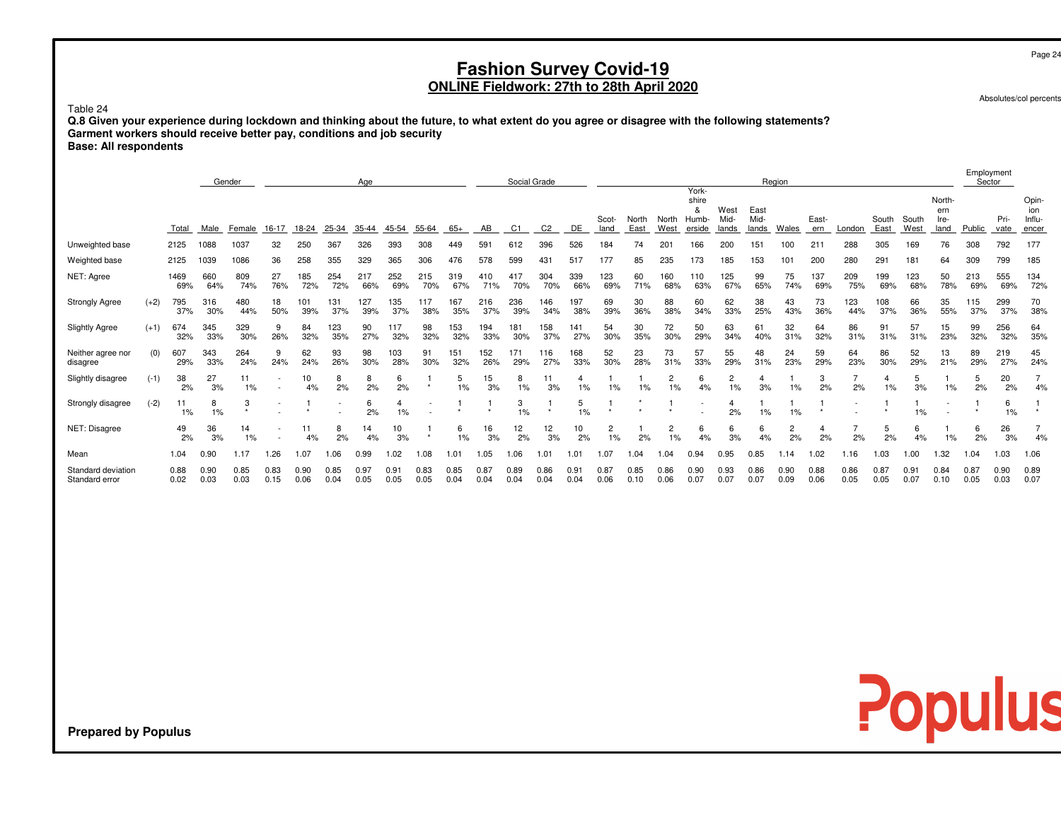# Fashion Survey Covid-19

## ONLINE Fieldwork: 27th to 28th April 2020

Absolutes/col percents

Table 24

**Q.8 Given your experience during lockdown and thinking about the future, to what extent do you agree or disagree with the following statements?**
**Garment workers should receive better pay, conditions and job security**
**Base: All respondents**

| | | | Gender | | Age | | | | | | Social Grade | | | | Region | | | | | | | | | | | | Employment Sector | | |
|---|---|---|---|---|---|---|---|---|---|---|---|---|---|---|---|---|---|---|---|---|---|---|---|---|---|---|---|---|---|
| | | Total | Male | Female | 16-17 | 18-24 | 25-34 | 35-44 | 45-54 | 55-64 | 65+ | AB | C1 | C2 | DE | Scotland | North East | North West | Yorkshire & Humberside | West Midlands | East Midlands | Wales | Eastern | London | South East | South West | Northern Ireland | Public | Private | Opinion Influencer |
| Unweighted base | | 2125 | 1088 | 1037 | 32 | 250 | 367 | 326 | 393 | 308 | 449 | 591 | 612 | 396 | 526 | 184 | 74 | 201 | 166 | 200 | 151 | 100 | 211 | 288 | 305 | 169 | 76 | 308 | 792 | 177 |
| Weighted base | | 2125 | 1039 | 1086 | 36 | 258 | 355 | 329 | 365 | 306 | 476 | 578 | 599 | 431 | 517 | 177 | 85 | 235 | 173 | 185 | 153 | 101 | 200 | 280 | 291 | 181 | 64 | 309 | 799 | 185 |
| NET: Agree | | 1469 | 660 | 809 | 27 | 185 | 254 | 217 | 252 | 215 | 319 | 410 | 417 | 304 | 339 | 123 | 60 | 160 | 110 | 125 | 99 | 75 | 137 | 209 | 199 | 123 | 50 | 213 | 555 | 134 |
| | | 69% | 64% | 74% | 76% | 72% | 72% | 66% | 69% | 70% | 67% | 71% | 70% | 70% | 66% | 69% | 71% | 68% | 63% | 67% | 65% | 74% | 69% | 75% | 69% | 68% | 78% | 69% | 69% | 72% |
| Strongly Agree | (+2) | 795 | 316 | 480 | 18 | 101 | 131 | 127 | 135 | 117 | 167 | 216 | 236 | 146 | 197 | 69 | 30 | 88 | 60 | 62 | 38 | 43 | 73 | 123 | 108 | 66 | 35 | 115 | 299 | 70 |
| | | 37% | 30% | 44% | 50% | 39% | 37% | 39% | 37% | 38% | 35% | 37% | 39% | 34% | 38% | 39% | 36% | 38% | 34% | 33% | 25% | 43% | 36% | 44% | 37% | 36% | 55% | 37% | 37% | 38% |
| Slightly Agree | (+1) | 674 | 345 | 329 | 9 | 84 | 123 | 90 | 117 | 98 | 153 | 194 | 181 | 158 | 141 | 54 | 30 | 72 | 50 | 63 | 61 | 32 | 64 | 86 | 91 | 57 | 15 | 99 | 256 | 64 |
| | | 32% | 33% | 30% | 26% | 32% | 35% | 27% | 32% | 32% | 32% | 33% | 30% | 37% | 27% | 30% | 35% | 30% | 29% | 34% | 40% | 31% | 32% | 31% | 31% | 31% | 23% | 32% | 32% | 35% |
| Neither agree nor disagree | (0) | 607 | 343 | 264 | 9 | 62 | 93 | 98 | 103 | 91 | 151 | 152 | 171 | 116 | 168 | 52 | 23 | 73 | 57 | 55 | 48 | 24 | 59 | 64 | 86 | 52 | 13 | 89 | 219 | 45 |
| | | 29% | 33% | 24% | 24% | 24% | 26% | 30% | 28% | 30% | 32% | 26% | 29% | 27% | 33% | 30% | 28% | 31% | 33% | 29% | 31% | 23% | 29% | 23% | 30% | 29% | 21% | 29% | 27% | 24% |
| Slightly disagree | (-1) | 38 | 27 | 11 | - | 10 | 8 | 8 | 6 | 1 | 5 | 15 | 8 | 11 | 4 | 1 | 1 | 2 | 6 | 2 | 4 | 1 | 3 | 7 | 4 | 5 | 1 | 5 | 20 | 7 |
| | | 2% | 3% | 1% | - | 4% | 2% | 2% | 2% | * | 1% | 3% | 1% | 3% | 1% | 1% | 1% | 1% | 4% | 1% | 3% | 1% | 2% | 2% | 1% | 3% | 1% | 2% | 2% | 4% |
| Strongly disagree | (-2) | 11 | 8 | 3 | - | 1 | - | 6 | 4 | - | 1 | 1 | 3 | 1 | 5 | 1 | * | 1 | - | 4 | 1 | 1 | 1 | - | 1 | 1 | - | 1 | 6 | 1 |
| | | 1% | 1% | * | - | * | - | 2% | 1% | - | * | * | 1% | * | 1% | * | * | * | - | 2% | 1% | 1% | * | - | * | 1% | - | * | 1% | * |
| NET: Disagree | | 49 | 36 | 14 | - | 11 | 8 | 14 | 10 | 1 | 6 | 16 | 12 | 12 | 10 | 2 | 1 | 2 | 6 | 6 | 6 | 2 | 4 | 7 | 5 | 6 | 1 | 6 | 26 | 7 |
| | | 2% | 3% | 1% | - | 4% | 2% | 4% | 3% | * | 1% | 3% | 2% | 3% | 2% | 1% | 2% | 1% | 4% | 3% | 4% | 2% | 2% | 2% | 2% | 4% | 1% | 2% | 3% | 4% |
| Mean | | 1.04 | 0.90 | 1.17 | 1.26 | 1.07 | 1.06 | 0.99 | 1.02 | 1.08 | 1.01 | 1.05 | 1.06 | 1.01 | 1.01 | 1.07 | 1.04 | 1.04 | 0.94 | 0.95 | 0.85 | 1.14 | 1.02 | 1.16 | 1.03 | 1.00 | 1.32 | 1.04 | 1.03 | 1.06 |
| Standard deviation | | 0.88 | 0.90 | 0.85 | 0.83 | 0.90 | 0.85 | 0.97 | 0.91 | 0.83 | 0.85 | 0.87 | 0.89 | 0.86 | 0.91 | 0.87 | 0.85 | 0.86 | 0.90 | 0.93 | 0.86 | 0.90 | 0.88 | 0.86 | 0.87 | 0.91 | 0.84 | 0.87 | 0.90 | 0.89 |
| Standard error | | 0.02 | 0.03 | 0.03 | 0.15 | 0.06 | 0.04 | 0.05 | 0.05 | 0.05 | 0.04 | 0.04 | 0.04 | 0.04 | 0.04 | 0.06 | 0.10 | 0.06 | 0.07 | 0.07 | 0.07 | 0.09 | 0.06 | 0.05 | 0.05 | 0.07 | 0.10 | 0.05 | 0.03 | 0.07 |

**Prepared by Populus**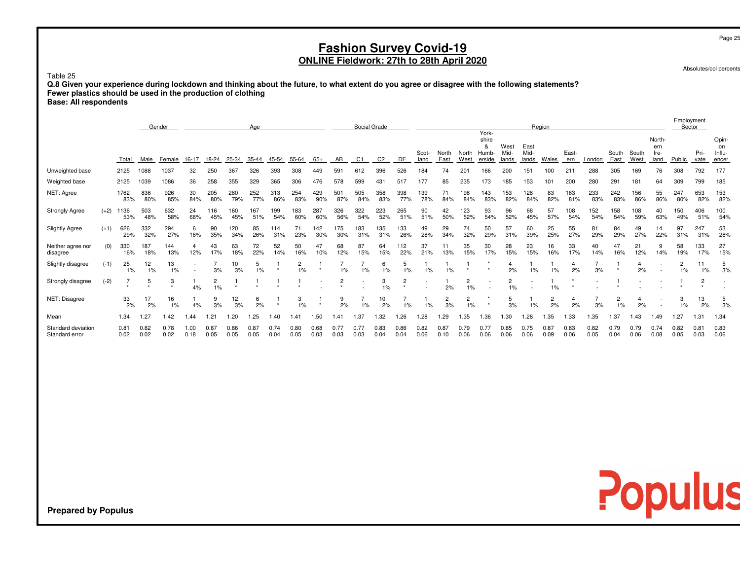# Fashion Survey Covid-19

## ONLINE Fieldwork: 27th to 28th April 2020

Absolutes/col percents

Table 25

**Q.8 Given your experience during lockdown and thinking about the future, to what extent do you agree or disagree with the following statements?**
**Fewer plastics should be used in the production of clothing**
**Base: All respondents**

| | | | Gender | | Age | | | | | | | Social Grade | | | | Region | | | | | | | | | | | | Employment Sector | | |
|---|---|---|---|---|---|---|---|---|---|---|---|---|---|---|---|---|---|---|---|---|---|---|---|---|---|---|---|---|---|---|
| | | Total | Male | Female | 16-17 | 18-24 | 25-34 | 35-44 | 45-54 | 55-64 | 65+ | AB | C1 | C2 | DE | Scot-land | North East | North West | York-shire & Humb-erside | West Mid-lands | East Mid-lands | Wales | East-ern | London | South East | South West | North-ern Ire-land | Public | Pri-vate | Opin-ion Influ-encer |
| Unweighted base | | 2125 | 1088 | 1037 | 32 | 250 | 367 | 326 | 393 | 308 | 449 | 591 | 612 | 396 | 526 | 184 | 74 | 201 | 166 | 200 | 151 | 100 | 211 | 288 | 305 | 169 | 76 | 308 | 792 | 177 |
| Weighted base | | 2125 | 1039 | 1086 | 36 | 258 | 355 | 329 | 365 | 306 | 476 | 578 | 599 | 431 | 517 | 177 | 85 | 235 | 173 | 185 | 153 | 101 | 200 | 280 | 291 | 181 | 64 | 309 | 799 | 185 |
| NET: Agree | | 1762 | 836 | 926 | 30 | 205 | 280 | 252 | 313 | 254 | 429 | 501 | 505 | 358 | 398 | 139 | 71 | 198 | 143 | 153 | 128 | 83 | 163 | 233 | 242 | 156 | 55 | 247 | 653 | 153 |
| | | 83% | 80% | 85% | 84% | 80% | 79% | 77% | 86% | 83% | 90% | 87% | 84% | 83% | 77% | 78% | 84% | 84% | 83% | 82% | 84% | 82% | 81% | 83% | 83% | 86% | 86% | 80% | 82% | 82% |
| Strongly Agree | (+2) | 1136 | 503 | 632 | 24 | 116 | 160 | 167 | 199 | 183 | 287 | 326 | 322 | 223 | 265 | 90 | 42 | 123 | 93 | 96 | 68 | 57 | 108 | 152 | 158 | 108 | 40 | 150 | 406 | 100 |
| | | 53% | 48% | 58% | 68% | 45% | 45% | 51% | 54% | 60% | 60% | 56% | 54% | 52% | 51% | 51% | 50% | 52% | 54% | 52% | 45% | 57% | 54% | 54% | 54% | 59% | 63% | 49% | 51% | 54% |
| Slightly Agree | (+1) | 626 | 332 | 294 | 6 | 90 | 120 | 85 | 114 | 71 | 142 | 175 | 183 | 135 | 133 | 49 | 29 | 74 | 50 | 57 | 60 | 25 | 55 | 81 | 84 | 49 | 14 | 97 | 247 | 53 |
| | | 29% | 32% | 27% | 16% | 35% | 34% | 26% | 31% | 23% | 30% | 30% | 31% | 31% | 26% | 28% | 34% | 32% | 29% | 31% | 39% | 25% | 27% | 29% | 29% | 27% | 22% | 31% | 31% | 28% |
| Neither agree nor disagree | (0) | 330 | 187 | 144 | 4 | 43 | 63 | 72 | 52 | 50 | 47 | 68 | 87 | 64 | 112 | 37 | 11 | 35 | 30 | 28 | 23 | 16 | 33 | 40 | 47 | 21 | 9 | 58 | 133 | 27 |
| | | 16% | 18% | 13% | 12% | 17% | 18% | 22% | 14% | 16% | 10% | 12% | 15% | 15% | 22% | 21% | 13% | 15% | 17% | 15% | 15% | 16% | 17% | 14% | 16% | 12% | 14% | 19% | 17% | 15% |
| Slightly disagree | (-1) | 25 | 12 | 13 | - | 7 | 10 | 5 | 1 | 2 | 1 | 7 | 7 | 6 | 5 | 1 | 1 | 1 | * | 4 | 1 | 1 | 4 | 7 | 1 | 4 | - | 2 | 11 | 5 |
| | | 1% | 1% | 1% | - | 3% | 3% | 1% | * | 1% | * | 1% | 1% | 1% | 1% | 1% | 1% | * | * | 2% | 1% | 1% | 2% | 3% | * | 2% | - | 1% | 1% | 3% |
| Strongly disagree | (-2) | 7 | 5 | 3 | 1 | 2 | 1 | 1 | 1 | 1 | - | 2 | - | 3 | 2 | - | 1 | 2 | - | 2 | - | 1 | * | - | 1 | - | - | 1 | 2 | - |
| | | * | * | * | 4% | 1% | * | * | * | * | - | * | - | 1% | * | - | 2% | 1% | - | 1% | - | 1% | * | - | * | - | - | * | * | - |
| NET: Disagree | | 33 | 17 | 16 | 1 | 9 | 12 | 6 | 1 | 3 | 1 | 9 | 7 | 10 | 7 | 1 | 2 | 2 | * | 5 | 1 | 2 | 4 | 7 | 2 | 4 | - | 3 | 13 | 5 |
| | | 2% | 2% | 1% | 4% | 3% | 3% | 2% | * | 1% | * | 2% | 1% | 2% | 1% | 1% | 3% | 1% | * | 3% | 1% | 2% | 2% | 3% | 1% | 2% | - | 1% | 2% | 3% |
| Mean | | 1.34 | 1.27 | 1.42 | 1.44 | 1.21 | 1.20 | 1.25 | 1.40 | 1.41 | 1.50 | 1.41 | 1.37 | 1.32 | 1.26 | 1.28 | 1.29 | 1.35 | 1.36 | 1.30 | 1.28 | 1.35 | 1.33 | 1.35 | 1.37 | 1.43 | 1.49 | 1.27 | 1.31 | 1.34 |
| Standard deviation | | 0.81 | 0.82 | 0.78 | 1.00 | 0.87 | 0.86 | 0.87 | 0.74 | 0.80 | 0.68 | 0.77 | 0.77 | 0.83 | 0.86 | 0.82 | 0.87 | 0.79 | 0.77 | 0.85 | 0.75 | 0.87 | 0.83 | 0.82 | 0.79 | 0.79 | 0.74 | 0.82 | 0.81 | 0.83 |
| Standard error | | 0.02 | 0.02 | 0.02 | 0.18 | 0.05 | 0.05 | 0.05 | 0.04 | 0.05 | 0.03 | 0.03 | 0.03 | 0.04 | 0.04 | 0.06 | 0.10 | 0.06 | 0.06 | 0.06 | 0.06 | 0.09 | 0.06 | 0.05 | 0.04 | 0.06 | 0.08 | 0.05 | 0.03 | 0.06 |

**Prepared by Populus**

Populus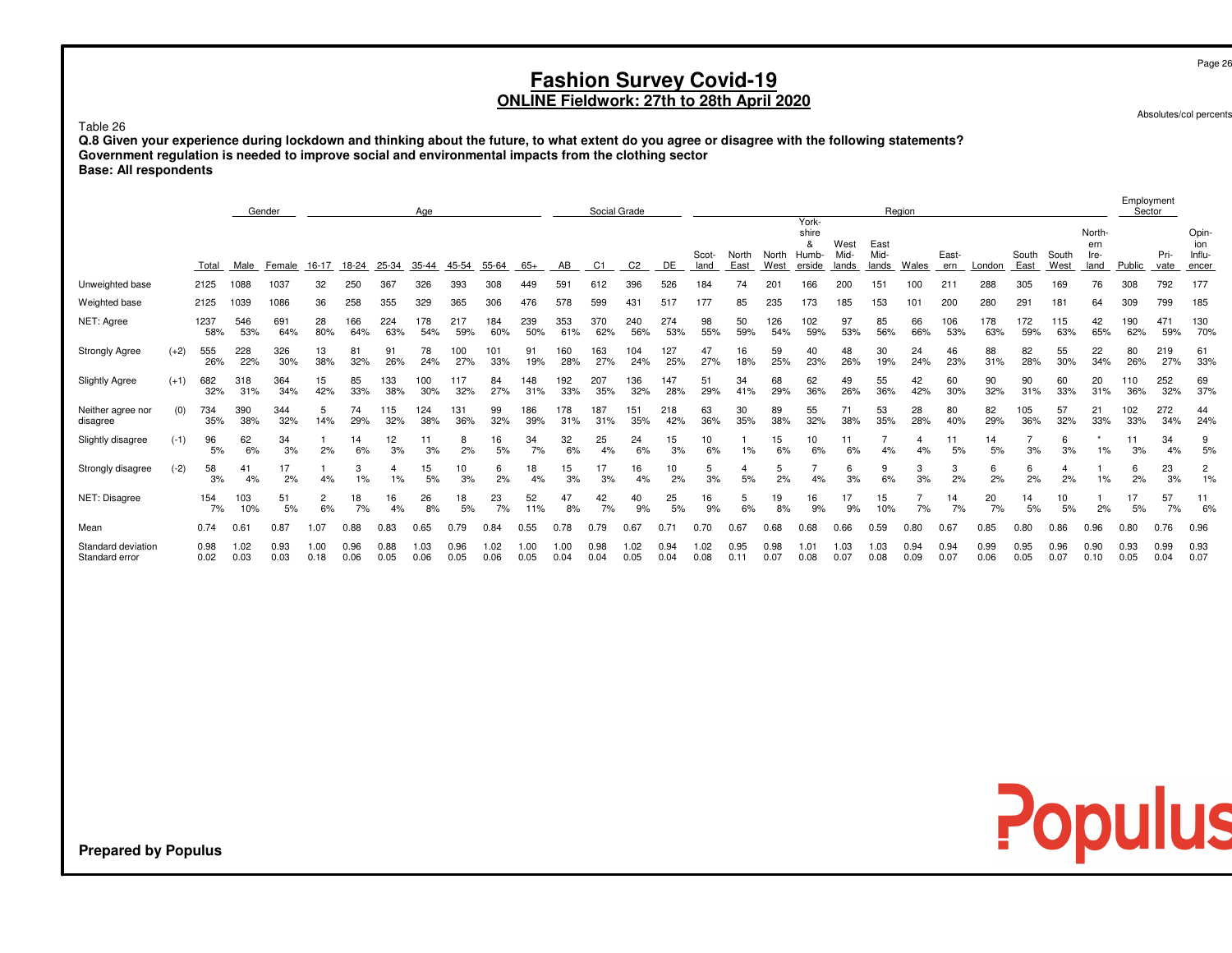# Fashion Survey Covid-19

## ONLINE Fieldwork: 27th to 28th April 2020

Absolutes/col percents

Table 26

**Q.8 Given your experience during lockdown and thinking about the future, to what extent do you agree or disagree with the following statements?**
**Government regulation is needed to improve social and environmental impacts from the clothing sector**
**Base: All respondents**

| | | | Gender | | Age | | | | | | | Social Grade | | | | Region | | | | | | | | | | | | Employment Sector | | |
|---|---|---|---|---|---|---|---|---|---|---|---|---|---|---|---|---|---|---|---|---|---|---|---|---|---|---|---|---|---|---|
| | | Total | Male | Female | 16-17 | 18-24 | 25-34 | 35-44 | 45-54 | 55-64 | 65+ | AB | C1 | C2 | DE | Scotland | North East | North West | Yorkshire & Humberside | West Midlands | East Midlands | Wales | Eastern | London | South East | South West | Northern Ireland | Public | Private | Opinion Influencer |
| Unweighted base | | 2125 | 1088 | 1037 | 32 | 250 | 367 | 326 | 393 | 308 | 449 | 591 | 612 | 396 | 526 | 184 | 74 | 201 | 166 | 200 | 151 | 100 | 211 | 288 | 305 | 169 | 76 | 308 | 792 | 177 |
| Weighted base | | 2125 | 1039 | 1086 | 36 | 258 | 355 | 329 | 365 | 306 | 476 | 578 | 599 | 431 | 517 | 177 | 85 | 235 | 173 | 185 | 153 | 101 | 200 | 280 | 291 | 181 | 64 | 309 | 799 | 185 |
| NET: Agree | | 1237 | 546 | 691 | 28 | 166 | 224 | 178 | 217 | 184 | 239 | 353 | 370 | 240 | 274 | 98 | 50 | 126 | 102 | 97 | 85 | 66 | 106 | 178 | 172 | 115 | 42 | 190 | 471 | 130 |
| | | 58% | 53% | 64% | 80% | 64% | 63% | 54% | 59% | 60% | 50% | 61% | 62% | 56% | 53% | 55% | 59% | 54% | 59% | 53% | 56% | 66% | 53% | 63% | 59% | 63% | 65% | 62% | 59% | 70% |
| Strongly Agree | (+2) | 555 | 228 | 326 | 13 | 81 | 91 | 78 | 100 | 101 | 91 | 160 | 163 | 104 | 127 | 47 | 16 | 59 | 40 | 48 | 30 | 24 | 46 | 88 | 82 | 55 | 22 | 80 | 219 | 61 |
| | | 26% | 22% | 30% | 38% | 32% | 26% | 24% | 27% | 33% | 19% | 28% | 27% | 24% | 25% | 27% | 18% | 25% | 23% | 26% | 19% | 24% | 23% | 31% | 28% | 30% | 34% | 26% | 27% | 33% |
| Slightly Agree | (+1) | 682 | 318 | 364 | 15 | 85 | 133 | 100 | 117 | 84 | 148 | 192 | 207 | 136 | 147 | 51 | 34 | 68 | 62 | 49 | 55 | 42 | 60 | 90 | 90 | 60 | 20 | 110 | 252 | 69 |
| | | 32% | 31% | 34% | 42% | 33% | 38% | 30% | 32% | 27% | 31% | 33% | 35% | 32% | 28% | 29% | 41% | 29% | 36% | 26% | 36% | 42% | 30% | 32% | 31% | 33% | 31% | 36% | 32% | 37% |
| Neither agree nor disagree | (0) | 734 | 390 | 344 | 5 | 74 | 115 | 124 | 131 | 99 | 186 | 178 | 187 | 151 | 218 | 63 | 30 | 89 | 55 | 71 | 53 | 28 | 80 | 82 | 105 | 57 | 21 | 102 | 272 | 44 |
| | | 35% | 38% | 32% | 14% | 29% | 32% | 38% | 36% | 32% | 39% | 31% | 31% | 35% | 42% | 36% | 35% | 38% | 32% | 38% | 35% | 28% | 40% | 29% | 36% | 32% | 33% | 33% | 34% | 24% |
| Slightly disagree | (-1) | 96 | 62 | 34 | 1 | 14 | 12 | 11 | 8 | 16 | 34 | 32 | 25 | 24 | 15 | 10 | 1 | 15 | 10 | 11 | 7 | 4 | 11 | 14 | 7 | 6 | * | 11 | 34 | 9 |
| | | 5% | 6% | 3% | 2% | 6% | 3% | 3% | 2% | 5% | 7% | 6% | 4% | 6% | 3% | 6% | 1% | 6% | 6% | 6% | 4% | 4% | 5% | 5% | 3% | 3% | 1% | 3% | 4% | 5% |
| Strongly disagree | (-2) | 58 | 41 | 17 | 1 | 3 | 4 | 15 | 10 | 6 | 18 | 15 | 17 | 16 | 10 | 5 | 4 | 5 | 7 | 6 | 9 | 3 | 3 | 6 | 6 | 4 | 1 | 6 | 23 | 2 |
| | | 3% | 4% | 2% | 4% | 1% | 1% | 5% | 3% | 2% | 4% | 3% | 3% | 4% | 2% | 3% | 5% | 2% | 4% | 3% | 6% | 3% | 2% | 2% | 2% | 2% | 1% | 2% | 3% | 1% |
| NET: Disagree | | 154 | 103 | 51 | 2 | 18 | 16 | 26 | 18 | 23 | 52 | 47 | 42 | 40 | 25 | 16 | 5 | 19 | 16 | 17 | 15 | 7 | 14 | 20 | 14 | 10 | 1 | 17 | 57 | 11 |
| | | 7% | 10% | 5% | 6% | 7% | 4% | 8% | 5% | 7% | 11% | 8% | 7% | 9% | 5% | 9% | 6% | 8% | 9% | 9% | 10% | 7% | 7% | 7% | 5% | 5% | 2% | 5% | 7% | 6% |
| Mean | | 0.74 | 0.61 | 0.87 | 1.07 | 0.88 | 0.83 | 0.65 | 0.79 | 0.84 | 0.55 | 0.78 | 0.79 | 0.67 | 0.71 | 0.70 | 0.67 | 0.68 | 0.68 | 0.66 | 0.59 | 0.80 | 0.67 | 0.85 | 0.80 | 0.86 | 0.96 | 0.80 | 0.76 | 0.96 |
| Standard deviation | | 0.98 | 1.02 | 0.93 | 1.00 | 0.96 | 0.88 | 1.03 | 0.96 | 1.02 | 1.00 | 1.00 | 0.98 | 1.02 | 0.94 | 1.02 | 0.95 | 0.98 | 1.01 | 1.03 | 1.03 | 0.94 | 0.94 | 0.99 | 0.95 | 0.96 | 0.90 | 0.93 | 0.99 | 0.93 |
| Standard error | | 0.02 | 0.03 | 0.03 | 0.18 | 0.06 | 0.05 | 0.06 | 0.05 | 0.06 | 0.05 | 0.04 | 0.04 | 0.05 | 0.04 | 0.08 | 0.11 | 0.07 | 0.08 | 0.07 | 0.08 | 0.09 | 0.07 | 0.06 | 0.05 | 0.07 | 0.10 | 0.05 | 0.04 | 0.07 |

**Prepared by Populus**

Populus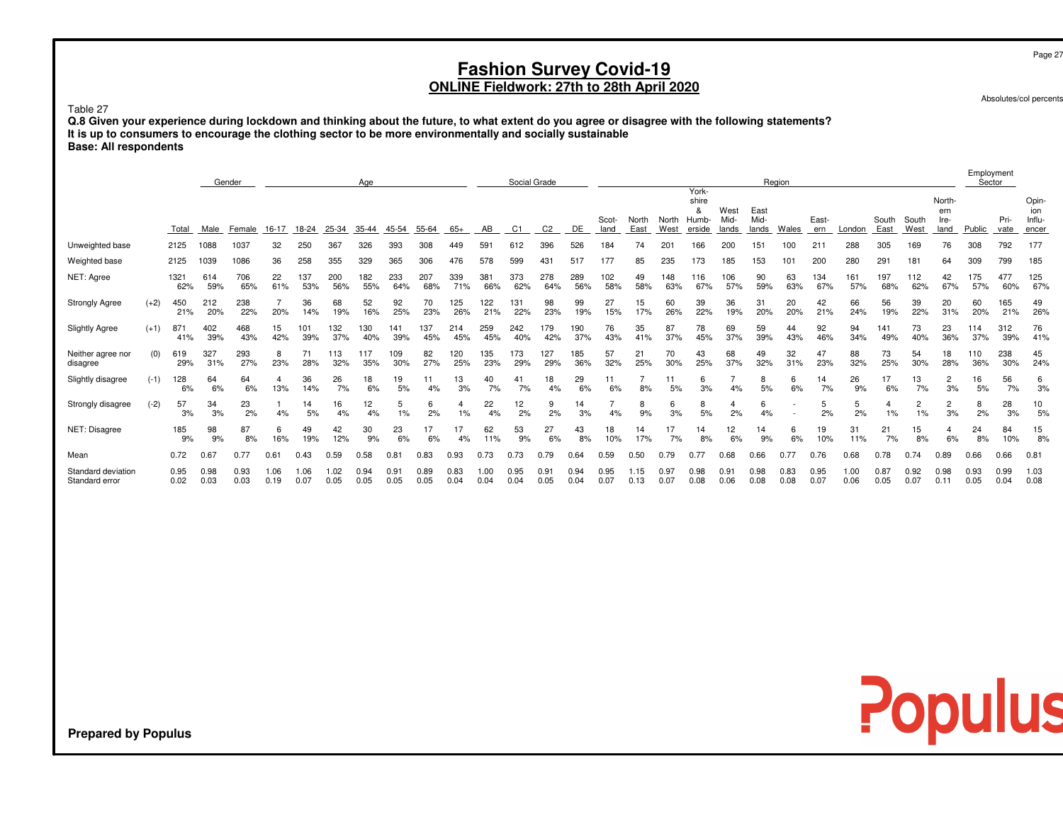# Fashion Survey Covid-19

## ONLINE Fieldwork: 27th to 28th April 2020

Absolutes/col percents

Table 27

**Q.8 Given your experience during lockdown and thinking about the future, to what extent do you agree or disagree with the following statements?**
**It is up to consumers to encourage the clothing sector to be more environmentally and socially sustainable**
**Base: All respondents**

| | | | Gender | | Age | | | | | | | Social Grade | | | | Region | | | | | | | | | | | | Employment Sector | | |
|---|---|---|---|---|---|---|---|---|---|---|---|---|---|---|---|---|---|---|---|---|---|---|---|---|---|---|---|---|---|---|
| | | Total | Male | Female | 16-17 | 18-24 | 25-34 | 35-44 | 45-54 | 55-64 | 65+ | AB | C1 | C2 | DE | Scotland | North East | North West | Yorkshire & Humberside | West Midlands | East Midlands | Wales | Eastern | London | South East | South West | Northern Ireland | Public | Private | Opinion Influencer |
| Unweighted base | | 2125 | 1088 | 1037 | 32 | 250 | 367 | 326 | 393 | 308 | 449 | 591 | 612 | 396 | 526 | 184 | 74 | 201 | 166 | 200 | 151 | 100 | 211 | 288 | 305 | 169 | 76 | 308 | 792 | 177 |
| Weighted base | | 2125 | 1039 | 1086 | 36 | 258 | 355 | 329 | 365 | 306 | 476 | 578 | 599 | 431 | 517 | 177 | 85 | 235 | 173 | 185 | 153 | 101 | 200 | 280 | 291 | 181 | 64 | 309 | 799 | 185 |
| NET: Agree | | 1321 | 614 | 706 | 22 | 137 | 200 | 182 | 233 | 207 | 339 | 381 | 373 | 278 | 289 | 102 | 49 | 148 | 116 | 106 | 90 | 63 | 134 | 161 | 197 | 112 | 42 | 175 | 477 | 125 |
| | | 62% | 59% | 65% | 61% | 53% | 56% | 55% | 64% | 68% | 71% | 66% | 62% | 64% | 56% | 58% | 58% | 63% | 67% | 57% | 59% | 63% | 67% | 57% | 68% | 62% | 67% | 57% | 60% | 67% |
| Strongly Agree | (+2) | 450 | 212 | 238 | 7 | 36 | 68 | 52 | 92 | 70 | 125 | 122 | 131 | 98 | 99 | 27 | 15 | 60 | 39 | 36 | 31 | 20 | 42 | 66 | 56 | 39 | 20 | 60 | 165 | 49 |
| | | 21% | 20% | 22% | 20% | 14% | 19% | 16% | 25% | 23% | 26% | 21% | 22% | 23% | 19% | 15% | 17% | 26% | 22% | 19% | 20% | 20% | 21% | 24% | 19% | 22% | 31% | 20% | 21% | 26% |
| Slightly Agree | (+1) | 871 | 402 | 468 | 15 | 101 | 132 | 130 | 141 | 137 | 214 | 259 | 242 | 179 | 190 | 76 | 35 | 87 | 78 | 69 | 59 | 44 | 92 | 94 | 141 | 73 | 23 | 114 | 312 | 76 |
| | | 41% | 39% | 43% | 42% | 39% | 37% | 40% | 39% | 45% | 45% | 45% | 40% | 42% | 37% | 43% | 41% | 37% | 45% | 37% | 39% | 43% | 46% | 34% | 49% | 40% | 36% | 37% | 39% | 41% |
| Neither agree nor disagree | (0) | 619 | 327 | 293 | 8 | 71 | 113 | 117 | 109 | 82 | 120 | 135 | 173 | 127 | 185 | 57 | 21 | 70 | 43 | 68 | 49 | 32 | 47 | 88 | 73 | 54 | 18 | 110 | 238 | 45 |
| | | 29% | 31% | 27% | 23% | 28% | 32% | 35% | 30% | 27% | 25% | 23% | 29% | 29% | 36% | 32% | 25% | 30% | 25% | 37% | 32% | 31% | 23% | 32% | 25% | 30% | 28% | 36% | 30% | 24% |
| Slightly disagree | (-1) | 128 | 64 | 64 | 4 | 36 | 26 | 18 | 19 | 11 | 13 | 40 | 41 | 18 | 29 | 11 | 7 | 11 | 6 | 7 | 8 | 6 | 14 | 26 | 17 | 13 | 2 | 16 | 56 | 6 |
| | | 6% | 6% | 6% | 13% | 14% | 7% | 6% | 5% | 4% | 3% | 7% | 7% | 4% | 6% | 6% | 8% | 5% | 3% | 4% | 5% | 6% | 7% | 9% | 6% | 7% | 3% | 5% | 7% | 3% |
| Strongly disagree | (-2) | 57 | 34 | 23 | 1 | 14 | 16 | 12 | 5 | 6 | 4 | 22 | 12 | 9 | 14 | 7 | 8 | 6 | 8 | 4 | 6 | - | 5 | 5 | 4 | 2 | 2 | 8 | 28 | 10 |
| | | 3% | 3% | 2% | 4% | 5% | 4% | 4% | 1% | 2% | 1% | 4% | 2% | 2% | 3% | 4% | 9% | 3% | 5% | 2% | 4% | - | 2% | 2% | 1% | 1% | 3% | 2% | 3% | 5% |
| NET: Disagree | | 185 | 98 | 87 | 6 | 49 | 42 | 30 | 23 | 17 | 17 | 62 | 53 | 27 | 43 | 18 | 14 | 17 | 14 | 12 | 14 | 6 | 19 | 31 | 21 | 15 | 4 | 24 | 84 | 15 |
| | | 9% | 9% | 8% | 16% | 19% | 12% | 9% | 6% | 6% | 4% | 11% | 9% | 6% | 8% | 10% | 17% | 7% | 8% | 6% | 9% | 6% | 10% | 11% | 7% | 8% | 6% | 8% | 10% | 8% |
| Mean | | 0.72 | 0.67 | 0.77 | 0.61 | 0.43 | 0.59 | 0.58 | 0.81 | 0.83 | 0.93 | 0.73 | 0.73 | 0.79 | 0.64 | 0.59 | 0.50 | 0.79 | 0.77 | 0.68 | 0.66 | 0.77 | 0.76 | 0.68 | 0.78 | 0.74 | 0.89 | 0.66 | 0.66 | 0.81 |
| Standard deviation | | 0.95 | 0.98 | 0.93 | 1.06 | 1.06 | 1.02 | 0.94 | 0.91 | 0.89 | 0.83 | 1.00 | 0.95 | 0.91 | 0.94 | 0.95 | 1.15 | 0.97 | 0.98 | 0.91 | 0.98 | 0.83 | 0.95 | 1.00 | 0.87 | 0.92 | 0.98 | 0.93 | 0.99 | 1.03 |
| Standard error | | 0.02 | 0.03 | 0.03 | 0.19 | 0.07 | 0.05 | 0.05 | 0.05 | 0.05 | 0.04 | 0.04 | 0.04 | 0.05 | 0.04 | 0.07 | 0.13 | 0.07 | 0.08 | 0.06 | 0.08 | 0.08 | 0.07 | 0.06 | 0.05 | 0.07 | 0.11 | 0.05 | 0.04 | 0.08 |

**Prepared by Populus**

Populus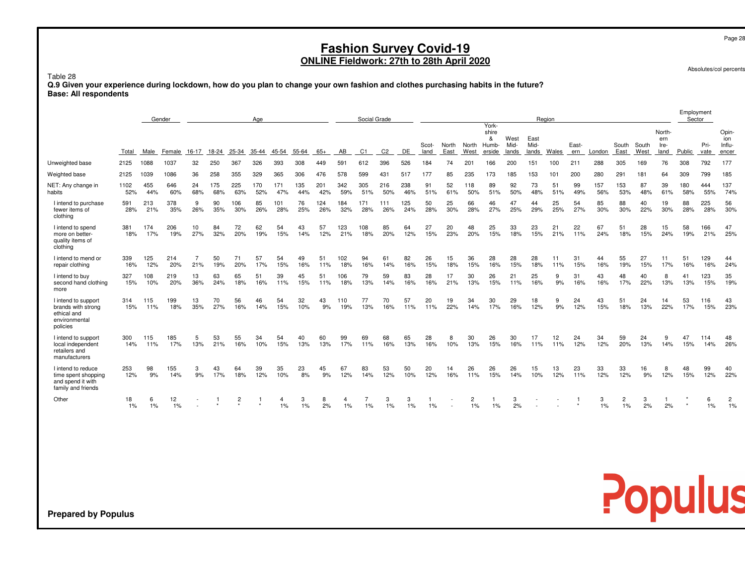# Fashion Survey Covid-19

**ONLINE Fieldwork: 27th to 28th April 2020**

Absolutes/col percents

Table 28

**Q.9 Given your experience during lockdown, how do you plan to change your own fashion and clothes purchasing habits in the future?**

**Base: All respondents**

| | Total | Gender | | Age | | | | | | | Social Grade | | | | Region | | | | | | | | | | | | Employment Sector | | |
|---|---|---|---|---|---|---|---|---|---|---|---|---|---|---|---|---|---|---|---|---|---|---|---|---|---|---|---|---|---|
| | Total | Male | Female | 16-17 | 18-24 | 25-34 | 35-44 | 45-54 | 55-64 | 65+ | AB | C1 | C2 | DE | Scotland | North East | North West | Yorkshire & Humberside | West Midlands | East Midlands | Wales | Eastern | London | South East | South West | Northern Ireland | Public | Private | Opinion Influencer |
| Unweighted base | 2125 | 1088 | 1037 | 32 | 250 | 367 | 326 | 393 | 308 | 449 | 591 | 612 | 396 | 526 | 184 | 74 | 201 | 166 | 200 | 151 | 100 | 211 | 288 | 305 | 169 | 76 | 308 | 792 | 177 |
| Weighted base | 2125 | 1039 | 1086 | 36 | 258 | 355 | 329 | 365 | 306 | 476 | 578 | 599 | 431 | 517 | 177 | 85 | 235 | 173 | 185 | 153 | 101 | 200 | 280 | 291 | 181 | 64 | 309 | 799 | 185 |
| NET: Any change in habits | 1102 | 455 | 646 | 24 | 175 | 225 | 170 | 171 | 135 | 201 | 342 | 305 | 216 | 238 | 91 | 52 | 118 | 89 | 92 | 73 | 51 | 99 | 157 | 153 | 87 | 39 | 180 | 444 | 137 |
| | 52% | 44% | 60% | 68% | 68% | 63% | 52% | 47% | 44% | 42% | 59% | 51% | 50% | 46% | 51% | 61% | 50% | 51% | 50% | 48% | 51% | 49% | 56% | 53% | 48% | 61% | 58% | 55% | 74% |
| I intend to purchase fewer items of clothing | 591 | 213 | 378 | 9 | 90 | 106 | 85 | 101 | 76 | 124 | 184 | 171 | 111 | 125 | 50 | 25 | 66 | 46 | 47 | 44 | 25 | 54 | 85 | 88 | 40 | 19 | 88 | 225 | 56 |
| | 28% | 21% | 35% | 26% | 35% | 30% | 26% | 28% | 25% | 26% | 32% | 28% | 26% | 24% | 28% | 30% | 28% | 27% | 25% | 29% | 25% | 27% | 30% | 30% | 22% | 30% | 28% | 28% | 30% |
| I intend to spend more on better-quality items of clothing | 381 | 174 | 206 | 10 | 84 | 72 | 62 | 54 | 43 | 57 | 123 | 108 | 85 | 64 | 27 | 20 | 48 | 25 | 33 | 23 | 21 | 22 | 67 | 51 | 28 | 15 | 58 | 166 | 47 |
| | 18% | 17% | 19% | 27% | 32% | 20% | 19% | 15% | 14% | 12% | 21% | 18% | 20% | 12% | 15% | 23% | 20% | 15% | 18% | 15% | 21% | 11% | 24% | 18% | 15% | 24% | 19% | 21% | 25% |
| I intend to mend or repair clothing | 339 | 125 | 214 | 7 | 50 | 71 | 57 | 54 | 49 | 51 | 102 | 94 | 61 | 82 | 26 | 15 | 36 | 28 | 28 | 28 | 11 | 31 | 44 | 55 | 27 | 11 | 51 | 129 | 44 |
| | 16% | 12% | 20% | 21% | 19% | 20% | 17% | 15% | 16% | 11% | 18% | 16% | 14% | 16% | 15% | 18% | 15% | 16% | 15% | 18% | 11% | 15% | 16% | 19% | 15% | 17% | 16% | 16% | 24% |
| I intend to buy second hand clothing more | 327 | 108 | 219 | 13 | 63 | 65 | 51 | 39 | 45 | 51 | 106 | 79 | 59 | 83 | 28 | 17 | 30 | 26 | 21 | 25 | 9 | 31 | 43 | 48 | 40 | 8 | 41 | 123 | 35 |
| | 15% | 10% | 20% | 36% | 24% | 18% | 16% | 11% | 15% | 11% | 18% | 13% | 14% | 16% | 16% | 21% | 13% | 15% | 11% | 16% | 9% | 16% | 16% | 17% | 22% | 13% | 13% | 15% | 19% |
| I intend to support brands with strong ethical and environmental policies | 314 | 115 | 199 | 13 | 70 | 56 | 46 | 54 | 32 | 43 | 110 | 77 | 70 | 57 | 20 | 19 | 34 | 30 | 29 | 18 | 9 | 24 | 43 | 51 | 24 | 14 | 53 | 116 | 43 |
| | 15% | 11% | 18% | 35% | 27% | 16% | 14% | 15% | 10% | 9% | 19% | 13% | 16% | 11% | 11% | 22% | 14% | 17% | 16% | 12% | 9% | 12% | 15% | 18% | 13% | 22% | 17% | 15% | 23% |
| I intend to support local independent retailers and manufacturers | 300 | 115 | 185 | 5 | 53 | 55 | 34 | 54 | 40 | 60 | 99 | 69 | 68 | 65 | 28 | 8 | 30 | 26 | 30 | 17 | 12 | 24 | 34 | 59 | 24 | 9 | 47 | 114 | 48 |
| | 14% | 11% | 17% | 13% | 21% | 16% | 10% | 15% | 13% | 13% | 17% | 11% | 16% | 13% | 16% | 10% | 13% | 15% | 16% | 11% | 11% | 12% | 12% | 20% | 13% | 14% | 15% | 14% | 26% |
| I intend to reduce time spent shopping and spend it with family and friends | 253 | 98 | 155 | 3 | 43 | 64 | 39 | 35 | 23 | 45 | 67 | 83 | 53 | 50 | 20 | 14 | 26 | 26 | 26 | 15 | 13 | 23 | 33 | 33 | 16 | 8 | 48 | 99 | 40 |
| | 12% | 9% | 14% | 9% | 17% | 18% | 12% | 10% | 8% | 9% | 12% | 14% | 12% | 10% | 12% | 16% | 11% | 15% | 14% | 10% | 12% | 11% | 12% | 12% | 9% | 12% | 15% | 12% | 22% |
| Other | 18 | 6 | 12 | - | 1 | 2 | 1 | 4 | 3 | 8 | 4 | 7 | 3 | 3 | 1 | - | 2 | 1 | 3 | - | - | 1 | 3 | 2 | 3 | 1 | * | 6 | 2 |
| | 1% | 1% | 1% | - | * | * | * | 1% | 1% | 2% | 1% | 1% | 1% | 1% | 1% | - | 1% | 1% | 2% | - | - | * | 1% | 1% | 2% | 2% | * | 1% | 1% |

**Prepared by Populus**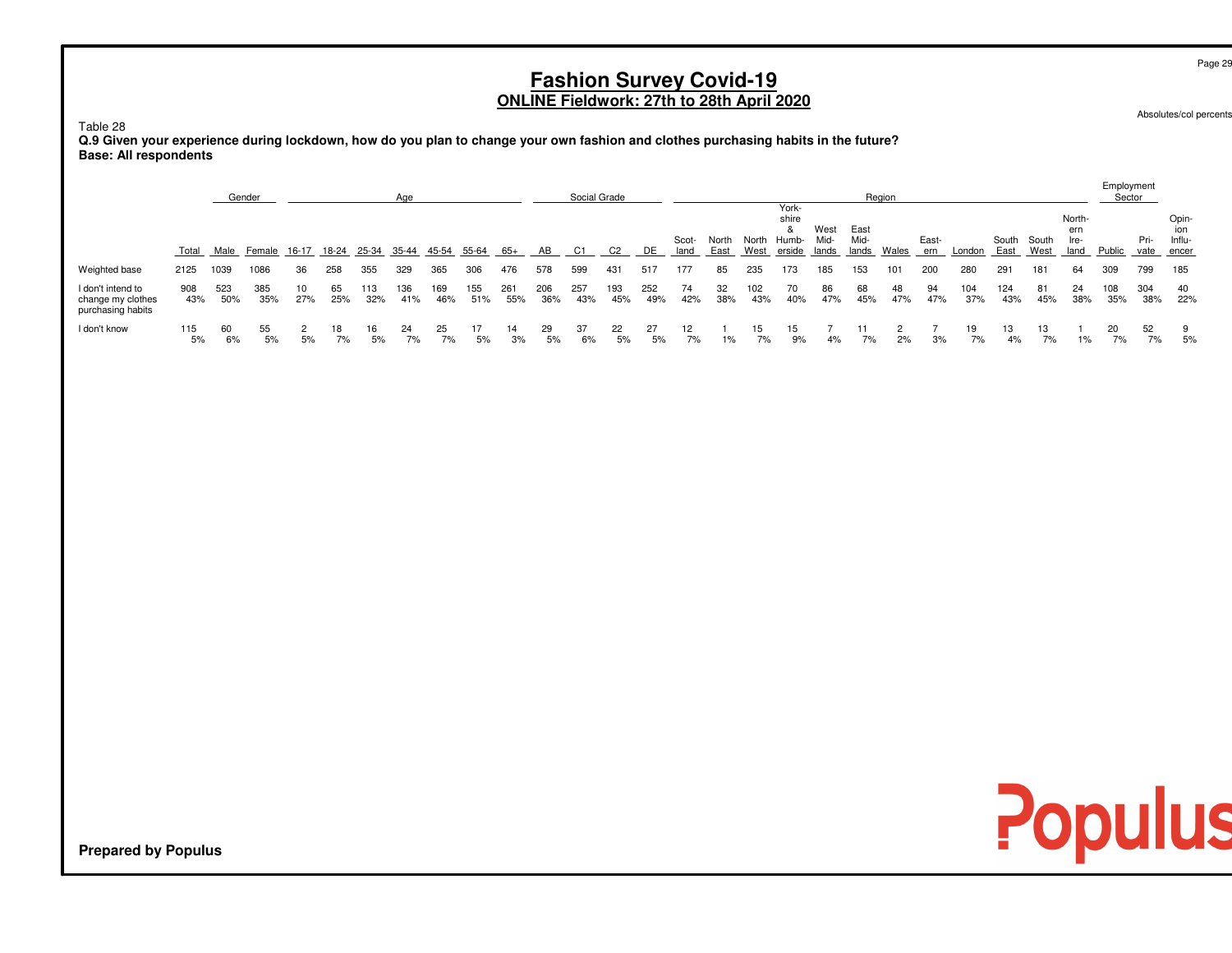# Fashion Survey Covid-19

**ONLINE Fieldwork: 27th to 28th April 2020**

Absolutes/col percents

Table 28

**Q.9 Given your experience during lockdown, how do you plan to change your own fashion and clothes purchasing habits in the future?**
**Base: All respondents**

| | | Gender | | Age | | | | | | | Social Grade | | | | Region | | | | | | | | | | | | Employment Sector | | |
|---|---|---|---|---|---|---|---|---|---|---|---|---|---|---|---|---|---|---|---|---|---|---|---|---|---|---|---|---|---|
| | Total | Male | Female | 16-17 | 18-24 | 25-34 | 35-44 | 45-54 | 55-64 | 65+ | AB | C1 | C2 | DE | Scot-land | North East | North West | York-shire & Humb-erside | West Mid-lands | East Mid-lands | Wales | East-ern | London | South East | South West | North-ern Ire-land | Public | Pri-vate | Opin-ion Influ-encer |
| Weighted base | 2125 | 1039 | 1086 | 36 | 258 | 355 | 329 | 365 | 306 | 476 | 578 | 599 | 431 | 517 | 177 | 85 | 235 | 173 | 185 | 153 | 101 | 200 | 280 | 291 | 181 | 64 | 309 | 799 | 185 |
| I don't intend to change my clothes purchasing habits | 908 43% | 523 50% | 385 35% | 10 27% | 65 25% | 113 32% | 136 41% | 169 46% | 155 51% | 261 55% | 206 36% | 257 43% | 193 45% | 252 49% | 74 42% | 32 38% | 102 43% | 70 40% | 86 47% | 68 45% | 48 47% | 94 47% | 104 37% | 124 43% | 81 45% | 24 38% | 108 35% | 304 38% | 40 22% |
| I don't know | 115 5% | 60 6% | 55 5% | 2 5% | 18 7% | 16 5% | 24 7% | 25 7% | 17 5% | 14 3% | 29 5% | 37 6% | 22 5% | 27 5% | 12 7% | 1 1% | 15 7% | 15 9% | 7 4% | 11 7% | 2 2% | 7 3% | 19 7% | 13 4% | 13 7% | 1 1% | 20 7% | 52 7% | 9 5% |

**Prepared by Populus**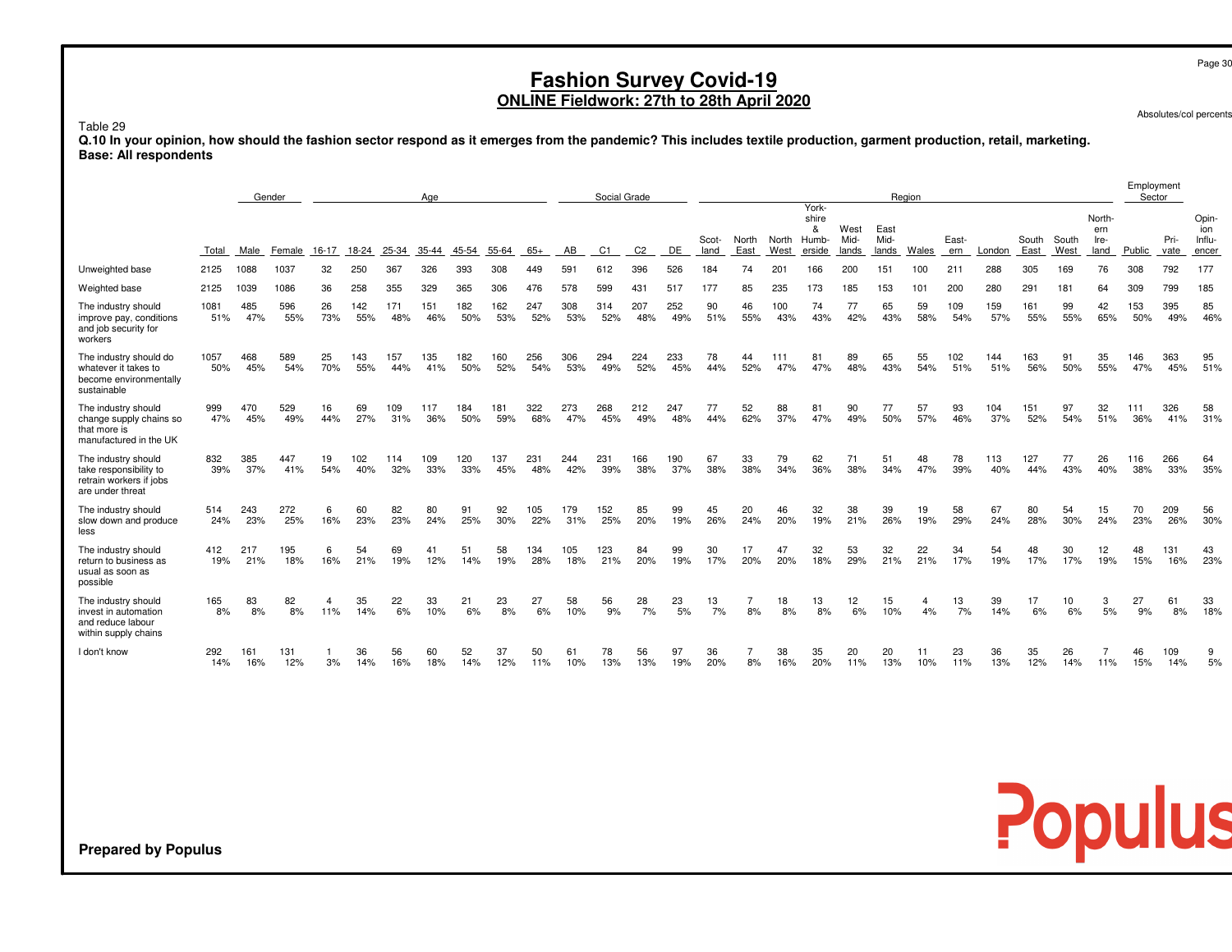# Fashion Survey Covid-19

**ONLINE Fieldwork: 27th to 28th April 2020**

Absolutes/col percents

Table 29

**Q.10 In your opinion, how should the fashion sector respond as it emerges from the pandemic? This includes textile production, garment production, retail, marketing.**
**Base: All respondents**

| | | Gender | | Age | | | | | | | Social Grade | | | | Region | | | | | | | | | | | | Employment Sector | | |
|---|---|---|---|---|---|---|---|---|---|---|---|---|---|---|---|---|---|---|---|---|---|---|---|---|---|---|---|---|---|
| | Total | Male | Female | 16-17 | 18-24 | 25-34 | 35-44 | 45-54 | 55-64 | 65+ | AB | C1 | C2 | DE | Scotland | North East | North West | Yorkshire & Humberside | West Midlands | East Midlands | Wales | Eastern | London | South East | South West | Northern Ireland | Public | Private | Opinion Influencer |
| Unweighted base | 2125 | 1088 | 1037 | 32 | 250 | 367 | 326 | 393 | 308 | 449 | 591 | 612 | 396 | 526 | 184 | 74 | 201 | 166 | 200 | 151 | 100 | 211 | 288 | 305 | 169 | 76 | 308 | 792 | 177 |
| Weighted base | 2125 | 1039 | 1086 | 36 | 258 | 355 | 329 | 365 | 306 | 476 | 578 | 599 | 431 | 517 | 177 | 85 | 235 | 173 | 185 | 153 | 101 | 200 | 280 | 291 | 181 | 64 | 309 | 799 | 185 |
| The industry should improve pay, conditions and job security for workers | 1081 | 485 | 596 | 26 | 142 | 171 | 151 | 182 | 162 | 247 | 308 | 314 | 207 | 252 | 90 | 46 | 100 | 74 | 77 | 65 | 59 | 109 | 159 | 161 | 99 | 42 | 153 | 395 | 85 |
| | 51% | 47% | 55% | 73% | 55% | 48% | 46% | 50% | 53% | 52% | 53% | 52% | 48% | 49% | 51% | 55% | 43% | 43% | 42% | 43% | 58% | 54% | 57% | 55% | 55% | 65% | 50% | 49% | 46% |
| The industry should do whatever it takes to become environmentally sustainable | 1057 | 468 | 589 | 25 | 143 | 157 | 135 | 182 | 160 | 256 | 306 | 294 | 224 | 233 | 78 | 44 | 111 | 81 | 89 | 65 | 55 | 102 | 144 | 163 | 91 | 35 | 146 | 363 | 95 |
| | 50% | 45% | 54% | 70% | 55% | 44% | 41% | 50% | 52% | 54% | 53% | 49% | 52% | 45% | 44% | 52% | 47% | 47% | 48% | 43% | 54% | 51% | 51% | 56% | 50% | 55% | 47% | 45% | 51% |
| The industry should change supply chains so that more is manufactured in the UK | 999 | 470 | 529 | 16 | 69 | 109 | 117 | 184 | 181 | 322 | 273 | 268 | 212 | 247 | 77 | 52 | 88 | 81 | 90 | 77 | 57 | 93 | 104 | 151 | 97 | 32 | 111 | 326 | 58 |
| | 47% | 45% | 49% | 44% | 27% | 31% | 36% | 50% | 59% | 68% | 47% | 45% | 49% | 48% | 44% | 62% | 37% | 47% | 49% | 50% | 57% | 46% | 37% | 52% | 54% | 51% | 36% | 41% | 31% |
| The industry should take responsibility to retrain workers if jobs are under threat | 832 | 385 | 447 | 19 | 102 | 114 | 109 | 120 | 137 | 231 | 244 | 231 | 166 | 190 | 67 | 33 | 79 | 62 | 71 | 51 | 48 | 78 | 113 | 127 | 77 | 26 | 116 | 266 | 64 |
| | 39% | 37% | 41% | 54% | 40% | 32% | 33% | 33% | 45% | 48% | 42% | 39% | 38% | 37% | 38% | 38% | 34% | 36% | 38% | 34% | 47% | 39% | 40% | 44% | 43% | 40% | 38% | 33% | 35% |
| The industry should slow down and produce less | 514 | 243 | 272 | 6 | 60 | 82 | 80 | 91 | 92 | 105 | 179 | 152 | 85 | 99 | 45 | 20 | 46 | 32 | 38 | 39 | 19 | 58 | 67 | 80 | 54 | 15 | 70 | 209 | 56 |
| | 24% | 23% | 25% | 16% | 23% | 23% | 24% | 25% | 30% | 22% | 31% | 25% | 20% | 19% | 26% | 24% | 20% | 19% | 21% | 26% | 19% | 29% | 24% | 28% | 30% | 24% | 23% | 26% | 30% |
| The industry should return to business as usual as soon as possible | 412 | 217 | 195 | 6 | 54 | 69 | 41 | 51 | 58 | 134 | 105 | 123 | 84 | 99 | 30 | 17 | 47 | 32 | 53 | 32 | 22 | 34 | 54 | 48 | 30 | 12 | 48 | 131 | 43 |
| | 19% | 21% | 18% | 16% | 21% | 19% | 12% | 14% | 19% | 28% | 18% | 21% | 20% | 19% | 17% | 20% | 20% | 18% | 29% | 21% | 21% | 17% | 19% | 17% | 17% | 19% | 15% | 16% | 23% |
| The industry should invest in automation and reduce labour within supply chains | 165 | 83 | 82 | 4 | 35 | 22 | 33 | 21 | 23 | 27 | 58 | 56 | 28 | 23 | 13 | 7 | 18 | 13 | 12 | 15 | 4 | 13 | 39 | 17 | 10 | 3 | 27 | 61 | 33 |
| | 8% | 8% | 8% | 11% | 14% | 6% | 10% | 6% | 8% | 6% | 10% | 9% | 7% | 5% | 7% | 8% | 8% | 8% | 6% | 10% | 4% | 7% | 14% | 6% | 6% | 5% | 9% | 8% | 18% |
| I don't know | 292 | 161 | 131 | 1 | 36 | 56 | 60 | 52 | 37 | 50 | 61 | 78 | 56 | 97 | 36 | 7 | 38 | 35 | 20 | 20 | 11 | 23 | 36 | 35 | 26 | 7 | 46 | 109 | 9 |
| | 14% | 16% | 12% | 3% | 14% | 16% | 18% | 14% | 12% | 11% | 10% | 13% | 13% | 19% | 20% | 8% | 16% | 20% | 11% | 13% | 10% | 11% | 13% | 12% | 14% | 11% | 15% | 14% | 5% |

**Prepared by Populus**

Populus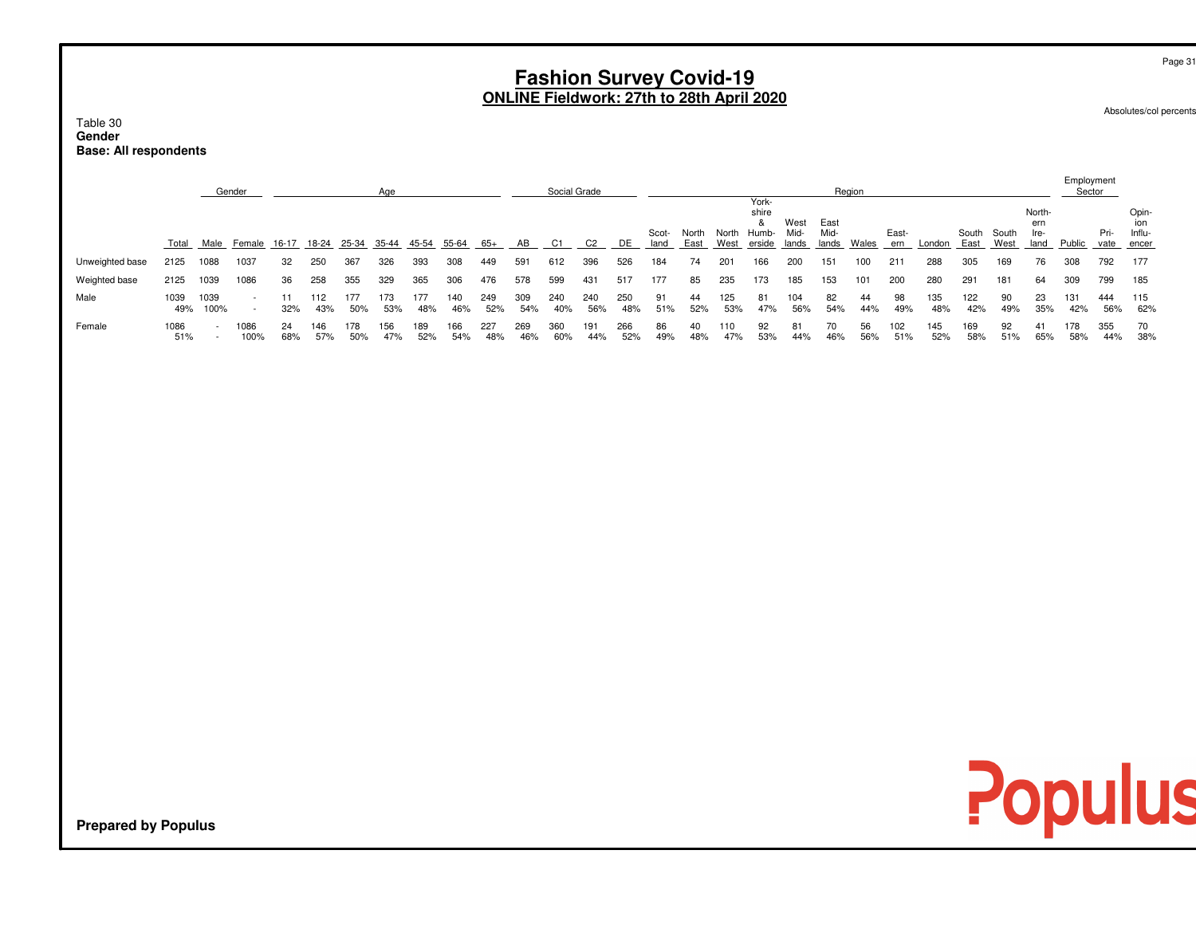# Fashion Survey Covid-19

## ONLINE Fieldwork: 27th to 28th April 2020

Absolutes/col percents

Table 30
**Gender**
**Base: All respondents**

| | Total | Gender | | Age | | | | | | | Social Grade | | | | Region | | | | | | | | | | | | Employment Sector | | |
|---|---|---|---|---|---|---|---|---|---|---|---|---|---|---|---|---|---|---|---|---|---|---|---|---|---|---|---|---|---|
| | | Male | Female | 16-17 | 18-24 | 25-34 | 35-44 | 45-54 | 55-64 | 65+ | AB | C1 | C2 | DE | Scotland | North East | North West | Yorkshire & Humberside | West Midlands | East Midlands | Wales | Eastern | London | South East | South West | Northern Ireland | Public | Private | Opinion Influencer |
| Unweighted base | 2125 | 1088 | 1037 | 32 | 250 | 367 | 326 | 393 | 308 | 449 | 591 | 612 | 396 | 526 | 184 | 74 | 201 | 166 | 200 | 151 | 100 | 211 | 288 | 305 | 169 | 76 | 308 | 792 | 177 |
| Weighted base | 2125 | 1039 | 1086 | 36 | 258 | 355 | 329 | 365 | 306 | 476 | 578 | 599 | 431 | 517 | 177 | 85 | 235 | 173 | 185 | 153 | 101 | 200 | 280 | 291 | 181 | 64 | 309 | 799 | 185 |
| Male | 1039 | 1039 | - | 11 | 112 | 177 | 173 | 177 | 140 | 249 | 309 | 240 | 240 | 250 | 91 | 44 | 125 | 81 | 104 | 82 | 44 | 98 | 135 | 122 | 90 | 23 | 131 | 444 | 115 |
| | 49% | 100% | - | 32% | 43% | 50% | 53% | 48% | 46% | 52% | 54% | 40% | 56% | 48% | 51% | 52% | 53% | 47% | 56% | 54% | 44% | 49% | 48% | 42% | 49% | 35% | 42% | 56% | 62% |
| Female | 1086 | - | 1086 | 24 | 146 | 178 | 156 | 189 | 166 | 227 | 269 | 360 | 191 | 266 | 86 | 40 | 110 | 92 | 81 | 70 | 56 | 102 | 145 | 169 | 92 | 41 | 178 | 355 | 70 |
| | 51% | - | 100% | 68% | 57% | 50% | 47% | 52% | 54% | 48% | 46% | 60% | 44% | 52% | 49% | 48% | 47% | 53% | 44% | 46% | 56% | 51% | 52% | 58% | 51% | 65% | 58% | 44% | 38% |

**Prepared by Populus**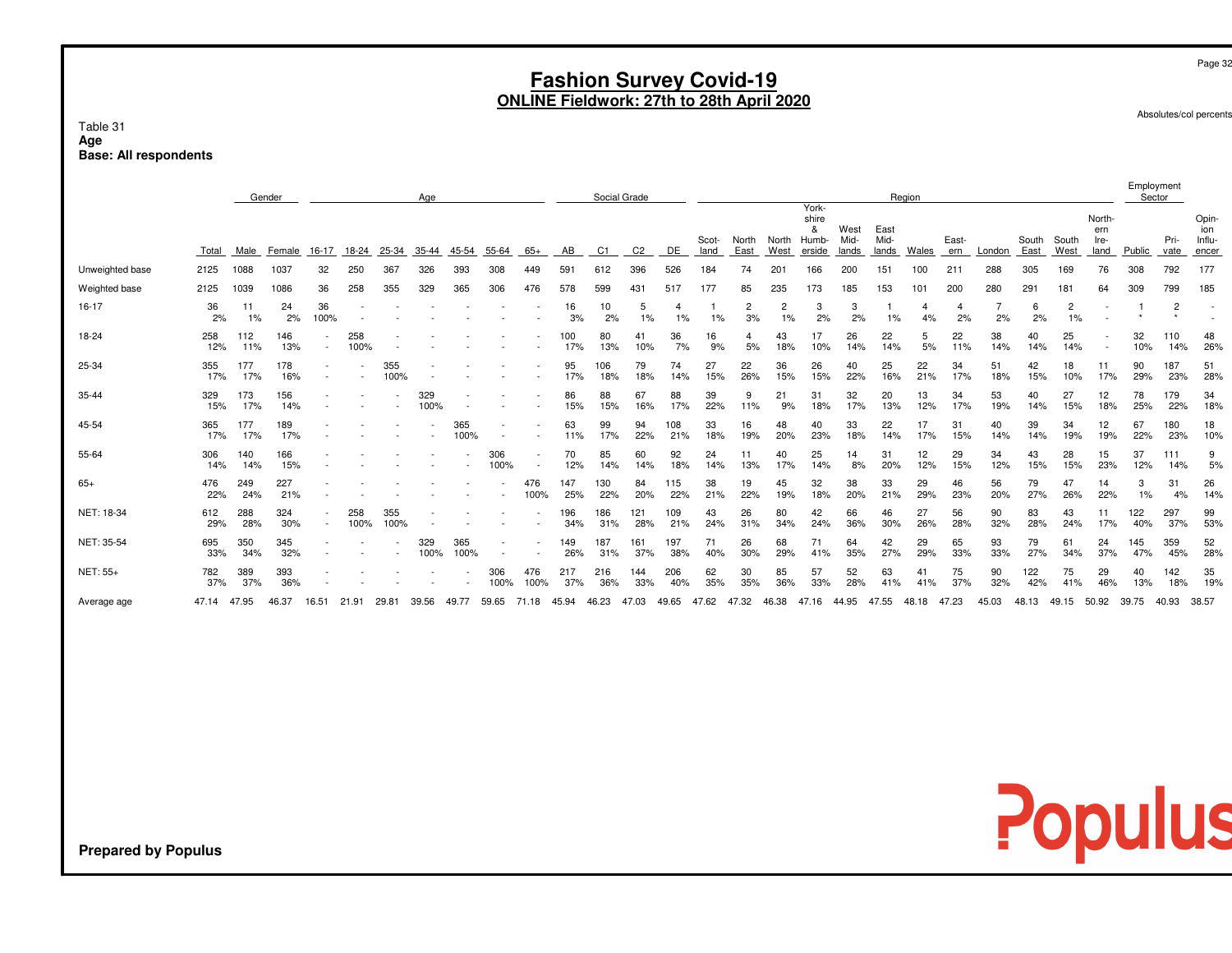# Fashion Survey Covid-19

## ONLINE Fieldwork: 27th to 28th April 2020

Absolutes/col percents

Table 31
**Age**
**Base: All respondents**

| | | Gender | | Age | | | | | | | | Social Grade | | | | Region | | | | | | | | | | | | Employment Sector | | |
|---|---|---|---|---|---|---|---|---|---|---|---|---|---|---|---|---|---|---|---|---|---|---|---|---|---|---|---|---|---|---|
| | Total | Male | Female | 16-17 | 18-24 | 25-34 | 35-44 | 45-54 | 55-64 | 65+ | AB | C1 | C2 | DE | Scot-land | North East | North West | York-shire & Humb-erside | West Mid-lands | East Mid-lands | Wales | East-ern | London | South East | South West | North-ern Ire-land | Public | Pri-vate | Opin-ion Influ-encer |
| Unweighted base | 2125 | 1088 | 1037 | 32 | 250 | 367 | 326 | 393 | 308 | 449 | 591 | 612 | 396 | 526 | 184 | 74 | 201 | 166 | 200 | 151 | 100 | 211 | 288 | 305 | 169 | 76 | 308 | 792 | 177 |
| Weighted base | 2125 | 1039 | 1086 | 36 | 258 | 355 | 329 | 365 | 306 | 476 | 578 | 599 | 431 | 517 | 177 | 85 | 235 | 173 | 185 | 153 | 101 | 200 | 280 | 291 | 181 | 64 | 309 | 799 | 185 |
| 16-17 | 36 | 11 | 24 | 36 | - | - | - | - | - | - | 16 | 10 | 5 | 4 | 1 | 2 | 2 | 3 | 3 | 1 | 4 | 4 | 7 | 6 | 2 | - | 1 | 2 | - |
| | 2% | 1% | 2% | 100% | - | - | - | - | - | - | 3% | 2% | 1% | 1% | 1% | 3% | 1% | 2% | 2% | 1% | 4% | 2% | 2% | 2% | 1% | - | * | * | - |
| 18-24 | 258 | 112 | 146 | - | 258 | - | - | - | - | - | 100 | 80 | 41 | 36 | 16 | 4 | 43 | 17 | 26 | 22 | 5 | 22 | 38 | 40 | 25 | - | 32 | 110 | 48 |
| | 12% | 11% | 13% | - | 100% | - | - | - | - | - | 17% | 13% | 10% | 7% | 9% | 5% | 18% | 10% | 14% | 14% | 5% | 11% | 14% | 14% | 14% | - | 10% | 14% | 26% |
| 25-34 | 355 | 177 | 178 | - | - | 355 | - | - | - | - | 95 | 106 | 79 | 74 | 27 | 22 | 36 | 26 | 40 | 25 | 22 | 34 | 51 | 42 | 18 | 11 | 90 | 187 | 51 |
| | 17% | 17% | 16% | - | - | 100% | - | - | - | - | 17% | 18% | 18% | 14% | 15% | 26% | 15% | 15% | 22% | 16% | 21% | 17% | 18% | 15% | 10% | 17% | 29% | 23% | 28% |
| 35-44 | 329 | 173 | 156 | - | - | - | 329 | - | - | - | 86 | 88 | 67 | 88 | 39 | 9 | 21 | 31 | 32 | 20 | 13 | 34 | 53 | 40 | 27 | 12 | 78 | 179 | 34 |
| | 15% | 17% | 14% | - | - | - | 100% | - | - | - | 15% | 15% | 16% | 17% | 22% | 11% | 9% | 18% | 17% | 13% | 12% | 17% | 19% | 14% | 15% | 18% | 25% | 22% | 18% |
| 45-54 | 365 | 177 | 189 | - | - | - | - | 365 | - | - | 63 | 99 | 94 | 108 | 33 | 16 | 48 | 40 | 33 | 22 | 17 | 31 | 40 | 39 | 34 | 12 | 67 | 180 | 18 |
| | 17% | 17% | 17% | - | - | - | - | 100% | - | - | 11% | 17% | 22% | 21% | 18% | 19% | 20% | 23% | 18% | 14% | 17% | 15% | 14% | 14% | 19% | 19% | 22% | 23% | 10% |
| 55-64 | 306 | 140 | 166 | - | - | - | - | - | 306 | - | 70 | 85 | 60 | 92 | 24 | 11 | 40 | 25 | 14 | 31 | 12 | 29 | 34 | 43 | 28 | 15 | 37 | 111 | 9 |
| | 14% | 14% | 15% | - | - | - | - | - | 100% | - | 12% | 14% | 14% | 18% | 14% | 13% | 17% | 14% | 8% | 20% | 12% | 15% | 12% | 15% | 15% | 23% | 12% | 14% | 5% |
| 65+ | 476 | 249 | 227 | - | - | - | - | - | - | 476 | 147 | 130 | 84 | 115 | 38 | 19 | 45 | 32 | 38 | 33 | 29 | 46 | 56 | 79 | 47 | 14 | 3 | 31 | 26 |
| | 22% | 24% | 21% | - | - | - | - | - | - | 100% | 25% | 22% | 20% | 22% | 21% | 22% | 19% | 18% | 20% | 21% | 29% | 23% | 20% | 27% | 26% | 22% | 1% | 4% | 14% |
| NET: 18-34 | 612 | 288 | 324 | - | 258 | 355 | - | - | - | - | 196 | 186 | 121 | 109 | 43 | 26 | 80 | 42 | 66 | 46 | 27 | 56 | 90 | 83 | 43 | 11 | 122 | 297 | 99 |
| | 29% | 28% | 30% | - | 100% | 100% | - | - | - | - | 34% | 31% | 28% | 21% | 24% | 31% | 34% | 24% | 36% | 30% | 26% | 28% | 32% | 28% | 24% | 17% | 40% | 37% | 53% |
| NET: 35-54 | 695 | 350 | 345 | - | - | - | 329 | 365 | - | - | 149 | 187 | 161 | 197 | 71 | 26 | 68 | 71 | 64 | 42 | 29 | 65 | 93 | 79 | 61 | 24 | 145 | 359 | 52 |
| | 33% | 34% | 32% | - | - | - | 100% | 100% | - | - | 26% | 31% | 37% | 38% | 40% | 30% | 29% | 41% | 35% | 27% | 29% | 33% | 33% | 27% | 34% | 37% | 47% | 45% | 28% |
| NET: 55+ | 782 | 389 | 393 | - | - | - | - | - | 306 | 476 | 217 | 216 | 144 | 206 | 62 | 30 | 85 | 57 | 52 | 63 | 41 | 75 | 90 | 122 | 75 | 29 | 40 | 142 | 35 |
| | 37% | 37% | 36% | - | - | - | - | - | 100% | 100% | 37% | 36% | 33% | 40% | 35% | 35% | 36% | 33% | 28% | 41% | 41% | 37% | 32% | 42% | 41% | 46% | 13% | 18% | 19% |
| Average age | 47.14 | 47.95 | 46.37 | 16.51 | 21.91 | 29.81 | 39.56 | 49.77 | 59.65 | 71.18 | 45.94 | 46.23 | 47.03 | 49.65 | 47.62 | 47.32 | 46.38 | 47.16 | 44.95 | 47.55 | 48.18 | 47.23 | 45.03 | 48.13 | 49.15 | 50.92 | 39.75 | 40.93 | 38.57 |

**Prepared by Populus**

Populus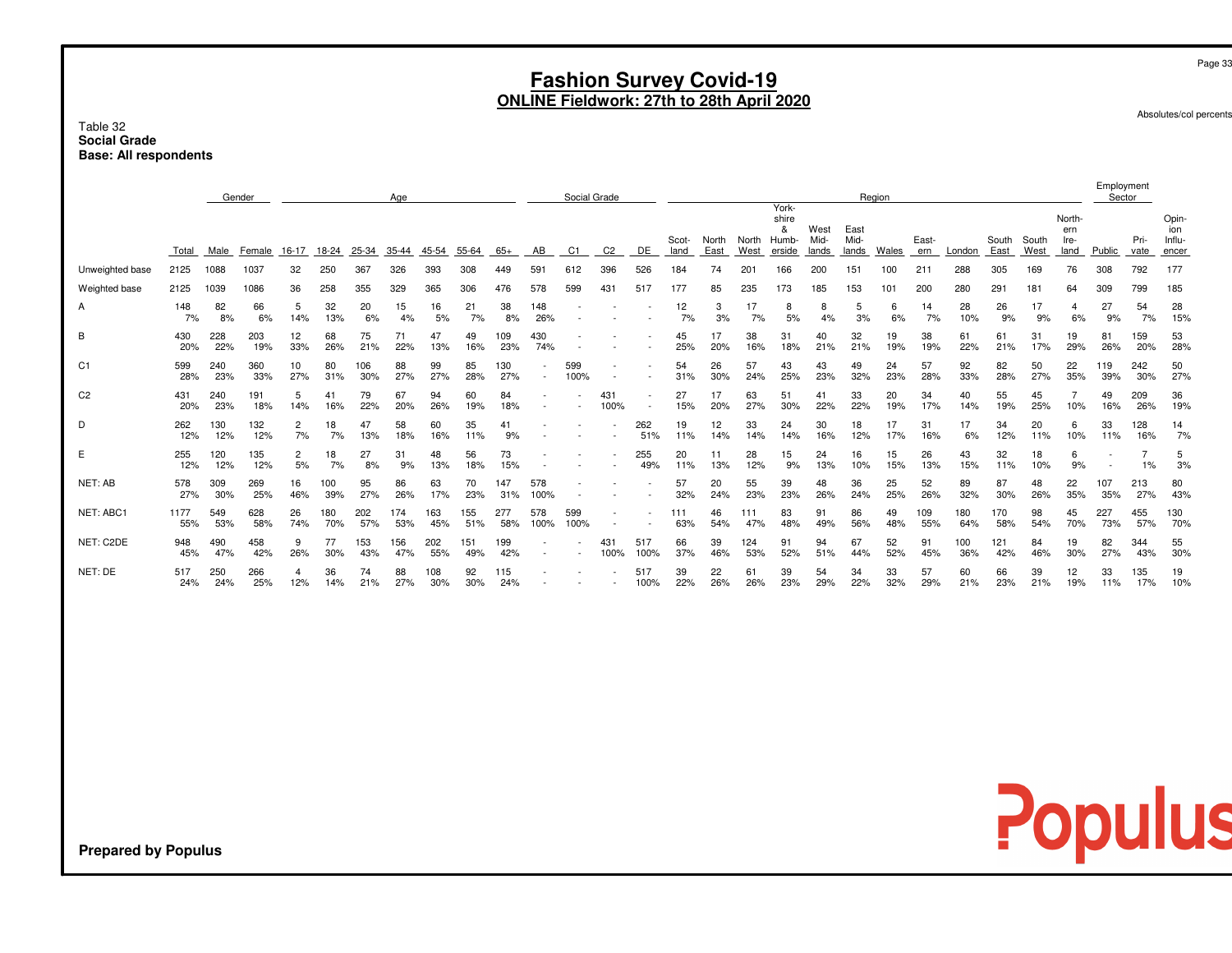# Fashion Survey Covid-19

## ONLINE Fieldwork: 27th to 28th April 2020

Absolutes/col percents

Table 32
**Social Grade**
**Base: All respondents**

| | | Gender | | Age | | | | | | | Social Grade | | | | Region | | | | | | | | | | | | Employment Sector | | |
|---|---|---|---|---|---|---|---|---|---|---|---|---|---|---|---|---|---|---|---|---|---|---|---|---|---|---|---|---|---|
| | Total | Male | Female | 16-17 | 18-24 | 25-34 | 35-44 | 45-54 | 55-64 | 65+ | AB | C1 | C2 | DE | Scotland | North East | North West | Yorkshire & Humberside | West Midlands | East Midlands | Wales | Eastern | London | South East | South West | Northern Ireland | Public | Private | Opinion Influencer |
| Unweighted base | 2125 | 1088 | 1037 | 32 | 250 | 367 | 326 | 393 | 308 | 449 | 591 | 612 | 396 | 526 | 184 | 74 | 201 | 166 | 200 | 151 | 100 | 211 | 288 | 305 | 169 | 76 | 308 | 792 | 177 |
| Weighted base | 2125 | 1039 | 1086 | 36 | 258 | 355 | 329 | 365 | 306 | 476 | 578 | 599 | 431 | 517 | 177 | 85 | 235 | 173 | 185 | 153 | 101 | 200 | 280 | 291 | 181 | 64 | 309 | 799 | 185 |
| A | 148 | 82 | 66 | 5 | 32 | 20 | 15 | 16 | 21 | 38 | 148 | - | - | - | 12 | 3 | 17 | 8 | 8 | 5 | 6 | 14 | 28 | 26 | 17 | 4 | 27 | 54 | 28 |
| | 7% | 8% | 6% | 14% | 13% | 6% | 4% | 5% | 7% | 8% | 26% | - | - | - | 7% | 3% | 7% | 5% | 4% | 3% | 6% | 7% | 10% | 9% | 9% | 6% | 9% | 7% | 15% |
| B | 430 | 228 | 203 | 12 | 68 | 75 | 71 | 47 | 49 | 109 | 430 | - | - | - | 45 | 17 | 38 | 31 | 40 | 32 | 19 | 38 | 61 | 61 | 31 | 19 | 81 | 159 | 53 |
| | 20% | 22% | 19% | 33% | 26% | 21% | 22% | 13% | 16% | 23% | 74% | - | - | - | 25% | 20% | 16% | 18% | 21% | 21% | 19% | 19% | 22% | 21% | 17% | 29% | 26% | 20% | 28% |
| C1 | 599 | 240 | 360 | 10 | 80 | 106 | 88 | 99 | 85 | 130 | - | 599 | - | - | 54 | 26 | 57 | 43 | 43 | 49 | 24 | 57 | 92 | 82 | 50 | 22 | 119 | 242 | 50 |
| | 28% | 23% | 33% | 27% | 31% | 30% | 27% | 27% | 28% | 27% | - | 100% | - | - | 31% | 30% | 24% | 25% | 23% | 32% | 23% | 28% | 33% | 28% | 27% | 35% | 39% | 30% | 27% |
| C2 | 431 | 240 | 191 | 5 | 41 | 79 | 67 | 94 | 60 | 84 | - | - | 431 | - | 27 | 17 | 63 | 51 | 41 | 33 | 20 | 34 | 40 | 55 | 45 | 7 | 49 | 209 | 36 |
| | 20% | 23% | 18% | 14% | 16% | 22% | 20% | 26% | 19% | 18% | - | - | 100% | - | 15% | 20% | 27% | 30% | 22% | 22% | 19% | 17% | 14% | 19% | 25% | 10% | 16% | 26% | 19% |
| D | 262 | 130 | 132 | 2 | 18 | 47 | 58 | 60 | 35 | 41 | - | - | - | 262 | 19 | 12 | 33 | 24 | 30 | 18 | 17 | 31 | 17 | 34 | 20 | 6 | 33 | 128 | 14 |
| | 12% | 12% | 12% | 7% | 7% | 13% | 18% | 16% | 11% | 9% | - | - | - | 51% | 11% | 14% | 14% | 14% | 16% | 12% | 17% | 16% | 6% | 12% | 11% | 10% | 11% | 16% | 7% |
| E | 255 | 120 | 135 | 2 | 18 | 27 | 31 | 48 | 56 | 73 | - | - | - | 255 | 20 | 11 | 28 | 15 | 24 | 16 | 15 | 26 | 43 | 32 | 18 | 6 | - | 7 | 5 |
| | 12% | 12% | 12% | 5% | 7% | 8% | 9% | 13% | 18% | 15% | - | - | - | 49% | 11% | 13% | 12% | 9% | 13% | 10% | 15% | 13% | 15% | 11% | 10% | 9% | - | 1% | 3% |
| NET: AB | 578 | 309 | 269 | 16 | 100 | 95 | 86 | 63 | 70 | 147 | 578 | - | - | - | 57 | 20 | 55 | 39 | 48 | 36 | 25 | 52 | 89 | 87 | 48 | 22 | 107 | 213 | 80 |
| | 27% | 30% | 25% | 46% | 39% | 27% | 26% | 17% | 23% | 31% | 100% | - | - | - | 32% | 24% | 23% | 23% | 26% | 24% | 25% | 26% | 32% | 30% | 26% | 35% | 35% | 27% | 43% |
| NET: ABC1 | 1177 | 549 | 628 | 26 | 180 | 202 | 174 | 163 | 155 | 277 | 578 | 599 | - | - | 111 | 46 | 111 | 83 | 91 | 86 | 49 | 109 | 180 | 170 | 98 | 45 | 227 | 455 | 130 |
| | 55% | 53% | 58% | 74% | 70% | 57% | 53% | 45% | 51% | 58% | 100% | 100% | - | - | 63% | 54% | 47% | 48% | 49% | 56% | 48% | 55% | 64% | 58% | 54% | 70% | 73% | 57% | 70% |
| NET: C2DE | 948 | 490 | 458 | 9 | 77 | 153 | 156 | 202 | 151 | 199 | - | - | 431 | 517 | 66 | 39 | 124 | 91 | 94 | 67 | 52 | 91 | 100 | 121 | 84 | 19 | 82 | 344 | 55 |
| | 45% | 47% | 42% | 26% | 30% | 43% | 47% | 55% | 49% | 42% | - | - | 100% | 100% | 37% | 46% | 53% | 52% | 51% | 44% | 52% | 45% | 36% | 42% | 46% | 30% | 27% | 43% | 30% |
| NET: DE | 517 | 250 | 266 | 4 | 36 | 74 | 88 | 108 | 92 | 115 | - | - | - | 517 | 39 | 22 | 61 | 39 | 54 | 34 | 33 | 57 | 60 | 66 | 39 | 12 | 33 | 135 | 19 |
| | 24% | 24% | 25% | 12% | 14% | 21% | 27% | 30% | 30% | 24% | - | - | - | 100% | 22% | 26% | 26% | 23% | 29% | 22% | 32% | 29% | 21% | 23% | 21% | 19% | 11% | 17% | 10% |

**Prepared by Populus**

Populus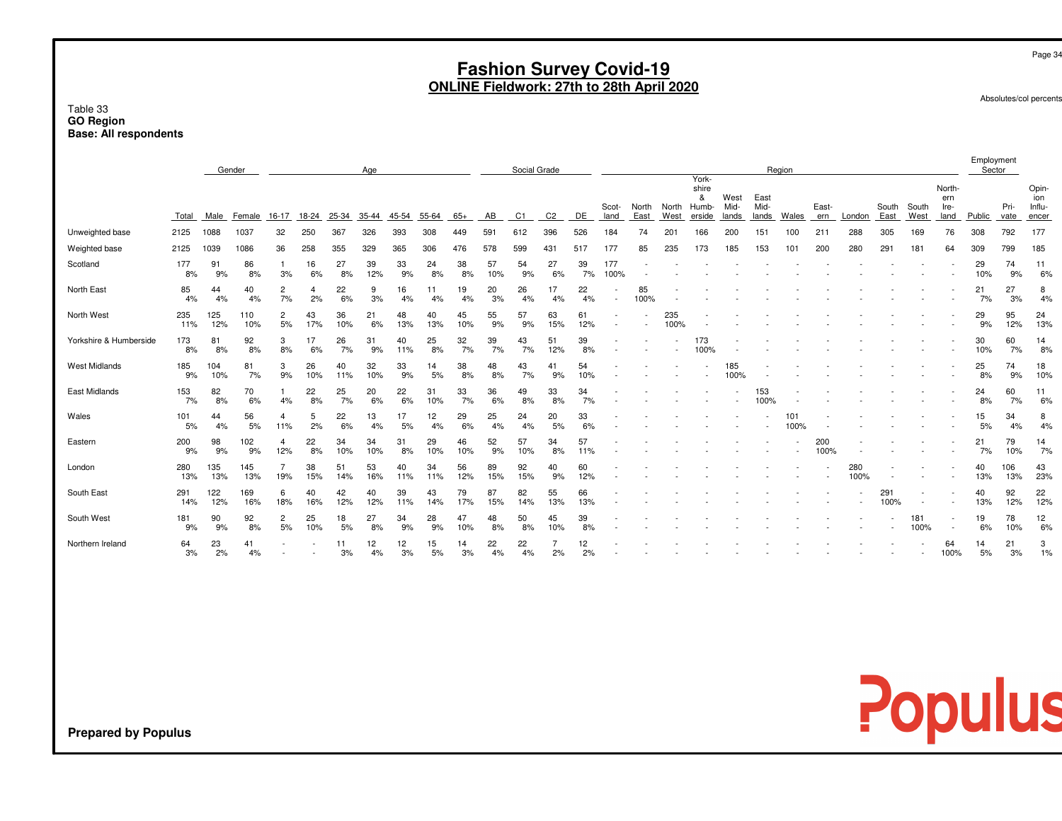# Fashion Survey Covid-19

**ONLINE Fieldwork: 27th to 28th April 2020**

Absolutes/col percents

Table 33
**GO Region**
**Base: All respondents**

| | | Gender | | Age | | | | | | | Social Grade | | | | Region | | | | | | | | | | | | Employment Sector | | |
|---|---|---|---|---|---|---|---|---|---|---|---|---|---|---|---|---|---|---|---|---|---|---|---|---|---|---|---|---|---|
| | Total | Male | Female | 16-17 | 18-24 | 25-34 | 35-44 | 45-54 | 55-64 | 65+ | AB | C1 | C2 | DE | Scotland | North East | North West | Yorkshire & Humberside | West Midlands | East Midlands | Wales | Eastern | London | South East | South West | Northern Ireland | Public | Private | Opinion Influencer |
| Unweighted base | 2125 | 1088 | 1037 | 32 | 250 | 367 | 326 | 393 | 308 | 449 | 591 | 612 | 396 | 526 | 184 | 74 | 201 | 166 | 200 | 151 | 100 | 211 | 288 | 305 | 169 | 76 | 308 | 792 | 177 |
| Weighted base | 2125 | 1039 | 1086 | 36 | 258 | 355 | 329 | 365 | 306 | 476 | 578 | 599 | 431 | 517 | 177 | 85 | 235 | 173 | 185 | 153 | 101 | 200 | 280 | 291 | 181 | 64 | 309 | 799 | 185 |
| Scotland | 177 | 91 | 86 | 1 | 16 | 27 | 39 | 33 | 24 | 38 | 57 | 54 | 27 | 39 | 177 | - | - | - | - | - | - | - | - | - | - | - | 29 | 74 | 11 |
| | 8% | 9% | 8% | 3% | 6% | 8% | 12% | 9% | 8% | 8% | 10% | 9% | 6% | 7% | 100% | - | - | - | - | - | - | - | - | - | - | - | 10% | 9% | 6% |
| North East | 85 | 44 | 40 | 2 | 4 | 22 | 9 | 16 | 11 | 19 | 20 | 26 | 17 | 22 | - | 85 | - | - | - | - | - | - | - | - | - | - | 21 | 27 | 8 |
| | 4% | 4% | 4% | 7% | 2% | 6% | 3% | 4% | 4% | 4% | 3% | 4% | 4% | 4% | - | 100% | - | - | - | - | - | - | - | - | - | - | 7% | 3% | 4% |
| North West | 235 | 125 | 110 | 2 | 43 | 36 | 21 | 48 | 40 | 45 | 55 | 57 | 63 | 61 | - | - | 235 | - | - | - | - | - | - | - | - | - | 29 | 95 | 24 |
| | 11% | 12% | 10% | 5% | 17% | 10% | 6% | 13% | 13% | 10% | 9% | 9% | 15% | 12% | - | - | 100% | - | - | - | - | - | - | - | - | - | 9% | 12% | 13% |
| Yorkshire & Humberside | 173 | 81 | 92 | 3 | 17 | 26 | 31 | 40 | 25 | 32 | 39 | 43 | 51 | 39 | - | - | - | 173 | - | - | - | - | - | - | - | - | 30 | 60 | 14 |
| | 8% | 8% | 8% | 8% | 6% | 7% | 9% | 11% | 8% | 7% | 7% | 7% | 12% | 8% | - | - | - | 100% | - | - | - | - | - | - | - | - | 10% | 7% | 8% |
| West Midlands | 185 | 104 | 81 | 3 | 26 | 40 | 32 | 33 | 14 | 38 | 48 | 43 | 41 | 54 | - | - | - | - | 185 | - | - | - | - | - | - | - | 25 | 74 | 18 |
| | 9% | 10% | 7% | 9% | 10% | 11% | 10% | 9% | 5% | 8% | 8% | 7% | 9% | 10% | - | - | - | - | 100% | - | - | - | - | - | - | - | 8% | 9% | 10% |
| East Midlands | 153 | 82 | 70 | 1 | 22 | 25 | 20 | 22 | 31 | 33 | 36 | 49 | 33 | 34 | - | - | - | - | - | 153 | - | - | - | - | - | - | 24 | 60 | 11 |
| | 7% | 8% | 6% | 4% | 8% | 7% | 6% | 6% | 10% | 7% | 6% | 8% | 8% | 7% | - | - | - | - | - | 100% | - | - | - | - | - | - | 8% | 7% | 6% |
| Wales | 101 | 44 | 56 | 4 | 5 | 22 | 13 | 17 | 12 | 29 | 25 | 24 | 20 | 33 | - | - | - | - | - | - | 101 | - | - | - | - | - | 15 | 34 | 8 |
| | 5% | 4% | 5% | 11% | 2% | 6% | 4% | 5% | 4% | 6% | 4% | 4% | 5% | 6% | - | - | - | - | - | - | 100% | - | - | - | - | - | 5% | 4% | 4% |
| Eastern | 200 | 98 | 102 | 4 | 22 | 34 | 34 | 31 | 29 | 46 | 52 | 57 | 34 | 57 | - | - | - | - | - | - | - | 200 | - | - | - | - | 21 | 79 | 14 |
| | 9% | 9% | 9% | 12% | 8% | 10% | 10% | 8% | 10% | 10% | 9% | 10% | 8% | 11% | - | - | - | - | - | - | - | 100% | - | - | - | - | 7% | 10% | 7% |
| London | 280 | 135 | 145 | 7 | 38 | 51 | 53 | 40 | 34 | 56 | 89 | 92 | 40 | 60 | - | - | - | - | - | - | - | - | 280 | - | - | - | 40 | 106 | 43 |
| | 13% | 13% | 13% | 19% | 15% | 14% | 16% | 11% | 11% | 12% | 15% | 15% | 9% | 12% | - | - | - | - | - | - | - | - | 100% | - | - | - | 13% | 13% | 23% |
| South East | 291 | 122 | 169 | 6 | 40 | 42 | 40 | 39 | 43 | 79 | 87 | 82 | 55 | 66 | - | - | - | - | - | - | - | - | - | 291 | - | - | 40 | 92 | 22 |
| | 14% | 12% | 16% | 18% | 16% | 12% | 12% | 11% | 14% | 17% | 15% | 14% | 13% | 13% | - | - | - | - | - | - | - | - | - | 100% | - | - | 13% | 12% | 12% |
| South West | 181 | 90 | 92 | 2 | 25 | 18 | 27 | 34 | 28 | 47 | 48 | 50 | 45 | 39 | - | - | - | - | - | - | - | - | - | - | 181 | - | 19 | 78 | 12 |
| | 9% | 9% | 8% | 5% | 10% | 5% | 8% | 9% | 9% | 10% | 8% | 8% | 10% | 8% | - | - | - | - | - | - | - | - | - | - | 100% | - | 6% | 10% | 6% |
| Northern Ireland | 64 | 23 | 41 | - | - | 11 | 12 | 12 | 15 | 14 | 22 | 22 | 7 | 12 | - | - | - | - | - | - | - | - | - | - | - | 64 | 14 | 21 | 3 |
| | 3% | 2% | 4% | - | - | 3% | 4% | 3% | 5% | 3% | 4% | 4% | 2% | 2% | - | - | - | - | - | - | - | - | - | - | - | 100% | 5% | 3% | 1% |

**Prepared by Populus**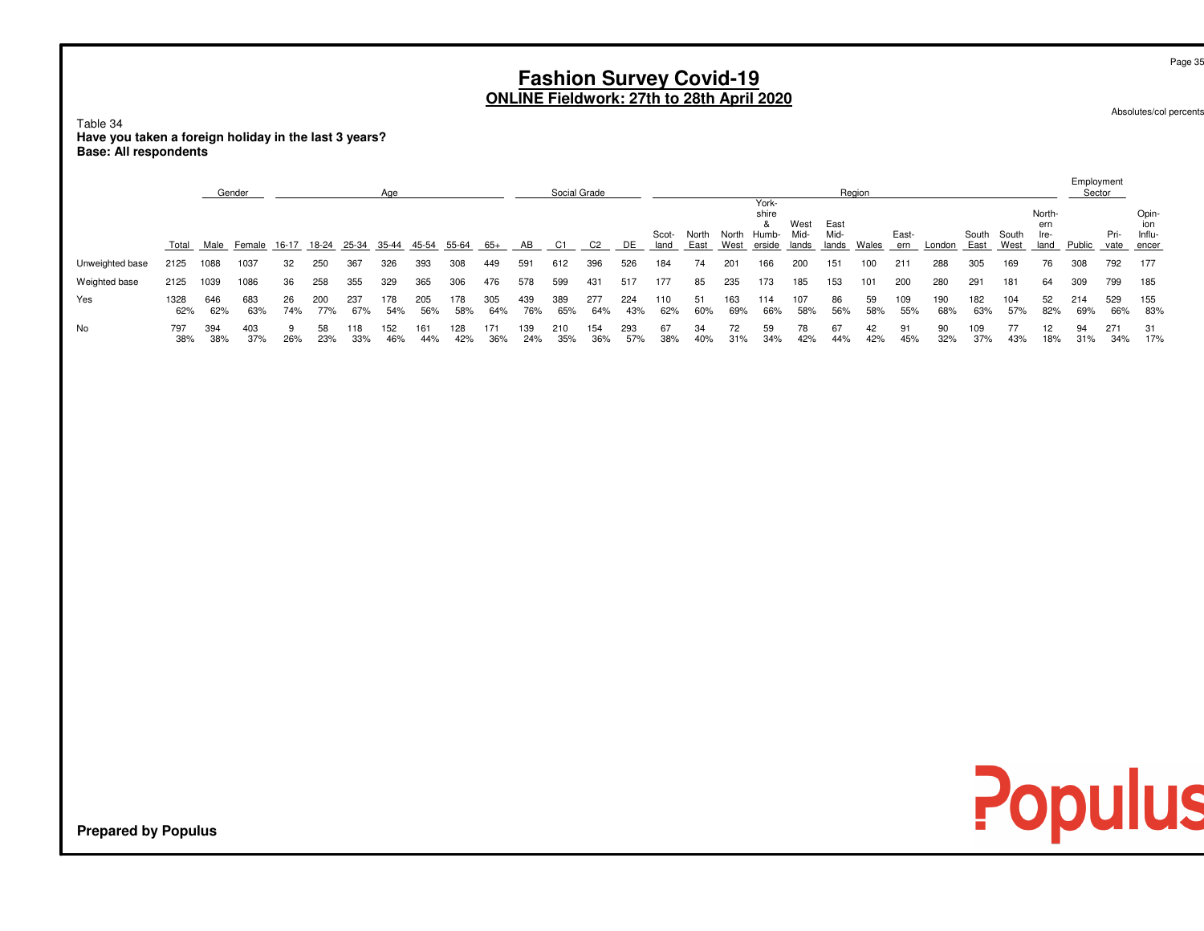# Fashion Survey Covid-19

**ONLINE Fieldwork: 27th to 28th April 2020**

Absolutes/col percents

Table 34

**Have you taken a foreign holiday in the last 3 years?**

**Base: All respondents**

| | | Gender | | Age | | | | | | | Social Grade | | | | Region | | | | | | | | | | | | Employment Sector | | |
|---|---|---|---|---|---|---|---|---|---|---|---|---|---|---|---|---|---|---|---|---|---|---|---|---|---|---|---|---|---|
| | Total | Male | Female | 16-17 | 18-24 | 25-34 | 35-44 | 45-54 | 55-64 | 65+ | AB | C1 | C2 | DE | Scotland | North East | North West | Yorkshire & Humberside | West Midlands | East Midlands | Wales | Eastern | London | South East | South West | Northern Ireland | Public | Private | Opinion Influencer |
| Unweighted base | 2125 | 1088 | 1037 | 32 | 250 | 367 | 326 | 393 | 308 | 449 | 591 | 612 | 396 | 526 | 184 | 74 | 201 | 166 | 200 | 151 | 100 | 211 | 288 | 305 | 169 | 76 | 308 | 792 | 177 |
| Weighted base | 2125 | 1039 | 1086 | 36 | 258 | 355 | 329 | 365 | 306 | 476 | 578 | 599 | 431 | 517 | 177 | 85 | 235 | 173 | 185 | 153 | 101 | 200 | 280 | 291 | 181 | 64 | 309 | 799 | 185 |
| Yes | 1328 | 646 | 683 | 26 | 200 | 237 | 178 | 205 | 178 | 305 | 439 | 389 | 277 | 224 | 110 | 51 | 163 | 114 | 107 | 86 | 59 | 109 | 190 | 182 | 104 | 52 | 214 | 529 | 155 |
| | 62% | 62% | 63% | 74% | 77% | 67% | 54% | 56% | 58% | 64% | 76% | 65% | 64% | 43% | 62% | 60% | 69% | 66% | 58% | 56% | 58% | 55% | 68% | 63% | 57% | 82% | 69% | 66% | 83% |
| No | 797 | 394 | 403 | 9 | 58 | 118 | 152 | 161 | 128 | 171 | 139 | 210 | 154 | 293 | 67 | 34 | 72 | 59 | 78 | 67 | 42 | 91 | 90 | 109 | 77 | 12 | 94 | 271 | 31 |
| | 38% | 38% | 37% | 26% | 23% | 33% | 46% | 44% | 42% | 36% | 24% | 35% | 36% | 57% | 38% | 40% | 31% | 34% | 42% | 44% | 42% | 45% | 32% | 37% | 43% | 18% | 31% | 34% | 17% |

**Prepared by Populus**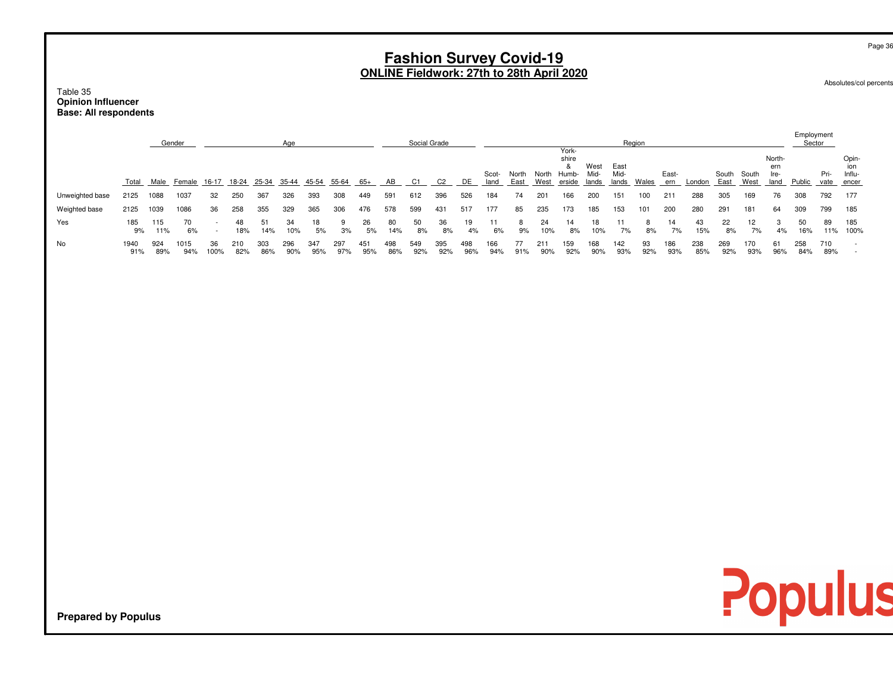# Fashion Survey Covid-19

**ONLINE Fieldwork: 27th to 28th April 2020**

Absolutes/col percents

Table 35
**Opinion Influencer**
**Base: All respondents**

| | | Gender | | Age | | | | | | | Social Grade | | | | Region | | | | | | | | | | | | Employment Sector | | |
|---|---|---|---|---|---|---|---|---|---|---|---|---|---|---|---|---|---|---|---|---|---|---|---|---|---|---|---|---|---|
| | Total | Male | Female | 16-17 | 18-24 | 25-34 | 35-44 | 45-54 | 55-64 | 65+ | AB | C1 | C2 | DE | Scotland | North East | North West | Yorkshire & Humberside | West Midlands | East Midlands | Wales | Eastern | London | South East | South West | Northern Ireland | Public | Private | Opinion Influencer |
| Unweighted base | 2125 | 1088 | 1037 | 32 | 250 | 367 | 326 | 393 | 308 | 449 | 591 | 612 | 396 | 526 | 184 | 74 | 201 | 166 | 200 | 151 | 100 | 211 | 288 | 305 | 169 | 76 | 308 | 792 | 177 |
| Weighted base | 2125 | 1039 | 1086 | 36 | 258 | 355 | 329 | 365 | 306 | 476 | 578 | 599 | 431 | 517 | 177 | 85 | 235 | 173 | 185 | 153 | 101 | 200 | 280 | 291 | 181 | 64 | 309 | 799 | 185 |
| Yes | 185 | 115 | 70 | - | 48 | 51 | 34 | 18 | 9 | 26 | 80 | 50 | 36 | 19 | 11 | 8 | 24 | 14 | 18 | 11 | 8 | 14 | 43 | 22 | 12 | 3 | 50 | 89 | 185 |
| | 9% | 11% | 6% | - | 18% | 14% | 10% | 5% | 3% | 5% | 14% | 8% | 8% | 4% | 6% | 9% | 10% | 8% | 10% | 7% | 8% | 7% | 15% | 8% | 7% | 4% | 16% | 11% | 100% |
| No | 1940 | 924 | 1015 | 36 | 210 | 303 | 296 | 347 | 297 | 451 | 498 | 549 | 395 | 498 | 166 | 77 | 211 | 159 | 168 | 142 | 93 | 186 | 238 | 269 | 170 | 61 | 258 | 710 | - |
| | 91% | 89% | 94% | 100% | 82% | 86% | 90% | 95% | 97% | 95% | 86% | 92% | 92% | 96% | 94% | 91% | 90% | 92% | 90% | 93% | 92% | 93% | 85% | 92% | 93% | 96% | 84% | 89% | - |

**Prepared by Populus**

Populus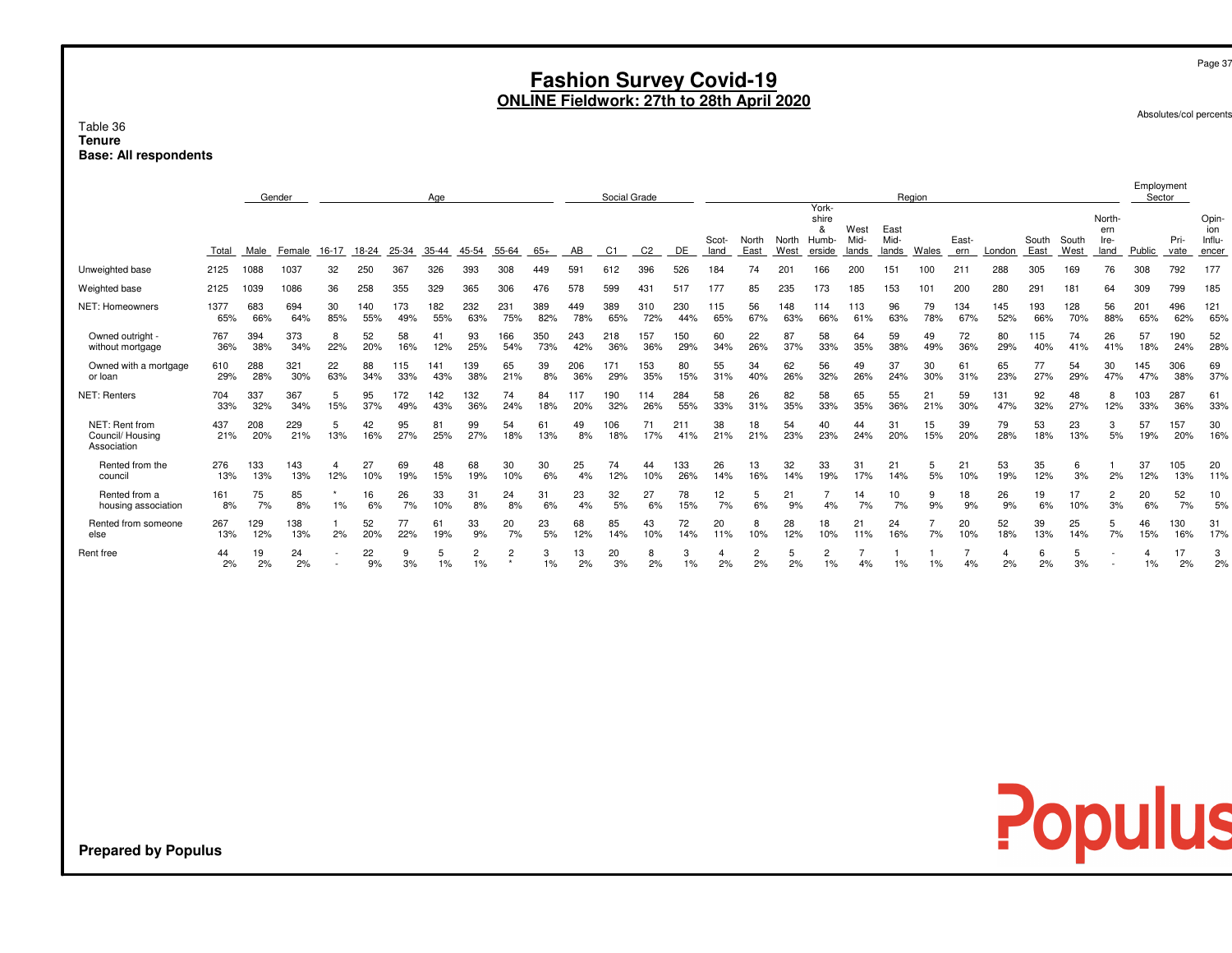# Fashion Survey Covid-19

## ONLINE Fieldwork: 27th to 28th April 2020

Absolutes/col percents

Table 36
**Tenure**
**Base: All respondents**

| | | Gender | | Age | | | | | | | Social Grade | | | | Region | | | | | | | | | | | | Employment Sector | | |
|---|---|---|---|---|---|---|---|---|---|---|---|---|---|---|---|---|---|---|---|---|---|---|---|---|---|---|---|---|---|
| | Total | Male | Female | 16-17 | 18-24 | 25-34 | 35-44 | 45-54 | 55-64 | 65+ | AB | C1 | C2 | DE | Scot-land | North East | North West | York-shire & Humb-erside | West Mid-lands | East Mid-lands | Wales | East-ern | London | South East | South West | North-ern Ire-land | Public | Pri-vate | Opin-ion Influ-encer |
| Unweighted base | 2125 | 1088 | 1037 | 32 | 250 | 367 | 326 | 393 | 308 | 449 | 591 | 612 | 396 | 526 | 184 | 74 | 201 | 166 | 200 | 151 | 100 | 211 | 288 | 305 | 169 | 76 | 308 | 792 | 177 |
| Weighted base | 2125 | 1039 | 1086 | 36 | 258 | 355 | 329 | 365 | 306 | 476 | 578 | 599 | 431 | 517 | 177 | 85 | 235 | 173 | 185 | 153 | 101 | 200 | 280 | 291 | 181 | 64 | 309 | 799 | 185 |
| NET: Homeowners | 1377 | 683 | 694 | 30 | 140 | 173 | 182 | 232 | 231 | 389 | 449 | 389 | 310 | 230 | 115 | 56 | 148 | 114 | 113 | 96 | 79 | 134 | 145 | 193 | 128 | 56 | 201 | 496 | 121 |
| | 65% | 66% | 64% | 85% | 55% | 49% | 55% | 63% | 75% | 82% | 78% | 65% | 72% | 44% | 65% | 67% | 63% | 66% | 61% | 63% | 78% | 67% | 52% | 66% | 70% | 88% | 65% | 62% | 65% |
| Owned outright - without mortgage | 767 | 394 | 373 | 8 | 52 | 58 | 41 | 93 | 166 | 350 | 243 | 218 | 157 | 150 | 60 | 22 | 87 | 58 | 64 | 59 | 49 | 72 | 80 | 115 | 74 | 26 | 57 | 190 | 52 |
| | 36% | 38% | 34% | 22% | 20% | 16% | 12% | 25% | 54% | 73% | 42% | 36% | 36% | 29% | 34% | 26% | 37% | 33% | 35% | 38% | 49% | 36% | 29% | 40% | 41% | 41% | 18% | 24% | 28% |
| Owned with a mortgage or loan | 610 | 288 | 321 | 22 | 88 | 115 | 141 | 139 | 65 | 39 | 206 | 171 | 153 | 80 | 55 | 34 | 62 | 56 | 49 | 37 | 30 | 61 | 65 | 77 | 54 | 30 | 145 | 306 | 69 |
| | 29% | 28% | 30% | 63% | 34% | 33% | 43% | 38% | 21% | 8% | 36% | 29% | 35% | 15% | 31% | 40% | 26% | 32% | 26% | 24% | 30% | 31% | 23% | 27% | 29% | 47% | 47% | 38% | 37% |
| NET: Renters | 704 | 337 | 367 | 5 | 95 | 172 | 142 | 132 | 74 | 84 | 117 | 190 | 114 | 284 | 58 | 26 | 82 | 58 | 65 | 55 | 21 | 59 | 131 | 92 | 48 | 8 | 103 | 287 | 61 |
| | 33% | 32% | 34% | 15% | 37% | 49% | 43% | 36% | 24% | 18% | 20% | 32% | 26% | 55% | 33% | 31% | 35% | 33% | 35% | 36% | 21% | 30% | 47% | 32% | 27% | 12% | 33% | 36% | 33% |
| NET: Rent from Council/ Housing Association | 437 | 208 | 229 | 5 | 42 | 95 | 81 | 99 | 54 | 61 | 49 | 106 | 71 | 211 | 38 | 18 | 54 | 40 | 44 | 31 | 15 | 39 | 79 | 53 | 23 | 3 | 57 | 157 | 30 |
| | 21% | 20% | 21% | 13% | 16% | 27% | 25% | 27% | 18% | 13% | 8% | 18% | 17% | 41% | 21% | 21% | 23% | 23% | 24% | 20% | 15% | 20% | 28% | 18% | 13% | 5% | 19% | 20% | 16% |
| Rented from the council | 276 | 133 | 143 | 4 | 27 | 69 | 48 | 68 | 30 | 30 | 25 | 74 | 44 | 133 | 26 | 13 | 32 | 33 | 31 | 21 | 5 | 21 | 53 | 35 | 6 | 1 | 37 | 105 | 20 |
| | 13% | 13% | 13% | 12% | 10% | 19% | 15% | 19% | 10% | 6% | 4% | 12% | 10% | 26% | 14% | 16% | 14% | 19% | 17% | 14% | 5% | 10% | 19% | 12% | 3% | 2% | 12% | 13% | 11% |
| Rented from a housing association | 161 | 75 | 85 | * | 16 | 26 | 33 | 31 | 24 | 31 | 23 | 32 | 27 | 78 | 12 | 5 | 21 | 7 | 14 | 10 | 9 | 18 | 26 | 19 | 17 | 2 | 20 | 52 | 10 |
| | 8% | 7% | 8% | 1% | 6% | 7% | 10% | 8% | 8% | 6% | 4% | 5% | 6% | 15% | 7% | 6% | 9% | 4% | 7% | 7% | 9% | 9% | 9% | 6% | 10% | 3% | 6% | 7% | 5% |
| Rented from someone else | 267 | 129 | 138 | 1 | 52 | 77 | 61 | 33 | 20 | 23 | 68 | 85 | 43 | 72 | 20 | 8 | 28 | 18 | 21 | 24 | 7 | 20 | 52 | 39 | 25 | 5 | 46 | 130 | 31 |
| | 13% | 12% | 13% | 2% | 20% | 22% | 19% | 9% | 7% | 5% | 12% | 14% | 10% | 14% | 11% | 10% | 12% | 10% | 11% | 16% | 7% | 10% | 18% | 13% | 14% | 7% | 15% | 16% | 17% |
| Rent free | 44 | 19 | 24 | - | 22 | 9 | 5 | 2 | 2 | 3 | 13 | 20 | 8 | 3 | 4 | 2 | 5 | 2 | 7 | 1 | 1 | 7 | 4 | 6 | 5 | - | 4 | 17 | 3 |
| | 2% | 2% | 2% | - | 9% | 3% | 1% | 1% | * | 1% | 2% | 3% | 2% | 1% | 2% | 2% | 2% | 1% | 4% | 1% | 1% | 4% | 2% | 2% | 3% | - | 1% | 2% | 2% |

**Prepared by Populus**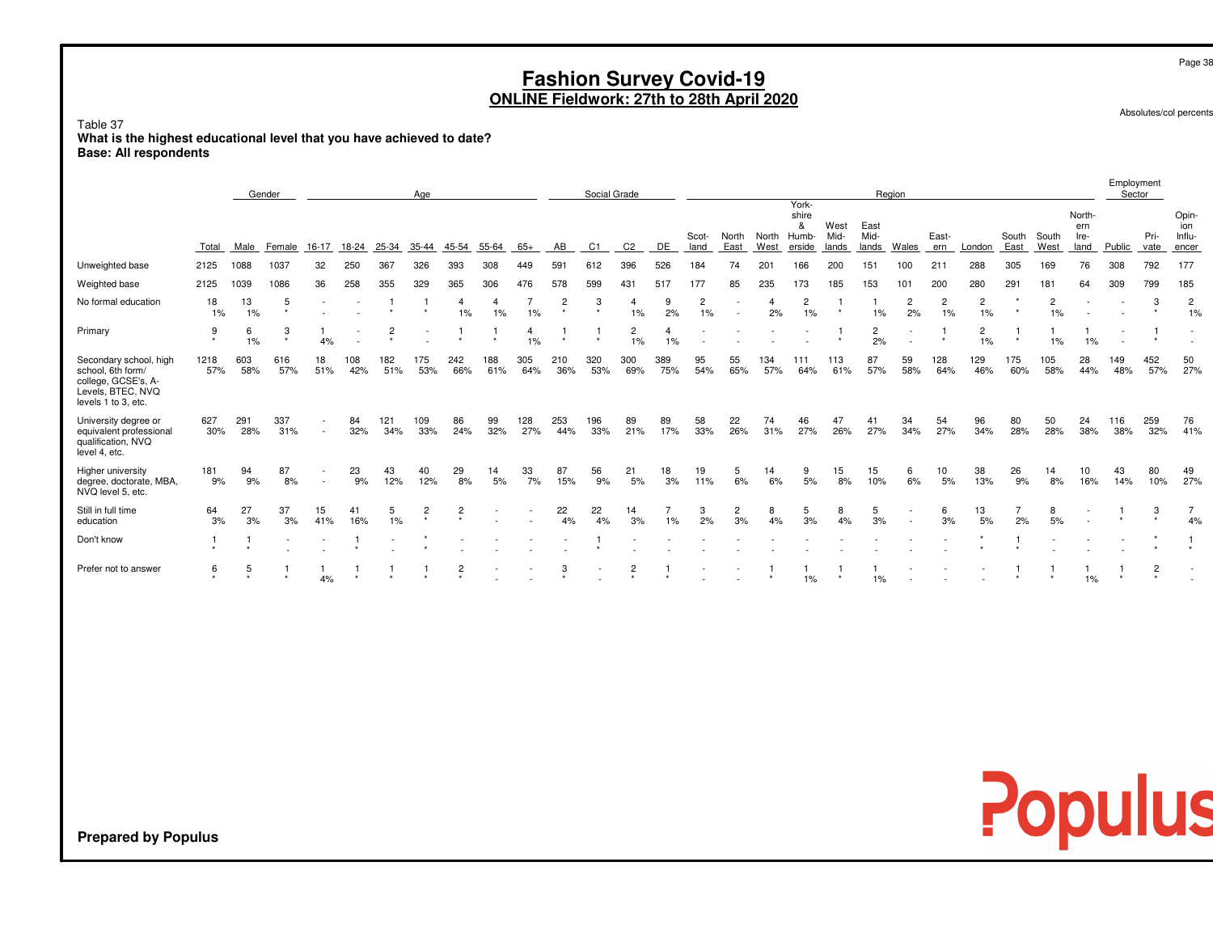# Fashion Survey Covid-19

**ONLINE Fieldwork: 27th to 28th April 2020**

Absolutes/col percents

Table 37
**What is the highest educational level that you have achieved to date?**
**Base: All respondents**

| | Total | Gender | | Age | | | | | | | Social Grade | | | | Region | | | | | | | | | | | | Employment Sector | | |
|---|---|---|---|---|---|---|---|---|---|---|---|---|---|---|---|---|---|---|---|---|---|---|---|---|---|---|---|---|---|
| | Total | Male | Female | 16-17 | 18-24 | 25-34 | 35-44 | 45-54 | 55-64 | 65+ | AB | C1 | C2 | DE | Scotland | North East | North West | Yorkshire & Humberside | West Midlands | East Midlands | Wales | Eastern | London | South East | South West | Northern Ireland | Public | Private | Opinion Influencer |
| Unweighted base | 2125 | 1088 | 1037 | 32 | 250 | 367 | 326 | 393 | 308 | 449 | 591 | 612 | 396 | 526 | 184 | 74 | 201 | 166 | 200 | 151 | 100 | 211 | 288 | 305 | 169 | 76 | 308 | 792 | 177 |
| Weighted base | 2125 | 1039 | 1086 | 36 | 258 | 355 | 329 | 365 | 306 | 476 | 578 | 599 | 431 | 517 | 177 | 85 | 235 | 173 | 185 | 153 | 101 | 200 | 280 | 291 | 181 | 64 | 309 | 799 | 185 |
| No formal education | 18<br>1% | 13<br>1% | 5<br>* | -<br>- | -<br>- | 1<br>* | 1<br>* | 4<br>1% | 4<br>1% | 7<br>1% | 2<br>* | 3<br>* | 4<br>1% | 9<br>2% | 2<br>1% | -<br>- | 4<br>2% | 2<br>1% | 1<br>* | 1<br>1% | 2<br>2% | 2<br>1% | 2<br>1% | *<br>* | 2<br>1% | -<br>- | -<br>- | 3<br>* | 2<br>1% |
| Primary | 9<br>* | 6<br>1% | 3<br>* | 1<br>4% | -<br>- | 2<br>* | -<br>- | 1<br>* | 1<br>* | 4<br>1% | 1<br>* | 1<br>* | 2<br>1% | 4<br>1% | -<br>- | -<br>- | -<br>- | -<br>- | 1<br>* | 2<br>2% | -<br>- | 1<br>* | 2<br>1% | 1<br>* | 1<br>1% | 1<br>1% | -<br>- | 1<br>* | -<br>- |
| Secondary school, high school, 6th form/ college, GCSE's, A-Levels, BTEC, NVQ levels 1 to 3, etc. | 1218<br>57% | 603<br>58% | 616<br>57% | 18<br>51% | 108<br>42% | 182<br>51% | 175<br>53% | 242<br>66% | 188<br>61% | 305<br>64% | 210<br>36% | 320<br>53% | 300<br>69% | 389<br>75% | 95<br>54% | 55<br>65% | 134<br>57% | 111<br>64% | 113<br>61% | 87<br>57% | 59<br>58% | 128<br>64% | 129<br>46% | 175<br>60% | 105<br>58% | 28<br>44% | 149<br>48% | 452<br>57% | 50<br>27% |
| University degree or equivalent professional qualification, NVQ level 4, etc. | 627<br>30% | 291<br>28% | 337<br>31% | -<br>- | 84<br>32% | 121<br>34% | 109<br>33% | 86<br>24% | 99<br>32% | 128<br>27% | 253<br>44% | 196<br>33% | 89<br>21% | 89<br>17% | 58<br>33% | 22<br>26% | 74<br>31% | 46<br>27% | 47<br>26% | 41<br>27% | 34<br>34% | 54<br>27% | 96<br>34% | 80<br>28% | 50<br>28% | 24<br>38% | 116<br>38% | 259<br>32% | 76<br>41% |
| Higher university degree, doctorate, MBA, NVQ level 5, etc. | 181<br>9% | 94<br>9% | 87<br>8% | -<br>- | 23<br>9% | 43<br>12% | 40<br>12% | 29<br>8% | 14<br>5% | 33<br>7% | 87<br>15% | 56<br>9% | 21<br>5% | 18<br>3% | 19<br>11% | 5<br>6% | 14<br>6% | 9<br>5% | 15<br>8% | 15<br>10% | 6<br>6% | 10<br>5% | 38<br>13% | 26<br>9% | 14<br>8% | 10<br>16% | 43<br>14% | 80<br>10% | 49<br>27% |
| Still in full time education | 64<br>3% | 27<br>3% | 37<br>3% | 15<br>41% | 41<br>16% | 5<br>1% | 2<br>* | 2<br>* | -<br>- | -<br>- | 22<br>4% | 22<br>4% | 14<br>3% | 7<br>1% | 3<br>2% | 2<br>3% | 8<br>4% | 5<br>3% | 8<br>4% | 5<br>3% | -<br>- | 6<br>3% | 13<br>5% | 7<br>2% | 8<br>5% | -<br>- | 1<br>* | 3<br>* | 7<br>4% |
| Don't know | 1<br>* | 1<br>* | -<br>- | -<br>- | 1<br>* | -<br>- | *<br>* | -<br>- | -<br>- | -<br>- | -<br>- | 1<br>* | -<br>- | -<br>- | -<br>- | -<br>- | -<br>- | -<br>- | -<br>- | -<br>- | -<br>- | -<br>- | *<br>* | 1<br>* | -<br>- | -<br>- | -<br>- | *<br>* | 1<br>* |
| Prefer not to answer | 6<br>* | 5<br>* | 1<br>* | 1<br>4% | 1<br>* | 1<br>* | 1<br>* | 2<br>* | -<br>- | -<br>- | 3<br>* | -<br>- | 2<br>* | 1<br>* | -<br>- | -<br>- | 1<br>* | 1<br>1% | 1<br>* | 1<br>1% | -<br>- | -<br>- | -<br>- | 1<br>* | 1<br>* | 1<br>1% | 1<br>* | 2<br>* | -<br>- |

**Prepared by Populus**

Populus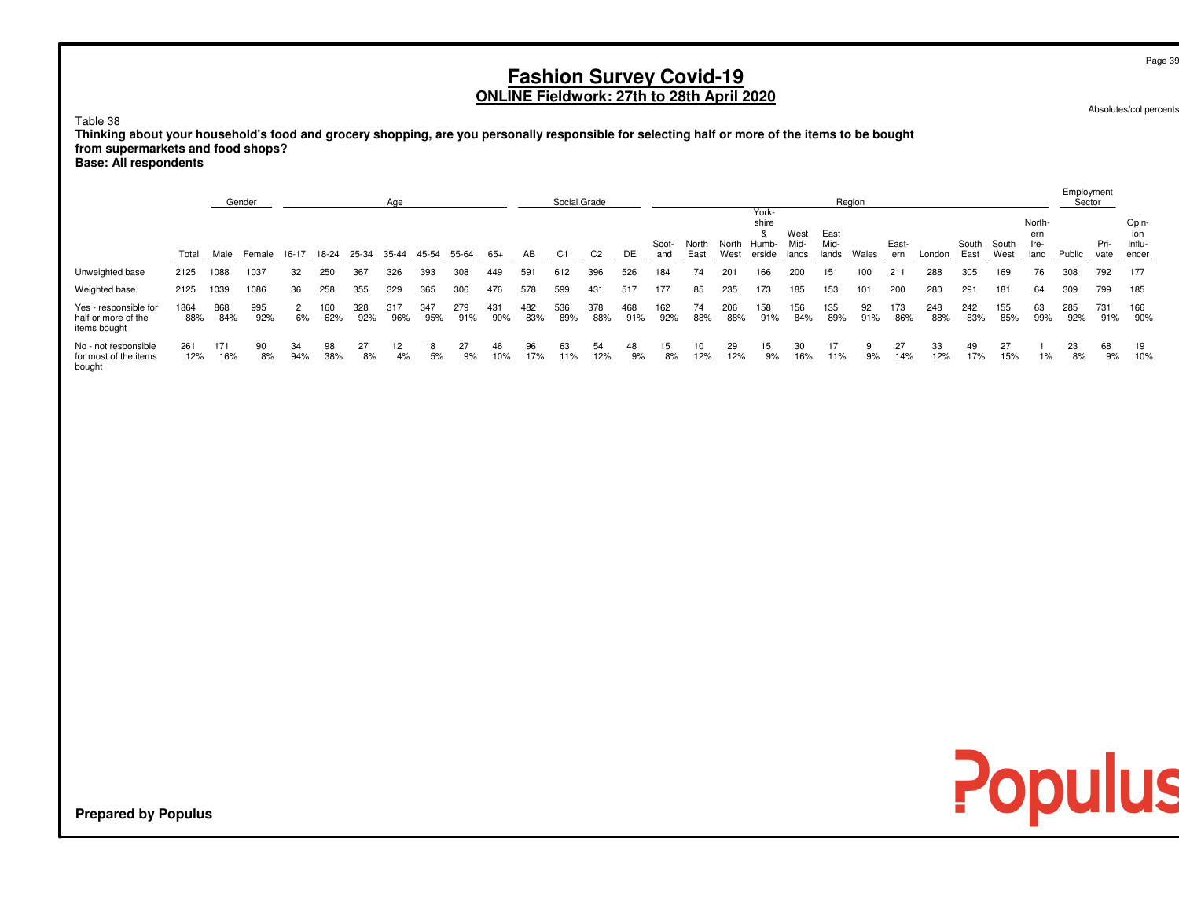# Fashion Survey Covid-19

## ONLINE Fieldwork: 27th to 28th April 2020

Absolutes/col percents

Table 38

**Thinking about your household's food and grocery shopping, are you personally responsible for selecting half or more of the items to be bought from supermarkets and food shops?**

**Base: All respondents**

| | | Gender | | Age | | | | | | | Social Grade | | | | Region | | | | | | | | | | | | Employment Sector | | |
|---|---|---|---|---|---|---|---|---|---|---|---|---|---|---|---|---|---|---|---|---|---|---|---|---|---|---|---|---|---|
| | Total | Male | Female | 16-17 | 18-24 | 25-34 | 35-44 | 45-54 | 55-64 | 65+ | AB | C1 | C2 | DE | Scotland | North East | North West | Yorkshire & Humberside | West Midlands | East Midlands | Wales | Eastern | London | South East | South West | Northern Ireland | Public | Private | Opinion Influencer |
| Unweighted base | 2125 | 1088 | 1037 | 32 | 250 | 367 | 326 | 393 | 308 | 449 | 591 | 612 | 396 | 526 | 184 | 74 | 201 | 166 | 200 | 151 | 100 | 211 | 288 | 305 | 169 | 76 | 308 | 792 | 177 |
| Weighted base | 2125 | 1039 | 1086 | 36 | 258 | 355 | 329 | 365 | 306 | 476 | 578 | 599 | 431 | 517 | 177 | 85 | 235 | 173 | 185 | 153 | 101 | 200 | 280 | 291 | 181 | 64 | 309 | 799 | 185 |
| Yes - responsible for half or more of the items bought | 1864<br>88% | 868<br>84% | 995<br>92% | 2<br>6% | 160<br>62% | 328<br>92% | 317<br>96% | 347<br>95% | 279<br>91% | 431<br>90% | 482<br>83% | 536<br>89% | 378<br>88% | 468<br>91% | 162<br>92% | 74<br>88% | 206<br>88% | 158<br>91% | 156<br>84% | 135<br>89% | 92<br>91% | 173<br>86% | 248<br>88% | 242<br>83% | 155<br>85% | 63<br>99% | 285<br>92% | 731<br>91% | 166<br>90% |
| No - not responsible for most of the items bought | 261<br>12% | 171<br>16% | 90<br>8% | 34<br>94% | 98<br>38% | 27<br>8% | 12<br>4% | 18<br>5% | 27<br>9% | 46<br>10% | 96<br>17% | 63<br>11% | 54<br>12% | 48<br>9% | 15<br>8% | 10<br>12% | 29<br>12% | 15<br>9% | 30<br>16% | 17<br>11% | 9<br>9% | 27<br>14% | 33<br>12% | 49<br>17% | 27<br>15% | 1<br>1% | 23<br>8% | 68<br>9% | 19<br>10% |

**Prepared by Populus**

Populus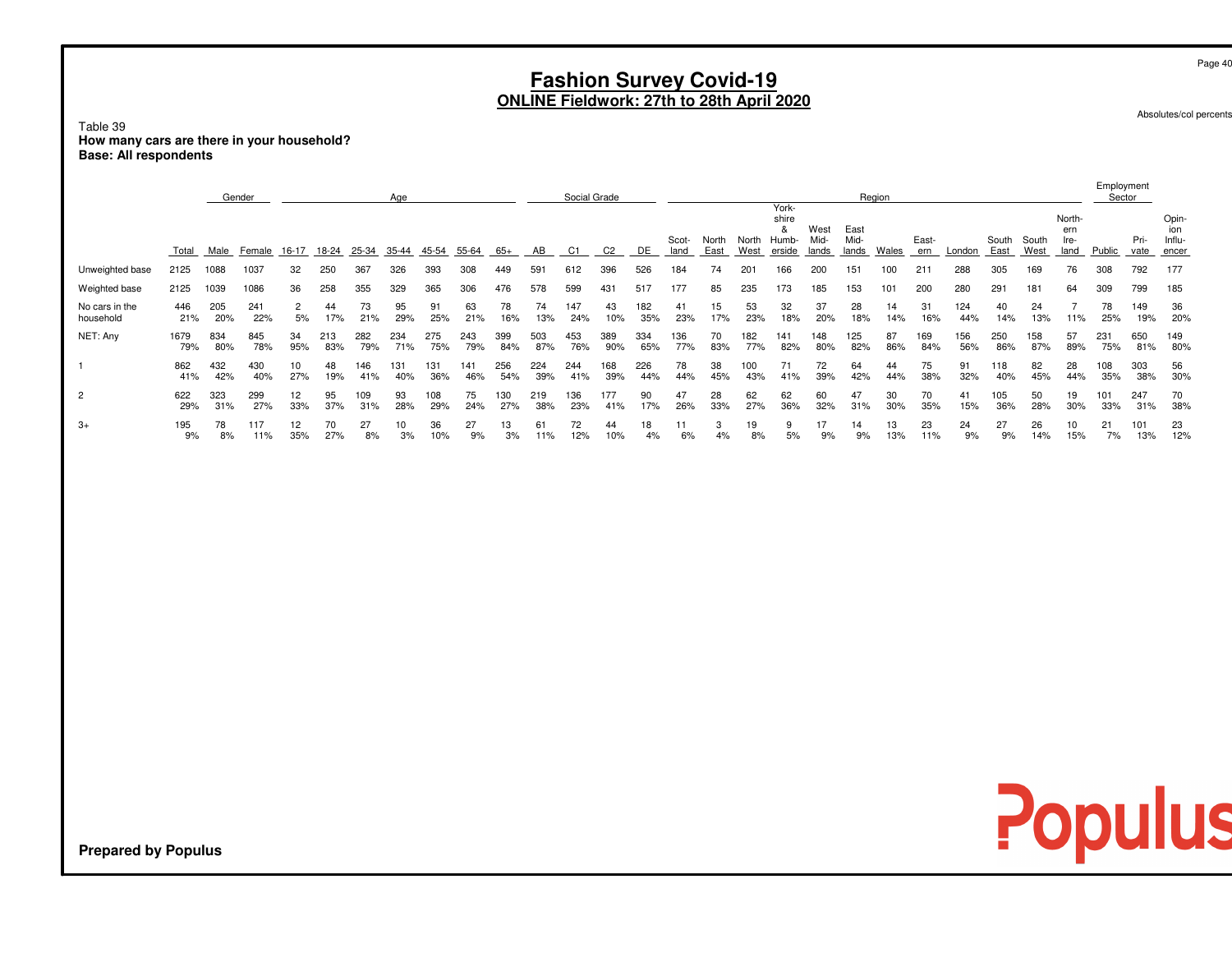# Fashion Survey Covid-19

**ONLINE Fieldwork: 27th to 28th April 2020**

Absolutes/col percents

Table 39

**How many cars are there in your household?**

**Base: All respondents**

| | | Gender | | Age | | | | | | | Social Grade | | | | Region | | | | | | | | | | | | Employment Sector | | |
|---|---|---|---|---|---|---|---|---|---|---|---|---|---|---|---|---|---|---|---|---|---|---|---|---|---|---|---|---|---|
| | Total | Male | Female | 16-17 | 18-24 | 25-34 | 35-44 | 45-54 | 55-64 | 65+ | AB | C1 | C2 | DE | Scotland | North East | North West | Yorkshire & Humberside | West Midlands | East Midlands | Wales | Eastern | London | South East | South West | Northern Ireland | Public | Private | Opinion Influencer |
| Unweighted base | 2125 | 1088 | 1037 | 32 | 250 | 367 | 326 | 393 | 308 | 449 | 591 | 612 | 396 | 526 | 184 | 74 | 201 | 166 | 200 | 151 | 100 | 211 | 288 | 305 | 169 | 76 | 308 | 792 | 177 |
| Weighted base | 2125 | 1039 | 1086 | 36 | 258 | 355 | 329 | 365 | 306 | 476 | 578 | 599 | 431 | 517 | 177 | 85 | 235 | 173 | 185 | 153 | 101 | 200 | 280 | 291 | 181 | 64 | 309 | 799 | 185 |
| No cars in the household | 446 | 205 | 241 | 2 | 44 | 73 | 95 | 91 | 63 | 78 | 74 | 147 | 43 | 182 | 41 | 15 | 53 | 32 | 37 | 28 | 14 | 31 | 124 | 40 | 24 | 7 | 78 | 149 | 36 |
| | 21% | 20% | 22% | 5% | 17% | 21% | 29% | 25% | 21% | 16% | 13% | 24% | 10% | 35% | 23% | 17% | 23% | 18% | 20% | 18% | 14% | 16% | 44% | 14% | 13% | 11% | 25% | 19% | 20% |
| NET: Any | 1679 | 834 | 845 | 34 | 213 | 282 | 234 | 275 | 243 | 399 | 503 | 453 | 389 | 334 | 136 | 70 | 182 | 141 | 148 | 125 | 87 | 169 | 156 | 250 | 158 | 57 | 231 | 650 | 149 |
| | 79% | 80% | 78% | 95% | 83% | 79% | 71% | 75% | 79% | 84% | 87% | 76% | 90% | 65% | 77% | 83% | 77% | 82% | 80% | 82% | 86% | 84% | 56% | 86% | 87% | 89% | 75% | 81% | 80% |
| 1 | 862 | 432 | 430 | 10 | 48 | 146 | 131 | 131 | 141 | 256 | 224 | 244 | 168 | 226 | 78 | 38 | 100 | 71 | 72 | 64 | 44 | 75 | 91 | 118 | 82 | 28 | 108 | 303 | 56 |
| | 41% | 42% | 40% | 27% | 19% | 41% | 40% | 36% | 46% | 54% | 39% | 41% | 39% | 44% | 44% | 45% | 43% | 41% | 39% | 42% | 44% | 38% | 32% | 40% | 45% | 44% | 35% | 38% | 30% |
| 2 | 622 | 323 | 299 | 12 | 95 | 109 | 93 | 108 | 75 | 130 | 219 | 136 | 177 | 90 | 47 | 28 | 62 | 62 | 60 | 47 | 30 | 70 | 41 | 105 | 50 | 19 | 101 | 247 | 70 |
| | 29% | 31% | 27% | 33% | 37% | 31% | 28% | 29% | 24% | 27% | 38% | 23% | 41% | 17% | 26% | 33% | 27% | 36% | 32% | 31% | 30% | 35% | 15% | 36% | 28% | 30% | 33% | 31% | 38% |
| 3+ | 195 | 78 | 117 | 12 | 70 | 27 | 10 | 36 | 27 | 13 | 61 | 72 | 44 | 18 | 11 | 3 | 19 | 9 | 17 | 14 | 13 | 23 | 24 | 27 | 26 | 10 | 21 | 101 | 23 |
| | 9% | 8% | 11% | 35% | 27% | 8% | 3% | 10% | 9% | 3% | 11% | 12% | 10% | 4% | 6% | 4% | 8% | 5% | 9% | 9% | 13% | 11% | 9% | 9% | 14% | 15% | 7% | 13% | 12% |

**Prepared by Populus**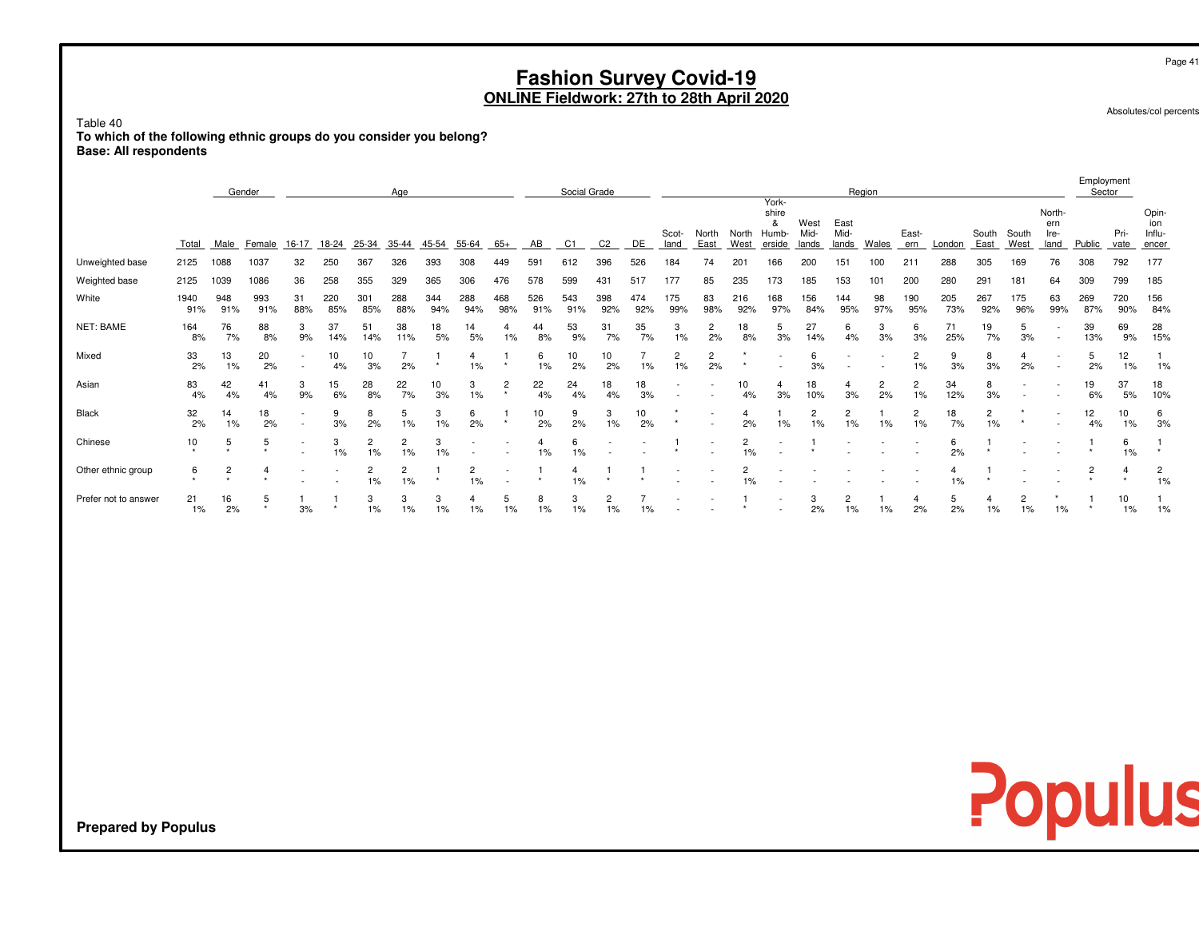# Fashion Survey Covid-19

**ONLINE Fieldwork: 27th to 28th April 2020**

Absolutes/col percents

Table 40
**To which of the following ethnic groups do you consider you belong?**
**Base: All respondents**

| | | Gender | | Age | | | | | | | Social Grade | | | | Region | | | | | | | | | | | | Employment Sector | | |
|---|---|---|---|---|---|---|---|---|---|---|---|---|---|---|---|---|---|---|---|---|---|---|---|---|---|---|---|---|---|
| | Total | Male | Female | 16-17 | 18-24 | 25-34 | 35-44 | 45-54 | 55-64 | 65+ | AB | C1 | C2 | DE | Scotland | North East | North West | Yorkshire & Humberside | West Midlands | East Midlands | Wales | Eastern | London | South East | South West | Northern Ireland | Public | Private | Opinion Influencer |
| Unweighted base | 2125 | 1088 | 1037 | 32 | 250 | 367 | 326 | 393 | 308 | 449 | 591 | 612 | 396 | 526 | 184 | 74 | 201 | 166 | 200 | 151 | 100 | 211 | 288 | 305 | 169 | 76 | 308 | 792 | 177 |
| Weighted base | 2125 | 1039 | 1086 | 36 | 258 | 355 | 329 | 365 | 306 | 476 | 578 | 599 | 431 | 517 | 177 | 85 | 235 | 173 | 185 | 153 | 101 | 200 | 280 | 291 | 181 | 64 | 309 | 799 | 185 |
| White | 1940 | 948 | 993 | 31 | 220 | 301 | 288 | 344 | 288 | 468 | 526 | 543 | 398 | 474 | 175 | 83 | 216 | 168 | 156 | 144 | 98 | 190 | 205 | 267 | 175 | 63 | 269 | 720 | 156 |
| | 91% | 91% | 91% | 88% | 85% | 85% | 88% | 94% | 94% | 98% | 91% | 91% | 92% | 92% | 99% | 98% | 92% | 97% | 84% | 95% | 97% | 95% | 73% | 92% | 96% | 99% | 87% | 90% | 84% |
| NET: BAME | 164 | 76 | 88 | 3 | 37 | 51 | 38 | 18 | 14 | 4 | 44 | 53 | 31 | 35 | 3 | 2 | 18 | 5 | 27 | 6 | 3 | 6 | 71 | 19 | 5 | - | 39 | 69 | 28 |
| | 8% | 7% | 8% | 9% | 14% | 14% | 11% | 5% | 5% | 1% | 8% | 9% | 7% | 7% | 1% | 2% | 8% | 3% | 14% | 4% | 3% | 3% | 25% | 7% | 3% | - | 13% | 9% | 15% |
| Mixed | 33 | 13 | 20 | - | 10 | 10 | 7 | 1 | 4 | 1 | 6 | 10 | 10 | 7 | 2 | 2 | * | - | 6 | - | - | 2 | 9 | 8 | 4 | - | 5 | 12 | 1 |
| | 2% | 1% | 2% | - | 4% | 3% | 2% | * | 1% | * | 1% | 2% | 2% | 1% | 1% | 2% | * | - | 3% | - | - | 1% | 3% | 3% | 2% | - | 2% | 1% | 1% |
| Asian | 83 | 42 | 41 | 3 | 15 | 28 | 22 | 10 | 3 | 2 | 22 | 24 | 18 | 18 | - | - | 10 | 4 | 18 | 4 | 2 | 2 | 34 | 8 | - | - | 19 | 37 | 18 |
| | 4% | 4% | 4% | 9% | 6% | 8% | 7% | 3% | 1% | * | 4% | 4% | 4% | 3% | - | - | 4% | 3% | 10% | 3% | 2% | 1% | 12% | 3% | - | - | 6% | 5% | 10% |
| Black | 32 | 14 | 18 | - | 9 | 8 | 5 | 3 | 6 | 1 | 10 | 9 | 3 | 10 | * | - | 4 | 1 | 2 | 2 | 1 | 2 | 18 | 2 | * | - | 12 | 10 | 6 |
| | 2% | 1% | 2% | - | 3% | 2% | 1% | 1% | 2% | * | 2% | 2% | 1% | 2% | * | - | 2% | 1% | 1% | 1% | 1% | 1% | 7% | 1% | * | - | 4% | 1% | 3% |
| Chinese | 10 | 5 | 5 | - | 3 | 2 | 2 | 3 | - | - | 4 | 6 | - | - | 1 | - | 2 | - | 1 | - | - | - | 6 | 1 | - | - | 1 | 6 | 1 |
| | * | * | * | - | 1% | 1% | 1% | 1% | - | - | 1% | 1% | - | - | * | - | 1% | - | * | - | - | - | 2% | * | - | - | * | 1% | * |
| Other ethnic group | 6 | 2 | 4 | - | - | 2 | 2 | 1 | 2 | - | 1 | 4 | 1 | 1 | - | - | 2 | - | - | - | - | - | 4 | 1 | - | - | 2 | 4 | 2 |
| | * | * | * | - | - | 1% | 1% | * | 1% | - | * | 1% | * | * | - | - | 1% | - | - | - | - | - | 1% | * | - | - | * | * | 1% |
| Prefer not to answer | 21 | 16 | 5 | 1 | 1 | 3 | 3 | 3 | 4 | 5 | 8 | 3 | 2 | 7 | - | - | 1 | - | 3 | 2 | 1 | 4 | 5 | 4 | 2 | * | 1 | 10 | 1 |
| | 1% | 2% | * | 3% | * | 1% | 1% | 1% | 1% | 1% | 1% | 1% | 1% | 1% | - | - | * | - | 2% | 1% | 1% | 2% | 2% | 1% | 1% | 1% | * | 1% | 1% |

**Prepared by Populus**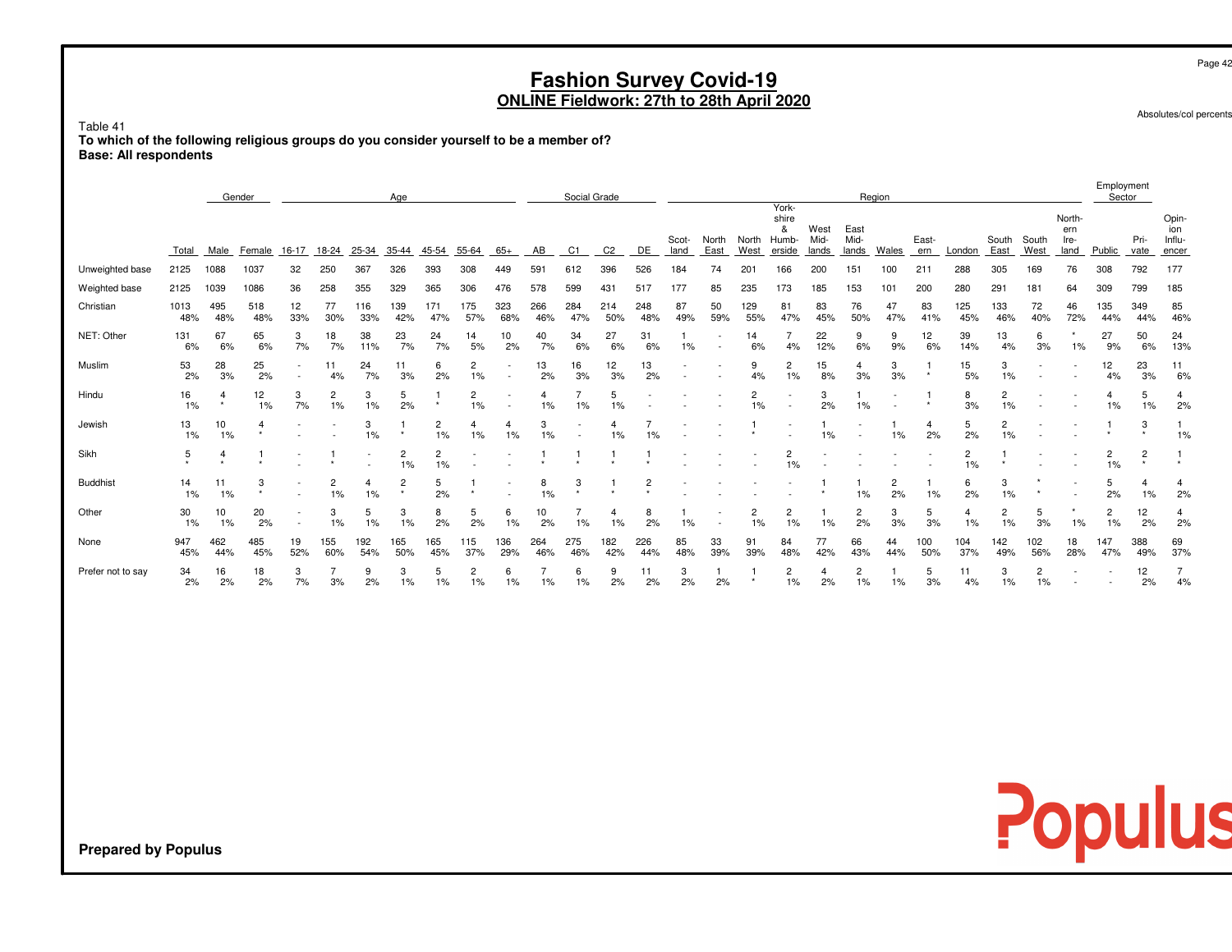# Fashion Survey Covid-19

## ONLINE Fieldwork: 27th to 28th April 2020

Absolutes/col percents

Table 41

**To which of the following religious groups do you consider yourself to be a member of?**

**Base: All respondents**

| | | Gender | | Age | | | | | | | Social Grade | | | | Region | | | | | | | | | | | | Employment Sector | | |
|---|---|---|---|---|---|---|---|---|---|---|---|---|---|---|---|---|---|---|---|---|---|---|---|---|---|---|---|---|---|
| | Total | Male | Female | 16-17 | 18-24 | 25-34 | 35-44 | 45-54 | 55-64 | 65+ | AB | C1 | C2 | DE | Scotland | North East | North West | Yorkshire & Humberside | West Midlands | East Midlands | Wales | Eastern | London | South East | South West | Northern Ireland | Public | Private | Opinion Influencer |
| Unweighted base | 2125 | 1088 | 1037 | 32 | 250 | 367 | 326 | 393 | 308 | 449 | 591 | 612 | 396 | 526 | 184 | 74 | 201 | 166 | 200 | 151 | 100 | 211 | 288 | 305 | 169 | 76 | 308 | 792 | 177 |
| Weighted base | 2125 | 1039 | 1086 | 36 | 258 | 355 | 329 | 365 | 306 | 476 | 578 | 599 | 431 | 517 | 177 | 85 | 235 | 173 | 185 | 153 | 101 | 200 | 280 | 291 | 181 | 64 | 309 | 799 | 185 |
| Christian | 1013 | 495 | 518 | 12 | 77 | 116 | 139 | 171 | 175 | 323 | 266 | 284 | 214 | 248 | 87 | 50 | 129 | 81 | 83 | 76 | 47 | 83 | 125 | 133 | 72 | 46 | 135 | 349 | 85 |
| | 48% | 48% | 48% | 33% | 30% | 33% | 42% | 47% | 57% | 68% | 46% | 47% | 50% | 48% | 49% | 59% | 55% | 47% | 45% | 50% | 47% | 41% | 45% | 46% | 40% | 72% | 44% | 44% | 46% |
| NET: Other | 131 | 67 | 65 | 3 | 18 | 38 | 23 | 24 | 14 | 10 | 40 | 34 | 27 | 31 | 1 | - | 14 | 7 | 22 | 9 | 9 | 12 | 39 | 13 | 6 | * | 27 | 50 | 24 |
| | 6% | 6% | 6% | 7% | 7% | 11% | 7% | 7% | 5% | 2% | 7% | 6% | 6% | 6% | 1% | - | 6% | 4% | 12% | 6% | 9% | 6% | 14% | 4% | 3% | 1% | 9% | 6% | 13% |
| Muslim | 53 | 28 | 25 | - | 11 | 24 | 11 | 6 | 2 | - | 13 | 16 | 12 | 13 | - | - | 9 | 2 | 15 | 4 | 3 | 1 | 15 | 3 | - | - | 12 | 23 | 11 |
| | 2% | 3% | 2% | - | 4% | 7% | 3% | 2% | 1% | - | 2% | 3% | 3% | 2% | - | - | 4% | 1% | 8% | 3% | 3% | * | 5% | 1% | - | - | 4% | 3% | 6% |
| Hindu | 16 | 4 | 12 | 3 | 2 | 3 | 5 | 1 | 2 | - | 4 | 7 | 5 | - | - | - | 2 | - | 3 | 1 | - | 1 | 8 | 2 | - | - | 4 | 5 | 4 |
| | 1% | * | 1% | 7% | 1% | 1% | 2% | * | 1% | - | 1% | 1% | 1% | - | - | - | 1% | - | 2% | 1% | - | * | 3% | 1% | - | - | 1% | 1% | 2% |
| Jewish | 13 | 10 | 4 | - | - | 3 | 1 | 2 | 4 | 4 | 3 | - | 4 | 7 | - | - | 1 | - | 1 | - | 1 | 4 | 5 | 2 | - | - | 1 | 3 | 1 |
| | 1% | 1% | * | - | - | 1% | * | 1% | 1% | 1% | 1% | - | 1% | 1% | - | - | * | - | 1% | - | 1% | 2% | 2% | 1% | - | - | * | * | 1% |
| Sikh | 5 | 4 | 1 | - | 1 | - | 2 | 2 | - | - | 1 | 1 | 1 | 1 | - | - | - | 2 | - | - | - | - | 2 | 1 | - | - | 2 | 2 | 1 |
| | * | * | * | - | * | - | 1% | 1% | - | - | * | * | * | * | - | - | - | 1% | - | - | - | - | 1% | * | - | - | 1% | * | * |
| Buddhist | 14 | 11 | 3 | - | 2 | 4 | 2 | 5 | 1 | - | 8 | 3 | 1 | 2 | - | - | - | - | 1 | 1 | 2 | 1 | 6 | 3 | * | - | 5 | 4 | 4 |
| | 1% | 1% | * | - | 1% | 1% | * | 2% | * | - | 1% | * | * | * | - | - | - | - | * | 1% | 2% | 1% | 2% | 1% | * | - | 2% | 1% | 2% |
| Other | 30 | 10 | 20 | - | 3 | 5 | 3 | 8 | 5 | 6 | 10 | 7 | 4 | 8 | 1 | - | 2 | 2 | 1 | 2 | 3 | 5 | 4 | 2 | 5 | * | 2 | 12 | 4 |
| | 1% | 1% | 2% | - | 1% | 1% | 1% | 2% | 2% | 1% | 2% | 1% | 1% | 2% | 1% | - | 1% | 1% | 1% | 2% | 3% | 3% | 1% | 1% | 3% | 1% | 1% | 2% | 2% |
| None | 947 | 462 | 485 | 19 | 155 | 192 | 165 | 165 | 115 | 136 | 264 | 275 | 182 | 226 | 85 | 33 | 91 | 84 | 77 | 66 | 44 | 100 | 104 | 142 | 102 | 18 | 147 | 388 | 69 |
| | 45% | 44% | 45% | 52% | 60% | 54% | 50% | 45% | 37% | 29% | 46% | 46% | 42% | 44% | 48% | 39% | 39% | 48% | 42% | 43% | 44% | 50% | 37% | 49% | 56% | 28% | 47% | 49% | 37% |
| Prefer not to say | 34 | 16 | 18 | 3 | 7 | 9 | 3 | 5 | 2 | 6 | 7 | 6 | 9 | 11 | 3 | 1 | 1 | 2 | 4 | 2 | 1 | 5 | 11 | 3 | 2 | - | - | 12 | 7 |
| | 2% | 2% | 2% | 7% | 3% | 2% | 1% | 1% | 1% | 1% | 1% | 1% | 2% | 2% | 2% | 2% | * | 1% | 2% | 1% | 1% | 3% | 4% | 1% | 1% | - | - | 2% | 4% |

**Prepared by Populus**

Populus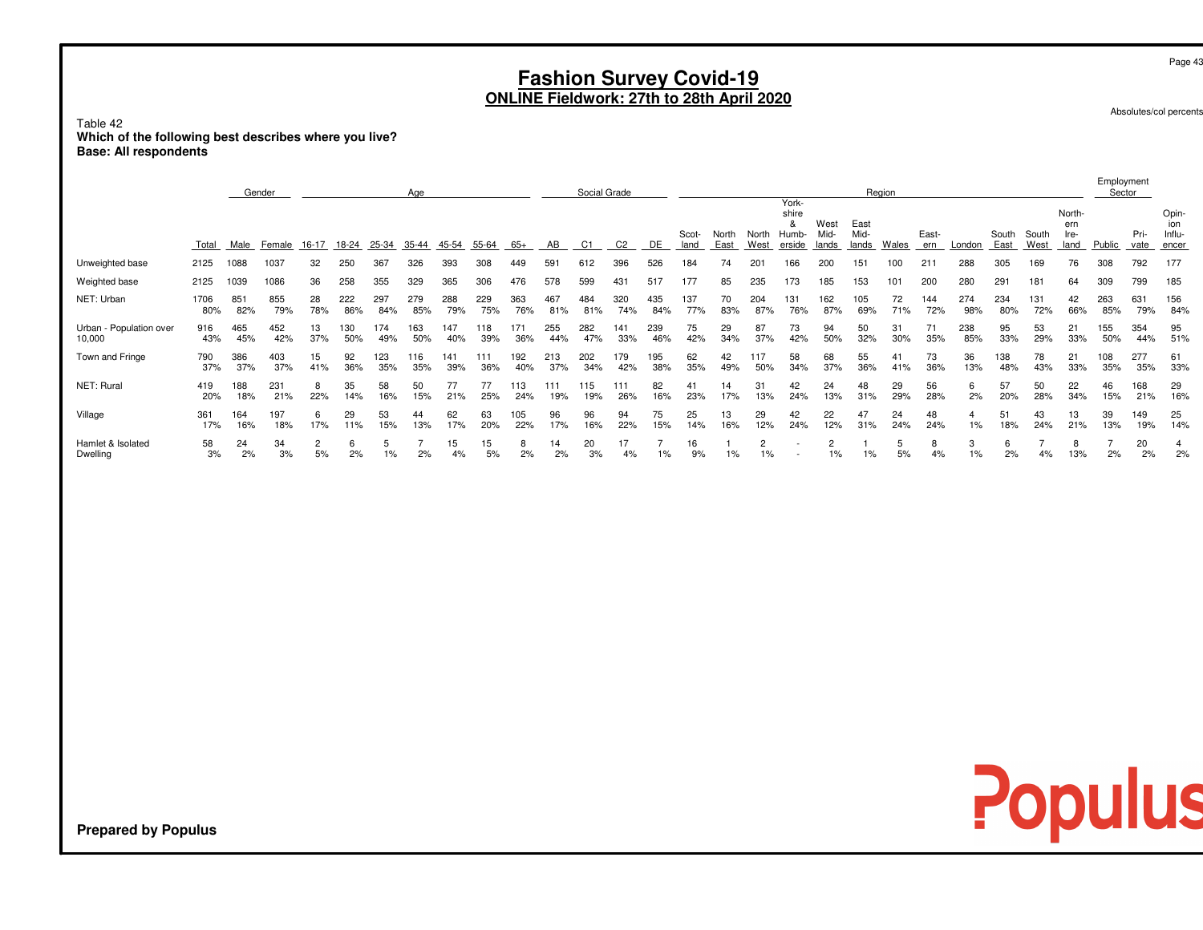# Fashion Survey Covid-19

**ONLINE Fieldwork: 27th to 28th April 2020**

Absolutes/col percents

Table 42
**Which of the following best describes where you live?**
**Base: All respondents**

| | | Gender | | Age | | | | | | | Social Grade | | | | Region | | | | | | | | | | | | Employment Sector | | |
|---|---|---|---|---|---|---|---|---|---|---|---|---|---|---|---|---|---|---|---|---|---|---|---|---|---|---|---|---|---|
| | Total | Male | Female | 16-17 | 18-24 | 25-34 | 35-44 | 45-54 | 55-64 | 65+ | AB | C1 | C2 | DE | Scotland | North East | North West | Yorkshire & Humberside | West Midlands | East Midlands | Wales | Eastern | London | South East | South West | Northern Ireland | Public | Private | Opinion Influencer |
| Unweighted base | 2125 | 1088 | 1037 | 32 | 250 | 367 | 326 | 393 | 308 | 449 | 591 | 612 | 396 | 526 | 184 | 74 | 201 | 166 | 200 | 151 | 100 | 211 | 288 | 305 | 169 | 76 | 308 | 792 | 177 |
| Weighted base | 2125 | 1039 | 1086 | 36 | 258 | 355 | 329 | 365 | 306 | 476 | 578 | 599 | 431 | 517 | 177 | 85 | 235 | 173 | 185 | 153 | 101 | 200 | 280 | 291 | 181 | 64 | 309 | 799 | 185 |
| NET: Urban | 1706 | 851 | 855 | 28 | 222 | 297 | 279 | 288 | 229 | 363 | 467 | 484 | 320 | 435 | 137 | 70 | 204 | 131 | 162 | 105 | 72 | 144 | 274 | 234 | 131 | 42 | 263 | 631 | 156 |
| | 80% | 82% | 79% | 78% | 86% | 84% | 85% | 79% | 75% | 76% | 81% | 81% | 74% | 84% | 77% | 83% | 87% | 76% | 87% | 69% | 71% | 72% | 98% | 80% | 72% | 66% | 85% | 79% | 84% |
| Urban - Population over 10,000 | 916 | 465 | 452 | 13 | 130 | 174 | 163 | 147 | 118 | 171 | 255 | 282 | 141 | 239 | 75 | 29 | 87 | 73 | 94 | 50 | 31 | 71 | 238 | 95 | 53 | 21 | 155 | 354 | 95 |
| | 43% | 45% | 42% | 37% | 50% | 49% | 50% | 40% | 39% | 36% | 44% | 47% | 33% | 46% | 42% | 34% | 37% | 42% | 50% | 32% | 30% | 35% | 85% | 33% | 29% | 33% | 50% | 44% | 51% |
| Town and Fringe | 790 | 386 | 403 | 15 | 92 | 123 | 116 | 141 | 111 | 192 | 213 | 202 | 179 | 195 | 62 | 42 | 117 | 58 | 68 | 55 | 41 | 73 | 36 | 138 | 78 | 21 | 108 | 277 | 61 |
| | 37% | 37% | 37% | 41% | 36% | 35% | 35% | 39% | 36% | 40% | 37% | 34% | 42% | 38% | 35% | 49% | 50% | 34% | 37% | 36% | 41% | 36% | 13% | 48% | 43% | 33% | 35% | 35% | 33% |
| NET: Rural | 419 | 188 | 231 | 8 | 35 | 58 | 50 | 77 | 77 | 113 | 111 | 115 | 111 | 82 | 41 | 14 | 31 | 42 | 24 | 48 | 29 | 56 | 6 | 57 | 50 | 22 | 46 | 168 | 29 |
| | 20% | 18% | 21% | 22% | 14% | 16% | 15% | 21% | 25% | 24% | 19% | 19% | 26% | 16% | 23% | 17% | 13% | 24% | 13% | 31% | 29% | 28% | 2% | 20% | 28% | 34% | 15% | 21% | 16% |
| Village | 361 | 164 | 197 | 6 | 29 | 53 | 44 | 62 | 63 | 105 | 96 | 96 | 94 | 75 | 25 | 13 | 29 | 42 | 22 | 47 | 24 | 48 | 4 | 51 | 43 | 13 | 39 | 149 | 25 |
| | 17% | 16% | 18% | 17% | 11% | 15% | 13% | 17% | 20% | 22% | 17% | 16% | 22% | 15% | 14% | 16% | 12% | 24% | 12% | 31% | 24% | 24% | 1% | 18% | 24% | 21% | 13% | 19% | 14% |
| Hamlet & Isolated Dwelling | 58 | 24 | 34 | 2 | 6 | 5 | 7 | 15 | 15 | 8 | 14 | 20 | 17 | 7 | 16 | 1 | 2 | - | 2 | 1 | 5 | 8 | 3 | 6 | 7 | 8 | 7 | 20 | 4 |
| | 3% | 2% | 3% | 5% | 2% | 1% | 2% | 4% | 5% | 2% | 2% | 3% | 4% | 1% | 9% | 1% | 1% | - | 1% | 1% | 5% | 4% | 1% | 2% | 4% | 13% | 2% | 2% | 2% |

**Prepared by Populus**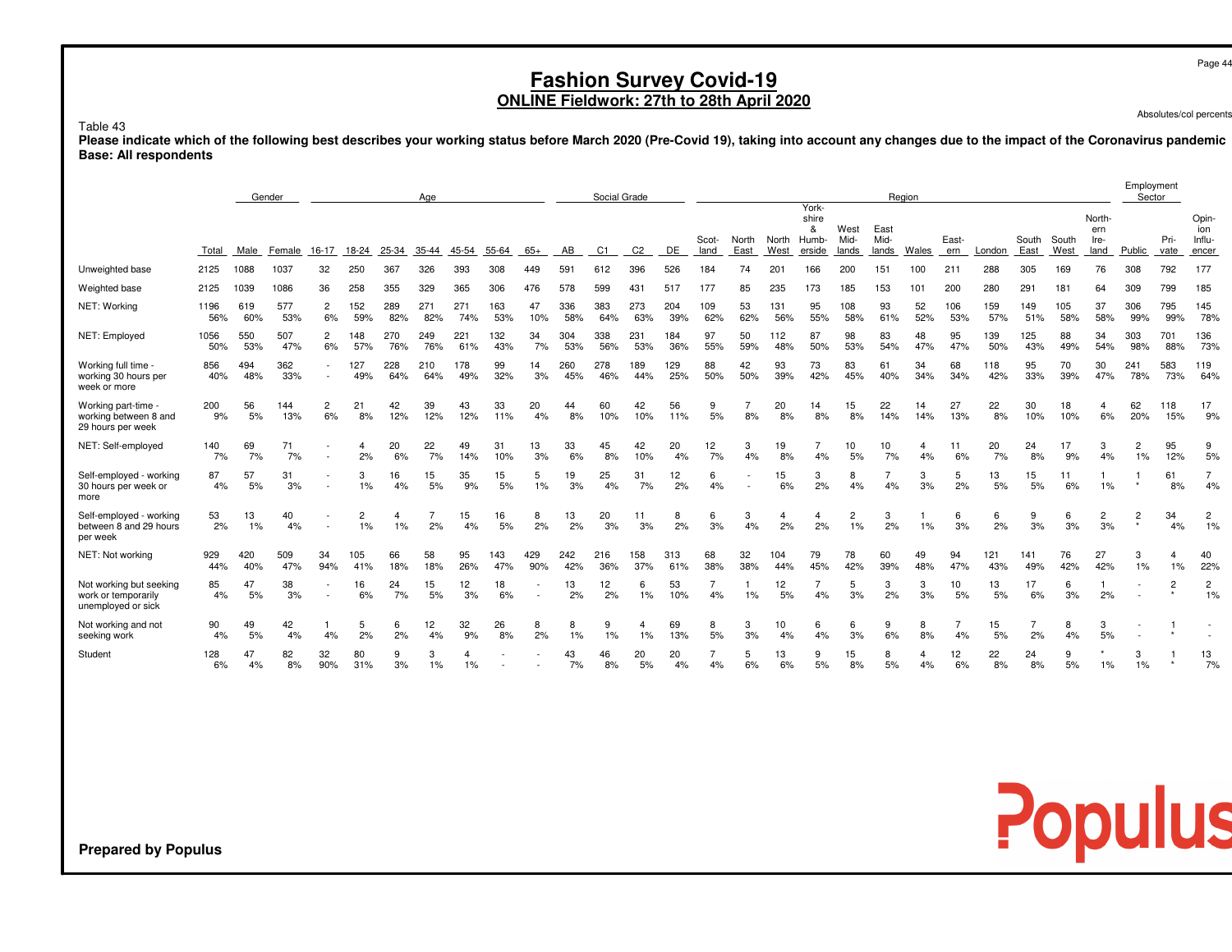# Fashion Survey Covid-19

## ONLINE Fieldwork: 27th to 28th April 2020

Absolutes/col percents

Table 43

**Please indicate which of the following best describes your working status before March 2020 (Pre-Covid 19), taking into account any changes due to the impact of the Coronavirus pandemic**

**Base: All respondents**

| | | Gender | | Age | | | | | | | Social Grade | | | | Region | | | | | | | | | | | | Employment Sector | | |
|---|---|---|---|---|---|---|---|---|---|---|---|---|---|---|---|---|---|---|---|---|---|---|---|---|---|---|---|---|---|
| | Total | Male | Female | 16-17 | 18-24 | 25-34 | 35-44 | 45-54 | 55-64 | 65+ | AB | C1 | C2 | DE | Scotland | North East | North West | Yorkshire & Humberside | West Midlands | East Midlands | Wales | Eastern | London | South East | South West | Northern Ireland | Public | Private | Opinion Influencer |
| Unweighted base | 2125 | 1088 | 1037 | 32 | 250 | 367 | 326 | 393 | 308 | 449 | 591 | 612 | 396 | 526 | 184 | 74 | 201 | 166 | 200 | 151 | 100 | 211 | 288 | 305 | 169 | 76 | 308 | 792 | 177 |
| Weighted base | 2125 | 1039 | 1086 | 36 | 258 | 355 | 329 | 365 | 306 | 476 | 578 | 599 | 431 | 517 | 177 | 85 | 235 | 173 | 185 | 153 | 101 | 200 | 280 | 291 | 181 | 64 | 309 | 799 | 185 |
| NET: Working | 1196 | 619 | 577 | 2 | 152 | 289 | 271 | 271 | 163 | 47 | 336 | 383 | 273 | 204 | 109 | 53 | 131 | 95 | 108 | 93 | 52 | 106 | 159 | 149 | 105 | 37 | 306 | 795 | 145 |
| | 56% | 60% | 53% | 6% | 59% | 82% | 82% | 74% | 53% | 10% | 58% | 64% | 63% | 39% | 62% | 62% | 56% | 55% | 58% | 61% | 52% | 53% | 57% | 51% | 58% | 58% | 99% | 99% | 78% |
| NET: Employed | 1056 | 550 | 507 | 2 | 148 | 270 | 249 | 221 | 132 | 34 | 304 | 338 | 231 | 184 | 97 | 50 | 112 | 87 | 98 | 83 | 48 | 95 | 139 | 125 | 88 | 34 | 303 | 701 | 136 |
| | 50% | 53% | 47% | 6% | 57% | 76% | 76% | 61% | 43% | 7% | 53% | 56% | 53% | 36% | 55% | 59% | 48% | 50% | 53% | 54% | 47% | 47% | 50% | 43% | 49% | 54% | 98% | 88% | 73% |
| Working full time - working 30 hours per week or more | 856 | 494 | 362 | - | 127 | 228 | 210 | 178 | 99 | 14 | 260 | 278 | 189 | 129 | 88 | 42 | 93 | 73 | 83 | 61 | 34 | 68 | 118 | 95 | 70 | 30 | 241 | 583 | 119 |
| | 40% | 48% | 33% | - | 49% | 64% | 64% | 49% | 32% | 3% | 45% | 46% | 44% | 25% | 50% | 50% | 39% | 42% | 45% | 40% | 34% | 34% | 42% | 33% | 39% | 47% | 78% | 73% | 64% |
| Working part-time - working between 8 and 29 hours per week | 200 | 56 | 144 | 2 | 21 | 42 | 39 | 43 | 33 | 20 | 44 | 60 | 42 | 56 | 9 | 7 | 20 | 14 | 15 | 22 | 14 | 27 | 22 | 30 | 18 | 4 | 62 | 118 | 17 |
| | 9% | 5% | 13% | 6% | 8% | 12% | 12% | 12% | 11% | 4% | 8% | 10% | 10% | 11% | 5% | 8% | 8% | 8% | 8% | 14% | 14% | 13% | 8% | 10% | 10% | 6% | 20% | 15% | 9% |
| NET: Self-employed | 140 | 69 | 71 | - | 4 | 20 | 22 | 49 | 31 | 13 | 33 | 45 | 42 | 20 | 12 | 3 | 19 | 7 | 10 | 10 | 4 | 11 | 20 | 24 | 17 | 3 | 2 | 95 | 9 |
| | 7% | 7% | 7% | - | 2% | 6% | 7% | 14% | 10% | 3% | 6% | 8% | 10% | 4% | 7% | 4% | 8% | 4% | 5% | 7% | 4% | 6% | 7% | 8% | 9% | 4% | 1% | 12% | 5% |
| Self-employed - working 30 hours per week or more | 87 | 57 | 31 | - | 3 | 16 | 15 | 35 | 15 | 5 | 19 | 25 | 31 | 12 | 6 | - | 15 | 3 | 8 | 7 | 3 | 5 | 13 | 15 | 11 | 1 | 1 | 61 | 7 |
| | 4% | 5% | 3% | - | 1% | 4% | 5% | 9% | 5% | 1% | 3% | 4% | 7% | 2% | 4% | - | 6% | 2% | 4% | 4% | 3% | 2% | 5% | 5% | 6% | 1% | * | 8% | 4% |
| Self-employed - working between 8 and 29 hours per week | 53 | 13 | 40 | - | 2 | 4 | 7 | 15 | 16 | 8 | 13 | 20 | 11 | 8 | 6 | 3 | 4 | 4 | 2 | 3 | 1 | 6 | 6 | 9 | 6 | 2 | 2 | 34 | 2 |
| | 2% | 1% | 4% | - | 1% | 1% | 2% | 4% | 5% | 2% | 2% | 3% | 3% | 2% | 3% | 4% | 2% | 2% | 1% | 2% | 1% | 3% | 2% | 3% | 3% | 3% | * | 4% | 1% |
| NET: Not working | 929 | 420 | 509 | 34 | 105 | 66 | 58 | 95 | 143 | 429 | 242 | 216 | 158 | 313 | 68 | 32 | 104 | 79 | 78 | 60 | 49 | 94 | 121 | 141 | 76 | 27 | 3 | 4 | 40 |
| | 44% | 40% | 47% | 94% | 41% | 18% | 18% | 26% | 47% | 90% | 42% | 36% | 37% | 61% | 38% | 38% | 44% | 45% | 42% | 39% | 48% | 47% | 43% | 49% | 42% | 42% | 1% | 1% | 22% |
| Not working but seeking work or temporarily unemployed or sick | 85 | 47 | 38 | - | 16 | 24 | 15 | 12 | 18 | - | 13 | 12 | 6 | 53 | 7 | 1 | 12 | 7 | 5 | 3 | 3 | 10 | 13 | 17 | 6 | 1 | - | 2 | 2 |
| | 4% | 5% | 3% | - | 6% | 7% | 5% | 3% | 6% | - | 2% | 2% | 1% | 10% | 4% | 1% | 5% | 4% | 3% | 2% | 3% | 5% | 5% | 6% | 3% | 2% | - | * | 1% |
| Not working and not seeking work | 90 | 49 | 42 | 1 | 5 | 6 | 12 | 32 | 26 | 8 | 8 | 9 | 4 | 69 | 8 | 3 | 10 | 6 | 6 | 9 | 8 | 7 | 15 | 7 | 8 | 3 | - | 1 | - |
| | 4% | 5% | 4% | 4% | 2% | 2% | 4% | 9% | 8% | 2% | 1% | 1% | 1% | 13% | 5% | 3% | 4% | 4% | 3% | 6% | 8% | 4% | 5% | 2% | 4% | 5% | - | * | - |
| Student | 128 | 47 | 82 | 32 | 80 | 9 | 3 | 4 | - | - | 43 | 46 | 20 | 20 | 7 | 5 | 13 | 9 | 15 | 8 | 4 | 12 | 22 | 24 | 9 | * | 3 | 1 | 13 |
| | 6% | 4% | 8% | 90% | 31% | 3% | 1% | 1% | - | - | 7% | 8% | 5% | 4% | 4% | 6% | 6% | 5% | 8% | 5% | 4% | 6% | 8% | 8% | 5% | 1% | 1% | * | 7% |

**Prepared by Populus**

Populus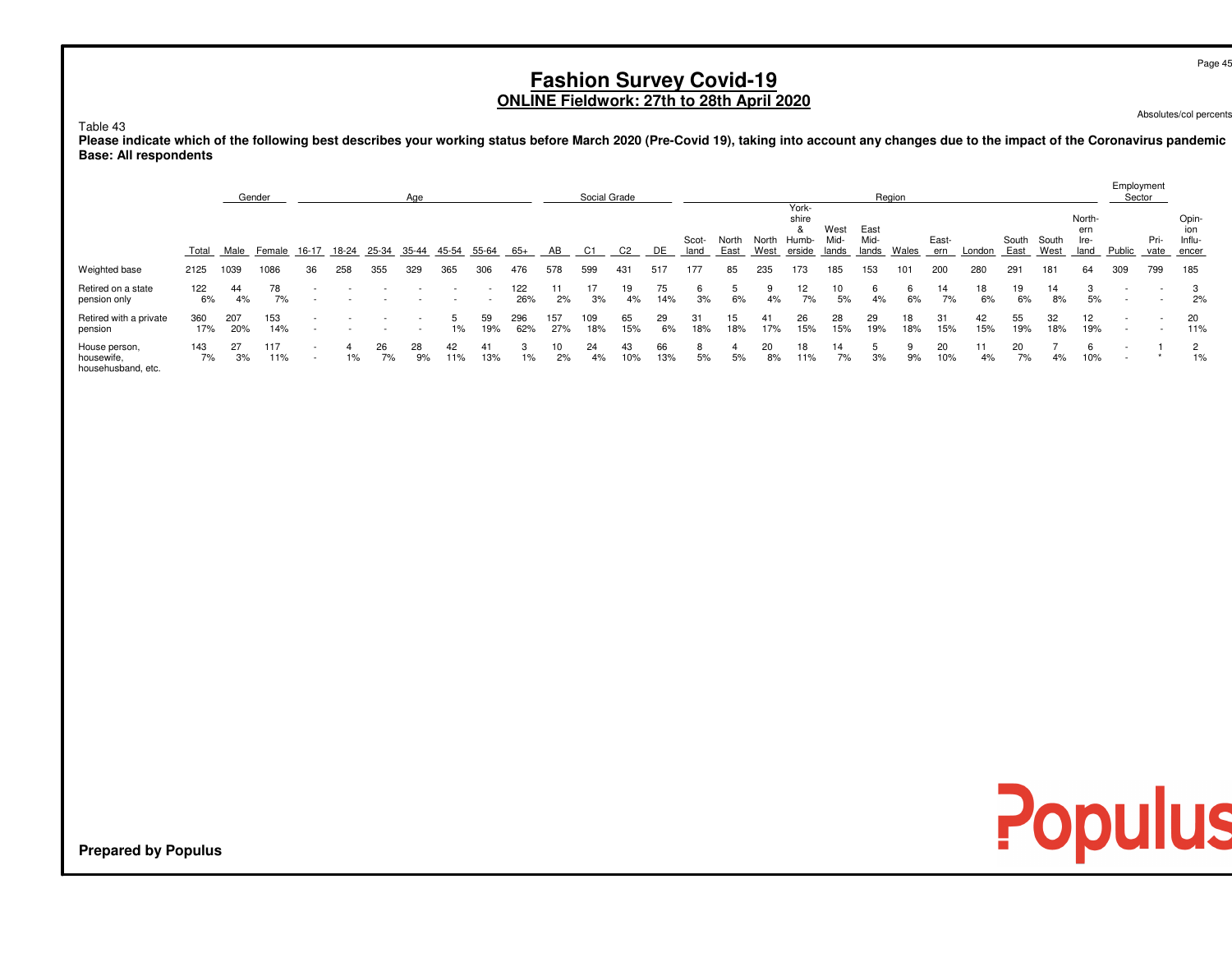# Fashion Survey Covid-19

## ONLINE Fieldwork: 27th to 28th April 2020

Absolutes/col percents

Table 43

**Please indicate which of the following best describes your working status before March 2020 (Pre-Covid 19), taking into account any changes due to the impact of the Coronavirus pandemic**

**Base: All respondents**

| | | Gender | | Age | | | | | | | Social Grade | | | | Region | | | | | | | | | | | | Employment Sector | | |
|---|---|---|---|---|---|---|---|---|---|---|---|---|---|---|---|---|---|---|---|---|---|---|---|---|---|---|---|---|---|
| | Total | Male | Female | 16-17 | 18-24 | 25-34 | 35-44 | 45-54 | 55-64 | 65+ | AB | C1 | C2 | DE | Scotland | North East | North West | Yorkshire & Humberside | West Midlands | East Midlands | Wales | Eastern | London | South East | South West | Northern Ireland | Public | Private | Opinion Influencer |
| Weighted base | 2125 | 1039 | 1086 | 36 | 258 | 355 | 329 | 365 | 306 | 476 | 578 | 599 | 431 | 517 | 177 | 85 | 235 | 173 | 185 | 153 | 101 | 200 | 280 | 291 | 181 | 64 | 309 | 799 | 185 |
| Retired on a state pension only | 122<br>6% | 44<br>4% | 78<br>7% | -<br>- | -<br>- | -<br>- | -<br>- | -<br>- | -<br>- | 122<br>26% | 11<br>2% | 17<br>3% | 19<br>4% | 75<br>14% | 6<br>3% | 5<br>6% | 9<br>4% | 12<br>7% | 10<br>5% | 6<br>4% | 6<br>6% | 14<br>7% | 18<br>6% | 19<br>6% | 14<br>8% | 3<br>5% | -<br>- | -<br>- | 3<br>2% |
| Retired with a private pension | 360<br>17% | 207<br>20% | 153<br>14% | -<br>- | -<br>- | -<br>- | -<br>- | 5<br>1% | 59<br>19% | 296<br>62% | 157<br>27% | 109<br>18% | 65<br>15% | 29<br>6% | 31<br>18% | 15<br>18% | 41<br>17% | 26<br>15% | 28<br>15% | 29<br>19% | 18<br>18% | 31<br>15% | 42<br>15% | 55<br>19% | 32<br>18% | 12<br>19% | -<br>- | -<br>- | 20<br>11% |
| House person, housewife, househusband, etc. | 143<br>7% | 27<br>3% | 117<br>11% | -<br>- | 4<br>1% | 26<br>7% | 28<br>9% | 42<br>11% | 41<br>13% | 3<br>1% | 10<br>2% | 24<br>4% | 43<br>10% | 66<br>13% | 8<br>5% | 4<br>5% | 20<br>8% | 18<br>11% | 14<br>7% | 5<br>3% | 9<br>9% | 20<br>10% | 11<br>4% | 20<br>7% | 7<br>4% | 6<br>10% | -<br>- | 1<br>* | 2<br>1% |

**Prepared by Populus**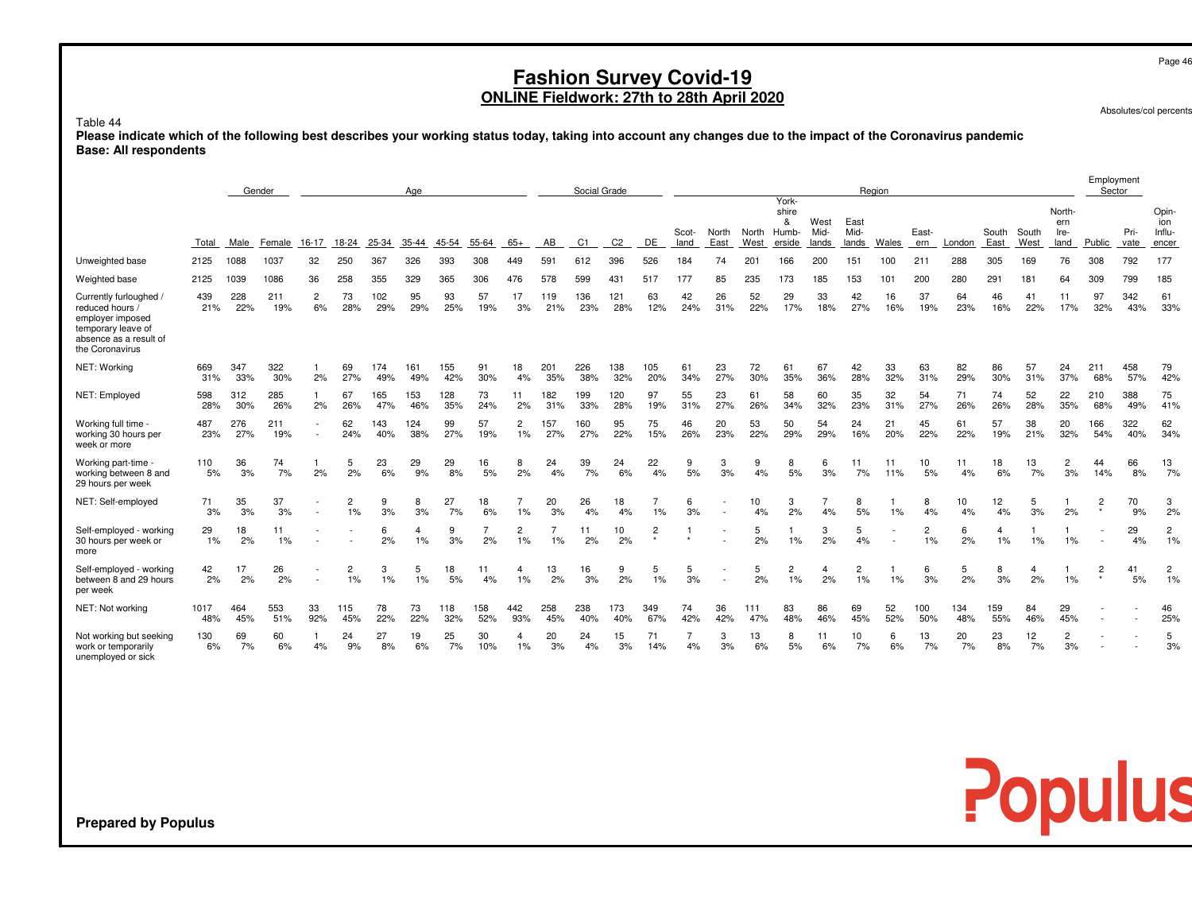# Fashion Survey Covid-19

**ONLINE Fieldwork: 27th to 28th April 2020**

Absolutes/col percents

Table 44

**Please indicate which of the following best describes your working status today, taking into account any changes due to the impact of the Coronavirus pandemic**

**Base: All respondents**

| | Total | Gender | | Age | | | | | | | Social Grade | | | | Region | | | | | | | | | | | | Employment Sector | | |
|---|---|---|---|---|---|---|---|---|---|---|---|---|---|---|---|---|---|---|---|---|---|---|---|---|---|---|---|---|---|
| | | Male | Female | 16-17 | 18-24 | 25-34 | 35-44 | 45-54 | 55-64 | 65+ | AB | C1 | C2 | DE | Scotland | North East | North West | Yorkshire & Humberside | West Midlands | East Midlands | Wales | Eastern | London | South East | South West | Northern Ireland | Public | Private | Opinion Influencer |
| Unweighted base | 2125 | 1088 | 1037 | 32 | 250 | 367 | 326 | 393 | 308 | 449 | 591 | 612 | 396 | 526 | 184 | 74 | 201 | 166 | 200 | 151 | 100 | 211 | 288 | 305 | 169 | 76 | 308 | 792 | 177 |
| Weighted base | 2125 | 1039 | 1086 | 36 | 258 | 355 | 329 | 365 | 306 | 476 | 578 | 599 | 431 | 517 | 177 | 85 | 235 | 173 | 185 | 153 | 101 | 200 | 280 | 291 | 181 | 64 | 309 | 799 | 185 |
| Currently furloughed / reduced hours / employer imposed temporary leave of absence as a result of the Coronavirus | 439<br>21% | 228<br>22% | 211<br>19% | 2<br>6% | 73<br>28% | 102<br>29% | 95<br>29% | 93<br>25% | 57<br>19% | 17<br>3% | 119<br>21% | 136<br>23% | 121<br>28% | 63<br>12% | 42<br>24% | 26<br>31% | 52<br>22% | 29<br>17% | 33<br>18% | 42<br>27% | 16<br>16% | 37<br>19% | 64<br>23% | 46<br>16% | 41<br>22% | 11<br>17% | 97<br>32% | 342<br>43% | 61<br>33% |
| NET: Working | 669<br>31% | 347<br>33% | 322<br>30% | 1<br>2% | 69<br>27% | 174<br>49% | 161<br>49% | 155<br>42% | 91<br>30% | 18<br>4% | 201<br>35% | 226<br>38% | 138<br>32% | 105<br>20% | 61<br>34% | 23<br>27% | 72<br>30% | 61<br>35% | 67<br>36% | 42<br>28% | 33<br>32% | 63<br>31% | 82<br>29% | 86<br>30% | 57<br>31% | 24<br>37% | 211<br>68% | 458<br>57% | 79<br>42% |
| NET: Employed | 598<br>28% | 312<br>30% | 285<br>26% | 1<br>2% | 67<br>26% | 165<br>47% | 153<br>46% | 128<br>35% | 73<br>24% | 11<br>2% | 182<br>31% | 199<br>33% | 120<br>28% | 97<br>19% | 55<br>31% | 23<br>27% | 61<br>26% | 58<br>34% | 60<br>32% | 35<br>23% | 32<br>31% | 54<br>27% | 71<br>26% | 74<br>26% | 52<br>28% | 22<br>35% | 210<br>68% | 388<br>49% | 75<br>41% |
| Working full time - working 30 hours per week or more | 487<br>23% | 276<br>27% | 211<br>19% | -<br>- | 62<br>24% | 143<br>40% | 124<br>38% | 99<br>27% | 57<br>19% | 2<br>1% | 157<br>27% | 160<br>27% | 95<br>22% | 75<br>15% | 46<br>26% | 20<br>23% | 53<br>22% | 50<br>29% | 54<br>29% | 24<br>16% | 21<br>20% | 45<br>22% | 61<br>22% | 57<br>19% | 38<br>21% | 20<br>32% | 166<br>54% | 322<br>40% | 62<br>34% |
| Working part-time - working between 8 and 29 hours per week | 110<br>5% | 36<br>3% | 74<br>7% | 1<br>2% | 5<br>2% | 23<br>6% | 29<br>9% | 29<br>8% | 16<br>5% | 8<br>2% | 24<br>4% | 39<br>7% | 24<br>6% | 22<br>4% | 9<br>5% | 3<br>3% | 9<br>4% | 8<br>5% | 6<br>3% | 11<br>7% | 11<br>11% | 10<br>5% | 11<br>4% | 18<br>6% | 13<br>7% | 2<br>3% | 44<br>14% | 66<br>8% | 13<br>7% |
| NET: Self-employed | 71<br>3% | 35<br>3% | 37<br>3% | -<br>- | 2<br>1% | 9<br>3% | 8<br>3% | 27<br>7% | 18<br>6% | 7<br>1% | 20<br>3% | 26<br>4% | 18<br>4% | 7<br>1% | 6<br>3% | -<br>- | 10<br>4% | 3<br>2% | 7<br>4% | 8<br>5% | 1<br>1% | 8<br>4% | 10<br>4% | 12<br>4% | 5<br>3% | 1<br>2% | 2<br>* | 70<br>9% | 3<br>2% |
| Self-employed - working 30 hours per week or more | 29<br>1% | 18<br>2% | 11<br>1% | -<br>- | -<br>- | 6<br>2% | 4<br>1% | 9<br>3% | 7<br>2% | 2<br>1% | 7<br>1% | 11<br>2% | 10<br>2% | 2<br>* | 1<br>* | -<br>- | 5<br>2% | 1<br>1% | 3<br>2% | 5<br>4% | -<br>- | 2<br>1% | 6<br>2% | 4<br>1% | 1<br>1% | 1<br>1% | -<br>- | 29<br>4% | 2<br>1% |
| Self-employed - working between 8 and 29 hours per week | 42<br>2% | 17<br>2% | 26<br>2% | -<br>- | 2<br>1% | 3<br>1% | 5<br>1% | 18<br>5% | 11<br>4% | 4<br>1% | 13<br>2% | 16<br>3% | 9<br>2% | 5<br>1% | 5<br>3% | -<br>- | 5<br>2% | 2<br>1% | 4<br>2% | 2<br>1% | 1<br>1% | 6<br>3% | 5<br>2% | 8<br>3% | 4<br>2% | 1<br>1% | 2<br>* | 41<br>5% | 2<br>1% |
| NET: Not working | 1017<br>48% | 464<br>45% | 553<br>51% | 33<br>92% | 115<br>45% | 78<br>22% | 73<br>22% | 118<br>32% | 158<br>52% | 442<br>93% | 258<br>45% | 238<br>40% | 173<br>40% | 349<br>67% | 74<br>42% | 36<br>42% | 111<br>47% | 83<br>48% | 86<br>46% | 69<br>45% | 52<br>52% | 100<br>50% | 134<br>48% | 159<br>55% | 84<br>46% | 29<br>45% | -<br>- | -<br>- | 46<br>25% |
| Not working but seeking work or temporarily unemployed or sick | 130<br>6% | 69<br>7% | 60<br>6% | 1<br>4% | 24<br>9% | 27<br>8% | 19<br>6% | 25<br>7% | 30<br>10% | 4<br>1% | 20<br>3% | 24<br>4% | 15<br>3% | 71<br>14% | 7<br>4% | 3<br>3% | 13<br>6% | 8<br>5% | 11<br>6% | 10<br>7% | 6<br>6% | 13<br>7% | 20<br>7% | 23<br>8% | 12<br>7% | 2<br>3% | -<br>- | -<br>- | 5<br>3% |

**Prepared by Populus**

Populus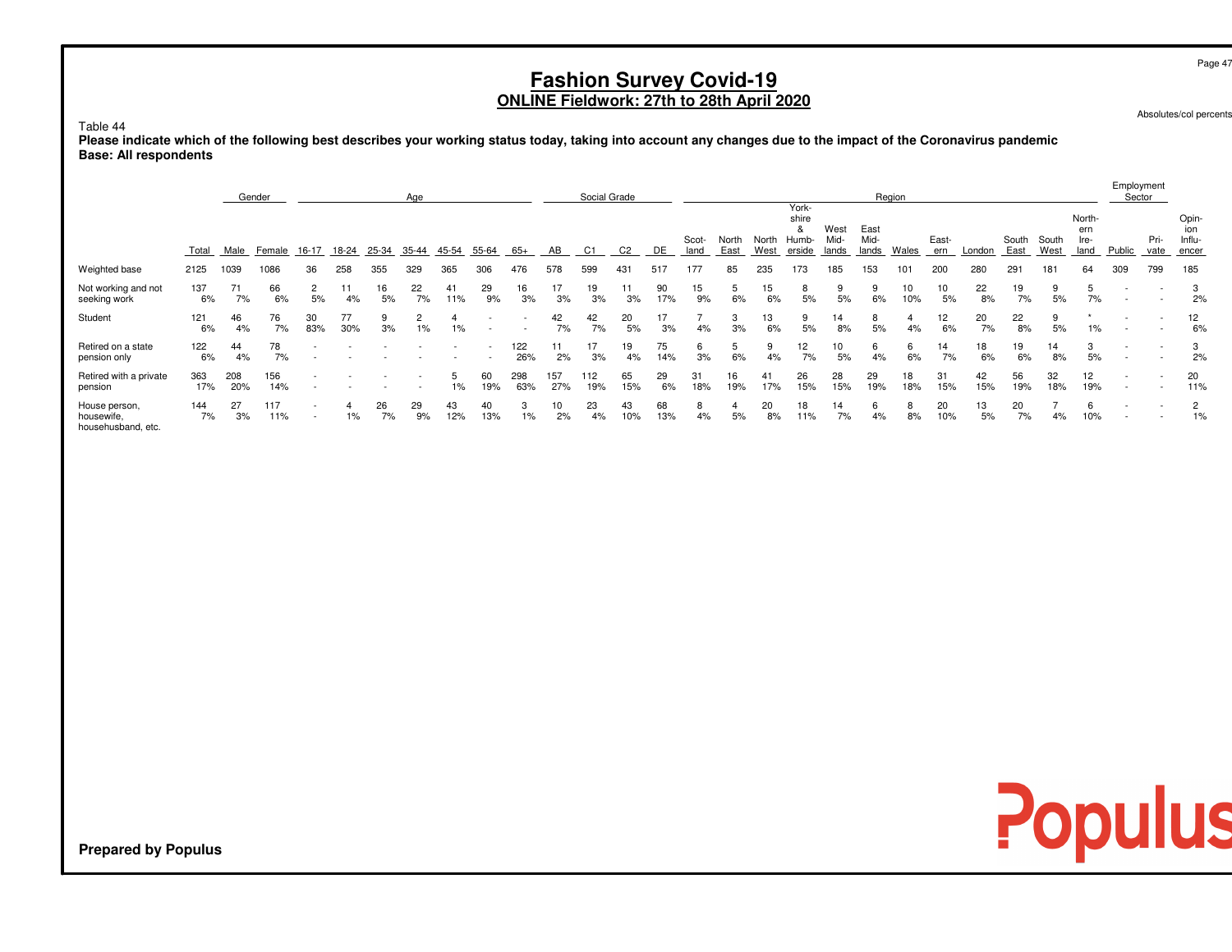# Fashion Survey Covid-19

**ONLINE Fieldwork: 27th to 28th April 2020**

Absolutes/col percents

Table 44

**Please indicate which of the following best describes your working status today, taking into account any changes due to the impact of the Coronavirus pandemic**

**Base: All respondents**

| | | Gender | | Age | | | | | | | | Social Grade | | | | Region | | | | | | | | | | | | | Employment Sector | | |
|---|---|---|---|---|---|---|---|---|---|---|---|---|---|---|---|---|---|---|---|---|---|---|---|---|---|---|---|---|---|---|---|
| | Total | Male | Female | 16-17 | 18-24 | 25-34 | 35-44 | 45-54 | 55-64 | 65+ | AB | C1 | C2 | DE | Scot-land | North East | North West | York-shire & Humb-erside | West Mid-lands | East Mid-lands | Wales | East-ern | London | South East | South West | North-ern Ire-land | Public | Pri-vate | Opin-ion Influ-encer |
| Weighted base | 2125 | 1039 | 1086 | 36 | 258 | 355 | 329 | 365 | 306 | 476 | 578 | 599 | 431 | 517 | 177 | 85 | 235 | 173 | 185 | 153 | 101 | 200 | 280 | 291 | 181 | 64 | 309 | 799 | 185 |
| Not working and not seeking work | 137<br>6% | 71<br>7% | 66<br>6% | 2<br>5% | 11<br>4% | 16<br>5% | 22<br>7% | 41<br>11% | 29<br>9% | 16<br>3% | 17<br>3% | 19<br>3% | 11<br>3% | 90<br>17% | 15<br>9% | 5<br>6% | 15<br>6% | 8<br>5% | 9<br>5% | 9<br>6% | 10<br>10% | 10<br>5% | 22<br>8% | 19<br>7% | 9<br>5% | 5<br>7% | -<br>- | -<br>- | 3<br>2% |
| Student | 121<br>6% | 46<br>4% | 76<br>7% | 30<br>83% | 77<br>30% | 9<br>3% | 2<br>1% | 4<br>1% | -<br>- | -<br>- | 42<br>7% | 42<br>7% | 20<br>5% | 17<br>3% | 7<br>4% | 3<br>3% | 13<br>6% | 9<br>5% | 14<br>8% | 8<br>5% | 4<br>4% | 12<br>6% | 20<br>7% | 22<br>8% | 9<br>5% | *<br>1% | -<br>- | -<br>- | 12<br>6% |
| Retired on a state pension only | 122<br>6% | 44<br>4% | 78<br>7% | -<br>- | -<br>- | -<br>- | -<br>- | -<br>- | -<br>- | 122<br>26% | 11<br>2% | 17<br>3% | 19<br>4% | 75<br>14% | 6<br>3% | 5<br>6% | 9<br>4% | 12<br>7% | 10<br>5% | 6<br>4% | 6<br>6% | 14<br>7% | 18<br>6% | 19<br>6% | 14<br>8% | 3<br>5% | -<br>- | -<br>- | 3<br>2% |
| Retired with a private pension | 363<br>17% | 208<br>20% | 156<br>14% | -<br>- | -<br>- | -<br>- | -<br>- | 5<br>1% | 60<br>19% | 298<br>63% | 157<br>27% | 112<br>19% | 65<br>15% | 29<br>6% | 31<br>18% | 16<br>19% | 41<br>17% | 26<br>15% | 28<br>15% | 29<br>19% | 18<br>18% | 31<br>15% | 42<br>15% | 56<br>19% | 32<br>18% | 12<br>19% | -<br>- | -<br>- | 20<br>11% |
| House person, housewife, househusband, etc. | 144<br>7% | 27<br>3% | 117<br>11% | -<br>- | 4<br>1% | 26<br>7% | 29<br>9% | 43<br>12% | 40<br>13% | 3<br>1% | 10<br>2% | 23<br>4% | 43<br>10% | 68<br>13% | 8<br>4% | 4<br>5% | 20<br>8% | 18<br>11% | 14<br>7% | 6<br>4% | 8<br>8% | 20<br>10% | 13<br>5% | 20<br>7% | 7<br>4% | 6<br>10% | -<br>- | -<br>- | 2<br>1% |

**Prepared by Populus**

Populus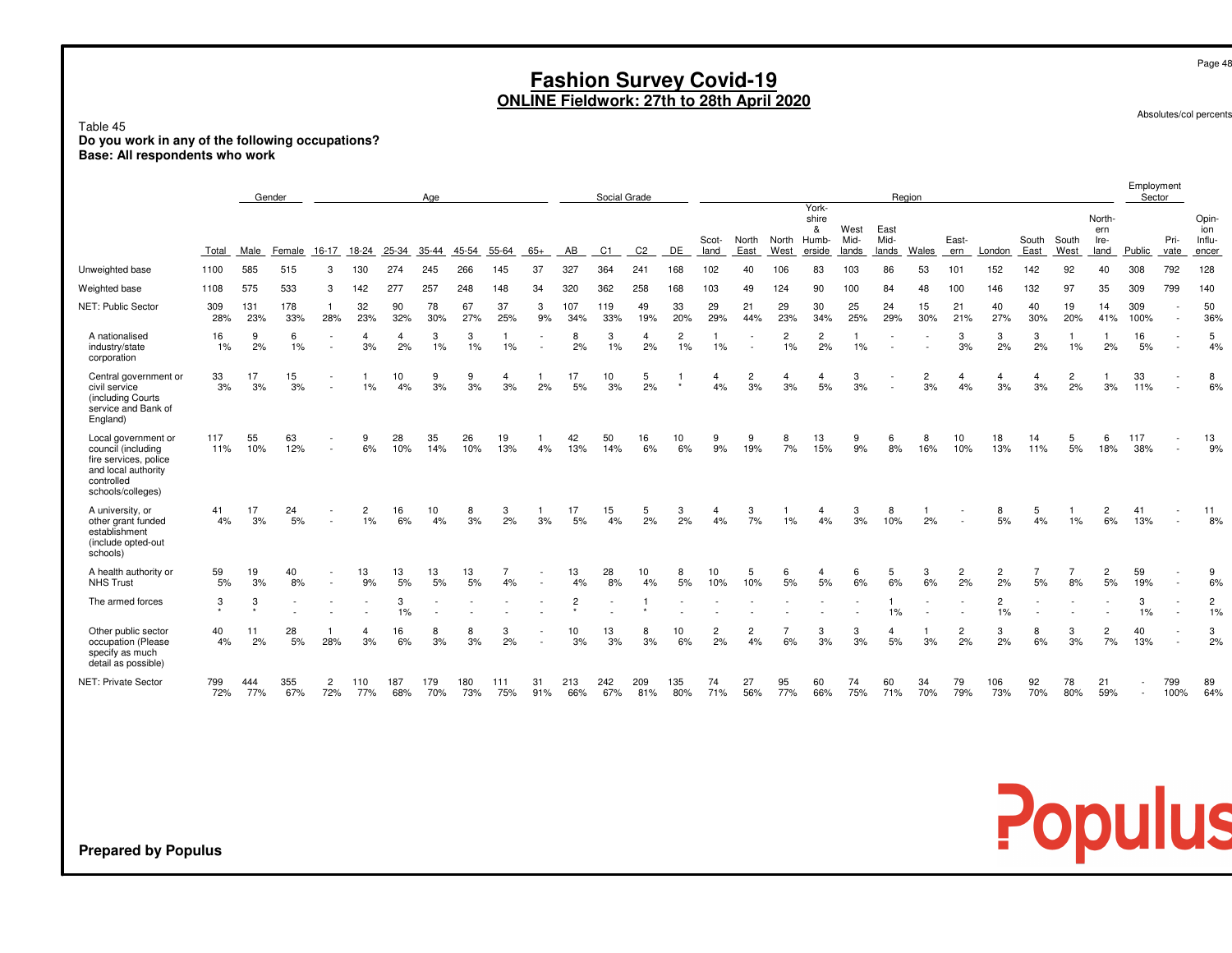# Fashion Survey Covid-19

**ONLINE Fieldwork: 27th to 28th April 2020**

Absolutes/col percents

Table 45
**Do you work in any of the following occupations?**
**Base: All respondents who work**

| | | Gender | | Age | | | | | | | Social Grade | | | | Region | | | | | | | | | | | | Employment Sector | | |
|---|---|---|---|---|---|---|---|---|---|---|---|---|---|---|---|---|---|---|---|---|---|---|---|---|---|---|---|---|---|
| | Total | Male | Female | 16-17 | 18-24 | 25-34 | 35-44 | 45-54 | 55-64 | 65+ | AB | C1 | C2 | DE | Scotland | North East | North West | Yorkshire & Humberside | West Midlands | East Midlands | Wales | Eastern | London | South East | South West | Northern Ireland | Public | Private | Opinion Influencer |
| Unweighted base | 1100 | 585 | 515 | 3 | 130 | 274 | 245 | 266 | 145 | 37 | 327 | 364 | 241 | 168 | 102 | 40 | 106 | 83 | 103 | 86 | 53 | 101 | 152 | 142 | 92 | 40 | 308 | 792 | 128 |
| Weighted base | 1108 | 575 | 533 | 3 | 142 | 277 | 257 | 248 | 148 | 34 | 320 | 362 | 258 | 168 | 103 | 49 | 124 | 90 | 100 | 84 | 48 | 100 | 146 | 132 | 97 | 35 | 309 | 799 | 140 |
| NET: Public Sector | 309 | 131 | 178 | 1 | 32 | 90 | 78 | 67 | 37 | 3 | 107 | 119 | 49 | 33 | 29 | 21 | 29 | 30 | 25 | 24 | 15 | 21 | 40 | 40 | 19 | 14 | 309 | - | 50 |
| | 28% | 23% | 33% | 28% | 23% | 32% | 30% | 27% | 25% | 9% | 34% | 33% | 19% | 20% | 29% | 44% | 23% | 34% | 25% | 29% | 30% | 21% | 27% | 30% | 20% | 41% | 100% | - | 36% |
| A nationalised industry/state corporation | 16 | 9 | 6 | - | 4 | 4 | 3 | 3 | 1 | - | 8 | 3 | 4 | 2 | 1 | - | 2 | 2 | 1 | - | - | 3 | 3 | 3 | 1 | 1 | 16 | - | 5 |
| | 1% | 2% | 1% | - | 3% | 2% | 1% | 1% | 1% | - | 2% | 1% | 2% | 1% | 1% | - | 1% | 2% | 1% | - | - | 3% | 2% | 2% | 1% | 2% | 5% | - | 4% |
| Central government or civil service (including Courts service and Bank of England) | 33 | 17 | 15 | - | 1 | 10 | 9 | 9 | 4 | 1 | 17 | 10 | 5 | 1 | 4 | 2 | 4 | 4 | 3 | - | 2 | 4 | 4 | 4 | 2 | 1 | 33 | - | 8 |
| | 3% | 3% | 3% | - | 1% | 4% | 3% | 3% | 3% | 2% | 5% | 3% | 2% | * | 4% | 3% | 3% | 5% | 3% | - | 3% | 4% | 3% | 3% | 2% | 3% | 11% | - | 6% |
| Local government or council (including fire services, police and local authority controlled schools/colleges) | 117 | 55 | 63 | - | 9 | 28 | 35 | 26 | 19 | 1 | 42 | 50 | 16 | 10 | 9 | 9 | 8 | 13 | 9 | 6 | 8 | 10 | 18 | 14 | 5 | 6 | 117 | - | 13 |
| | 11% | 10% | 12% | - | 6% | 10% | 14% | 10% | 13% | 4% | 13% | 14% | 6% | 6% | 9% | 19% | 7% | 15% | 9% | 8% | 16% | 10% | 13% | 11% | 5% | 18% | 38% | - | 9% |
| A university, or other grant funded establishment (include opted-out schools) | 41 | 17 | 24 | - | 2 | 16 | 10 | 8 | 3 | 1 | 17 | 15 | 5 | 3 | 4 | 3 | 1 | 4 | 3 | 8 | 1 | - | 8 | 5 | 1 | 2 | 41 | - | 11 |
| | 4% | 3% | 5% | - | 1% | 6% | 4% | 3% | 2% | 3% | 5% | 4% | 2% | 2% | 4% | 7% | 1% | 4% | 3% | 10% | 2% | - | 5% | 4% | 1% | 6% | 13% | - | 8% |
| A health authority or NHS Trust | 59 | 19 | 40 | - | 13 | 13 | 13 | 13 | 7 | - | 13 | 28 | 10 | 8 | 10 | 5 | 6 | 4 | 6 | 5 | 3 | 2 | 2 | 7 | 7 | 2 | 59 | - | 9 |
| | 5% | 3% | 8% | - | 9% | 5% | 5% | 5% | 4% | - | 4% | 8% | 4% | 5% | 10% | 10% | 5% | 5% | 6% | 6% | 6% | 2% | 2% | 5% | 8% | 5% | 19% | - | 6% |
| The armed forces | 3 | 3 | - | - | - | 3 | - | - | - | - | 2 | - | 1 | - | - | - | - | - | - | 1 | - | - | 2 | - | - | - | 3 | - | 2 |
| | * | * | - | - | - | 1% | - | - | - | - | * | - | * | - | - | - | - | - | - | 1% | - | - | 1% | - | - | - | 1% | - | 1% |
| Other public sector occupation (Please specify as much detail as possible) | 40 | 11 | 28 | 1 | 4 | 16 | 8 | 8 | 3 | - | 10 | 13 | 8 | 10 | 2 | 2 | 7 | 3 | 3 | 4 | 1 | 2 | 3 | 8 | 3 | 2 | 40 | - | 3 |
| | 4% | 2% | 5% | 28% | 3% | 6% | 3% | 3% | 2% | - | 3% | 3% | 3% | 6% | 2% | 4% | 6% | 3% | 3% | 5% | 3% | 2% | 2% | 6% | 3% | 7% | 13% | - | 2% |
| NET: Private Sector | 799 | 444 | 355 | 2 | 110 | 187 | 179 | 180 | 111 | 31 | 213 | 242 | 209 | 135 | 74 | 27 | 95 | 60 | 74 | 60 | 34 | 79 | 106 | 92 | 78 | 21 | - | 799 | 89 |
| | 72% | 77% | 67% | 72% | 77% | 68% | 70% | 73% | 75% | 91% | 66% | 67% | 81% | 80% | 71% | 56% | 77% | 66% | 75% | 71% | 70% | 79% | 73% | 70% | 80% | 59% | - | 100% | 64% |

**Prepared by Populus**

Populus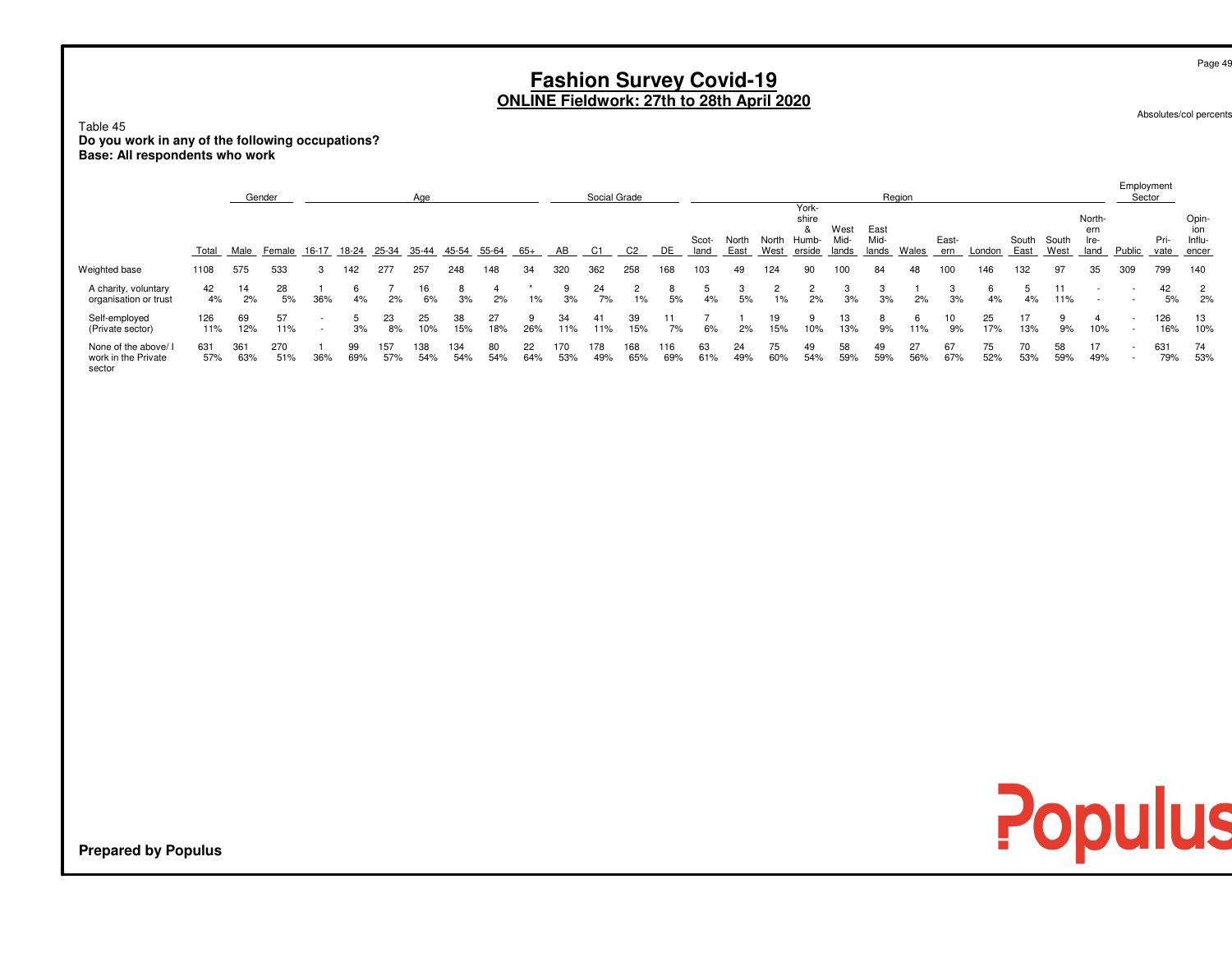# Fashion Survey Covid-19

**ONLINE Fieldwork: 27th to 28th April 2020**

Absolutes/col percents

Table 45
**Do you work in any of the following occupations?**
**Base: All respondents who work**

| | | Gender | | Age | | | | | | | Social Grade | | | | Region | | | | | | | | | | | | Employment Sector | | |
|---|---|---|---|---|---|---|---|---|---|---|---|---|---|---|---|---|---|---|---|---|---|---|---|---|---|---|---|---|---|
| | Total | Male | Female | 16-17 | 18-24 | 25-34 | 35-44 | 45-54 | 55-64 | 65+ | AB | C1 | C2 | DE | Scotland | North East | North West | Yorkshire & Humberside | West Midlands | East Midlands | Wales | Eastern | London | South East | South West | Northern Ireland | Public | Private | Opinion Influencer |
| Weighted base | 1108 | 575 | 533 | 3 | 142 | 277 | 257 | 248 | 148 | 34 | 320 | 362 | 258 | 168 | 103 | 49 | 124 | 90 | 100 | 84 | 48 | 100 | 146 | 132 | 97 | 35 | 309 | 799 | 140 |
| A charity, voluntary organisation or trust | 42 | 14 | 28 | 1 | 6 | 7 | 16 | 8 | 4 | * | 9 | 24 | 2 | 8 | 5 | 3 | 2 | 2 | 3 | 3 | 1 | 3 | 6 | 5 | 11 | - | - | 42 | 2 |
| | 4% | 2% | 5% | 36% | 4% | 2% | 6% | 3% | 2% | 1% | 3% | 7% | 1% | 5% | 4% | 5% | 1% | 2% | 3% | 3% | 2% | 3% | 4% | 4% | 11% | - | - | 5% | 2% |
| Self-employed (Private sector) | 126 | 69 | 57 | - | 5 | 23 | 25 | 38 | 27 | 9 | 34 | 41 | 39 | 11 | 7 | 1 | 19 | 9 | 13 | 8 | 6 | 10 | 25 | 17 | 9 | 4 | - | 126 | 13 |
| | 11% | 12% | 11% | - | 3% | 8% | 10% | 15% | 18% | 26% | 11% | 11% | 15% | 7% | 6% | 2% | 15% | 10% | 13% | 9% | 11% | 9% | 17% | 13% | 9% | 10% | - | 16% | 10% |
| None of the above/ I work in the Private sector | 631 | 361 | 270 | 1 | 99 | 157 | 138 | 134 | 80 | 22 | 170 | 178 | 168 | 116 | 63 | 24 | 75 | 49 | 58 | 49 | 27 | 67 | 75 | 70 | 58 | 17 | - | 631 | 74 |
| | 57% | 63% | 51% | 36% | 69% | 57% | 54% | 54% | 54% | 64% | 53% | 49% | 65% | 69% | 61% | 49% | 60% | 54% | 59% | 59% | 56% | 67% | 52% | 53% | 59% | 49% | - | 79% | 53% |

**Prepared by Populus**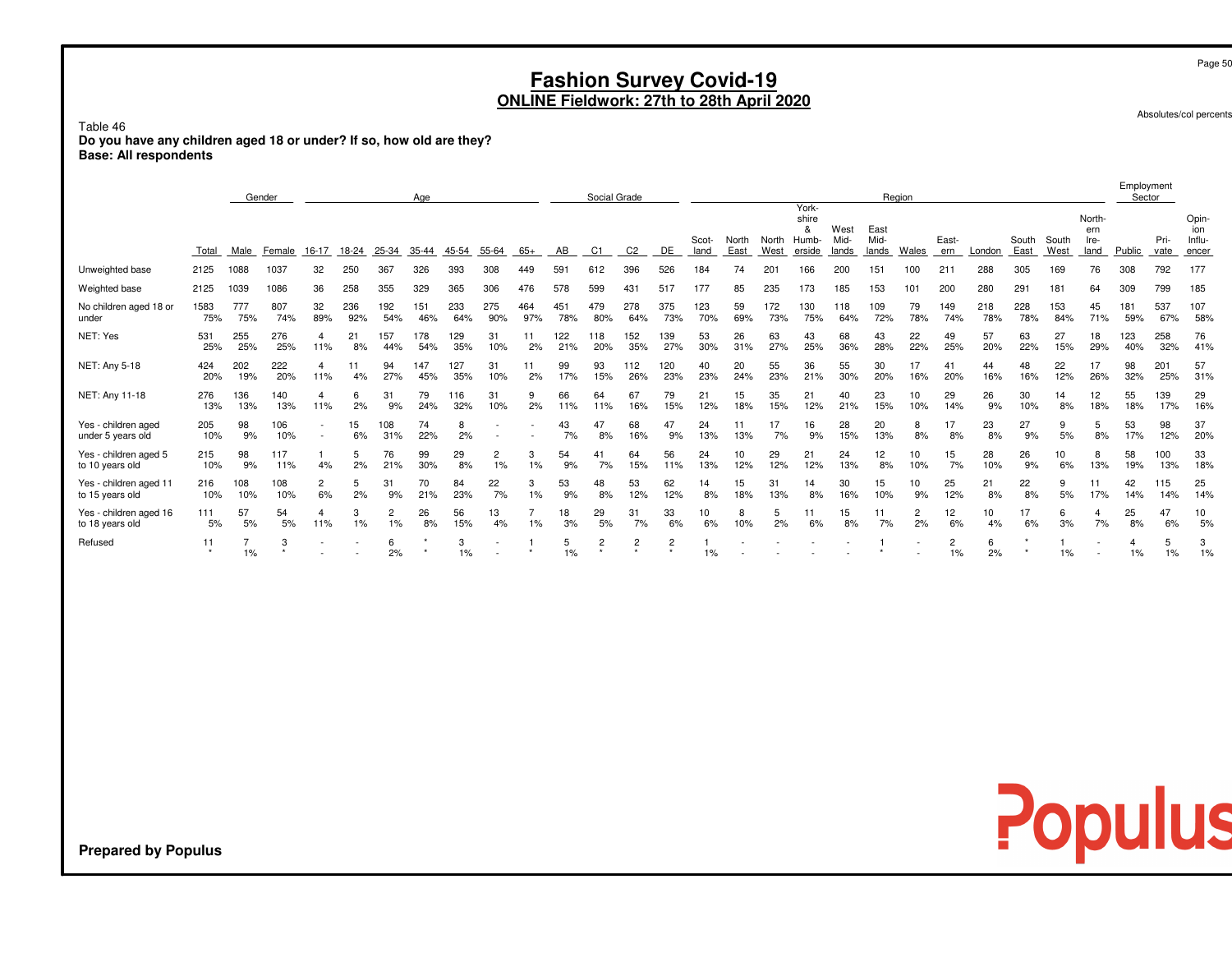# Fashion Survey Covid-19

**ONLINE Fieldwork: 27th to 28th April 2020**

Absolutes/col percents

Table 46

**Do you have any children aged 18 or under? If so, how old are they?**

**Base: All respondents**

| | | Gender | | Age | | | | | | | Social Grade | | | | Region | | | | | | | | | | | | Employment Sector | | |
|---|---|---|---|---|---|---|---|---|---|---|---|---|---|---|---|---|---|---|---|---|---|---|---|---|---|---|---|---|---|
| | Total | Male | Female | 16-17 | 18-24 | 25-34 | 35-44 | 45-54 | 55-64 | 65+ | AB | C1 | C2 | DE | Scotland | North East | North West | Yorkshire & Humberside | West Midlands | East Midlands | Wales | Eastern | London | South East | South West | Northern Ireland | Public | Private | Opinion Influencer |
| Unweighted base | 2125 | 1088 | 1037 | 32 | 250 | 367 | 326 | 393 | 308 | 449 | 591 | 612 | 396 | 526 | 184 | 74 | 201 | 166 | 200 | 151 | 100 | 211 | 288 | 305 | 169 | 76 | 308 | 792 | 177 |
| Weighted base | 2125 | 1039 | 1086 | 36 | 258 | 355 | 329 | 365 | 306 | 476 | 578 | 599 | 431 | 517 | 177 | 85 | 235 | 173 | 185 | 153 | 101 | 200 | 280 | 291 | 181 | 64 | 309 | 799 | 185 |
| No children aged 18 or under | 1583 | 777 | 807 | 32 | 236 | 192 | 151 | 233 | 275 | 464 | 451 | 479 | 278 | 375 | 123 | 59 | 172 | 130 | 118 | 109 | 79 | 149 | 218 | 228 | 153 | 45 | 181 | 537 | 107 |
| | 75% | 75% | 74% | 89% | 92% | 54% | 46% | 64% | 90% | 97% | 78% | 80% | 64% | 73% | 70% | 69% | 73% | 75% | 64% | 72% | 78% | 74% | 78% | 78% | 84% | 71% | 59% | 67% | 58% |
| NET: Yes | 531 | 255 | 276 | 4 | 21 | 157 | 178 | 129 | 31 | 11 | 122 | 118 | 152 | 139 | 53 | 26 | 63 | 43 | 68 | 43 | 22 | 49 | 57 | 63 | 27 | 18 | 123 | 258 | 76 |
| | 25% | 25% | 25% | 11% | 8% | 44% | 54% | 35% | 10% | 2% | 21% | 20% | 35% | 27% | 30% | 31% | 27% | 25% | 36% | 28% | 22% | 25% | 20% | 22% | 15% | 29% | 40% | 32% | 41% |
| NET: Any 5-18 | 424 | 202 | 222 | 4 | 11 | 94 | 147 | 127 | 31 | 11 | 99 | 93 | 112 | 120 | 40 | 20 | 55 | 36 | 55 | 30 | 17 | 41 | 44 | 48 | 22 | 17 | 98 | 201 | 57 |
| | 20% | 19% | 20% | 11% | 4% | 27% | 45% | 35% | 10% | 2% | 17% | 15% | 26% | 23% | 23% | 24% | 23% | 21% | 30% | 20% | 16% | 20% | 16% | 16% | 12% | 26% | 32% | 25% | 31% |
| NET: Any 11-18 | 276 | 136 | 140 | 4 | 6 | 31 | 79 | 116 | 31 | 9 | 66 | 64 | 67 | 79 | 21 | 15 | 35 | 21 | 40 | 23 | 10 | 29 | 26 | 30 | 14 | 12 | 55 | 139 | 29 |
| | 13% | 13% | 13% | 11% | 2% | 9% | 24% | 32% | 10% | 2% | 11% | 11% | 16% | 15% | 12% | 18% | 15% | 12% | 21% | 15% | 10% | 14% | 9% | 10% | 8% | 18% | 18% | 17% | 16% |
| Yes - children aged under 5 years old | 205 | 98 | 106 | - | 15 | 108 | 74 | 8 | - | - | 43 | 47 | 68 | 47 | 24 | 11 | 17 | 16 | 28 | 20 | 8 | 17 | 23 | 27 | 9 | 5 | 53 | 98 | 37 |
| | 10% | 9% | 10% | - | 6% | 31% | 22% | 2% | - | - | 7% | 8% | 16% | 9% | 13% | 13% | 7% | 9% | 15% | 13% | 8% | 8% | 8% | 9% | 5% | 8% | 17% | 12% | 20% |
| Yes - children aged 5 to 10 years old | 215 | 98 | 117 | 1 | 5 | 76 | 99 | 29 | 2 | 3 | 54 | 41 | 64 | 56 | 24 | 10 | 29 | 21 | 24 | 12 | 10 | 15 | 28 | 26 | 10 | 8 | 58 | 100 | 33 |
| | 10% | 9% | 11% | 4% | 2% | 21% | 30% | 8% | 1% | 1% | 9% | 7% | 15% | 11% | 13% | 12% | 12% | 12% | 13% | 8% | 10% | 7% | 10% | 9% | 6% | 13% | 19% | 13% | 18% |
| Yes - children aged 11 to 15 years old | 216 | 108 | 108 | 2 | 5 | 31 | 70 | 84 | 22 | 3 | 53 | 48 | 53 | 62 | 14 | 15 | 31 | 14 | 30 | 15 | 10 | 25 | 21 | 22 | 9 | 11 | 42 | 115 | 25 |
| | 10% | 10% | 10% | 6% | 2% | 9% | 21% | 23% | 7% | 1% | 9% | 8% | 12% | 12% | 8% | 18% | 13% | 8% | 16% | 10% | 9% | 12% | 8% | 8% | 5% | 17% | 14% | 14% | 14% |
| Yes - children aged 16 to 18 years old | 111 | 57 | 54 | 4 | 3 | 2 | 26 | 56 | 13 | 7 | 18 | 29 | 31 | 33 | 10 | 8 | 5 | 11 | 15 | 11 | 2 | 12 | 10 | 17 | 6 | 4 | 25 | 47 | 10 |
| | 5% | 5% | 5% | 11% | 1% | 1% | 8% | 15% | 4% | 1% | 3% | 5% | 7% | 6% | 6% | 10% | 2% | 6% | 8% | 7% | 2% | 6% | 4% | 6% | 3% | 7% | 8% | 6% | 5% |
| Refused | 11 | 7 | 3 | - | - | 6 | * | 3 | - | 1 | 5 | 2 | 2 | 2 | 1 | - | - | - | - | 1 | - | 2 | 6 | * | 1 | - | 4 | 5 | 3 |
| | * | 1% | * | - | - | 2% | * | 1% | - | * | 1% | * | * | * | 1% | - | - | - | - | * | - | 1% | 2% | * | 1% | - | 1% | 1% | 1% |

**Prepared by Populus**

Populus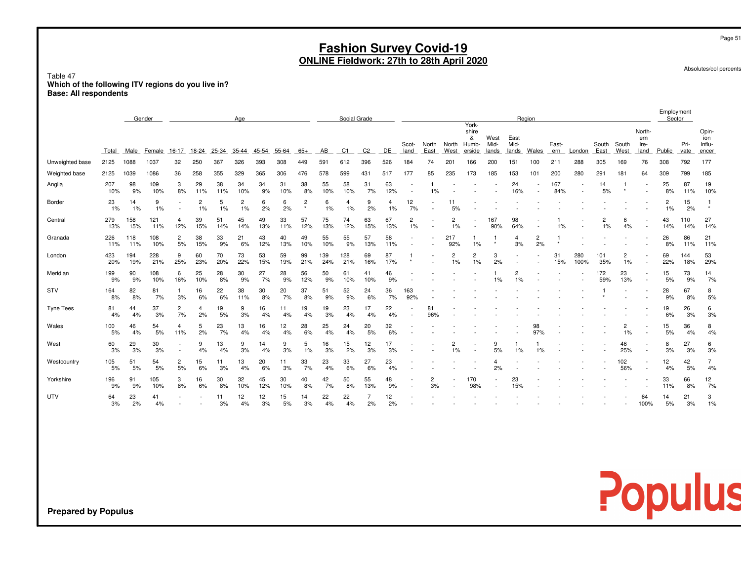## Fashion Survey Covid-19

**ONLINE Fieldwork: 27th to 28th April 2020**

Absolutes/col percents

Table 47

**Which of the following ITV regions do you live in?**

**Base: All respondents**

| | | Gender | | Age | | | | | | | Social Grade | | | | Region | | | | | | | | | | | | Employment Sector | | |
|---|---|---|---|---|---|---|---|---|---|---|---|---|---|---|---|---|---|---|---|---|---|---|---|---|---|---|---|---|---|
| | Total | Male | Female | 16-17 | 18-24 | 25-34 | 35-44 | 45-54 | 55-64 | 65+ | AB | C1 | C2 | DE | Scotland | North East | North West | Yorkshire & Humberside | West Midlands | East Midlands | Wales | Eastern | London | South East | South West | Northern Ireland | Public | Private | Opinion Influencer |
| Unweighted base | 2125 | 1088 | 1037 | 32 | 250 | 367 | 326 | 393 | 308 | 449 | 591 | 612 | 396 | 526 | 184 | 74 | 201 | 166 | 200 | 151 | 100 | 211 | 288 | 305 | 169 | 76 | 308 | 792 | 177 |
| Weighted base | 2125 | 1039 | 1086 | 36 | 258 | 355 | 329 | 365 | 306 | 476 | 578 | 599 | 431 | 517 | 177 | 85 | 235 | 173 | 185 | 153 | 101 | 200 | 280 | 291 | 181 | 64 | 309 | 799 | 185 |
| Anglia | 207 | 98 | 109 | 3 | 29 | 38 | 34 | 34 | 31 | 38 | 55 | 58 | 31 | 63 | - | 1 | - | - | - | 24 | - | 167 | - | 14 | 1 | - | 25 | 87 | 19 |
| | 10% | 9% | 10% | 8% | 11% | 11% | 10% | 9% | 10% | 8% | 10% | 10% | 7% | 12% | - | 1% | - | - | - | 16% | - | 84% | - | 5% | * | - | 8% | 11% | 10% |
| Border | 23 | 14 | 9 | - | 2 | 5 | 2 | 6 | 6 | 2 | 6 | 4 | 9 | 4 | 12 | - | 11 | - | - | - | - | - | - | - | - | - | 2 | 15 | 1 |
| | 1% | 1% | 1% | - | 1% | 1% | 1% | 2% | 2% | * | 1% | 1% | 2% | 1% | 7% | - | 5% | - | - | - | - | - | - | - | - | - | 1% | 2% | * |
| Central | 279 | 158 | 121 | 4 | 39 | 51 | 45 | 49 | 33 | 57 | 75 | 74 | 63 | 67 | 2 | - | 2 | - | 167 | 98 | - | 1 | - | 2 | 6 | - | 43 | 110 | 27 |
| | 13% | 15% | 11% | 12% | 15% | 14% | 14% | 13% | 11% | 12% | 13% | 12% | 15% | 13% | 1% | - | 1% | - | 90% | 64% | - | 1% | - | 1% | 4% | - | 14% | 14% | 14% |
| Granada | 226 | 118 | 108 | 2 | 38 | 33 | 21 | 43 | 40 | 49 | 55 | 55 | 57 | 58 | - | - | 217 | 1 | 1 | 4 | 2 | 1 | - | - | - | - | 26 | 86 | 21 |
| | 11% | 11% | 10% | 5% | 15% | 9% | 6% | 12% | 13% | 10% | 10% | 9% | 13% | 11% | - | - | 92% | 1% | * | 3% | 2% | * | - | - | - | - | 8% | 11% | 11% |
| London | 423 | 194 | 228 | 9 | 60 | 70 | 73 | 53 | 59 | 99 | 139 | 128 | 69 | 87 | 1 | - | 2 | 2 | 3 | - | - | 31 | 280 | 101 | 2 | - | 69 | 144 | 53 |
| | 20% | 19% | 21% | 25% | 23% | 20% | 22% | 15% | 19% | 21% | 24% | 21% | 16% | 17% | * | - | 1% | 1% | 2% | - | - | 15% | 100% | 35% | 1% | - | 22% | 18% | 29% |
| Meridian | 199 | 90 | 108 | 6 | 25 | 28 | 30 | 27 | 28 | 56 | 50 | 61 | 41 | 46 | - | - | - | - | 1 | 2 | - | - | - | 172 | 23 | - | 15 | 73 | 14 |
| | 9% | 9% | 10% | 16% | 10% | 8% | 9% | 7% | 9% | 12% | 9% | 10% | 10% | 9% | - | - | - | - | 1% | 1% | - | - | - | 59% | 13% | - | 5% | 9% | 7% |
| STV | 164 | 82 | 81 | 1 | 16 | 22 | 38 | 30 | 20 | 37 | 51 | 52 | 24 | 36 | 163 | - | - | - | - | - | - | - | - | 1 | - | - | 28 | 67 | 8 |
| | 8% | 8% | 7% | 3% | 6% | 6% | 11% | 8% | 7% | 8% | 9% | 9% | 6% | 7% | 92% | - | - | - | - | - | - | - | - | * | - | - | 9% | 8% | 5% |
| Tyne Tees | 81 | 44 | 37 | 2 | 4 | 19 | 9 | 16 | 11 | 19 | 19 | 23 | 17 | 22 | - | 81 | - | - | - | - | - | - | - | - | - | - | 19 | 26 | 6 |
| | 4% | 4% | 3% | 7% | 2% | 5% | 3% | 4% | 4% | 4% | 3% | 4% | 4% | 4% | - | 96% | - | - | - | - | - | - | - | - | - | - | 6% | 3% | 3% |
| Wales | 100 | 46 | 54 | 4 | 5 | 23 | 13 | 16 | 12 | 28 | 25 | 24 | 20 | 32 | - | - | - | - | - | - | 98 | - | - | - | 2 | - | 15 | 36 | 8 |
| | 5% | 4% | 5% | 11% | 2% | 7% | 4% | 4% | 4% | 6% | 4% | 4% | 5% | 6% | - | - | - | - | - | - | 97% | - | - | - | 1% | - | 5% | 4% | 4% |
| West | 60 | 29 | 30 | - | 9 | 13 | 9 | 14 | 9 | 5 | 16 | 15 | 12 | 17 | - | - | 2 | - | 9 | 1 | 1 | - | - | - | 46 | - | 8 | 27 | 6 |
| | 3% | 3% | 3% | - | 4% | 4% | 3% | 4% | 3% | 1% | 3% | 2% | 3% | 3% | - | - | 1% | - | 5% | 1% | 1% | - | - | - | 25% | - | 3% | 3% | 3% |
| Westcountry | 105 | 51 | 54 | 2 | 15 | 11 | 13 | 20 | 11 | 33 | 23 | 33 | 27 | 23 | - | - | - | - | 4 | - | - | - | - | - | 102 | - | 12 | 42 | 7 |
| | 5% | 5% | 5% | 5% | 6% | 3% | 4% | 6% | 3% | 7% | 4% | 6% | 6% | 4% | - | - | - | - | 2% | - | - | - | - | - | 56% | - | 4% | 5% | 4% |
| Yorkshire | 196 | 91 | 105 | 3 | 16 | 30 | 32 | 45 | 30 | 40 | 42 | 50 | 55 | 48 | - | 2 | - | 170 | - | 23 | - | - | - | - | - | - | 33 | 66 | 12 |
| | 9% | 9% | 10% | 8% | 6% | 8% | 10% | 12% | 10% | 8% | 7% | 8% | 13% | 9% | - | 3% | - | 98% | - | 15% | - | - | - | - | - | - | 11% | 8% | 7% |
| UTV | 64 | 23 | 41 | - | - | 11 | 12 | 12 | 15 | 14 | 22 | 22 | 7 | 12 | - | - | - | - | - | - | - | - | - | - | - | 64 | 14 | 21 | 3 |
| | 3% | 2% | 4% | - | - | 3% | 4% | 3% | 5% | 3% | 4% | 4% | 2% | 2% | - | - | - | - | - | - | - | - | - | - | - | 100% | 5% | 3% | 1% |

**Prepared by Populus**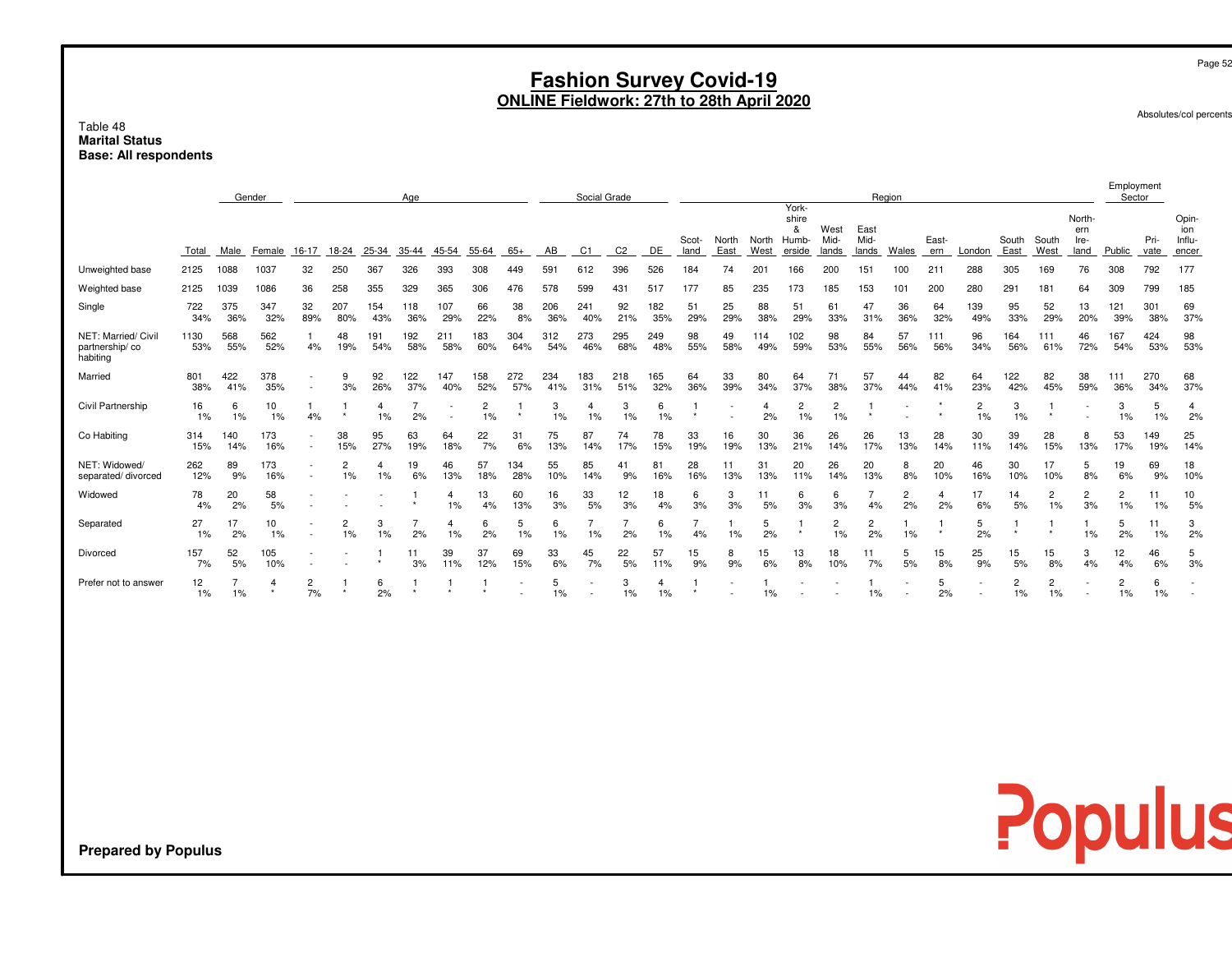# Fashion Survey Covid-19

**ONLINE Fieldwork: 27th to 28th April 2020**

Absolutes/col percents

Table 48
**Marital Status**
**Base: All respondents**

| | | Gender | | Age | | | | | | | Social Grade | | | | Region | | | | | | | | | | | | Employment Sector | | |
|---|---|---|---|---|---|---|---|---|---|---|---|---|---|---|---|---|---|---|---|---|---|---|---|---|---|---|---|---|---|
| | Total | Male | Female | 16-17 | 18-24 | 25-34 | 35-44 | 45-54 | 55-64 | 65+ | AB | C1 | C2 | DE | Scot-land | North East | North West | York-shire & Humb-erside | West Mid-lands | East Mid-lands | Wales | East-ern | London | South East | South West | North-ern Ire-land | Public | Pri-vate | Opin-ion Influ-encer |
| Unweighted base | 2125 | 1088 | 1037 | 32 | 250 | 367 | 326 | 393 | 308 | 449 | 591 | 612 | 396 | 526 | 184 | 74 | 201 | 166 | 200 | 151 | 100 | 211 | 288 | 305 | 169 | 76 | 308 | 792 | 177 |
| Weighted base | 2125 | 1039 | 1086 | 36 | 258 | 355 | 329 | 365 | 306 | 476 | 578 | 599 | 431 | 517 | 177 | 85 | 235 | 173 | 185 | 153 | 101 | 200 | 280 | 291 | 181 | 64 | 309 | 799 | 185 |
| Single | 722 | 375 | 347 | 32 | 207 | 154 | 118 | 107 | 66 | 38 | 206 | 241 | 92 | 182 | 51 | 25 | 88 | 51 | 61 | 47 | 36 | 64 | 139 | 95 | 52 | 13 | 121 | 301 | 69 |
| | 34% | 36% | 32% | 89% | 80% | 43% | 36% | 29% | 22% | 8% | 36% | 40% | 21% | 35% | 29% | 29% | 38% | 29% | 33% | 31% | 36% | 32% | 49% | 33% | 29% | 20% | 39% | 38% | 37% |
| NET: Married/ Civil partnership/ co habiting | 1130 | 568 | 562 | 1 | 48 | 191 | 192 | 211 | 183 | 304 | 312 | 273 | 295 | 249 | 98 | 49 | 114 | 102 | 98 | 84 | 57 | 111 | 96 | 164 | 111 | 46 | 167 | 424 | 98 |
| | 53% | 55% | 52% | 4% | 19% | 54% | 58% | 58% | 60% | 64% | 54% | 46% | 68% | 48% | 55% | 58% | 49% | 59% | 53% | 55% | 56% | 56% | 34% | 56% | 61% | 72% | 54% | 53% | 53% |
| Married | 801 | 422 | 378 | - | 9 | 92 | 122 | 147 | 158 | 272 | 234 | 183 | 218 | 165 | 64 | 33 | 80 | 64 | 71 | 57 | 44 | 82 | 64 | 122 | 82 | 38 | 111 | 270 | 68 |
| | 38% | 41% | 35% | - | 3% | 26% | 37% | 40% | 52% | 57% | 41% | 31% | 51% | 32% | 36% | 39% | 34% | 37% | 38% | 37% | 44% | 41% | 23% | 42% | 45% | 59% | 36% | 34% | 37% |
| Civil Partnership | 16 | 6 | 10 | 1 | 1 | 4 | 7 | - | 2 | 1 | 3 | 4 | 3 | 6 | 1 | - | 4 | 2 | 2 | 1 | - | * | 2 | 3 | 1 | - | 3 | 5 | 4 |
| | 1% | 1% | 1% | 4% | * | 1% | 2% | - | 1% | * | 1% | 1% | 1% | 1% | * | - | 2% | 1% | 1% | * | - | * | 1% | 1% | * | - | 1% | 1% | 2% |
| Co Habiting | 314 | 140 | 173 | - | 38 | 95 | 63 | 64 | 22 | 31 | 75 | 87 | 74 | 78 | 33 | 16 | 30 | 36 | 26 | 26 | 13 | 28 | 30 | 39 | 28 | 8 | 53 | 149 | 25 |
| | 15% | 14% | 16% | - | 15% | 27% | 19% | 18% | 7% | 6% | 13% | 14% | 17% | 15% | 19% | 19% | 13% | 21% | 14% | 17% | 13% | 14% | 11% | 14% | 15% | 13% | 17% | 19% | 14% |
| NET: Widowed/ separated/ divorced | 262 | 89 | 173 | - | 2 | 4 | 19 | 46 | 57 | 134 | 55 | 85 | 41 | 81 | 28 | 11 | 31 | 20 | 26 | 20 | 8 | 20 | 46 | 30 | 17 | 5 | 19 | 69 | 18 |
| | 12% | 9% | 16% | - | 1% | 1% | 6% | 13% | 18% | 28% | 10% | 14% | 9% | 16% | 16% | 13% | 13% | 11% | 14% | 13% | 8% | 10% | 16% | 10% | 10% | 8% | 6% | 9% | 10% |
| Widowed | 78 | 20 | 58 | - | - | - | 1 | 4 | 13 | 60 | 16 | 33 | 12 | 18 | 6 | 3 | 11 | 6 | 6 | 7 | 2 | 4 | 17 | 14 | 2 | 2 | 2 | 11 | 10 |
| | 4% | 2% | 5% | - | - | - | * | 1% | 4% | 13% | 3% | 5% | 3% | 4% | 3% | 3% | 5% | 3% | 3% | 4% | 2% | 2% | 6% | 5% | 1% | 3% | 1% | 1% | 5% |
| Separated | 27 | 17 | 10 | - | 2 | 3 | 7 | 4 | 6 | 5 | 6 | 7 | 7 | 6 | 7 | 1 | 5 | 1 | 2 | 2 | 1 | 1 | 5 | 1 | 1 | 1 | 5 | 11 | 3 |
| | 1% | 2% | 1% | - | 1% | 1% | 2% | 1% | 2% | 1% | 1% | 1% | 2% | 1% | 4% | 1% | 2% | * | 1% | 2% | 1% | * | 2% | * | * | 1% | 2% | 1% | 2% |
| Divorced | 157 | 52 | 105 | - | - | 1 | 11 | 39 | 37 | 69 | 33 | 45 | 22 | 57 | 15 | 8 | 15 | 13 | 18 | 11 | 5 | 15 | 25 | 15 | 15 | 3 | 12 | 46 | 5 |
| | 7% | 5% | 10% | - | - | * | 3% | 11% | 12% | 15% | 6% | 7% | 5% | 11% | 9% | 9% | 6% | 8% | 10% | 7% | 5% | 8% | 9% | 5% | 8% | 4% | 4% | 6% | 3% |
| Prefer not to answer | 12 | 7 | 4 | 2 | 1 | 6 | 1 | 1 | 1 | - | 5 | - | 3 | 4 | 1 | - | 1 | - | - | 1 | - | 5 | - | 2 | 2 | - | 2 | 6 | - |
| | 1% | 1% | * | 7% | * | 2% | * | * | * | - | 1% | - | 1% | 1% | * | - | 1% | - | - | 1% | - | 2% | - | 1% | 1% | - | 1% | 1% | - |

**Prepared by Populus**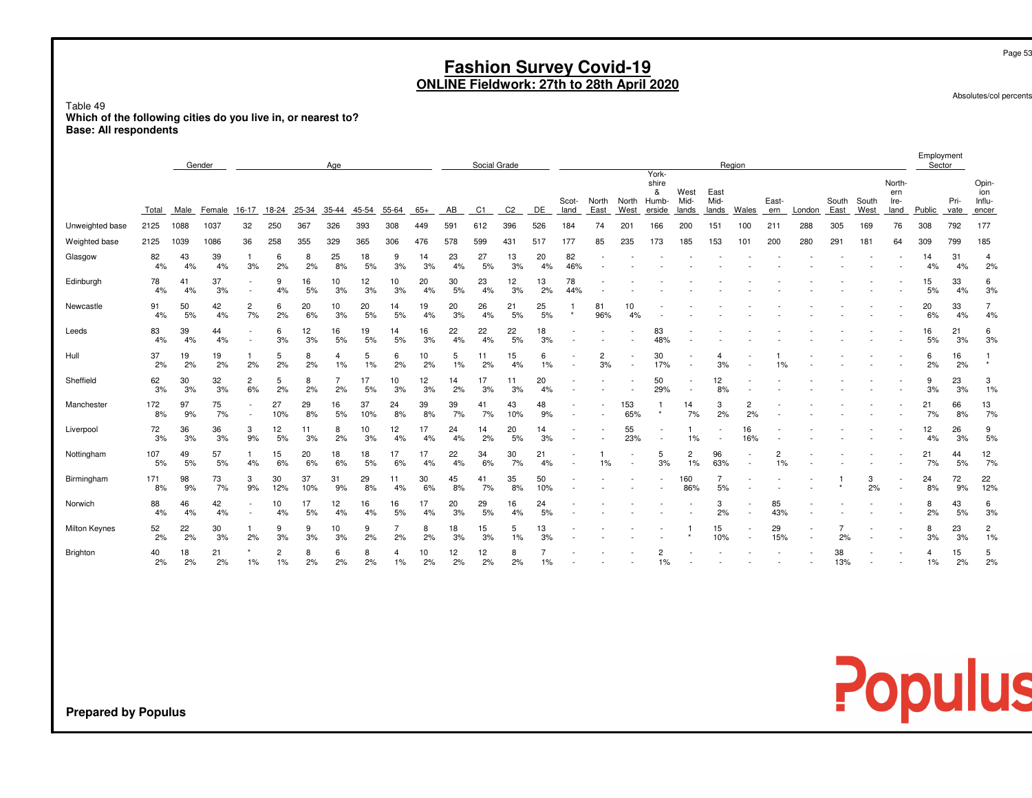# Fashion Survey Covid-19

**ONLINE Fieldwork: 27th to 28th April 2020**

Absolutes/col percents

Table 49
**Which of the following cities do you live in, or nearest to?**
**Base: All respondents**

| | Total | Gender | | Age | | | | | | | Social Grade | | | | Region | | | | | | | | | | | | Employment Sector | | |
|---|---|---|---|---|---|---|---|---|---|---|---|---|---|---|---|---|---|---|---|---|---|---|---|---|---|---|---|---|---|
| | | Male | Female | 16-17 | 18-24 | 25-34 | 35-44 | 45-54 | 55-64 | 65+ | AB | C1 | C2 | DE | Scotland | North East | North West | Yorkshire & Humberside | West Midlands | East Midlands | Wales | Eastern | London | South East | South West | Northern Ireland | Public | Private | Opinion Influencer |
| Unweighted base | 2125 | 1088 | 1037 | 32 | 250 | 367 | 326 | 393 | 308 | 449 | 591 | 612 | 396 | 526 | 184 | 74 | 201 | 166 | 200 | 151 | 100 | 211 | 288 | 305 | 169 | 76 | 308 | 792 | 177 |
| Weighted base | 2125 | 1039 | 1086 | 36 | 258 | 355 | 329 | 365 | 306 | 476 | 578 | 599 | 431 | 517 | 177 | 85 | 235 | 173 | 185 | 153 | 101 | 200 | 280 | 291 | 181 | 64 | 309 | 799 | 185 |
| Glasgow | 82 | 43 | 39 | 1 | 6 | 8 | 25 | 18 | 9 | 14 | 23 | 27 | 13 | 20 | 82 | - | - | - | - | - | - | - | - | - | - | - | 14 | 31 | 4 |
| | 4% | 4% | 4% | 3% | 2% | 2% | 8% | 5% | 3% | 3% | 4% | 5% | 3% | 4% | 46% | - | - | - | - | - | - | - | - | - | - | - | 4% | 4% | 2% |
| Edinburgh | 78 | 41 | 37 | - | 9 | 16 | 10 | 12 | 10 | 20 | 30 | 23 | 12 | 13 | 78 | - | - | - | - | - | - | - | - | - | - | - | 15 | 33 | 6 |
| | 4% | 4% | 3% | - | 4% | 5% | 3% | 3% | 3% | 4% | 5% | 4% | 3% | 2% | 44% | - | - | - | - | - | - | - | - | - | - | - | 5% | 4% | 3% |
| Newcastle | 91 | 50 | 42 | 2 | 6 | 20 | 10 | 20 | 14 | 19 | 20 | 26 | 21 | 25 | 1 | 81 | 10 | - | - | - | - | - | - | - | - | - | 20 | 33 | 7 |
| | 4% | 5% | 4% | 7% | 2% | 6% | 3% | 5% | 5% | 4% | 3% | 4% | 5% | 5% | * | 96% | 4% | - | - | - | - | - | - | - | - | - | 6% | 4% | 4% |
| Leeds | 83 | 39 | 44 | - | 6 | 12 | 16 | 19 | 14 | 16 | 22 | 22 | 22 | 18 | - | - | - | 83 | - | - | - | - | - | - | - | - | 16 | 21 | 6 |
| | 4% | 4% | 4% | - | 3% | 3% | 5% | 5% | 5% | 3% | 4% | 4% | 5% | 3% | - | - | - | 48% | - | - | - | - | - | - | - | - | 5% | 3% | 3% |
| Hull | 37 | 19 | 19 | 1 | 5 | 8 | 4 | 5 | 6 | 10 | 5 | 11 | 15 | 6 | - | 2 | - | 30 | - | 4 | - | 1 | - | - | - | - | 6 | 16 | 1 |
| | 2% | 2% | 2% | 2% | 2% | 2% | 1% | 1% | 2% | 2% | 1% | 2% | 4% | 1% | - | 3% | - | 17% | - | 3% | - | 1% | - | - | - | - | 2% | 2% | * |
| Sheffield | 62 | 30 | 32 | 2 | 5 | 8 | 7 | 17 | 10 | 12 | 14 | 17 | 11 | 20 | - | - | - | 50 | - | 12 | - | - | - | - | - | - | 9 | 23 | 3 |
| | 3% | 3% | 3% | 6% | 2% | 2% | 2% | 5% | 3% | 3% | 2% | 3% | 3% | 4% | - | - | - | 29% | - | 8% | - | - | - | - | - | - | 3% | 3% | 1% |
| Manchester | 172 | 97 | 75 | - | 27 | 29 | 16 | 37 | 24 | 39 | 39 | 41 | 43 | 48 | - | - | 153 | 1 | 14 | 3 | 2 | - | - | - | - | - | 21 | 66 | 13 |
| | 8% | 9% | 7% | - | 10% | 8% | 5% | 10% | 8% | 8% | 7% | 7% | 10% | 9% | - | - | 65% | * | 7% | 2% | 2% | - | - | - | - | - | 7% | 8% | 7% |
| Liverpool | 72 | 36 | 36 | 3 | 12 | 11 | 8 | 10 | 12 | 17 | 24 | 14 | 20 | 14 | - | - | 55 | - | 1 | - | 16 | - | - | - | - | - | 12 | 26 | 9 |
| | 3% | 3% | 3% | 9% | 5% | 3% | 2% | 3% | 4% | 4% | 4% | 2% | 5% | 3% | - | - | 23% | - | 1% | - | 16% | - | - | - | - | - | 4% | 3% | 5% |
| Nottingham | 107 | 49 | 57 | 1 | 15 | 20 | 18 | 18 | 17 | 17 | 22 | 34 | 30 | 21 | - | 1 | - | 5 | 2 | 96 | - | 2 | - | - | - | - | 21 | 44 | 12 |
| | 5% | 5% | 5% | 4% | 6% | 6% | 6% | 5% | 6% | 4% | 4% | 6% | 7% | 4% | - | 1% | - | 3% | 1% | 63% | - | 1% | - | - | - | - | 7% | 5% | 7% |
| Birmingham | 171 | 98 | 73 | 3 | 30 | 37 | 31 | 29 | 11 | 30 | 45 | 41 | 35 | 50 | - | - | - | - | 160 | 7 | - | - | - | 1 | 3 | - | 24 | 72 | 22 |
| | 8% | 9% | 7% | 9% | 12% | 10% | 9% | 8% | 4% | 6% | 8% | 7% | 8% | 10% | - | - | - | - | 86% | 5% | - | - | - | * | 2% | - | 8% | 9% | 12% |
| Norwich | 88 | 46 | 42 | - | 10 | 17 | 12 | 16 | 16 | 17 | 20 | 29 | 16 | 24 | - | - | - | - | - | 3 | - | 85 | - | - | - | - | 8 | 43 | 6 |
| | 4% | 4% | 4% | - | 4% | 5% | 4% | 4% | 5% | 4% | 3% | 5% | 4% | 5% | - | - | - | - | - | 2% | - | 43% | - | - | - | - | 2% | 5% | 3% |
| Milton Keynes | 52 | 22 | 30 | 1 | 9 | 9 | 10 | 9 | 7 | 8 | 18 | 15 | 5 | 13 | - | - | - | - | 1 | 15 | - | 29 | - | 7 | - | - | 8 | 23 | 2 |
| | 2% | 2% | 3% | 2% | 3% | 3% | 3% | 2% | 2% | 2% | 3% | 3% | 1% | 3% | - | - | - | - | * | 10% | - | 15% | - | 2% | - | - | 3% | 3% | 1% |
| Brighton | 40 | 18 | 21 | * | 2 | 8 | 6 | 8 | 4 | 10 | 12 | 12 | 8 | 7 | - | - | - | 2 | - | - | - | - | - | 38 | - | - | 4 | 15 | 5 |
| | 2% | 2% | 2% | 1% | 1% | 2% | 2% | 2% | 1% | 2% | 2% | 2% | 2% | 1% | - | - | - | 1% | - | - | - | - | - | 13% | - | - | 1% | 2% | 2% |

**Prepared by Populus**

Populus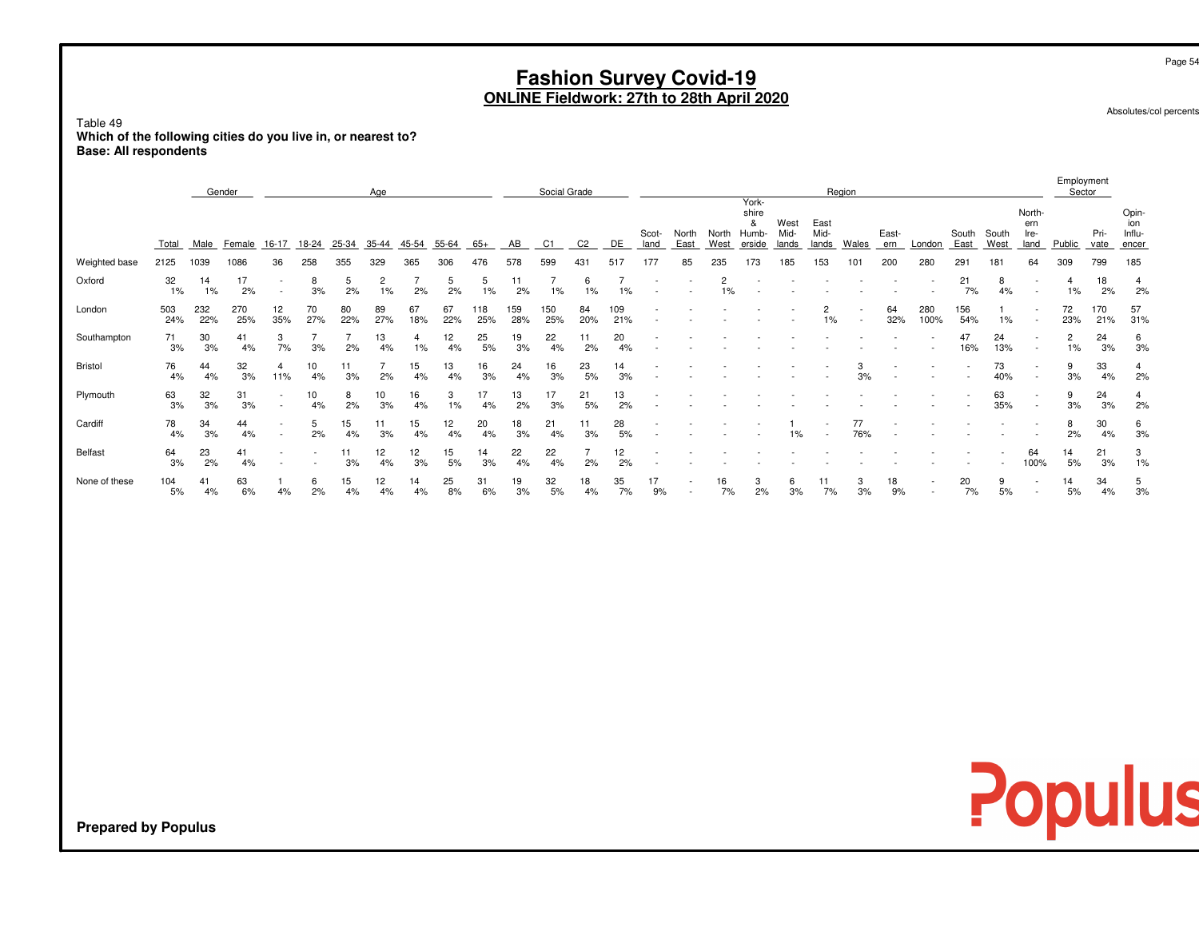# Fashion Survey Covid-19

**ONLINE Fieldwork: 27th to 28th April 2020**

Absolutes/col percents

Table 49

**Which of the following cities do you live in, or nearest to?**

**Base: All respondents**

| | | Gender | | Age | | | | | | | Social Grade | | | | Region | | | | | | | | | | | | Employment Sector | | |
|---|---|---|---|---|---|---|---|---|---|---|---|---|---|---|---|---|---|---|---|---|---|---|---|---|---|---|---|---|---|
| | Total | Male | Female | 16-17 | 18-24 | 25-34 | 35-44 | 45-54 | 55-64 | 65+ | AB | C1 | C2 | DE | Scotland | North East | North West | Yorkshire & Humberside | West Midlands | East Midlands | Wales | Eastern | London | South East | South West | Northern Ireland | Public | Private | Opinion Influencer |
| Weighted base | 2125 | 1039 | 1086 | 36 | 258 | 355 | 329 | 365 | 306 | 476 | 578 | 599 | 431 | 517 | 177 | 85 | 235 | 173 | 185 | 153 | 101 | 200 | 280 | 291 | 181 | 64 | 309 | 799 | 185 |
| Oxford | 32 | 14 | 17 | - | 8 | 5 | 2 | 7 | 5 | 5 | 11 | 7 | 6 | 7 | - | - | 2 | - | - | - | - | - | - | 21 | 8 | - | 4 | 18 | 4 |
| | 1% | 1% | 2% | - | 3% | 2% | 1% | 2% | 2% | 1% | 2% | 1% | 1% | 1% | - | - | 1% | - | - | - | - | - | - | 7% | 4% | - | 1% | 2% | 2% |
| London | 503 | 232 | 270 | 12 | 70 | 80 | 89 | 67 | 67 | 118 | 159 | 150 | 84 | 109 | - | - | - | - | - | 2 | - | 64 | 280 | 156 | 1 | - | 72 | 170 | 57 |
| | 24% | 22% | 25% | 35% | 27% | 22% | 27% | 18% | 22% | 25% | 28% | 25% | 20% | 21% | - | - | - | - | - | 1% | - | 32% | 100% | 54% | 1% | - | 23% | 21% | 31% |
| Southampton | 71 | 30 | 41 | 3 | 7 | 7 | 13 | 4 | 12 | 25 | 19 | 22 | 11 | 20 | - | - | - | - | - | - | - | - | - | 47 | 24 | - | 2 | 24 | 6 |
| | 3% | 3% | 4% | 7% | 3% | 2% | 4% | 1% | 4% | 5% | 3% | 4% | 2% | 4% | - | - | - | - | - | - | - | - | - | 16% | 13% | - | 1% | 3% | 3% |
| Bristol | 76 | 44 | 32 | 4 | 10 | 11 | 7 | 15 | 13 | 16 | 24 | 16 | 23 | 14 | - | - | - | - | - | - | 3 | - | - | - | 73 | - | 9 | 33 | 4 |
| | 4% | 4% | 3% | 11% | 4% | 3% | 2% | 4% | 4% | 3% | 4% | 3% | 5% | 3% | - | - | - | - | - | - | 3% | - | - | - | 40% | - | 3% | 4% | 2% |
| Plymouth | 63 | 32 | 31 | - | 10 | 8 | 10 | 16 | 3 | 17 | 13 | 17 | 21 | 13 | - | - | - | - | - | - | - | - | - | - | 63 | - | 9 | 24 | 4 |
| | 3% | 3% | 3% | - | 4% | 2% | 3% | 4% | 1% | 4% | 2% | 3% | 5% | 2% | - | - | - | - | - | - | - | - | - | - | 35% | - | 3% | 3% | 2% |
| Cardiff | 78 | 34 | 44 | - | 5 | 15 | 11 | 15 | 12 | 20 | 18 | 21 | 11 | 28 | - | - | - | - | 1 | - | 77 | - | - | - | - | - | 8 | 30 | 6 |
| | 4% | 3% | 4% | - | 2% | 4% | 3% | 4% | 4% | 4% | 3% | 4% | 3% | 5% | - | - | - | - | 1% | - | 76% | - | - | - | - | - | 2% | 4% | 3% |
| Belfast | 64 | 23 | 41 | - | - | 11 | 12 | 12 | 15 | 14 | 22 | 22 | 7 | 12 | - | - | - | - | - | - | - | - | - | - | - | 64 | 14 | 21 | 3 |
| | 3% | 2% | 4% | - | - | 3% | 4% | 3% | 5% | 3% | 4% | 4% | 2% | 2% | - | - | - | - | - | - | - | - | - | - | - | 100% | 5% | 3% | 1% |
| None of these | 104 | 41 | 63 | 1 | 6 | 15 | 12 | 14 | 25 | 31 | 19 | 32 | 18 | 35 | 17 | - | 16 | 3 | 6 | 11 | 3 | 18 | - | 20 | 9 | - | 14 | 34 | 5 |
| | 5% | 4% | 6% | 4% | 2% | 4% | 4% | 4% | 8% | 6% | 3% | 5% | 4% | 7% | 9% | - | 7% | 2% | 3% | 7% | 3% | 9% | - | 7% | 5% | - | 5% | 4% | 3% |

**Prepared by Populus**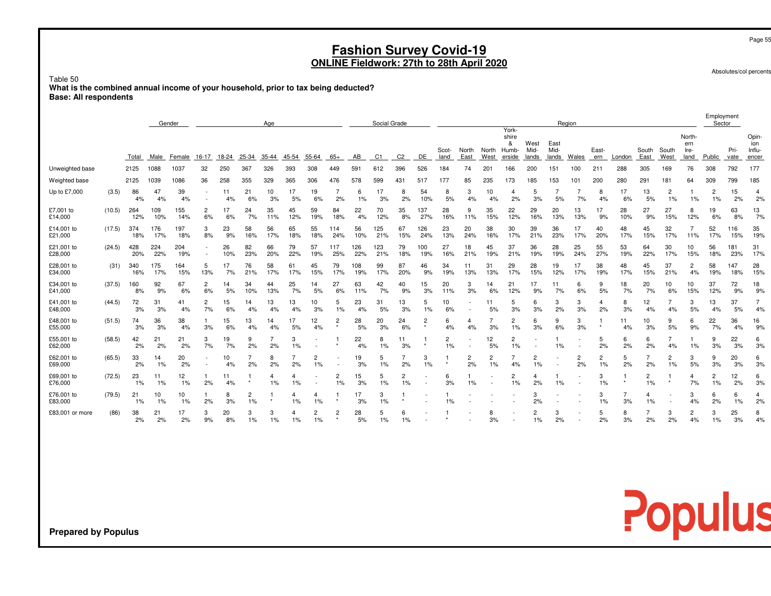# Fashion Survey Covid-19

## ONLINE Fieldwork: 27th to 28th April 2020

Absolutes/col percents

Table 50
**What is the combined annual income of your household, prior to tax being deducted?**
**Base: All respondents**

| | | | Gender | | Age | | | | | | | Social Grade | | | | Region | | | | | | | | | | | | Employment Sector | | |
|---|---|---|---|---|---|---|---|---|---|---|---|---|---|---|---|---|---|---|---|---|---|---|---|---|---|---|---|---|---|---|
| | | Total | Male | Female | 16-17 | 18-24 | 25-34 | 35-44 | 45-54 | 55-64 | 65+ | AB | C1 | C2 | DE | Scotland | North East | North West | Yorkshire & Humberside | West Midlands | East Midlands | Wales | Eastern | London | South East | South West | Northern Ireland | Public | Private | Opinion Influencer |
| Unweighted base | | 2125 | 1088 | 1037 | 32 | 250 | 367 | 326 | 393 | 308 | 449 | 591 | 612 | 396 | 526 | 184 | 74 | 201 | 166 | 200 | 151 | 100 | 211 | 288 | 305 | 169 | 76 | 308 | 792 | 177 |
| Weighted base | | 2125 | 1039 | 1086 | 36 | 258 | 355 | 329 | 365 | 306 | 476 | 578 | 599 | 431 | 517 | 177 | 85 | 235 | 173 | 185 | 153 | 101 | 200 | 280 | 291 | 181 | 64 | 309 | 799 | 185 |
| Up to £7,000 | (3.5) | 86 | 47 | 39 | - | 11 | 21 | 10 | 17 | 19 | 7 | 6 | 17 | 8 | 54 | 8 | 3 | 10 | 4 | 5 | 7 | 7 | 8 | 17 | 13 | 2 | 1 | 2 | 15 | 4 |
| | | 4% | 4% | 4% | - | 4% | 6% | 3% | 5% | 6% | 2% | 1% | 3% | 2% | 10% | 5% | 4% | 4% | 2% | 3% | 5% | 7% | 4% | 6% | 5% | 1% | 1% | 1% | 2% | 2% |
| £7,001 to £14,000 | (10.5) | 264 | 109 | 155 | 2 | 17 | 24 | 35 | 45 | 59 | 84 | 22 | 70 | 35 | 137 | 28 | 9 | 35 | 22 | 29 | 20 | 13 | 17 | 28 | 27 | 27 | 8 | 19 | 63 | 13 |
| | | 12% | 10% | 14% | 6% | 6% | 7% | 11% | 12% | 19% | 18% | 4% | 12% | 8% | 27% | 16% | 11% | 15% | 12% | 16% | 13% | 13% | 9% | 10% | 9% | 15% | 12% | 6% | 8% | 7% |
| £14,001 to £21,000 | (17.5) | 374 | 176 | 197 | 3 | 23 | 58 | 56 | 65 | 55 | 114 | 56 | 125 | 67 | 126 | 23 | 20 | 38 | 30 | 39 | 36 | 17 | 40 | 48 | 45 | 32 | 7 | 52 | 116 | 35 |
| | | 18% | 17% | 18% | 8% | 9% | 16% | 17% | 18% | 18% | 24% | 10% | 21% | 15% | 24% | 13% | 24% | 16% | 17% | 21% | 23% | 17% | 20% | 17% | 15% | 17% | 11% | 17% | 15% | 19% |
| £21,001 to £28,000 | (24.5) | 428 | 224 | 204 | - | 26 | 82 | 66 | 79 | 57 | 117 | 126 | 123 | 79 | 100 | 27 | 18 | 45 | 37 | 36 | 28 | 25 | 55 | 53 | 64 | 30 | 10 | 56 | 181 | 31 |
| | | 20% | 22% | 19% | - | 10% | 23% | 20% | 22% | 19% | 25% | 22% | 21% | 18% | 19% | 16% | 21% | 19% | 21% | 19% | 19% | 24% | 27% | 19% | 22% | 17% | 15% | 18% | 23% | 17% |
| £28,001 to £34,000 | (31) | 340 | 175 | 164 | 5 | 17 | 76 | 58 | 61 | 45 | 79 | 108 | 99 | 87 | 46 | 34 | 11 | 31 | 29 | 28 | 19 | 17 | 38 | 48 | 45 | 37 | 2 | 58 | 147 | 28 |
| | | 16% | 17% | 15% | 13% | 7% | 21% | 17% | 17% | 15% | 17% | 19% | 17% | 20% | 9% | 19% | 13% | 13% | 17% | 15% | 12% | 17% | 19% | 17% | 15% | 21% | 4% | 19% | 18% | 15% |
| £34,001 to £41,000 | (37.5) | 160 | 92 | 67 | 2 | 14 | 34 | 44 | 25 | 14 | 27 | 63 | 42 | 40 | 15 | 20 | 3 | 14 | 21 | 17 | 11 | 6 | 9 | 18 | 20 | 10 | 10 | 37 | 72 | 18 |
| | | 8% | 9% | 6% | 6% | 5% | 10% | 13% | 7% | 5% | 6% | 11% | 7% | 9% | 3% | 11% | 3% | 6% | 12% | 9% | 7% | 6% | 5% | 7% | 7% | 6% | 15% | 12% | 9% | 9% |
| £41,001 to £48,000 | (44.5) | 72 | 31 | 41 | 2 | 15 | 14 | 13 | 13 | 10 | 5 | 23 | 31 | 13 | 5 | 10 | - | 11 | 5 | 6 | 3 | 3 | 4 | 8 | 12 | 7 | 3 | 13 | 37 | 7 |
| | | 3% | 3% | 4% | 7% | 6% | 4% | 4% | 4% | 3% | 1% | 4% | 5% | 3% | 1% | 6% | - | 5% | 3% | 3% | 2% | 3% | 2% | 3% | 4% | 4% | 5% | 4% | 5% | 4% |
| £48,001 to £55,000 | (51.5) | 74 | 36 | 38 | 1 | 15 | 13 | 14 | 17 | 12 | 2 | 28 | 20 | 24 | 2 | 6 | 4 | 7 | 2 | 6 | 9 | 3 | 1 | 11 | 10 | 9 | 6 | 22 | 36 | 16 |
| | | 3% | 3% | 4% | 3% | 6% | 4% | 4% | 5% | 4% | * | 5% | 3% | 6% | * | 4% | 4% | 3% | 1% | 3% | 6% | 3% | * | 4% | 3% | 5% | 9% | 7% | 4% | 9% |
| £55,001 to £62,000 | (58.5) | 42 | 21 | 21 | 3 | 19 | 9 | 7 | 3 | - | 1 | 22 | 8 | 11 | 1 | 2 | - | 12 | 2 | - | 1 | - | 5 | 6 | 6 | 7 | 1 | 9 | 22 | 6 |
| | | 2% | 2% | 2% | 7% | 7% | 2% | 2% | 1% | - | * | 4% | 1% | 3% | * | 1% | - | 5% | 1% | - | 1% | - | 2% | 2% | 2% | 4% | 1% | 3% | 3% | 3% |
| £62,001 to £69,000 | (65.5) | 33 | 14 | 20 | - | 10 | 7 | 8 | 7 | 2 | - | 19 | 5 | 7 | 3 | 1 | 2 | 2 | 7 | 2 | - | 2 | 2 | 5 | 7 | 2 | 3 | 9 | 20 | 6 |
| | | 2% | 1% | 2% | - | 4% | 2% | 2% | 2% | 1% | - | 3% | 1% | 2% | 1% | * | 2% | 1% | 4% | 1% | - | 2% | 1% | 2% | 2% | 1% | 5% | 3% | 3% | 3% |
| £69,001 to £76,000 | (72.5) | 23 | 11 | 12 | 1 | 11 | 1 | 4 | 4 | - | 2 | 15 | 5 | 2 | - | 6 | 1 | - | 2 | 4 | 1 | - | 3 | 1 | 2 | 1 | 4 | 2 | 12 | 6 |
| | | 1% | 1% | 1% | 2% | 4% | * | 1% | 1% | - | 1% | 3% | 1% | 1% | - | 3% | 1% | - | 1% | 2% | 1% | - | 1% | * | 1% | * | 7% | 1% | 2% | 3% |
| £76,001 to £83,000 | (79.5) | 21 | 10 | 10 | 1 | 8 | 2 | 1 | 4 | 4 | 1 | 17 | 3 | 1 | - | 1 | - | - | - | 3 | - | - | 3 | 7 | 4 | - | 3 | 6 | 6 | 4 |
| | | 1% | 1% | 1% | 2% | 3% | 1% | * | 1% | 1% | * | 3% | 1% | * | - | 1% | - | - | - | 2% | - | - | 1% | 3% | 1% | - | 4% | 2% | 1% | 2% |
| £83,001 or more | (86) | 38 | 21 | 17 | 3 | 20 | 3 | 3 | 4 | 2 | 2 | 28 | 5 | 6 | - | 1 | - | 8 | - | 2 | 3 | - | 5 | 8 | 7 | 3 | 2 | 3 | 25 | 8 |
| | | 2% | 2% | 2% | 9% | 8% | 1% | 1% | 1% | 1% | * | 5% | 1% | 1% | - | * | - | 3% | - | 1% | 2% | - | 2% | 3% | 2% | 2% | 4% | 1% | 3% | 4% |

**Prepared by Populus**

Populus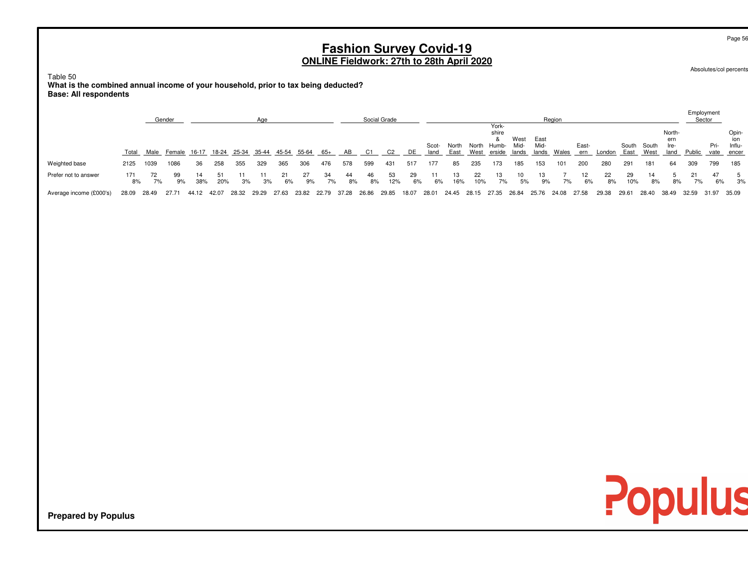# Fashion Survey Covid-19

## ONLINE Fieldwork: 27th to 28th April 2020

Absolutes/col percents

Table 50

**What is the combined annual income of your household, prior to tax being deducted?**

**Base: All respondents**

| | | Gender | | Age | | | | | | | Social Grade | | | | Region | | | | | | | | | | | | Employment Sector | | |
|---|---|---|---|---|---|---|---|---|---|---|---|---|---|---|---|---|---|---|---|---|---|---|---|---|---|---|---|---|---|
| | Total | Male | Female | 16-17 | 18-24 | 25-34 | 35-44 | 45-54 | 55-64 | 65+ | AB | C1 | C2 | DE | Scotland | North East | North West | Yorkshire & Humberside | West Midlands | East Midlands | Wales | Eastern | London | South East | South West | Northern Ireland | Public | Private | Opinion Influencer |
| Weighted base | 2125 | 1039 | 1086 | 36 | 258 | 355 | 329 | 365 | 306 | 476 | 578 | 599 | 431 | 517 | 177 | 85 | 235 | 173 | 185 | 153 | 101 | 200 | 280 | 291 | 181 | 64 | 309 | 799 | 185 |
| Prefer not to answer | 171 | 72 | 99 | 14 | 51 | 11 | 11 | 21 | 27 | 34 | 44 | 46 | 53 | 29 | 11 | 13 | 22 | 13 | 10 | 13 | 7 | 12 | 22 | 29 | 14 | 5 | 21 | 47 | 5 |
| | 8% | 7% | 9% | 38% | 20% | 3% | 3% | 6% | 9% | 7% | 8% | 8% | 12% | 6% | 6% | 16% | 10% | 7% | 5% | 9% | 7% | 6% | 8% | 10% | 8% | 8% | 7% | 6% | 3% |
| Average income (£000's) | 28.09 | 28.49 | 27.71 | 44.12 | 42.07 | 28.32 | 29.29 | 27.63 | 23.82 | 22.79 | 37.28 | 26.86 | 29.85 | 18.07 | 28.01 | 24.45 | 28.15 | 27.35 | 26.84 | 25.76 | 24.08 | 27.58 | 29.38 | 29.61 | 28.40 | 38.49 | 32.59 | 31.97 | 35.09 |

**Prepared by Populus**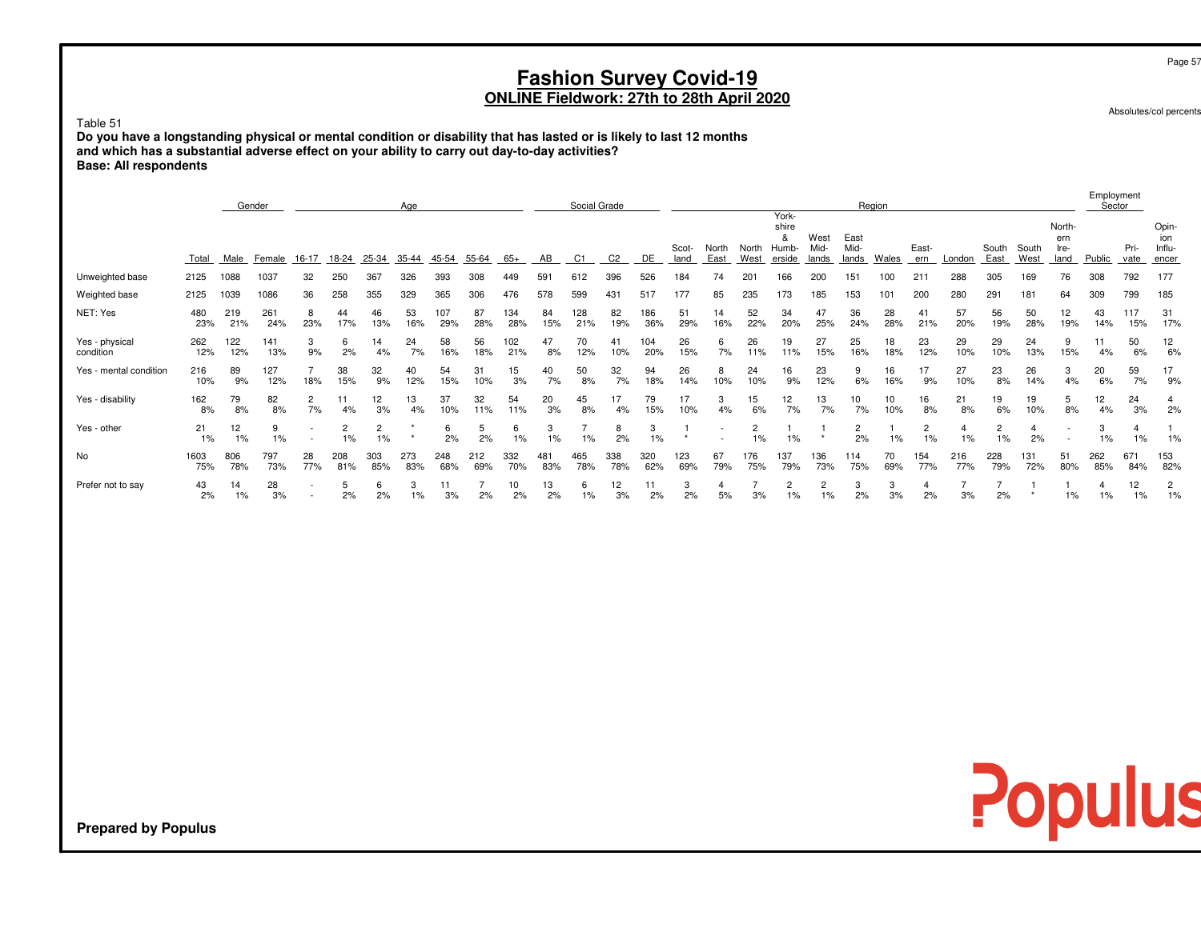# Fashion Survey Covid-19

## ONLINE Fieldwork: 27th to 28th April 2020

Absolutes/col percents

Table 51

**Do you have a longstanding physical or mental condition or disability that has lasted or is likely to last 12 months and which has a substantial adverse effect on your ability to carry out day-to-day activities?**

**Base: All respondents**

| | | Gender | | Age | | | | | | | Social Grade | | | | Region | | | | | | | | | | | | Employment Sector | | |
|---|---|---|---|---|---|---|---|---|---|---|---|---|---|---|---|---|---|---|---|---|---|---|---|---|---|---|---|---|---|
| | Total | Male | Female | 16-17 | 18-24 | 25-34 | 35-44 | 45-54 | 55-64 | 65+ | AB | C1 | C2 | DE | Scotland | North East | North West | Yorkshire & Humberside | West Midlands | East Midlands | Wales | Eastern | London | South East | South West | Northern Ireland | Public | Private | Opinion Influencer |
| Unweighted base | 2125 | 1088 | 1037 | 32 | 250 | 367 | 326 | 393 | 308 | 449 | 591 | 612 | 396 | 526 | 184 | 74 | 201 | 166 | 200 | 151 | 100 | 211 | 288 | 305 | 169 | 76 | 308 | 792 | 177 |
| Weighted base | 2125 | 1039 | 1086 | 36 | 258 | 355 | 329 | 365 | 306 | 476 | 578 | 599 | 431 | 517 | 177 | 85 | 235 | 173 | 185 | 153 | 101 | 200 | 280 | 291 | 181 | 64 | 309 | 799 | 185 |
| NET: Yes | 480 | 219 | 261 | 8 | 44 | 46 | 53 | 107 | 87 | 134 | 84 | 128 | 82 | 186 | 51 | 14 | 52 | 34 | 47 | 36 | 28 | 41 | 57 | 56 | 50 | 12 | 43 | 117 | 31 |
| | 23% | 21% | 24% | 23% | 17% | 13% | 16% | 29% | 28% | 28% | 15% | 21% | 19% | 36% | 29% | 16% | 22% | 20% | 25% | 24% | 28% | 21% | 20% | 19% | 28% | 19% | 14% | 15% | 17% |
| Yes - physical condition | 262 | 122 | 141 | 3 | 6 | 14 | 24 | 58 | 56 | 102 | 47 | 70 | 41 | 104 | 26 | 6 | 26 | 19 | 27 | 25 | 18 | 23 | 29 | 29 | 24 | 9 | 11 | 50 | 12 |
| | 12% | 12% | 13% | 9% | 2% | 4% | 7% | 16% | 18% | 21% | 8% | 12% | 10% | 20% | 15% | 7% | 11% | 11% | 15% | 16% | 18% | 12% | 10% | 10% | 13% | 15% | 4% | 6% | 6% |
| Yes - mental condition | 216 | 89 | 127 | 7 | 38 | 32 | 40 | 54 | 31 | 15 | 40 | 50 | 32 | 94 | 26 | 8 | 24 | 16 | 23 | 9 | 16 | 17 | 27 | 23 | 26 | 3 | 20 | 59 | 17 |
| | 10% | 9% | 12% | 18% | 15% | 9% | 12% | 15% | 10% | 3% | 7% | 8% | 7% | 18% | 14% | 10% | 10% | 9% | 12% | 6% | 16% | 9% | 10% | 8% | 14% | 4% | 6% | 7% | 9% |
| Yes - disability | 162 | 79 | 82 | 2 | 11 | 12 | 13 | 37 | 32 | 54 | 20 | 45 | 17 | 79 | 17 | 3 | 15 | 12 | 13 | 10 | 10 | 16 | 21 | 19 | 19 | 5 | 12 | 24 | 4 |
| | 8% | 8% | 8% | 7% | 4% | 3% | 4% | 10% | 11% | 11% | 3% | 8% | 4% | 15% | 10% | 4% | 6% | 7% | 7% | 7% | 10% | 8% | 8% | 6% | 10% | 8% | 4% | 3% | 2% |
| Yes - other | 21 | 12 | 9 | - | 2 | 2 | * | 6 | 5 | 6 | 3 | 7 | 8 | 3 | 1 | - | 2 | 1 | 1 | 2 | 1 | 2 | 4 | 2 | 4 | - | 3 | 4 | 1 |
| | 1% | 1% | 1% | - | 1% | 1% | * | 2% | 2% | 1% | 1% | 1% | 2% | 1% | * | - | 1% | 1% | * | 2% | 1% | 1% | 1% | 1% | 2% | - | 1% | 1% | 1% |
| No | 1603 | 806 | 797 | 28 | 208 | 303 | 273 | 248 | 212 | 332 | 481 | 465 | 338 | 320 | 123 | 67 | 176 | 137 | 136 | 114 | 70 | 154 | 216 | 228 | 131 | 51 | 262 | 671 | 153 |
| | 75% | 78% | 73% | 77% | 81% | 85% | 83% | 68% | 69% | 70% | 83% | 78% | 78% | 62% | 69% | 79% | 75% | 79% | 73% | 75% | 69% | 77% | 77% | 79% | 72% | 80% | 85% | 84% | 82% |
| Prefer not to say | 43 | 14 | 28 | - | 5 | 6 | 3 | 11 | 7 | 10 | 13 | 6 | 12 | 11 | 3 | 4 | 7 | 2 | 2 | 3 | 3 | 4 | 7 | 7 | 1 | 1 | 4 | 12 | 2 |
| | 2% | 1% | 3% | - | 2% | 2% | 1% | 3% | 2% | 2% | 2% | 1% | 3% | 2% | 2% | 5% | 3% | 1% | 1% | 2% | 3% | 2% | 3% | 2% | * | 1% | 1% | 1% | 1% |

**Prepared by Populus**